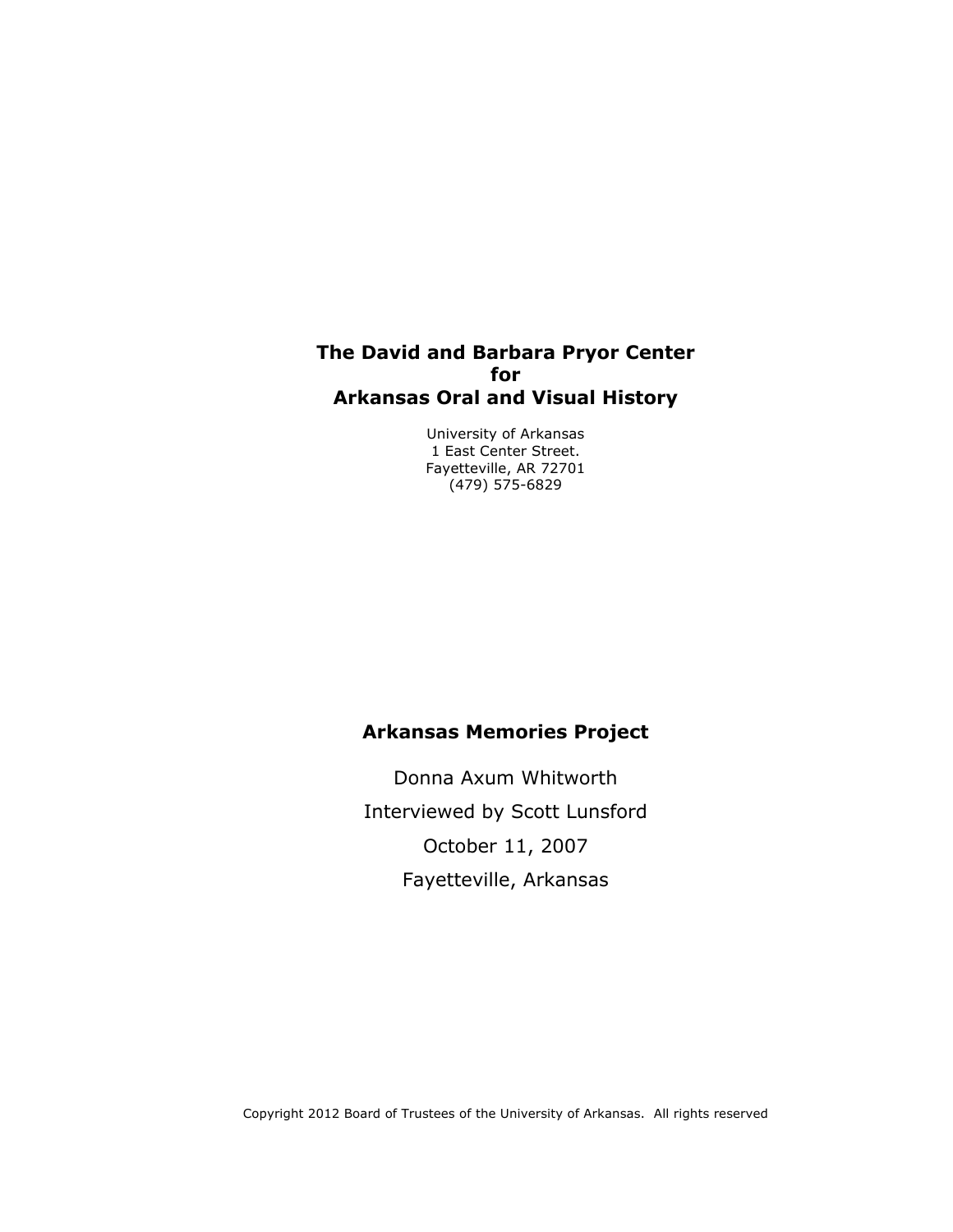# The David and Barbara Pryor Center for Arkansas Oral and Visual History

University of Arkansas
1 East Center Street.
Fayetteville, AR 72701
(479) 575-6829

## Arkansas Memories Project

Donna Axum Whitworth

Interviewed by Scott Lunsford

October 11, 2007

Fayetteville, Arkansas

Copyright 2012 Board of Trustees of the University of Arkansas. All rights reserved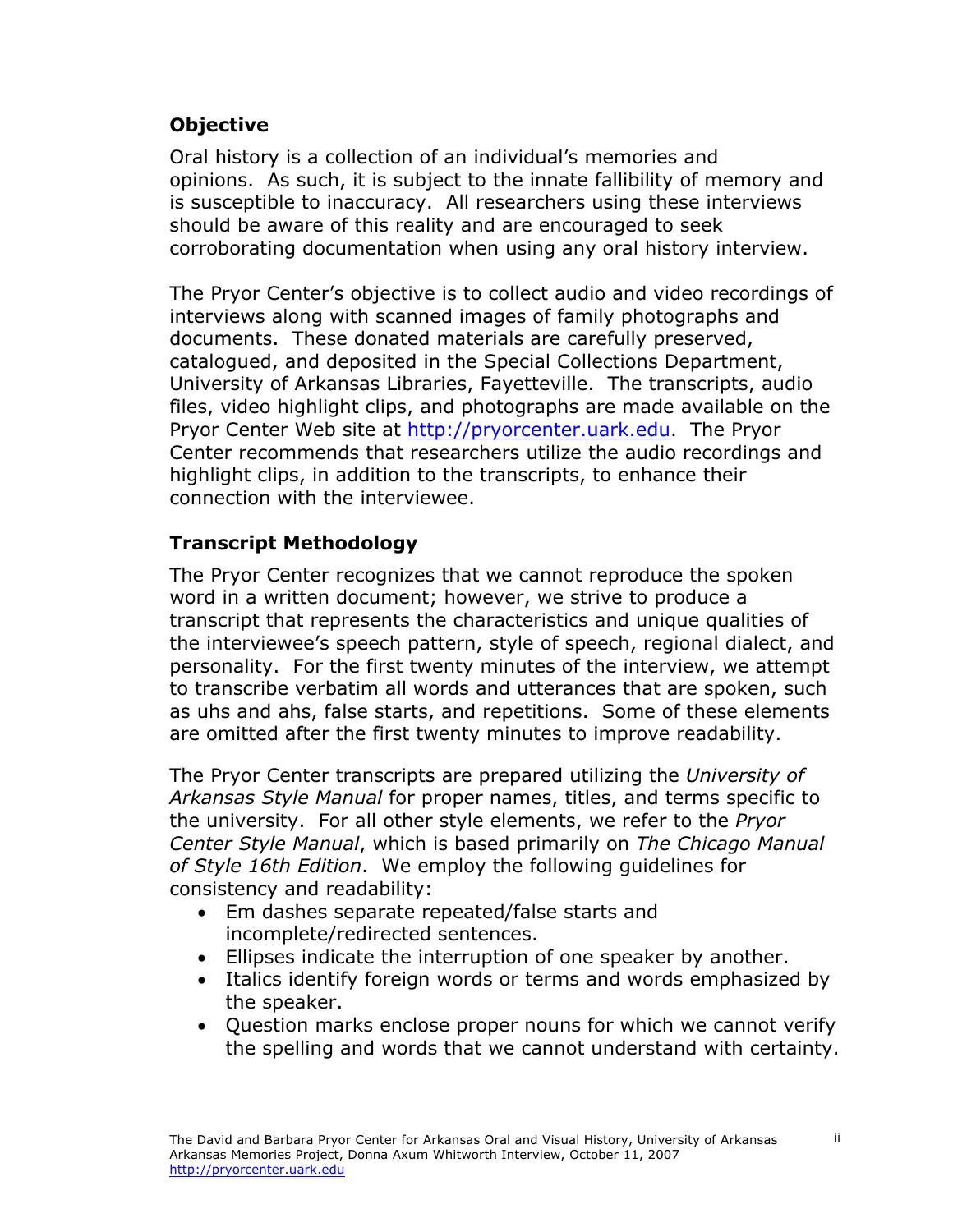## Objective

Oral history is a collection of an individual's memories and opinions. As such, it is subject to the innate fallibility of memory and is susceptible to inaccuracy. All researchers using these interviews should be aware of this reality and are encouraged to seek corroborating documentation when using any oral history interview.

The Pryor Center's objective is to collect audio and video recordings of interviews along with scanned images of family photographs and documents. These donated materials are carefully preserved, catalogued, and deposited in the Special Collections Department, University of Arkansas Libraries, Fayetteville. The transcripts, audio files, video highlight clips, and photographs are made available on the Pryor Center Web site at http://pryorcenter.uark.edu. The Pryor Center recommends that researchers utilize the audio recordings and highlight clips, in addition to the transcripts, to enhance their connection with the interviewee.

## Transcript Methodology

The Pryor Center recognizes that we cannot reproduce the spoken word in a written document; however, we strive to produce a transcript that represents the characteristics and unique qualities of the interviewee's speech pattern, style of speech, regional dialect, and personality. For the first twenty minutes of the interview, we attempt to transcribe verbatim all words and utterances that are spoken, such as uhs and ahs, false starts, and repetitions. Some of these elements are omitted after the first twenty minutes to improve readability.

The Pryor Center transcripts are prepared utilizing the *University of Arkansas Style Manual* for proper names, titles, and terms specific to the university. For all other style elements, we refer to the *Pryor Center Style Manual*, which is based primarily on *The Chicago Manual of Style 16th Edition*. We employ the following guidelines for consistency and readability:

- Em dashes separate repeated/false starts and incomplete/redirected sentences.
- Ellipses indicate the interruption of one speaker by another.
- Italics identify foreign words or terms and words emphasized by the speaker.
- Question marks enclose proper nouns for which we cannot verify the spelling and words that we cannot understand with certainty.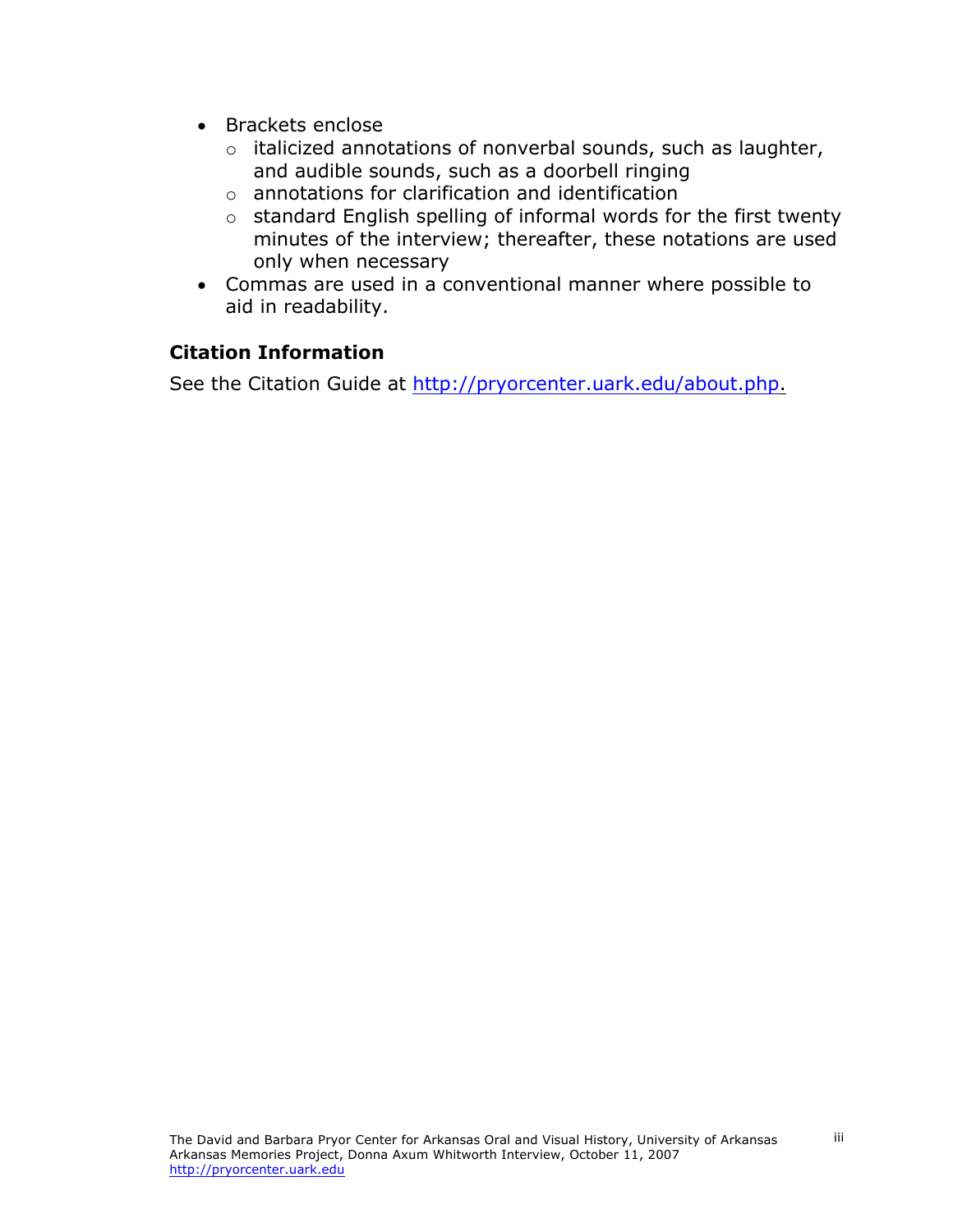- Brackets enclose
  - italicized annotations of nonverbal sounds, such as laughter, and audible sounds, such as a doorbell ringing
  - annotations for clarification and identification
  - standard English spelling of informal words for the first twenty minutes of the interview; thereafter, these notations are used only when necessary
- Commas are used in a conventional manner where possible to aid in readability.

## Citation Information

See the Citation Guide at http://pryorcenter.uark.edu/about.php.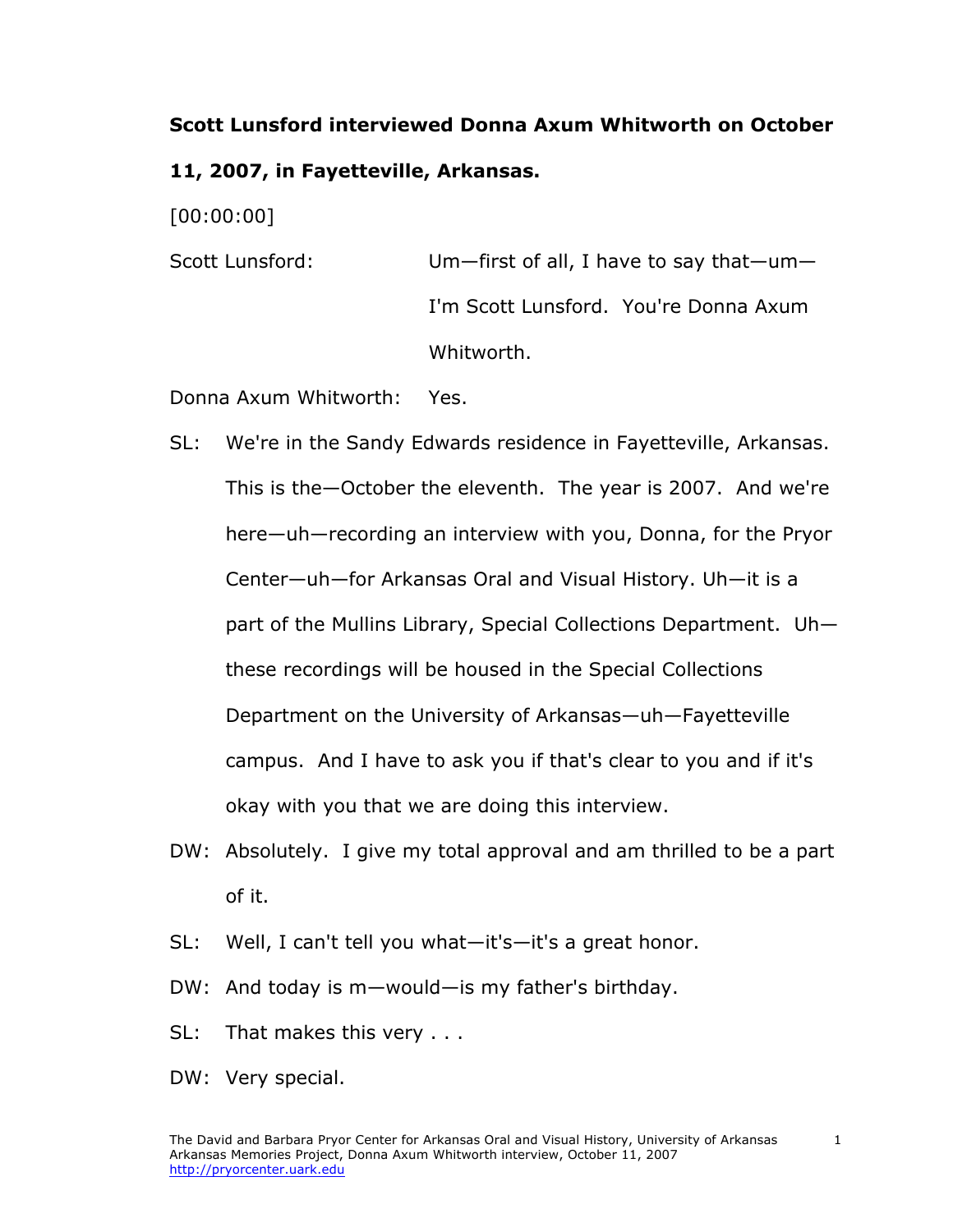**Scott Lunsford interviewed Donna Axum Whitworth on October 11, 2007, in Fayetteville, Arkansas.**

[00:00:00]

Scott Lunsford: Um—first of all, I have to say that—um—I'm Scott Lunsford. You're Donna Axum Whitworth.

Donna Axum Whitworth: Yes.

SL: We're in the Sandy Edwards residence in Fayetteville, Arkansas. This is the—October the eleventh. The year is 2007. And we're here—uh—recording an interview with you, Donna, for the Pryor Center—uh—for Arkansas Oral and Visual History. Uh—it is a part of the Mullins Library, Special Collections Department. Uh—these recordings will be housed in the Special Collections Department on the University of Arkansas—uh—Fayetteville campus. And I have to ask you if that's clear to you and if it's okay with you that we are doing this interview.

DW: Absolutely. I give my total approval and am thrilled to be a part of it.

SL: Well, I can't tell you what—it's—it's a great honor.

DW: And today is m—would—is my father's birthday.

SL: That makes this very . . .

DW: Very special.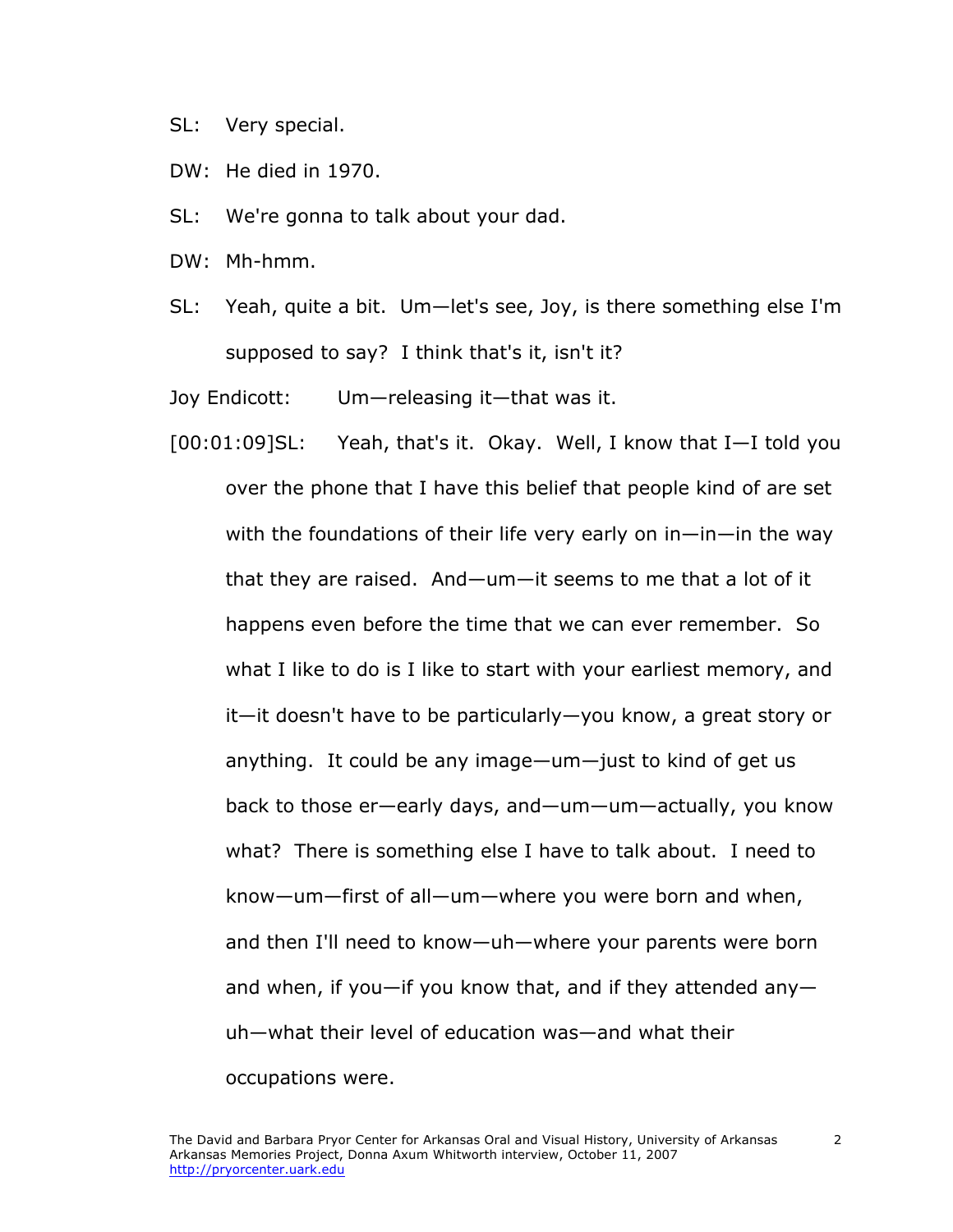SL: Very special.

DW: He died in 1970.

SL: We're gonna to talk about your dad.

DW: Mh-hmm.

SL: Yeah, quite a bit. Um—let's see, Joy, is there something else I'm supposed to say? I think that's it, isn't it?

Joy Endicott: Um—releasing it—that was it.

[00:01:09]SL: Yeah, that's it. Okay. Well, I know that I—I told you over the phone that I have this belief that people kind of are set with the foundations of their life very early on in—in—in the way that they are raised. And—um—it seems to me that a lot of it happens even before the time that we can ever remember. So what I like to do is I like to start with your earliest memory, and it—it doesn't have to be particularly—you know, a great story or anything. It could be any image—um—just to kind of get us back to those er—early days, and—um—um—actually, you know what? There is something else I have to talk about. I need to know—um—first of all—um—where you were born and when, and then I'll need to know—uh—where your parents were born and when, if you—if you know that, and if they attended any—uh—what their level of education was—and what their occupations were.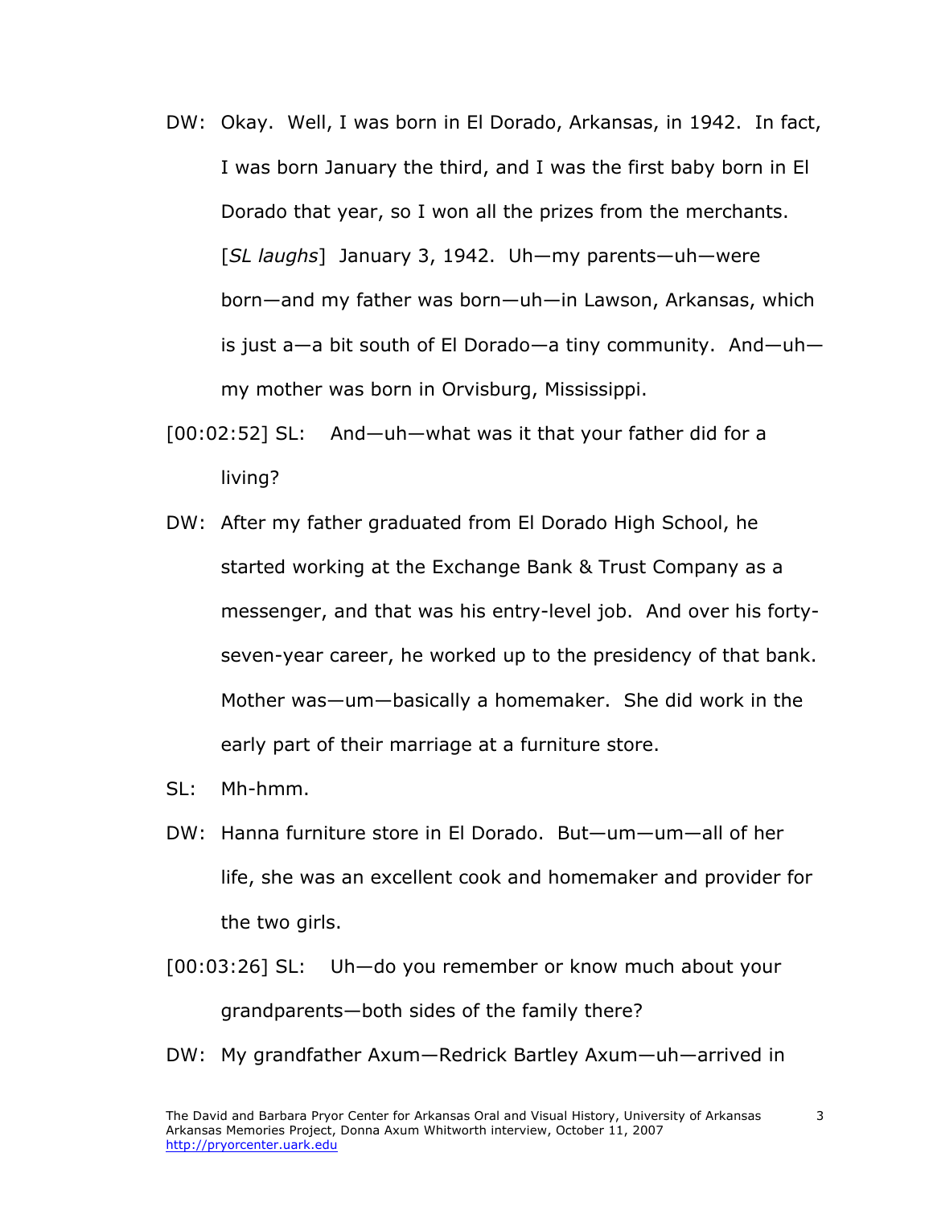DW: Okay. Well, I was born in El Dorado, Arkansas, in 1942. In fact, I was born January the third, and I was the first baby born in El Dorado that year, so I won all the prizes from the merchants. [*SL laughs*] January 3, 1942. Uh—my parents—uh—were born—and my father was born—uh—in Lawson, Arkansas, which is just a—a bit south of El Dorado—a tiny community. And—uh—my mother was born in Orvisburg, Mississippi.

[00:02:52] SL: And—uh—what was it that your father did for a living?

DW: After my father graduated from El Dorado High School, he started working at the Exchange Bank & Trust Company as a messenger, and that was his entry-level job. And over his forty-seven-year career, he worked up to the presidency of that bank. Mother was—um—basically a homemaker. She did work in the early part of their marriage at a furniture store.

SL: Mh-hmm.

DW: Hanna furniture store in El Dorado. But—um—um—all of her life, she was an excellent cook and homemaker and provider for the two girls.

[00:03:26] SL: Uh—do you remember or know much about your grandparents—both sides of the family there?

DW: My grandfather Axum—Redrick Bartley Axum—uh—arrived in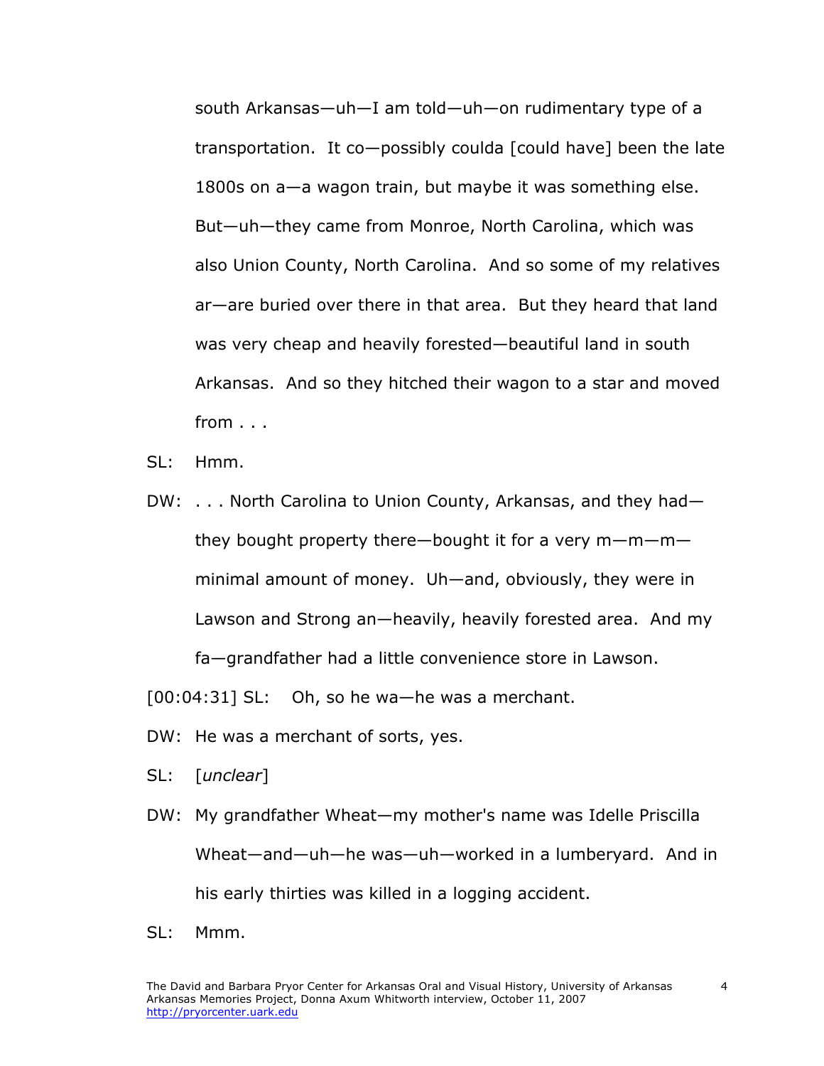south Arkansas—uh—I am told—uh—on rudimentary type of a transportation. It co—possibly coulda [could have] been the late 1800s on a—a wagon train, but maybe it was something else. But—uh—they came from Monroe, North Carolina, which was also Union County, North Carolina. And so some of my relatives ar—are buried over there in that area. But they heard that land was very cheap and heavily forested—beautiful land in south Arkansas. And so they hitched their wagon to a star and moved from . . .

SL: Hmm.

DW: . . . North Carolina to Union County, Arkansas, and they had—they bought property there—bought it for a very m—m—m—minimal amount of money. Uh—and, obviously, they were in Lawson and Strong an—heavily, heavily forested area. And my fa—grandfather had a little convenience store in Lawson.

[00:04:31] SL: Oh, so he wa—he was a merchant.

DW: He was a merchant of sorts, yes.

SL: [*unclear*]

DW: My grandfather Wheat—my mother's name was Idelle Priscilla Wheat—and—uh—he was—uh—worked in a lumberyard. And in his early thirties was killed in a logging accident.

SL: Mmm.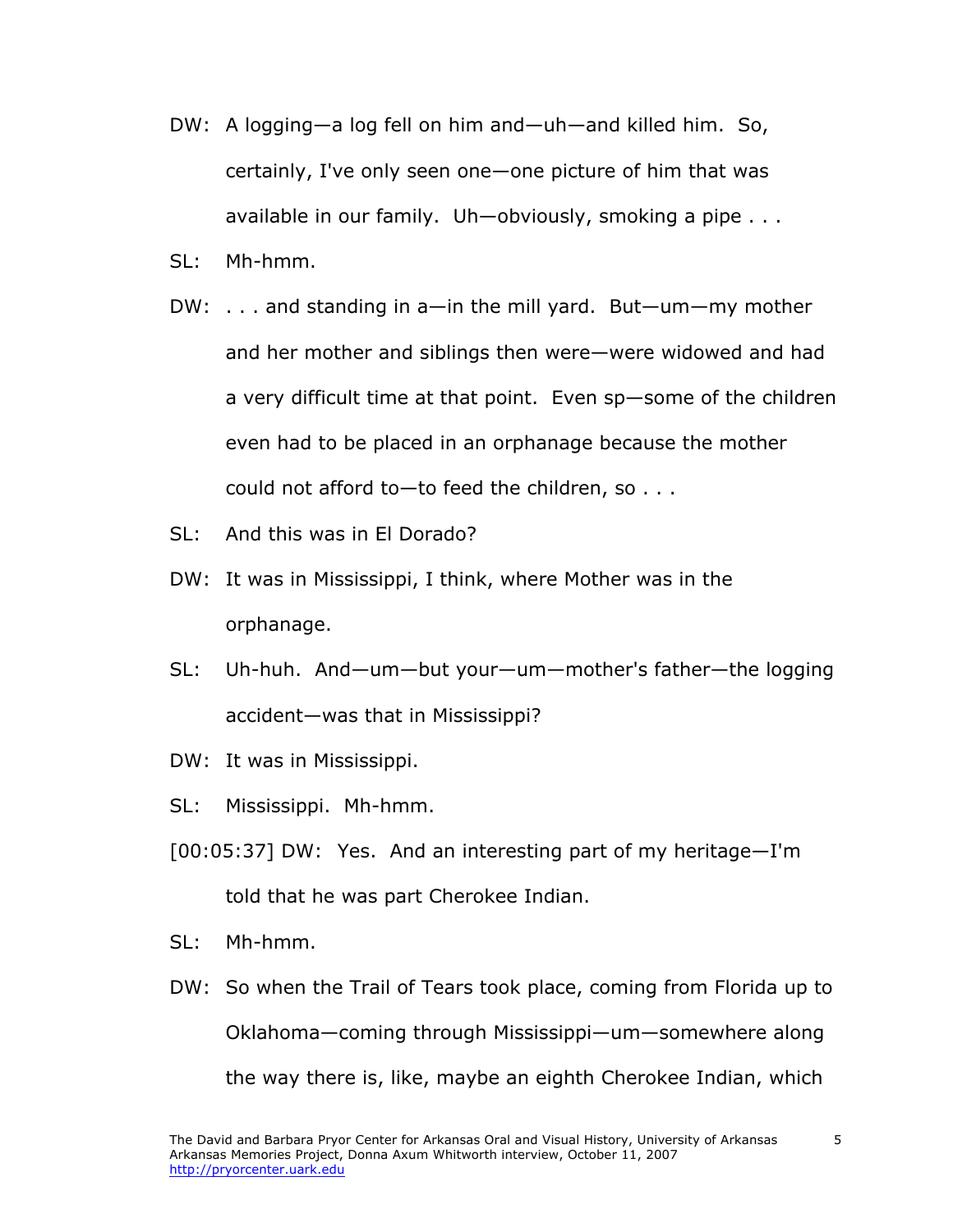DW: A logging—a log fell on him and—uh—and killed him. So, certainly, I've only seen one—one picture of him that was available in our family. Uh—obviously, smoking a pipe . . .

SL: Mh-hmm.

DW: . . . and standing in a—in the mill yard. But—um—my mother and her mother and siblings then were—were widowed and had a very difficult time at that point. Even sp—some of the children even had to be placed in an orphanage because the mother could not afford to—to feed the children, so . . .

SL: And this was in El Dorado?

DW: It was in Mississippi, I think, where Mother was in the orphanage.

SL: Uh-huh. And—um—but your—um—mother's father—the logging accident—was that in Mississippi?

DW: It was in Mississippi.

SL: Mississippi. Mh-hmm.

[00:05:37] DW: Yes. And an interesting part of my heritage—I'm told that he was part Cherokee Indian.

SL: Mh-hmm.

DW: So when the Trail of Tears took place, coming from Florida up to Oklahoma—coming through Mississippi—um—somewhere along the way there is, like, maybe an eighth Cherokee Indian, which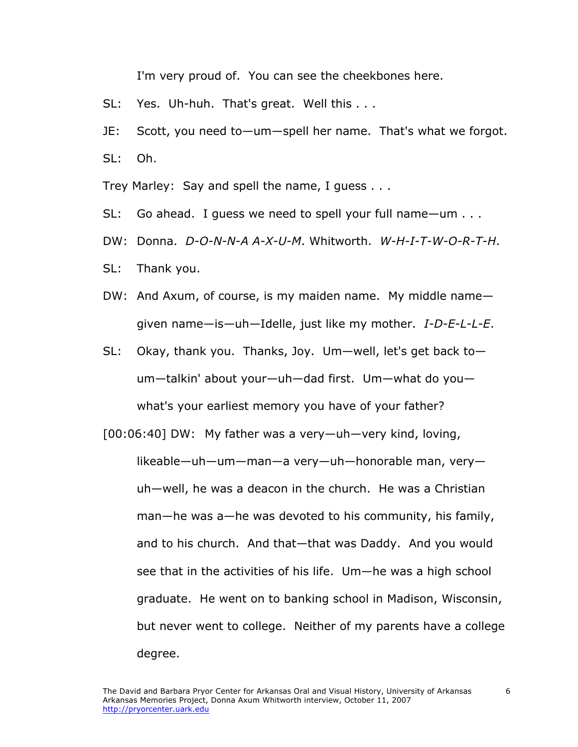I'm very proud of. You can see the cheekbones here.

SL: Yes. Uh-huh. That's great. Well this . . .

JE: Scott, you need to—um—spell her name. That's what we forgot.

SL: Oh.

Trey Marley: Say and spell the name, I guess . . .

SL: Go ahead. I guess we need to spell your full name—um . . .

DW: Donna. *D-O-N-N-A A-X-U-M*. Whitworth. *W-H-I-T-W-O-R-T-H*.

SL: Thank you.

DW: And Axum, of course, is my maiden name. My middle name—given name—is—uh—Idelle, just like my mother. *I-D-E-L-L-E*.

SL: Okay, thank you. Thanks, Joy. Um—well, let's get back to—um—talkin' about your—uh—dad first. Um—what do you—what's your earliest memory you have of your father?

[00:06:40] DW: My father was a very—uh—very kind, loving, likeable—uh—um—man—a very—uh—honorable man, very—uh—well, he was a deacon in the church. He was a Christian man—he was a—he was devoted to his community, his family, and to his church. And that—that was Daddy. And you would see that in the activities of his life. Um—he was a high school graduate. He went on to banking school in Madison, Wisconsin, but never went to college. Neither of my parents have a college degree.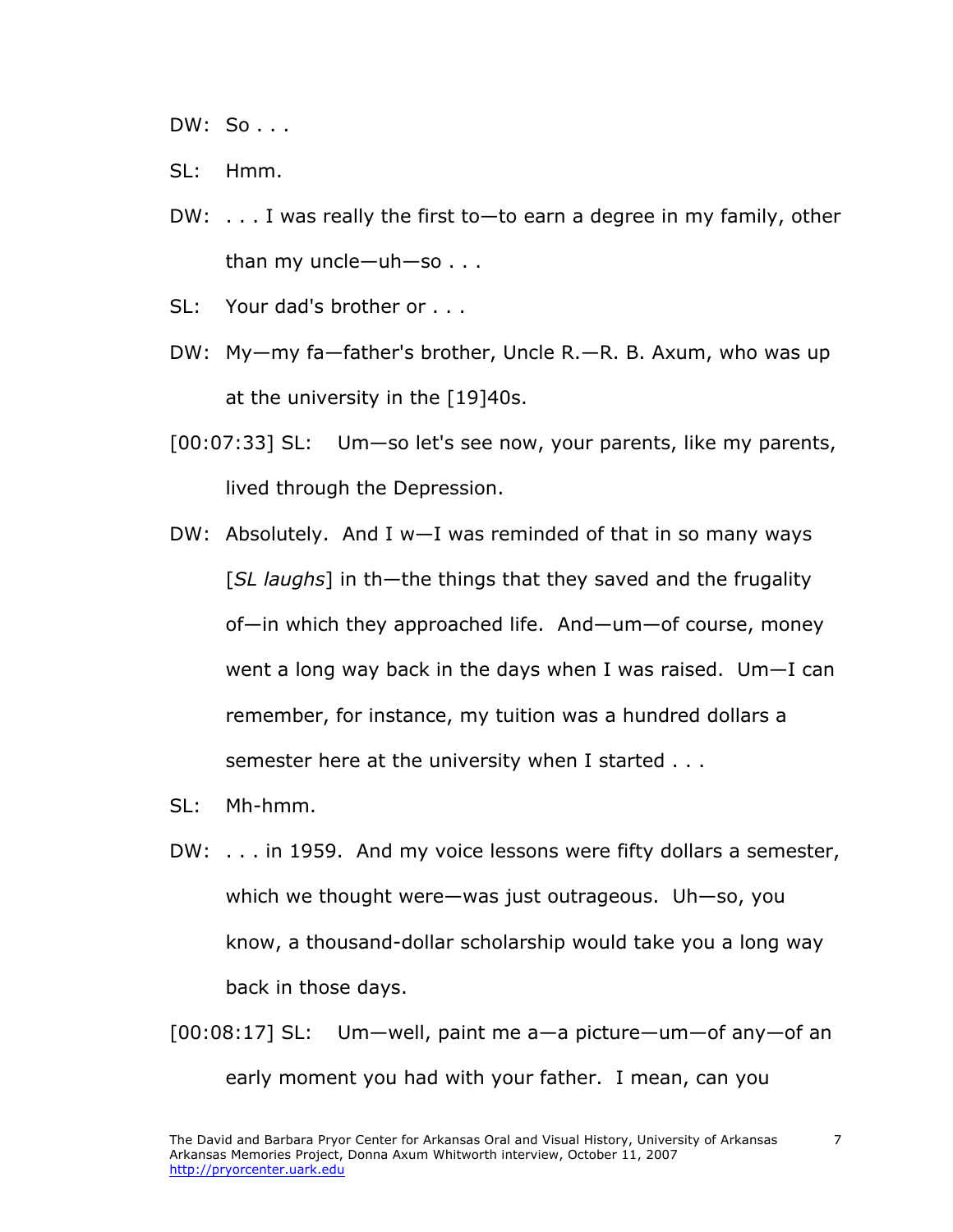DW: So . . .

SL: Hmm.

DW: . . . I was really the first to—to earn a degree in my family, other than my uncle—uh—so . . .

SL: Your dad's brother or . . .

DW: My—my fa—father's brother, Uncle R.—R. B. Axum, who was up at the university in the [19]40s.

[00:07:33] SL: Um—so let's see now, your parents, like my parents, lived through the Depression.

DW: Absolutely. And I w—I was reminded of that in so many ways [*SL laughs*] in th—the things that they saved and the frugality of—in which they approached life. And—um—of course, money went a long way back in the days when I was raised. Um—I can remember, for instance, my tuition was a hundred dollars a semester here at the university when I started . . .

SL: Mh-hmm.

DW: . . . in 1959. And my voice lessons were fifty dollars a semester, which we thought were—was just outrageous. Uh—so, you know, a thousand-dollar scholarship would take you a long way back in those days.

[00:08:17] SL: Um—well, paint me a—a picture—um—of any—of an early moment you had with your father. I mean, can you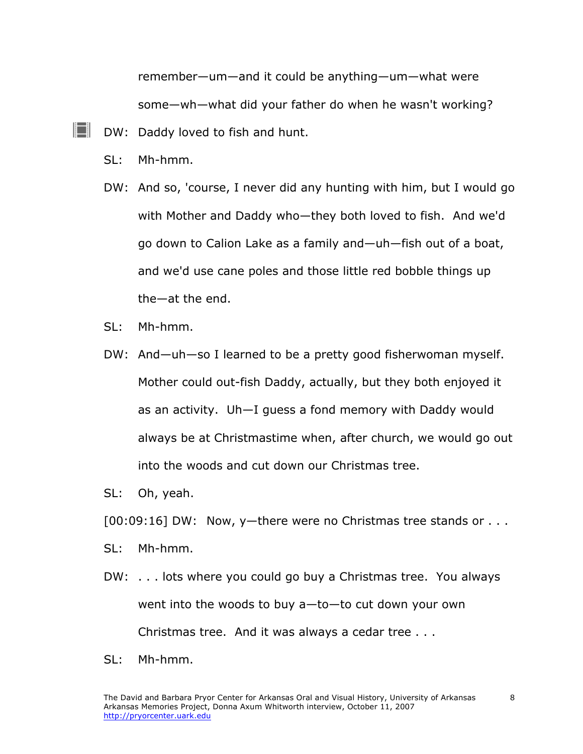remember—um—and it could be anything—um—what were some—wh—what did your father do when he wasn't working?

DW: Daddy loved to fish and hunt.

SL: Mh-hmm.

DW: And so, 'course, I never did any hunting with him, but I would go with Mother and Daddy who—they both loved to fish. And we'd go down to Calion Lake as a family and—uh—fish out of a boat, and we'd use cane poles and those little red bobble things up the—at the end.

SL: Mh-hmm.

DW: And—uh—so I learned to be a pretty good fisherwoman myself. Mother could out-fish Daddy, actually, but they both enjoyed it as an activity. Uh—I guess a fond memory with Daddy would always be at Christmastime when, after church, we would go out into the woods and cut down our Christmas tree.

SL: Oh, yeah.

[00:09:16] DW: Now, y—there were no Christmas tree stands or . . .

SL: Mh-hmm.

DW: . . . lots where you could go buy a Christmas tree. You always went into the woods to buy a—to—to cut down your own Christmas tree. And it was always a cedar tree . . .

SL: Mh-hmm.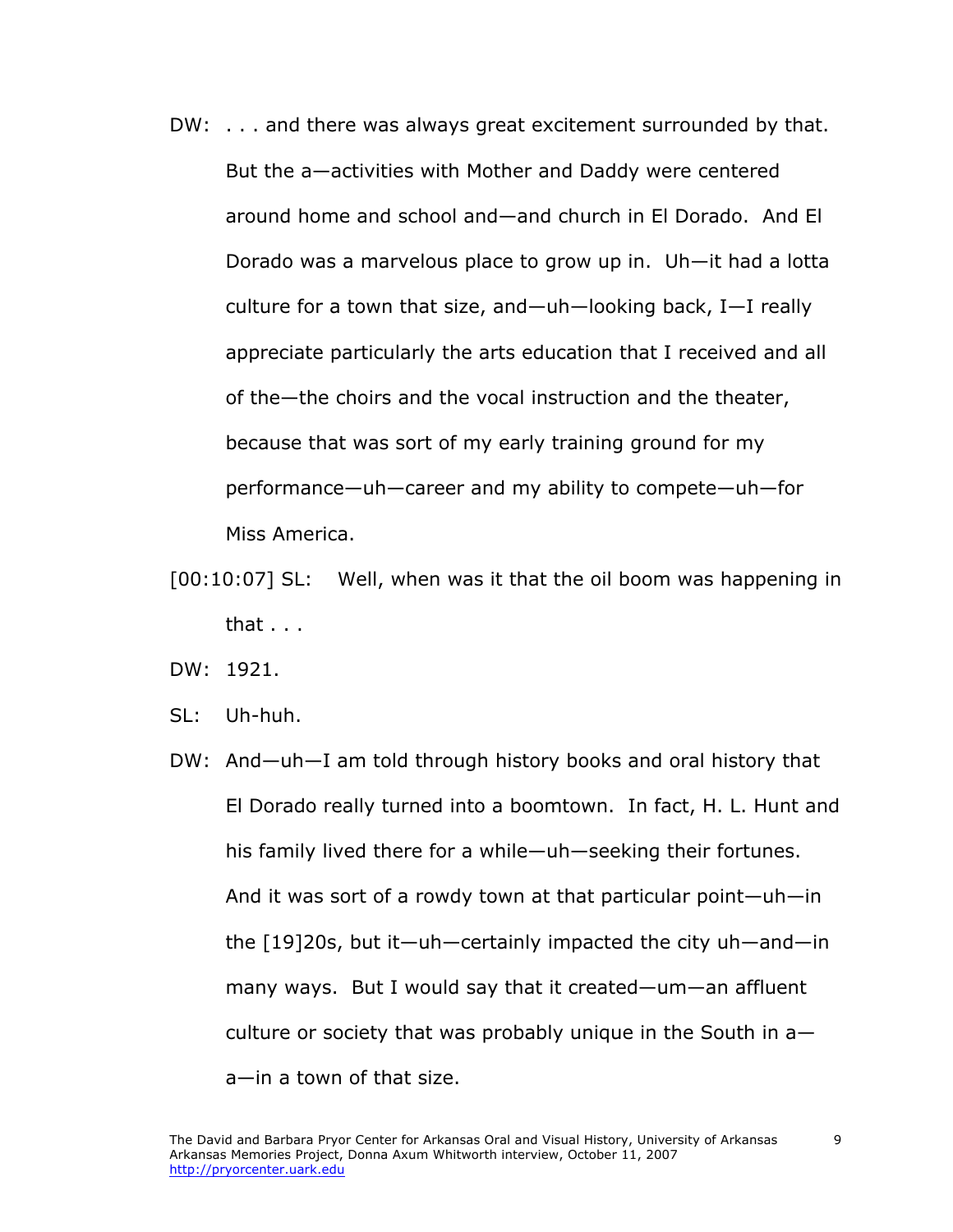DW: . . . and there was always great excitement surrounded by that. But the a—activities with Mother and Daddy were centered around home and school and—and church in El Dorado. And El Dorado was a marvelous place to grow up in. Uh—it had a lotta culture for a town that size, and—uh—looking back, I—I really appreciate particularly the arts education that I received and all of the—the choirs and the vocal instruction and the theater, because that was sort of my early training ground for my performance—uh—career and my ability to compete—uh—for Miss America.

[00:10:07] SL: Well, when was it that the oil boom was happening in that . . .

DW: 1921.

SL: Uh-huh.

DW: And—uh—I am told through history books and oral history that El Dorado really turned into a boomtown. In fact, H. L. Hunt and his family lived there for a while—uh—seeking their fortunes. And it was sort of a rowdy town at that particular point—uh—in the [19]20s, but it—uh—certainly impacted the city uh—and—in many ways. But I would say that it created—um—an affluent culture or society that was probably unique in the South in a—a—in a town of that size.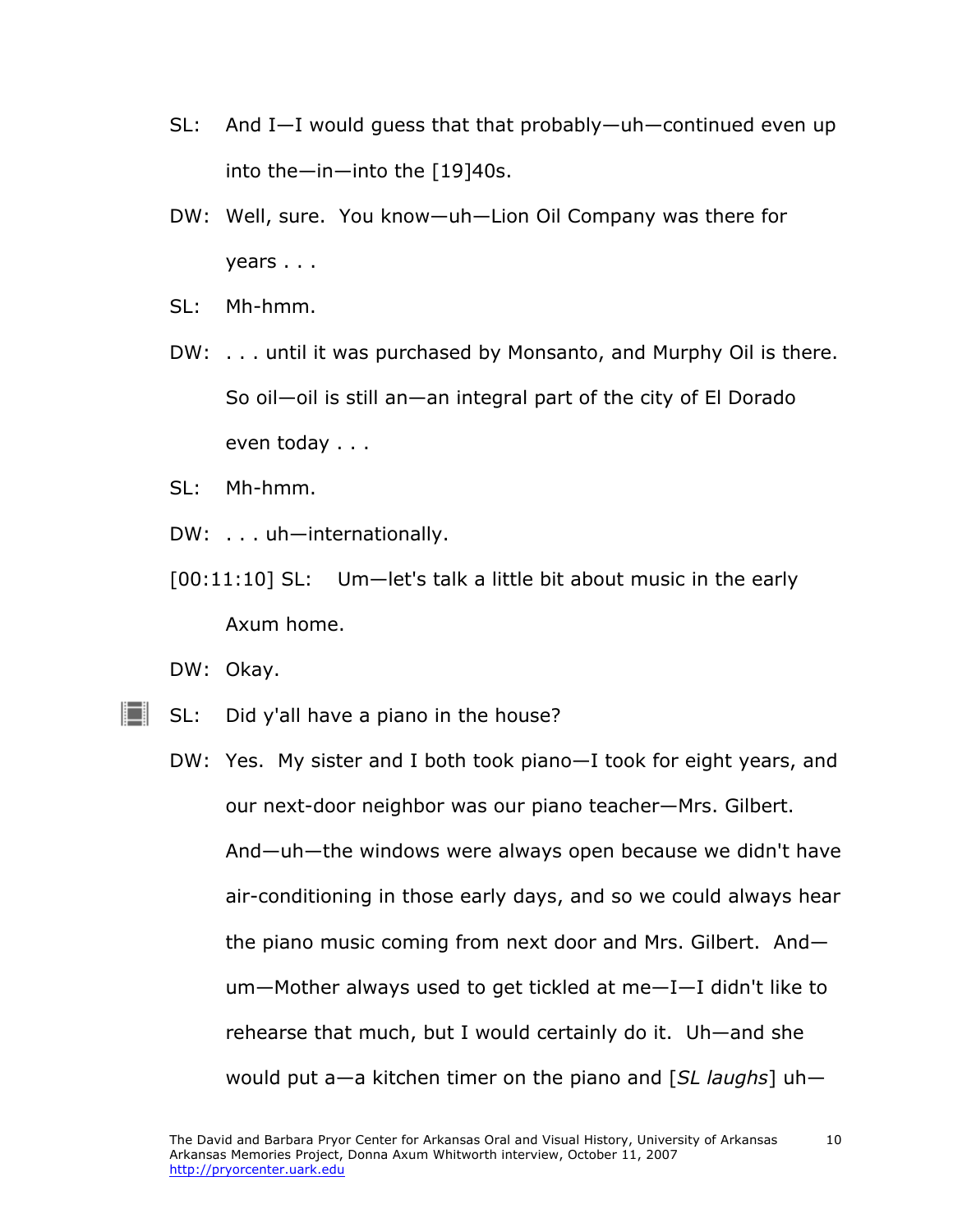SL: And I—I would guess that that probably—uh—continued even up into the—in—into the [19]40s.

DW: Well, sure. You know—uh—Lion Oil Company was there for years . . .

SL: Mh-hmm.

DW: . . . until it was purchased by Monsanto, and Murphy Oil is there. So oil—oil is still an—an integral part of the city of El Dorado even today . . .

SL: Mh-hmm.

DW: . . . uh—internationally.

[00:11:10] SL: Um—let's talk a little bit about music in the early Axum home.

DW: Okay.

SL: Did y'all have a piano in the house?

DW: Yes. My sister and I both took piano—I took for eight years, and our next-door neighbor was our piano teacher—Mrs. Gilbert. And—uh—the windows were always open because we didn't have air-conditioning in those early days, and so we could always hear the piano music coming from next door and Mrs. Gilbert. And—um—Mother always used to get tickled at me—I—I didn't like to rehearse that much, but I would certainly do it. Uh—and she would put a—a kitchen timer on the piano and [*SL laughs*] uh—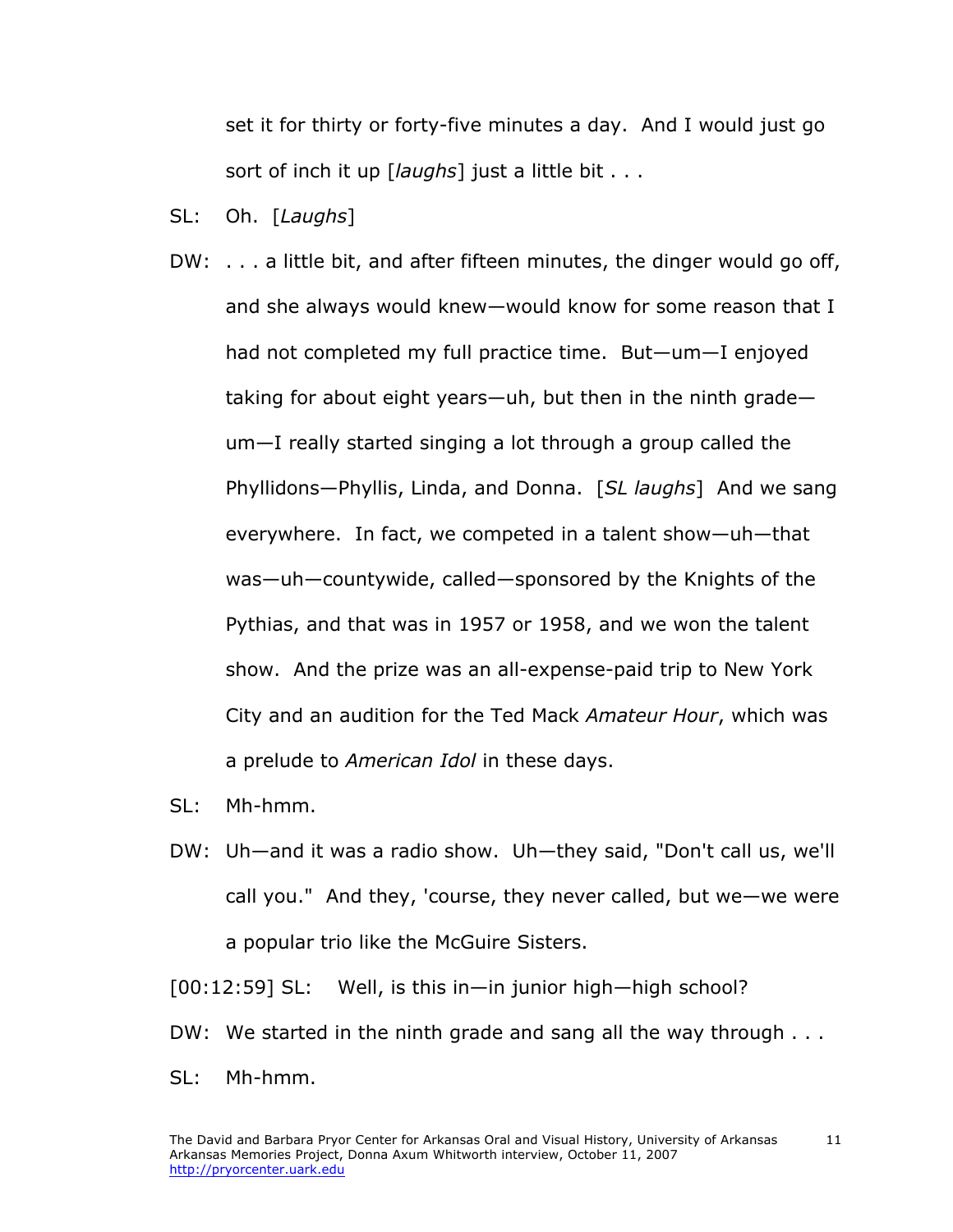set it for thirty or forty-five minutes a day. And I would just go sort of inch it up [*laughs*] just a little bit . . .

SL: Oh. [*Laughs*]

DW: . . . a little bit, and after fifteen minutes, the dinger would go off, and she always would knew—would know for some reason that I had not completed my full practice time. But—um—I enjoyed taking for about eight years—uh, but then in the ninth grade—um—I really started singing a lot through a group called the Phyllidons—Phyllis, Linda, and Donna. [*SL laughs*] And we sang everywhere. In fact, we competed in a talent show—uh—that was—uh—countywide, called—sponsored by the Knights of the Pythias, and that was in 1957 or 1958, and we won the talent show. And the prize was an all-expense-paid trip to New York City and an audition for the Ted Mack *Amateur Hour*, which was a prelude to *American Idol* in these days.

SL: Mh-hmm.

DW: Uh—and it was a radio show. Uh—they said, "Don't call us, we'll call you." And they, 'course, they never called, but we—we were a popular trio like the McGuire Sisters.

[00:12:59] SL: Well, is this in—in junior high—high school?

DW: We started in the ninth grade and sang all the way through . . .

SL: Mh-hmm.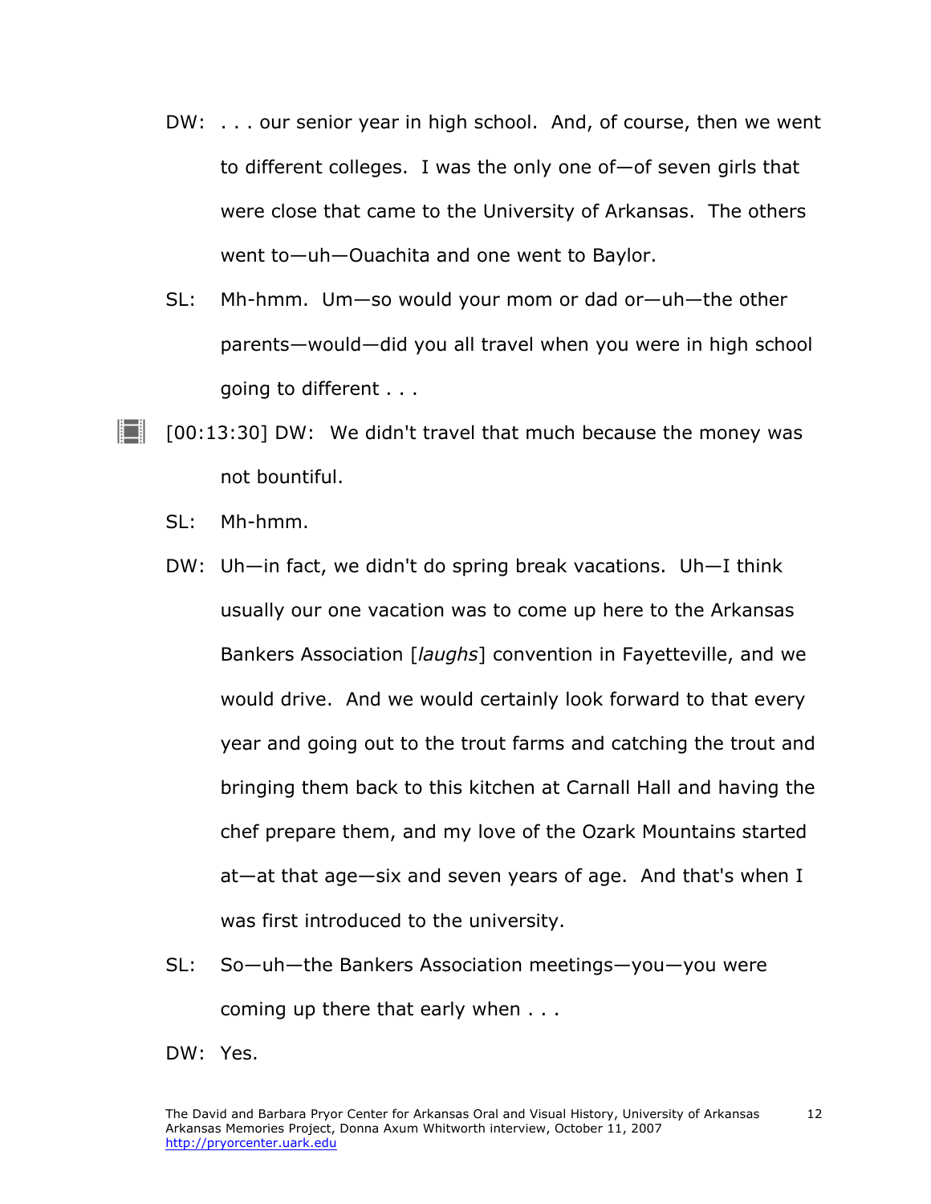DW: . . . our senior year in high school. And, of course, then we went to different colleges. I was the only one of—of seven girls that were close that came to the University of Arkansas. The others went to—uh—Ouachita and one went to Baylor.

SL: Mh-hmm. Um—so would your mom or dad or—uh—the other parents—would—did you all travel when you were in high school going to different . . .

[00:13:30] DW: We didn't travel that much because the money was not bountiful.

SL: Mh-hmm.

DW: Uh—in fact, we didn't do spring break vacations. Uh—I think usually our one vacation was to come up here to the Arkansas Bankers Association [*laughs*] convention in Fayetteville, and we would drive. And we would certainly look forward to that every year and going out to the trout farms and catching the trout and bringing them back to this kitchen at Carnall Hall and having the chef prepare them, and my love of the Ozark Mountains started at—at that age—six and seven years of age. And that's when I was first introduced to the university.

SL: So—uh—the Bankers Association meetings—you—you were coming up there that early when . . .

DW: Yes.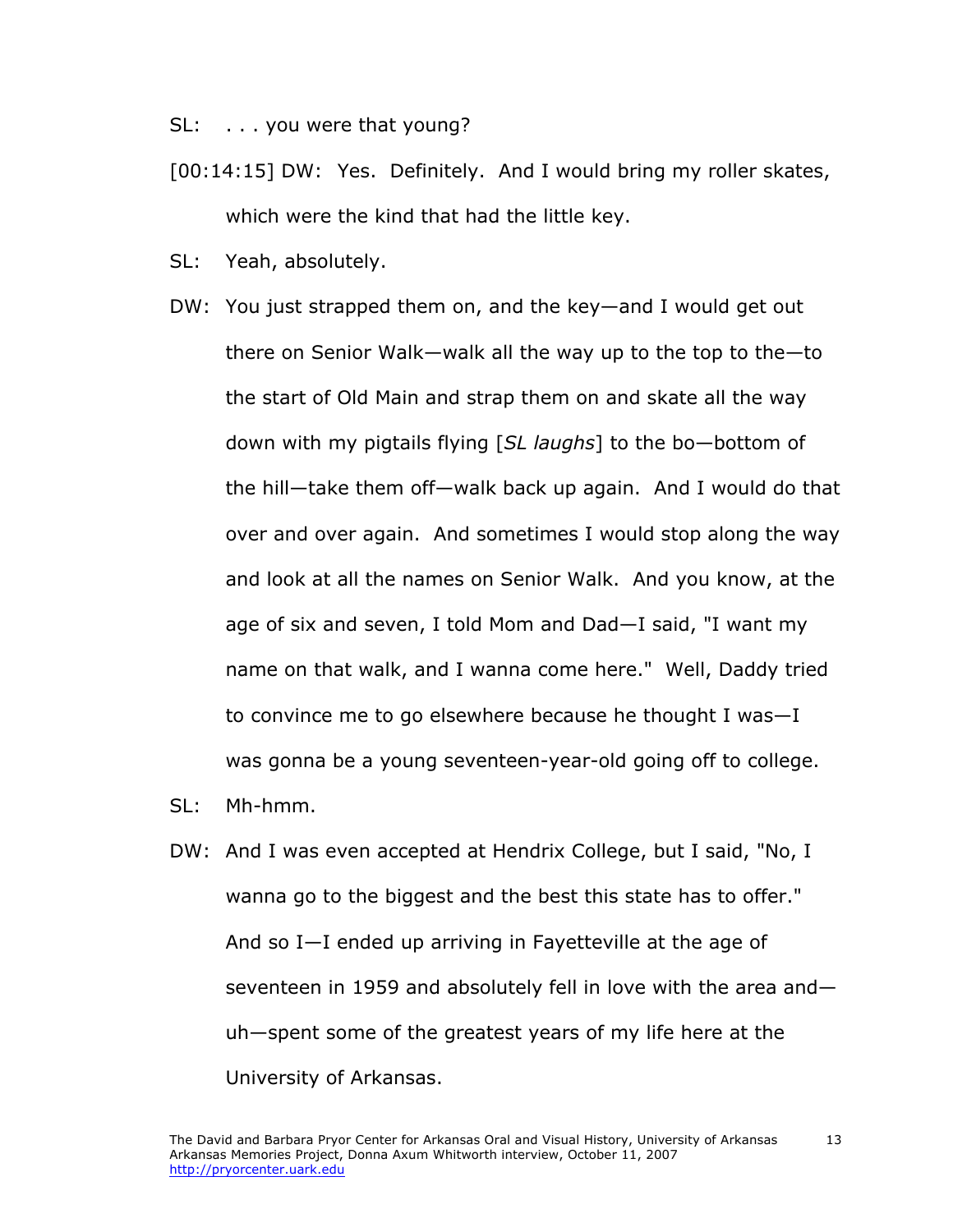SL: . . . you were that young?

[00:14:15] DW: Yes. Definitely. And I would bring my roller skates, which were the kind that had the little key.

SL: Yeah, absolutely.

DW: You just strapped them on, and the key—and I would get out there on Senior Walk—walk all the way up to the top to the—to the start of Old Main and strap them on and skate all the way down with my pigtails flying [*SL laughs*] to the bo—bottom of the hill—take them off—walk back up again. And I would do that over and over again. And sometimes I would stop along the way and look at all the names on Senior Walk. And you know, at the age of six and seven, I told Mom and Dad—I said, "I want my name on that walk, and I wanna come here." Well, Daddy tried to convince me to go elsewhere because he thought I was—I was gonna be a young seventeen-year-old going off to college.

SL: Mh-hmm.

DW: And I was even accepted at Hendrix College, but I said, "No, I wanna go to the biggest and the best this state has to offer." And so I—I ended up arriving in Fayetteville at the age of seventeen in 1959 and absolutely fell in love with the area and—uh—spent some of the greatest years of my life here at the University of Arkansas.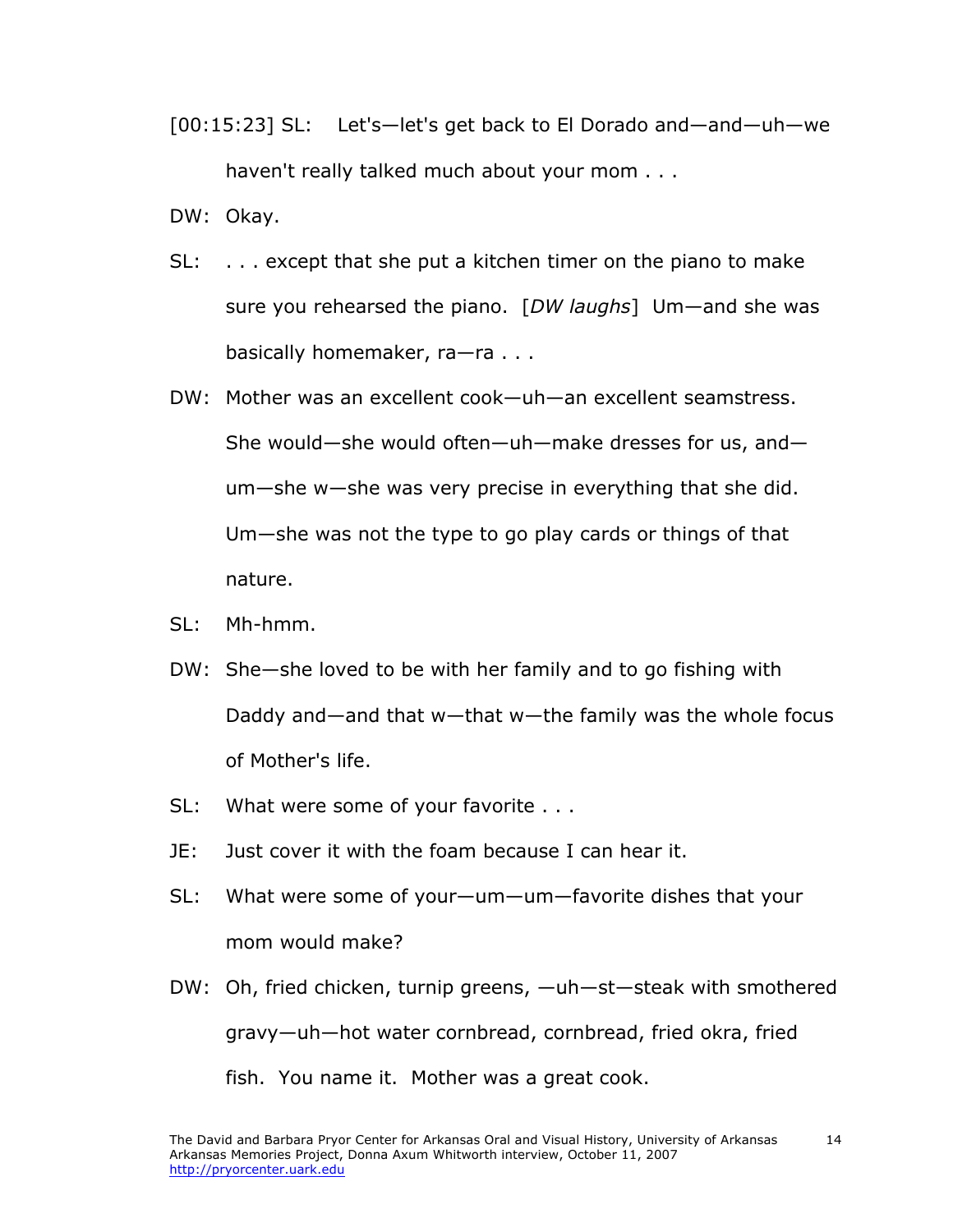[00:15:23] SL: Let's—let's get back to El Dorado and—and—uh—we haven't really talked much about your mom . . .

DW: Okay.

SL: . . . except that she put a kitchen timer on the piano to make sure you rehearsed the piano. [*DW laughs*] Um—and she was basically homemaker, ra—ra . . .

DW: Mother was an excellent cook—uh—an excellent seamstress. She would—she would often—uh—make dresses for us, and—um—she w—she was very precise in everything that she did. Um—she was not the type to go play cards or things of that nature.

SL: Mh-hmm.

DW: She—she loved to be with her family and to go fishing with Daddy and—and that w—that w—the family was the whole focus of Mother's life.

SL: What were some of your favorite . . .

JE: Just cover it with the foam because I can hear it.

SL: What were some of your—um—um—favorite dishes that your mom would make?

DW: Oh, fried chicken, turnip greens, —uh—st—steak with smothered gravy—uh—hot water cornbread, cornbread, fried okra, fried fish. You name it. Mother was a great cook.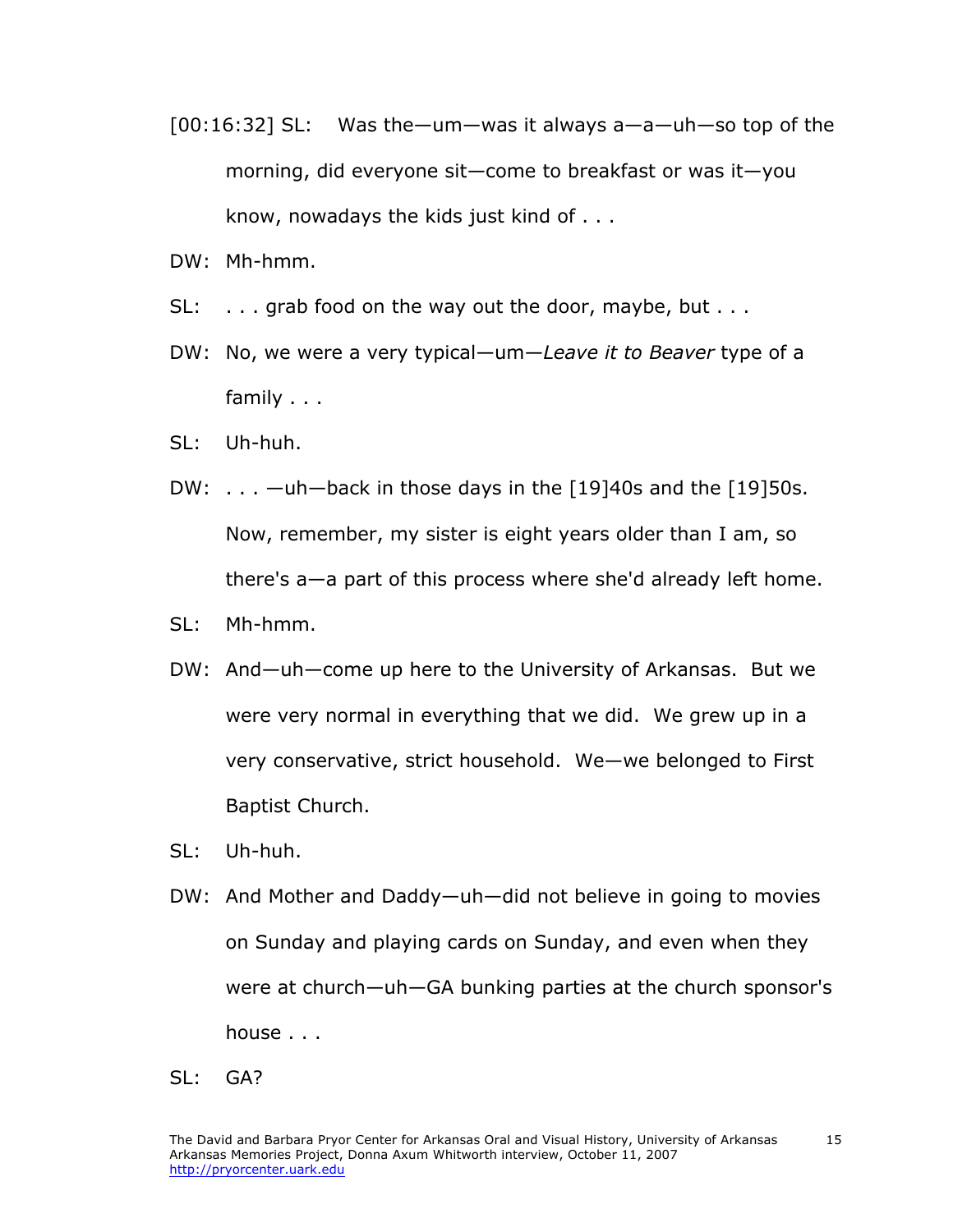[00:16:32] SL: Was the—um—was it always a—a—uh—so top of the morning, did everyone sit—come to breakfast or was it—you know, nowadays the kids just kind of . . .

DW: Mh-hmm.

SL: . . . grab food on the way out the door, maybe, but . . .

DW: No, we were a very typical—um—*Leave it to Beaver* type of a family . . .

SL: Uh-huh.

DW: . . . —uh—back in those days in the [19]40s and the [19]50s. Now, remember, my sister is eight years older than I am, so there's a—a part of this process where she'd already left home.

SL: Mh-hmm.

DW: And—uh—come up here to the University of Arkansas. But we were very normal in everything that we did. We grew up in a very conservative, strict household. We—we belonged to First Baptist Church.

SL: Uh-huh.

DW: And Mother and Daddy—uh—did not believe in going to movies on Sunday and playing cards on Sunday, and even when they were at church—uh—GA bunking parties at the church sponsor's house . . .

SL: GA?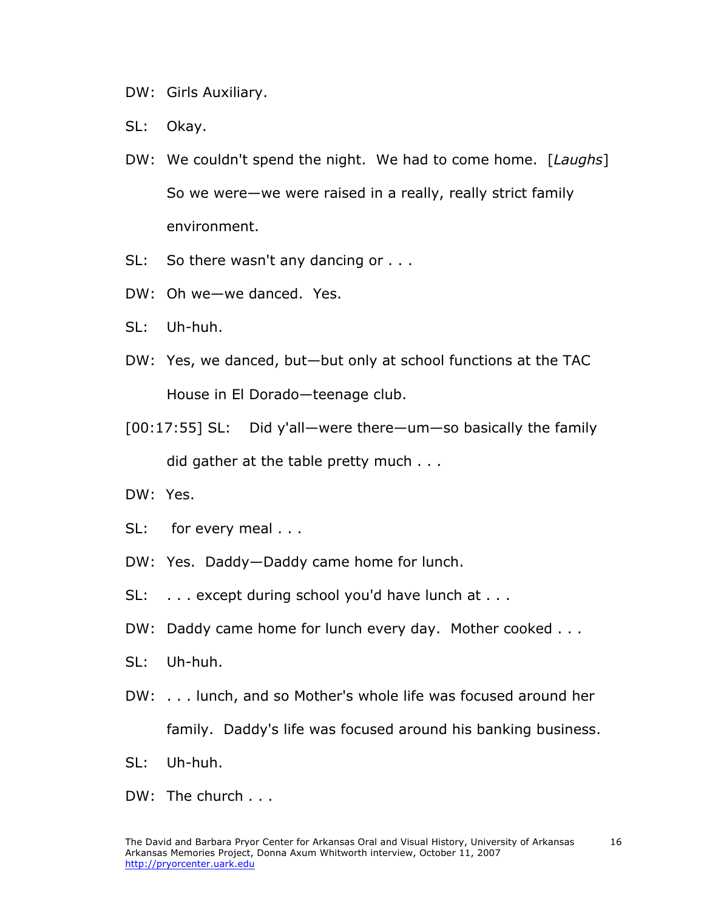DW: Girls Auxiliary.

SL: Okay.

DW: We couldn't spend the night. We had to come home. [*Laughs*] So we were—we were raised in a really, really strict family environment.

SL: So there wasn't any dancing or . . .

DW: Oh we—we danced. Yes.

SL: Uh-huh.

DW: Yes, we danced, but—but only at school functions at the TAC House in El Dorado—teenage club.

[00:17:55] SL: Did y'all—were there—um—so basically the family did gather at the table pretty much . . .

DW: Yes.

SL: for every meal . . .

DW: Yes. Daddy—Daddy came home for lunch.

SL: . . . except during school you'd have lunch at . . .

DW: Daddy came home for lunch every day. Mother cooked . . .

SL: Uh-huh.

DW: . . . lunch, and so Mother's whole life was focused around her family. Daddy's life was focused around his banking business.

SL: Uh-huh.

DW: The church . . .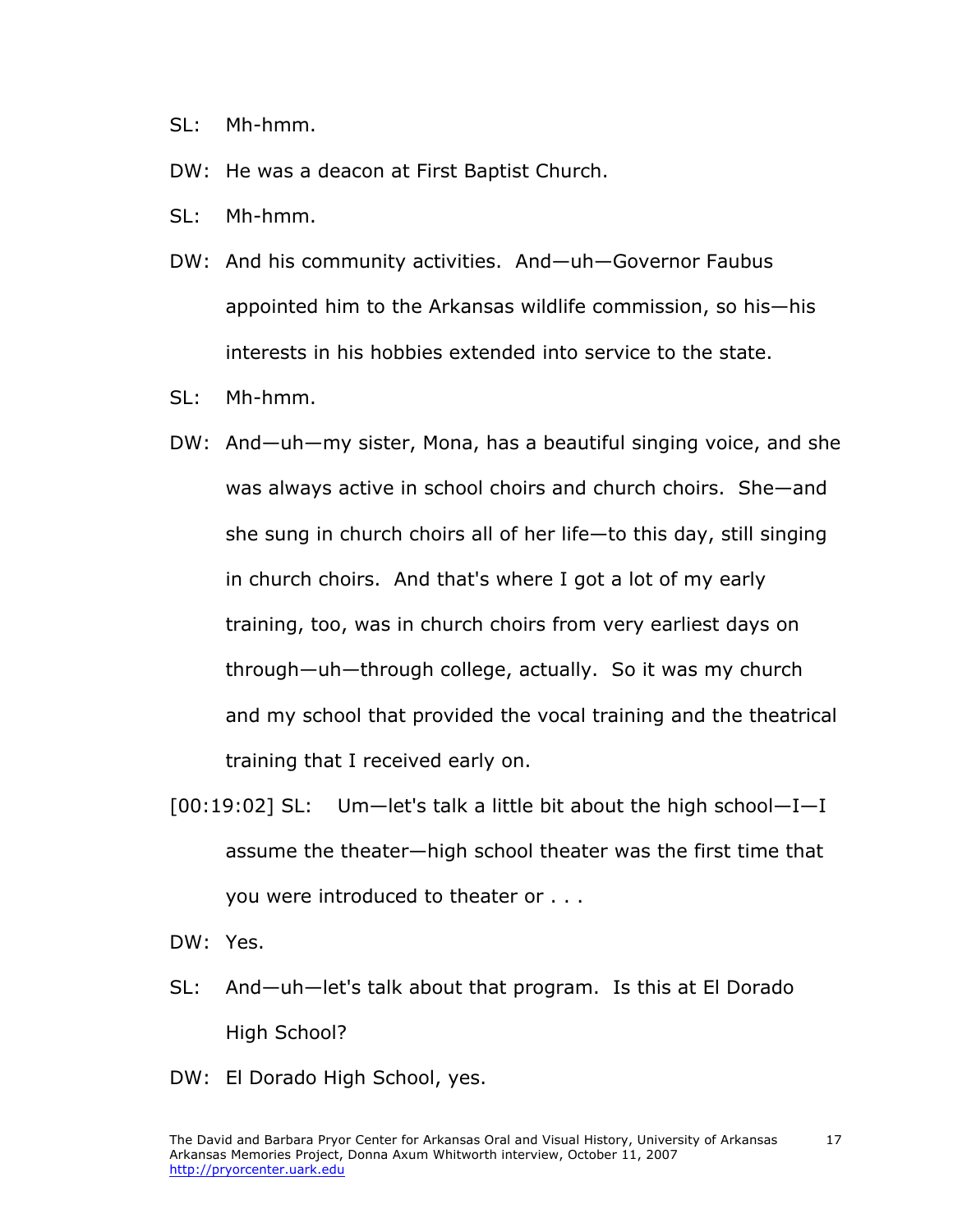SL: Mh-hmm.

DW: He was a deacon at First Baptist Church.

SL: Mh-hmm.

DW: And his community activities. And—uh—Governor Faubus appointed him to the Arkansas wildlife commission, so his—his interests in his hobbies extended into service to the state.

SL: Mh-hmm.

DW: And—uh—my sister, Mona, has a beautiful singing voice, and she was always active in school choirs and church choirs. She—and she sung in church choirs all of her life—to this day, still singing in church choirs. And that's where I got a lot of my early training, too, was in church choirs from very earliest days on through—uh—through college, actually. So it was my church and my school that provided the vocal training and the theatrical training that I received early on.

[00:19:02] SL: Um—let's talk a little bit about the high school—I—I assume the theater—high school theater was the first time that you were introduced to theater or . . .

DW: Yes.

SL: And—uh—let's talk about that program. Is this at El Dorado High School?

DW: El Dorado High School, yes.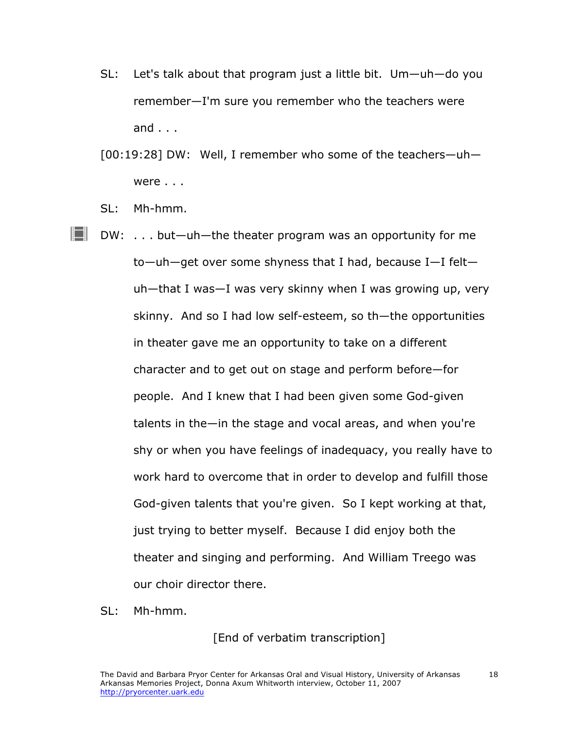SL: Let's talk about that program just a little bit. Um—uh—do you remember—I'm sure you remember who the teachers were and . . .

[00:19:28] DW: Well, I remember who some of the teachers—uh—were . . .

SL: Mh-hmm.

DW: . . . but—uh—the theater program was an opportunity for me to—uh—get over some shyness that I had, because I—I felt—uh—that I was—I was very skinny when I was growing up, very skinny. And so I had low self-esteem, so th—the opportunities in theater gave me an opportunity to take on a different character and to get out on stage and perform before—for people. And I knew that I had been given some God-given talents in the—in the stage and vocal areas, and when you're shy or when you have feelings of inadequacy, you really have to work hard to overcome that in order to develop and fulfill those God-given talents that you're given. So I kept working at that, just trying to better myself. Because I did enjoy both the theater and singing and performing. And William Treego was our choir director there.

SL: Mh-hmm.

[End of verbatim transcription]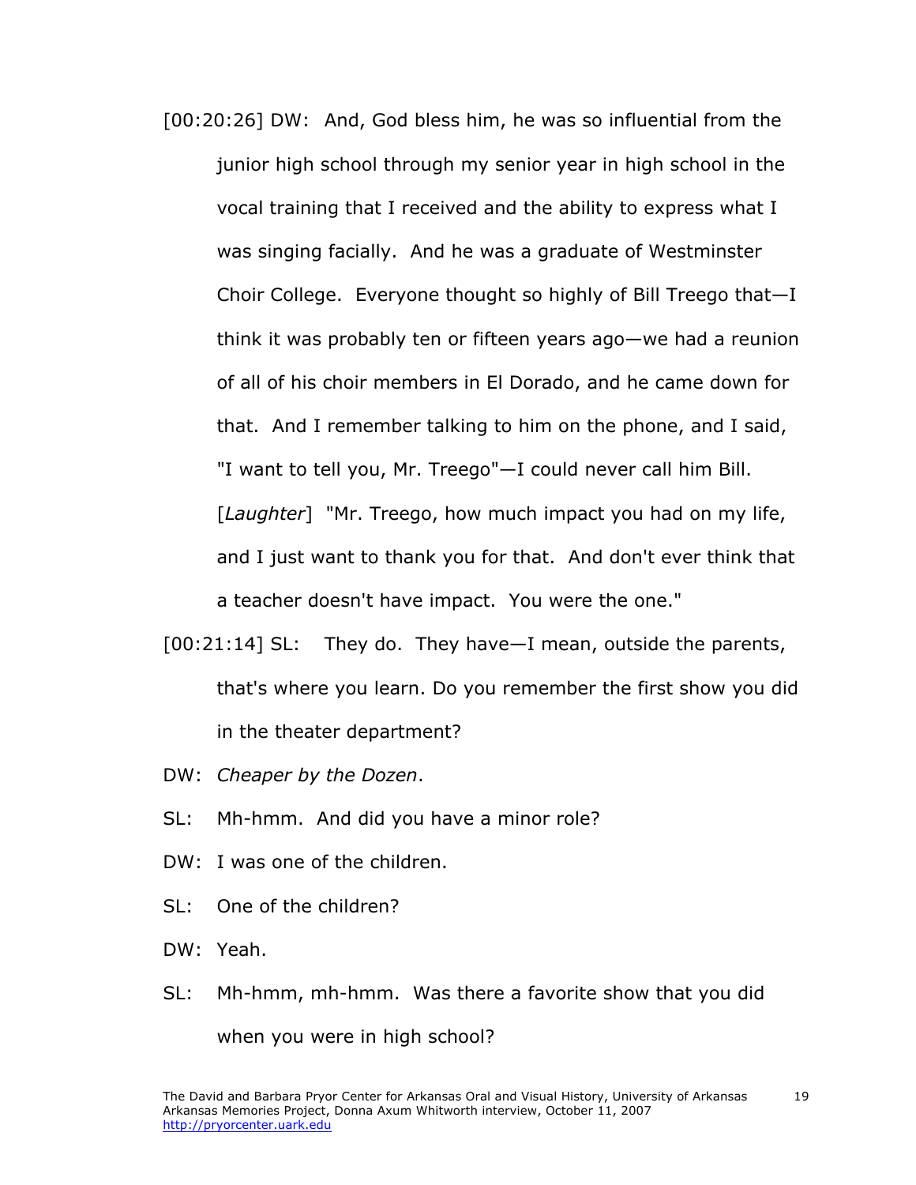[00:20:26] DW: And, God bless him, he was so influential from the junior high school through my senior year in high school in the vocal training that I received and the ability to express what I was singing facially. And he was a graduate of Westminster Choir College. Everyone thought so highly of Bill Treego that—I think it was probably ten or fifteen years ago—we had a reunion of all of his choir members in El Dorado, and he came down for that. And I remember talking to him on the phone, and I said, "I want to tell you, Mr. Treego"—I could never call him Bill. [*Laughter*] "Mr. Treego, how much impact you had on my life, and I just want to thank you for that. And don't ever think that a teacher doesn't have impact. You were the one."

[00:21:14] SL: They do. They have—I mean, outside the parents, that's where you learn. Do you remember the first show you did in the theater department?

DW: *Cheaper by the Dozen*.

SL: Mh-hmm. And did you have a minor role?

DW: I was one of the children.

SL: One of the children?

DW: Yeah.

SL: Mh-hmm, mh-hmm. Was there a favorite show that you did when you were in high school?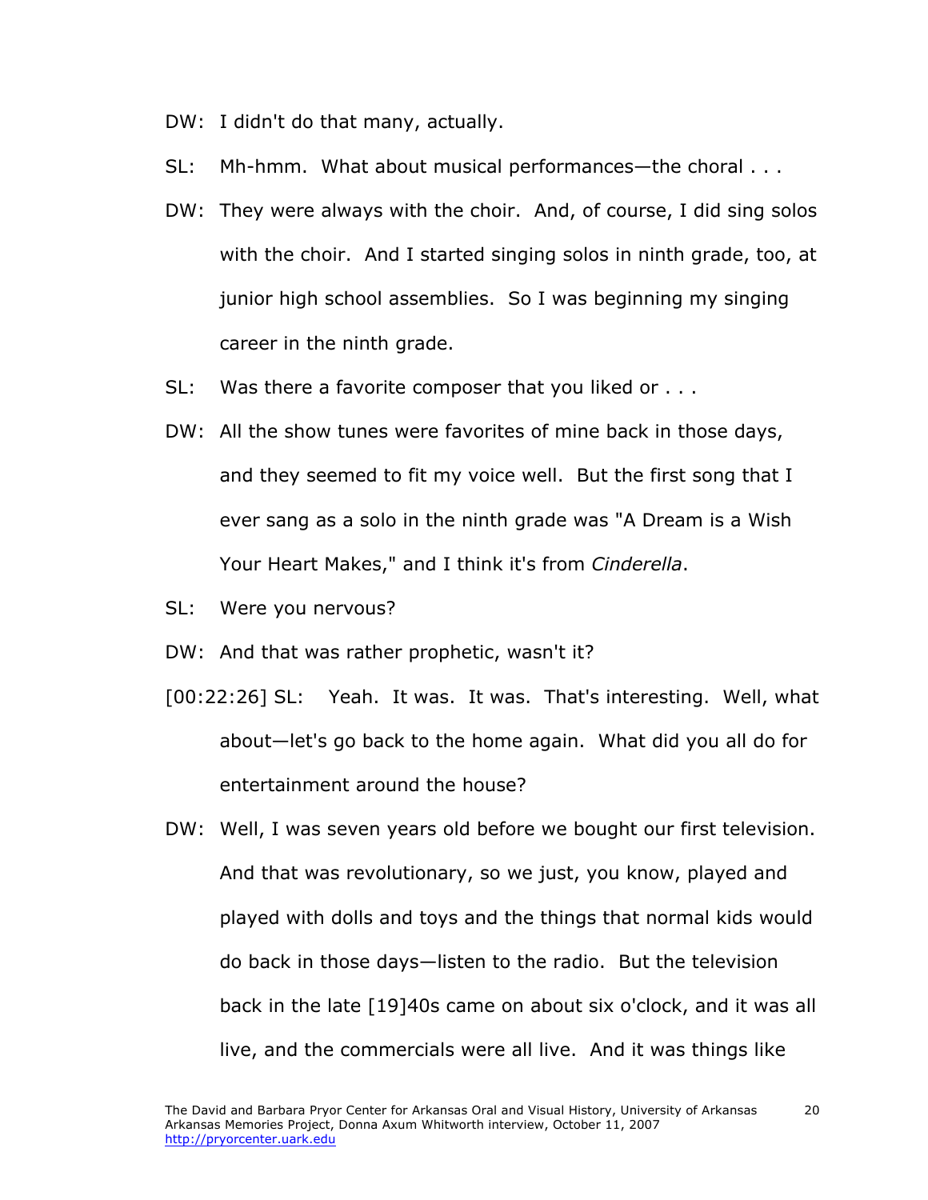DW: I didn't do that many, actually.

SL: Mh-hmm. What about musical performances—the choral . . .

DW: They were always with the choir. And, of course, I did sing solos with the choir. And I started singing solos in ninth grade, too, at junior high school assemblies. So I was beginning my singing career in the ninth grade.

SL: Was there a favorite composer that you liked or . . .

DW: All the show tunes were favorites of mine back in those days, and they seemed to fit my voice well. But the first song that I ever sang as a solo in the ninth grade was "A Dream is a Wish Your Heart Makes," and I think it's from *Cinderella*.

SL: Were you nervous?

DW: And that was rather prophetic, wasn't it?

[00:22:26] SL: Yeah. It was. It was. That's interesting. Well, what about—let's go back to the home again. What did you all do for entertainment around the house?

DW: Well, I was seven years old before we bought our first television. And that was revolutionary, so we just, you know, played and played with dolls and toys and the things that normal kids would do back in those days—listen to the radio. But the television back in the late [19]40s came on about six o'clock, and it was all live, and the commercials were all live. And it was things like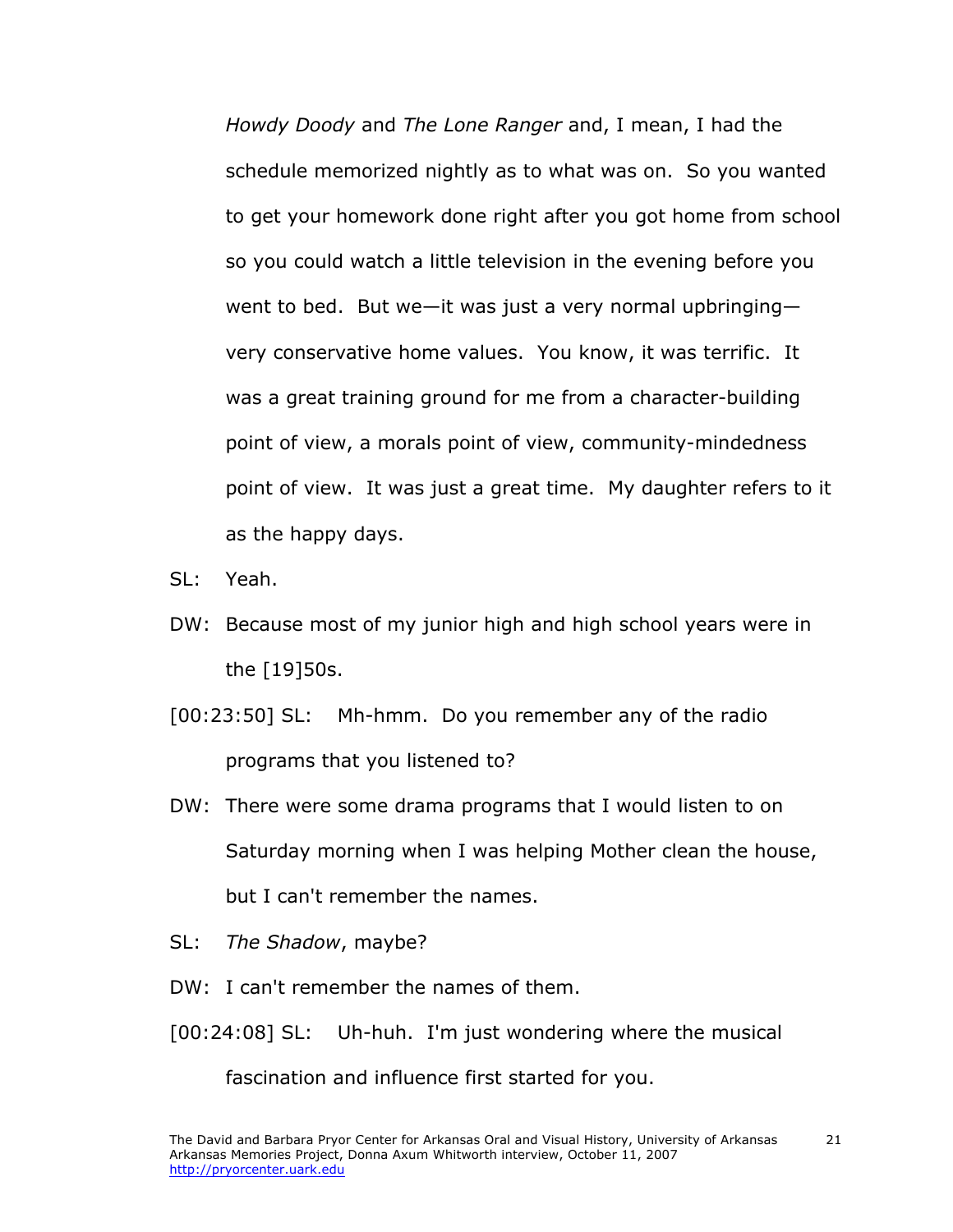*Howdy Doody* and *The Lone Ranger* and, I mean, I had the schedule memorized nightly as to what was on. So you wanted to get your homework done right after you got home from school so you could watch a little television in the evening before you went to bed. But we—it was just a very normal upbringing—very conservative home values. You know, it was terrific. It was a great training ground for me from a character-building point of view, a morals point of view, community-mindedness point of view. It was just a great time. My daughter refers to it as the happy days.

SL: Yeah.

DW: Because most of my junior high and high school years were in the [19]50s.

[00:23:50] SL: Mh-hmm. Do you remember any of the radio programs that you listened to?

DW: There were some drama programs that I would listen to on Saturday morning when I was helping Mother clean the house, but I can't remember the names.

SL: *The Shadow*, maybe?

DW: I can't remember the names of them.

[00:24:08] SL: Uh-huh. I'm just wondering where the musical fascination and influence first started for you.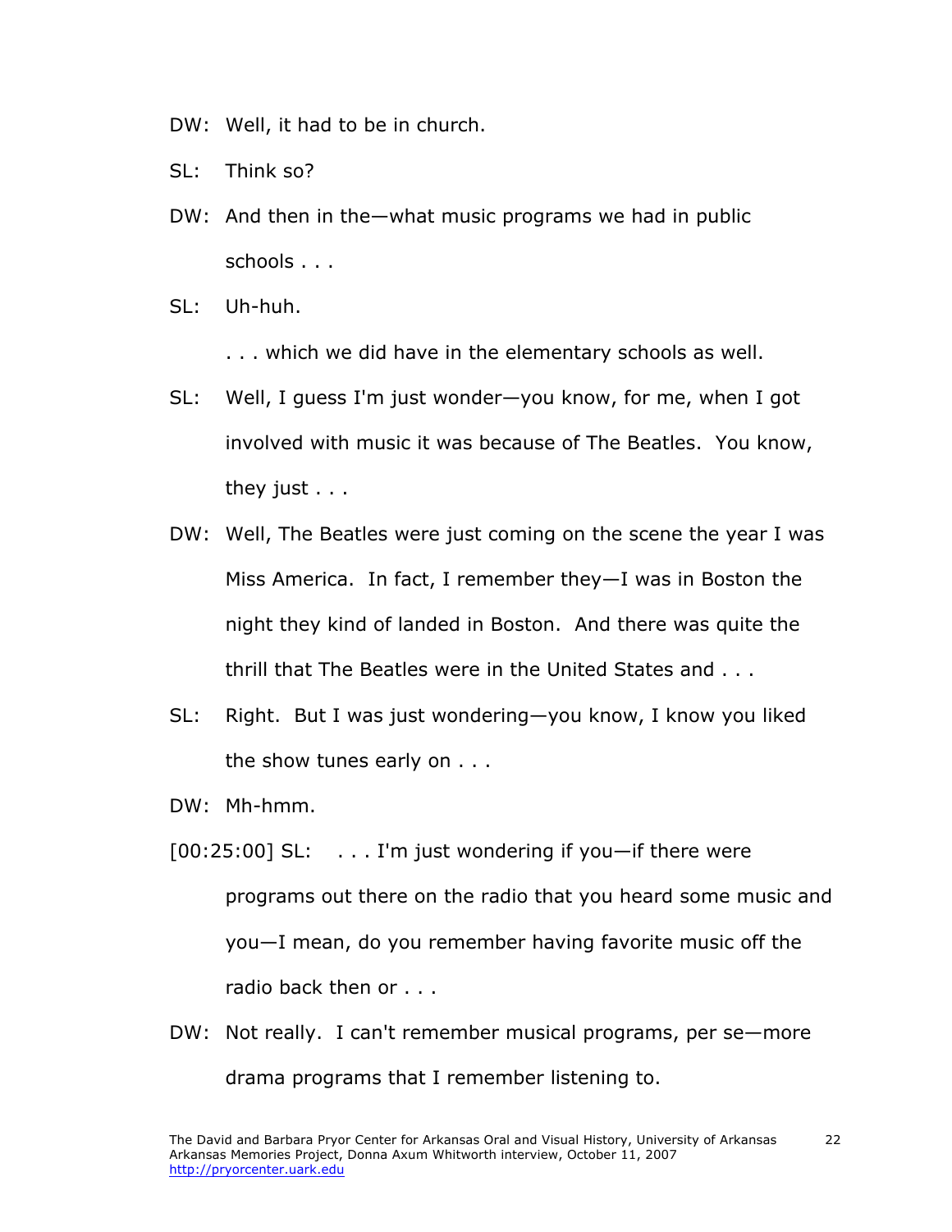DW: Well, it had to be in church.

SL: Think so?

DW: And then in the—what music programs we had in public schools . . .

SL: Uh-huh.

. . . which we did have in the elementary schools as well.

SL: Well, I guess I'm just wonder—you know, for me, when I got involved with music it was because of The Beatles. You know, they just . . .

DW: Well, The Beatles were just coming on the scene the year I was Miss America. In fact, I remember they—I was in Boston the night they kind of landed in Boston. And there was quite the thrill that The Beatles were in the United States and . . .

SL: Right. But I was just wondering—you know, I know you liked the show tunes early on . . .

DW: Mh-hmm.

[00:25:00] SL: . . . I'm just wondering if you—if there were programs out there on the radio that you heard some music and you—I mean, do you remember having favorite music off the radio back then or . . .

DW: Not really. I can't remember musical programs, per se—more drama programs that I remember listening to.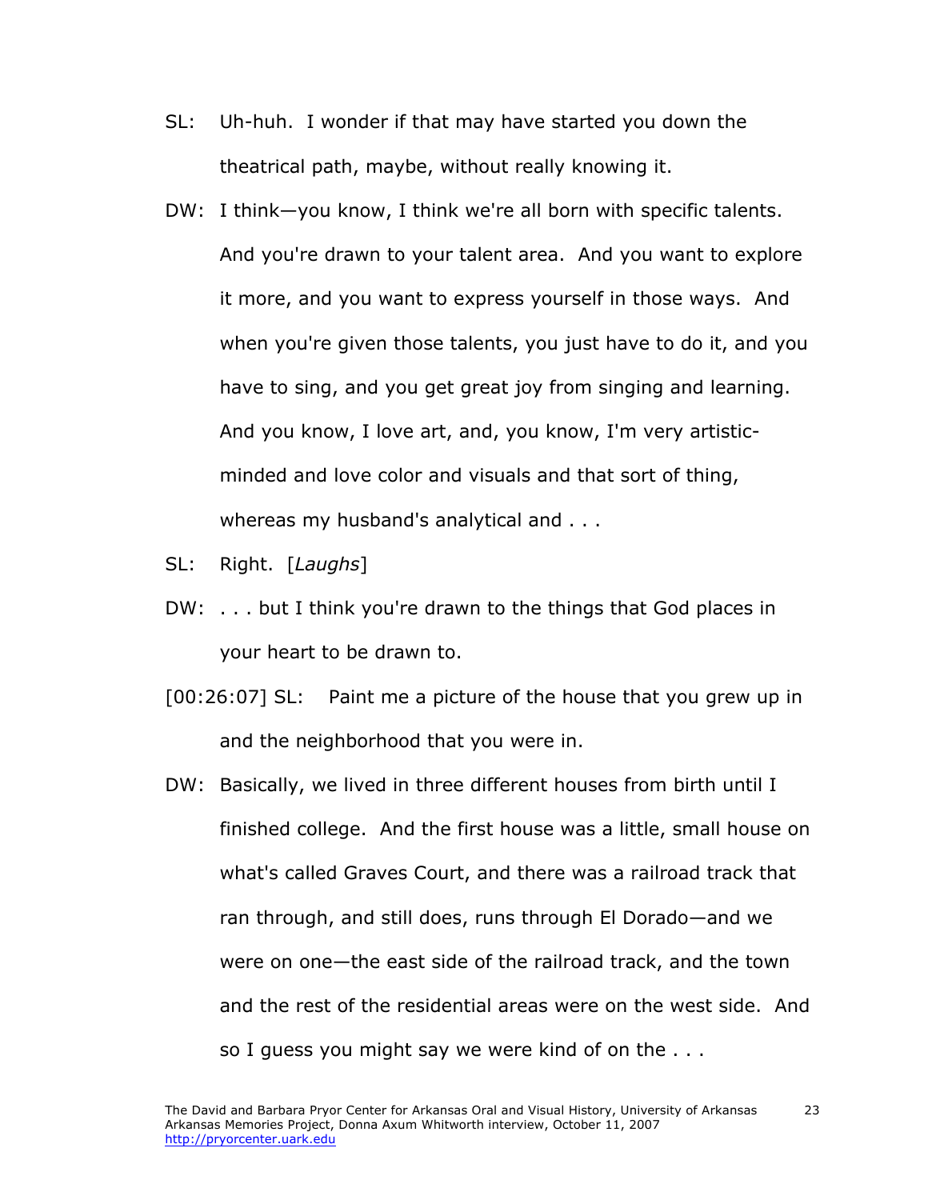SL: Uh-huh. I wonder if that may have started you down the theatrical path, maybe, without really knowing it.

DW: I think—you know, I think we're all born with specific talents. And you're drawn to your talent area. And you want to explore it more, and you want to express yourself in those ways. And when you're given those talents, you just have to do it, and you have to sing, and you get great joy from singing and learning. And you know, I love art, and, you know, I'm very artistic-minded and love color and visuals and that sort of thing, whereas my husband's analytical and . . .

SL: Right. [*Laughs*]

DW: . . . but I think you're drawn to the things that God places in your heart to be drawn to.

[00:26:07] SL: Paint me a picture of the house that you grew up in and the neighborhood that you were in.

DW: Basically, we lived in three different houses from birth until I finished college. And the first house was a little, small house on what's called Graves Court, and there was a railroad track that ran through, and still does, runs through El Dorado—and we were on one—the east side of the railroad track, and the town and the rest of the residential areas were on the west side. And so I guess you might say we were kind of on the . . .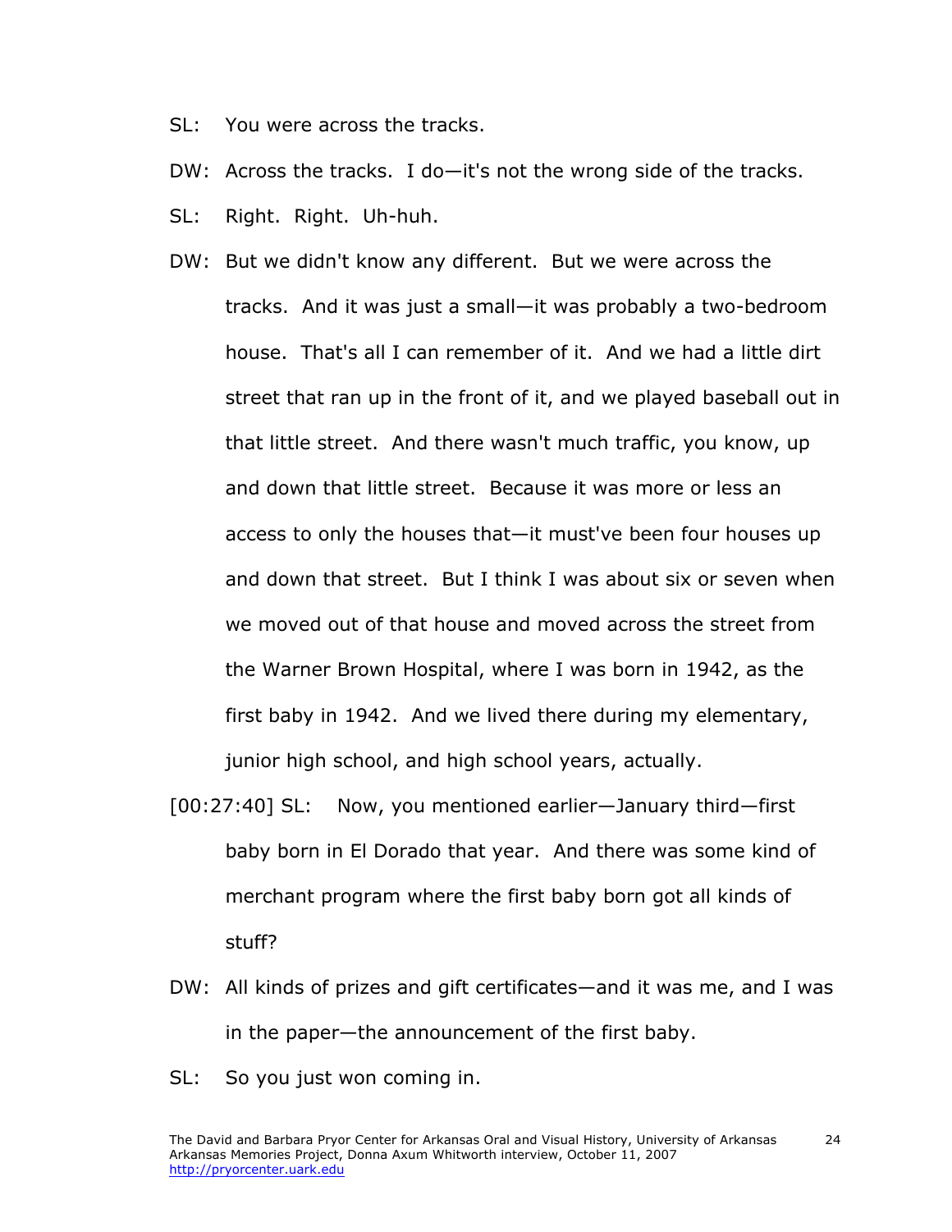SL: You were across the tracks.

DW: Across the tracks. I do—it's not the wrong side of the tracks.

SL: Right. Right. Uh-huh.

DW: But we didn't know any different. But we were across the tracks. And it was just a small—it was probably a two-bedroom house. That's all I can remember of it. And we had a little dirt street that ran up in the front of it, and we played baseball out in that little street. And there wasn't much traffic, you know, up and down that little street. Because it was more or less an access to only the houses that—it must've been four houses up and down that street. But I think I was about six or seven when we moved out of that house and moved across the street from the Warner Brown Hospital, where I was born in 1942, as the first baby in 1942. And we lived there during my elementary, junior high school, and high school years, actually.

[00:27:40] SL: Now, you mentioned earlier—January third—first baby born in El Dorado that year. And there was some kind of merchant program where the first baby born got all kinds of stuff?

DW: All kinds of prizes and gift certificates—and it was me, and I was in the paper—the announcement of the first baby.

SL: So you just won coming in.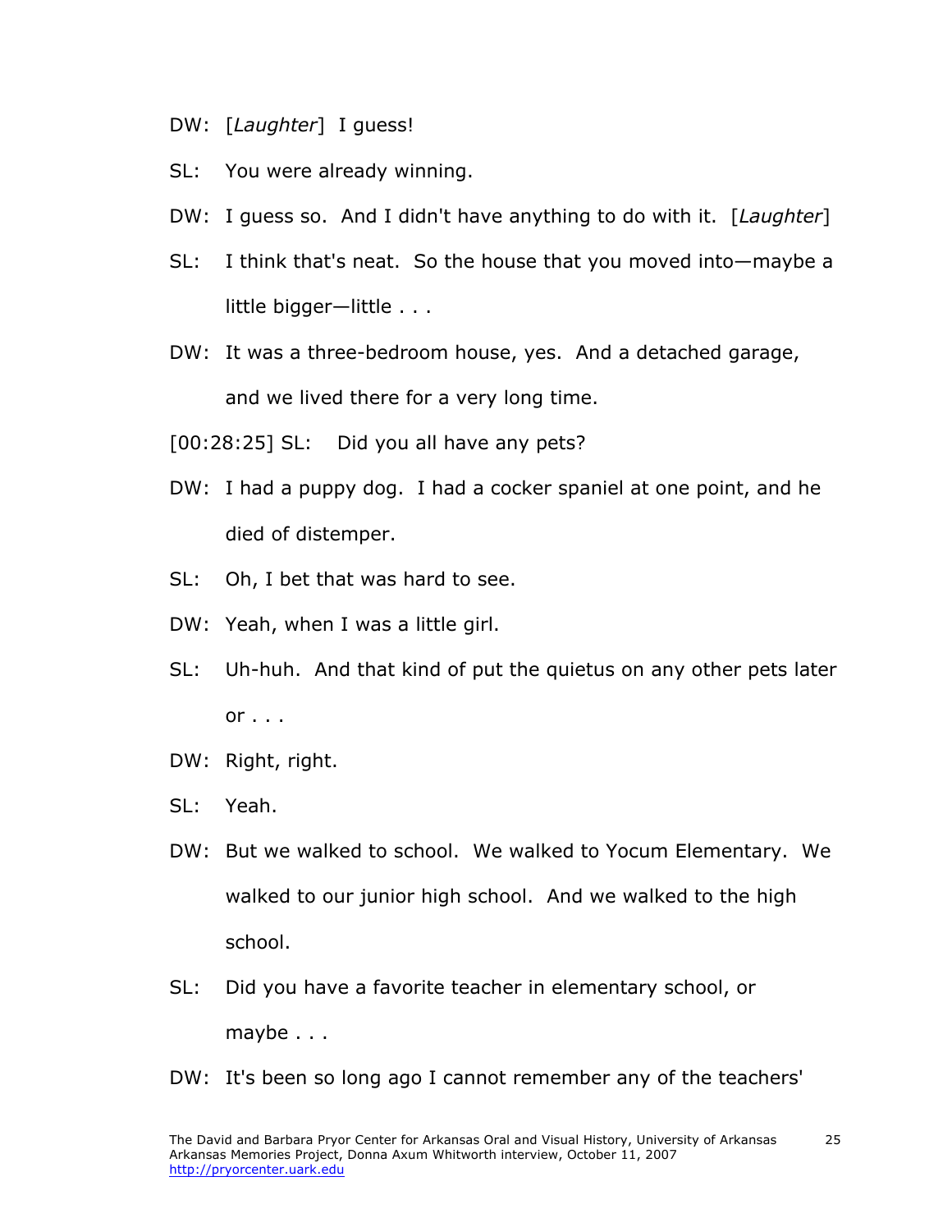DW: [*Laughter*] I guess!

SL: You were already winning.

DW: I guess so. And I didn't have anything to do with it. [*Laughter*]

SL: I think that's neat. So the house that you moved into—maybe a little bigger—little . . .

DW: It was a three-bedroom house, yes. And a detached garage, and we lived there for a very long time.

[00:28:25] SL: Did you all have any pets?

DW: I had a puppy dog. I had a cocker spaniel at one point, and he died of distemper.

SL: Oh, I bet that was hard to see.

DW: Yeah, when I was a little girl.

SL: Uh-huh. And that kind of put the quietus on any other pets later or . . .

DW: Right, right.

SL: Yeah.

DW: But we walked to school. We walked to Yocum Elementary. We walked to our junior high school. And we walked to the high school.

SL: Did you have a favorite teacher in elementary school, or maybe . . .

DW: It's been so long ago I cannot remember any of the teachers'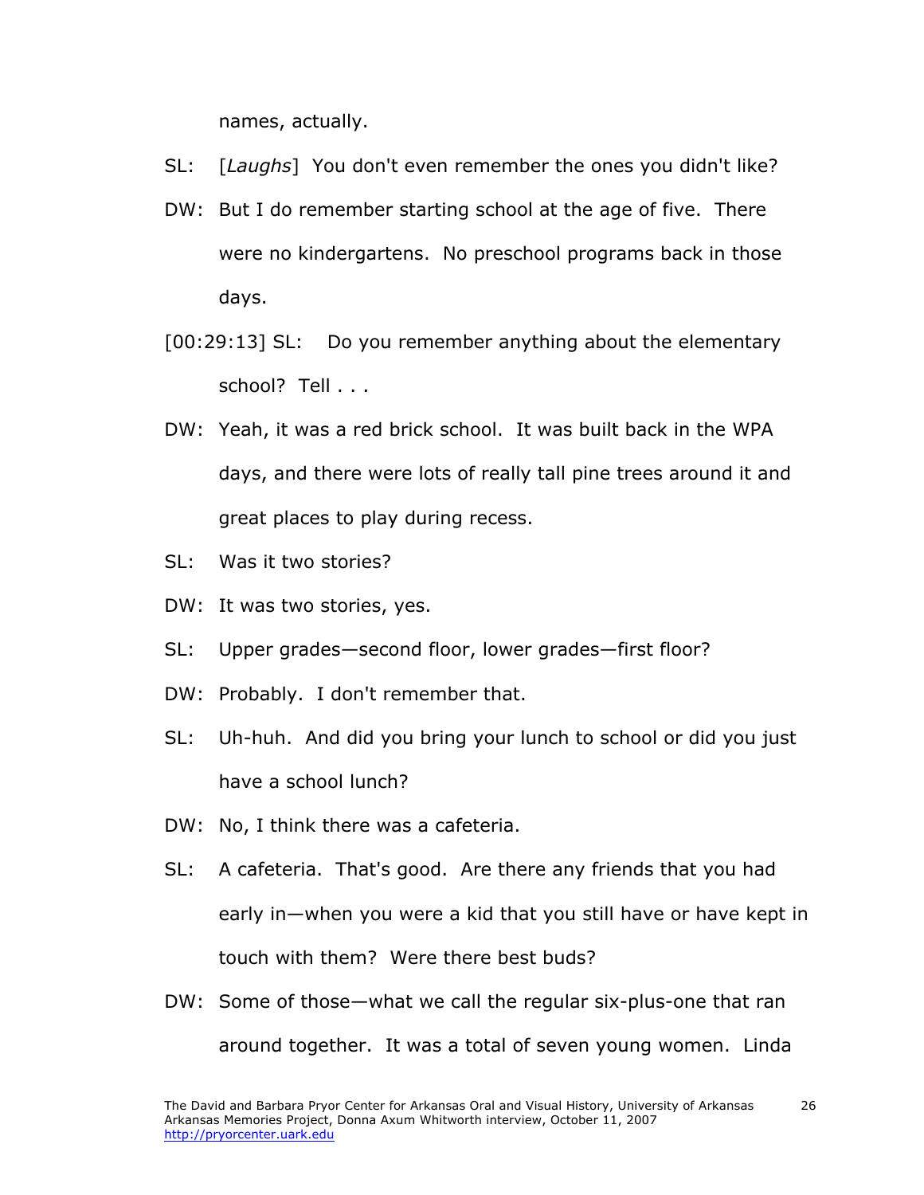names, actually.

SL: [*Laughs*] You don't even remember the ones you didn't like?

DW: But I do remember starting school at the age of five. There were no kindergartens. No preschool programs back in those days.

[00:29:13] SL: Do you remember anything about the elementary school? Tell . . .

DW: Yeah, it was a red brick school. It was built back in the WPA days, and there were lots of really tall pine trees around it and great places to play during recess.

SL: Was it two stories?

DW: It was two stories, yes.

SL: Upper grades—second floor, lower grades—first floor?

DW: Probably. I don't remember that.

SL: Uh-huh. And did you bring your lunch to school or did you just have a school lunch?

DW: No, I think there was a cafeteria.

SL: A cafeteria. That's good. Are there any friends that you had early in—when you were a kid that you still have or have kept in touch with them? Were there best buds?

DW: Some of those—what we call the regular six-plus-one that ran around together. It was a total of seven young women. Linda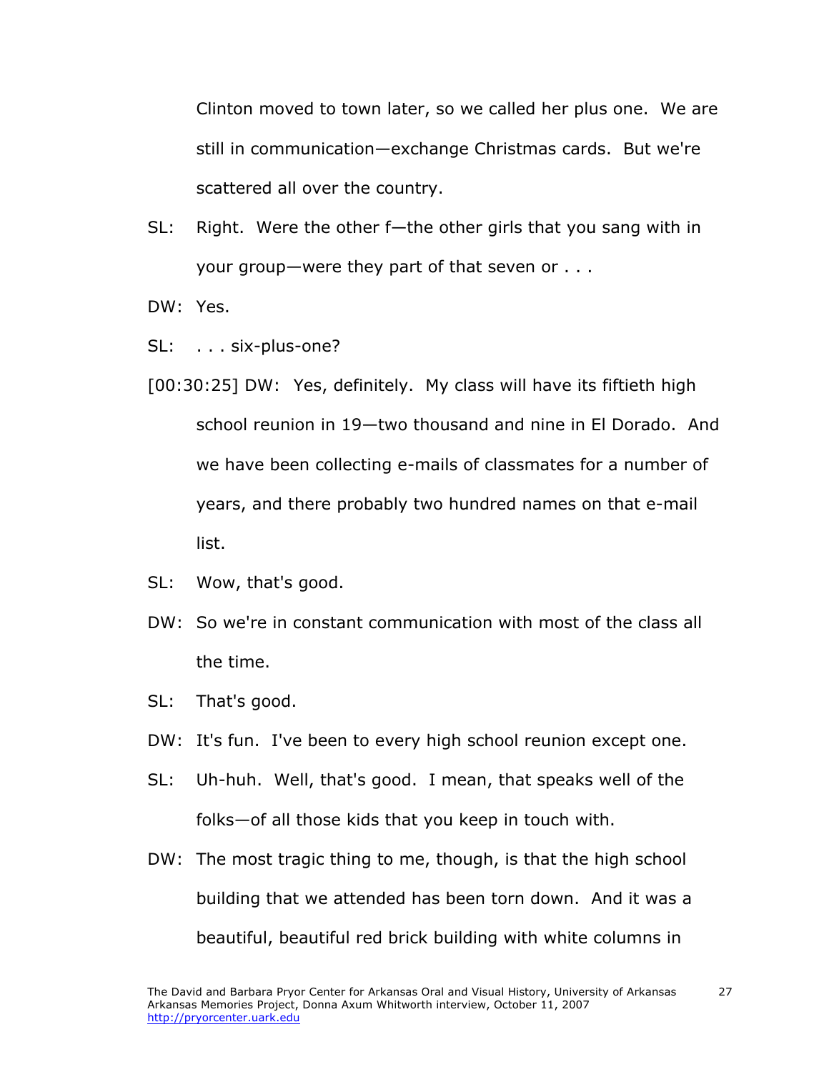Clinton moved to town later, so we called her plus one. We are still in communication—exchange Christmas cards. But we're scattered all over the country.

SL: Right. Were the other f—the other girls that you sang with in your group—were they part of that seven or . . .

DW: Yes.

SL: . . . six-plus-one?

[00:30:25] DW: Yes, definitely. My class will have its fiftieth high school reunion in 19—two thousand and nine in El Dorado. And we have been collecting e-mails of classmates for a number of years, and there probably two hundred names on that e-mail list.

SL: Wow, that's good.

DW: So we're in constant communication with most of the class all the time.

SL: That's good.

DW: It's fun. I've been to every high school reunion except one.

SL: Uh-huh. Well, that's good. I mean, that speaks well of the folks—of all those kids that you keep in touch with.

DW: The most tragic thing to me, though, is that the high school building that we attended has been torn down. And it was a beautiful, beautiful red brick building with white columns in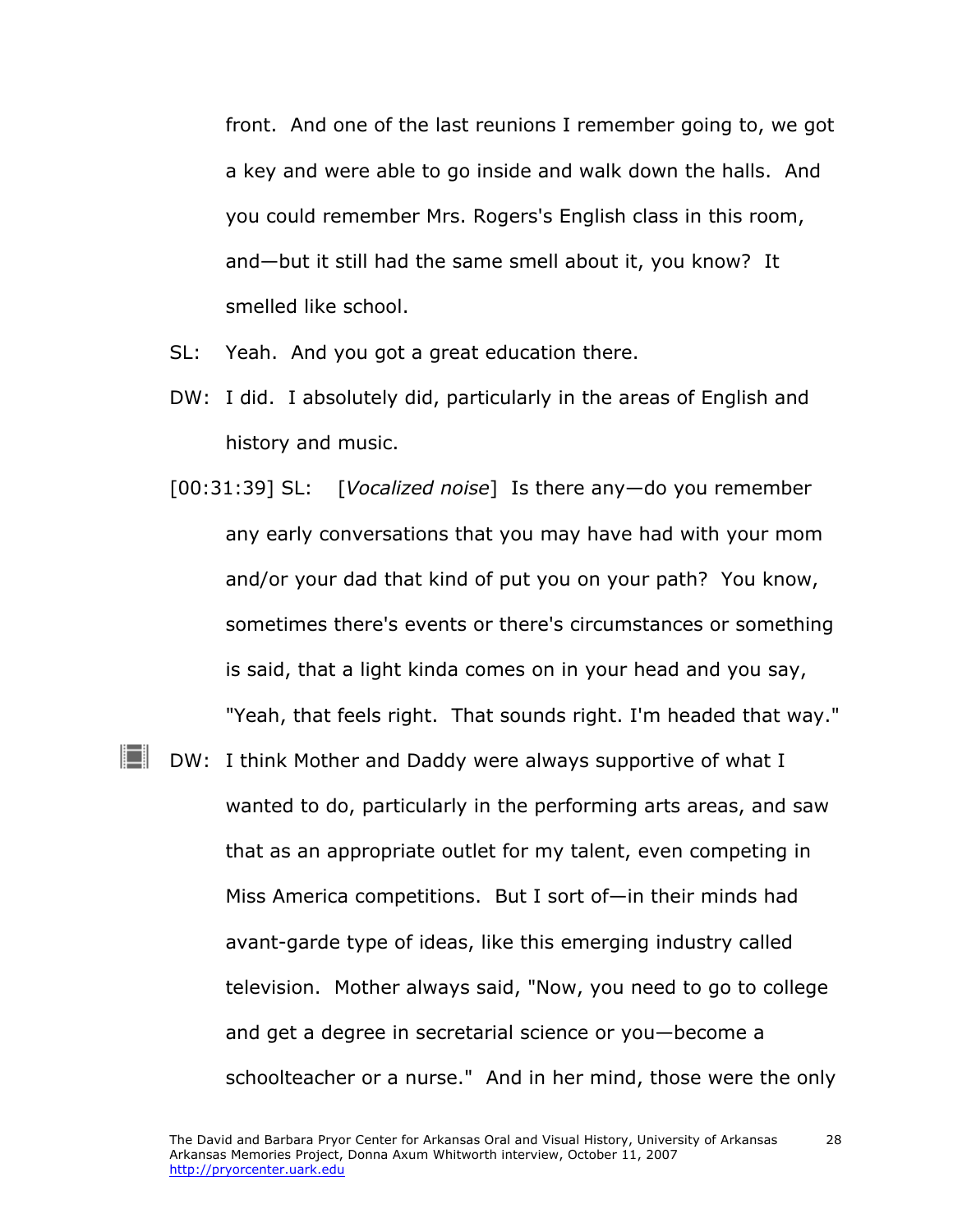front. And one of the last reunions I remember going to, we got a key and were able to go inside and walk down the halls. And you could remember Mrs. Rogers's English class in this room, and—but it still had the same smell about it, you know? It smelled like school.

SL: Yeah. And you got a great education there.

DW: I did. I absolutely did, particularly in the areas of English and history and music.

[00:31:39] SL: [*Vocalized noise*] Is there any—do you remember any early conversations that you may have had with your mom and/or your dad that kind of put you on your path? You know, sometimes there's events or there's circumstances or something is said, that a light kinda comes on in your head and you say, "Yeah, that feels right. That sounds right. I'm headed that way."

DW: I think Mother and Daddy were always supportive of what I wanted to do, particularly in the performing arts areas, and saw that as an appropriate outlet for my talent, even competing in Miss America competitions. But I sort of—in their minds had avant-garde type of ideas, like this emerging industry called television. Mother always said, "Now, you need to go to college and get a degree in secretarial science or you—become a schoolteacher or a nurse." And in her mind, those were the only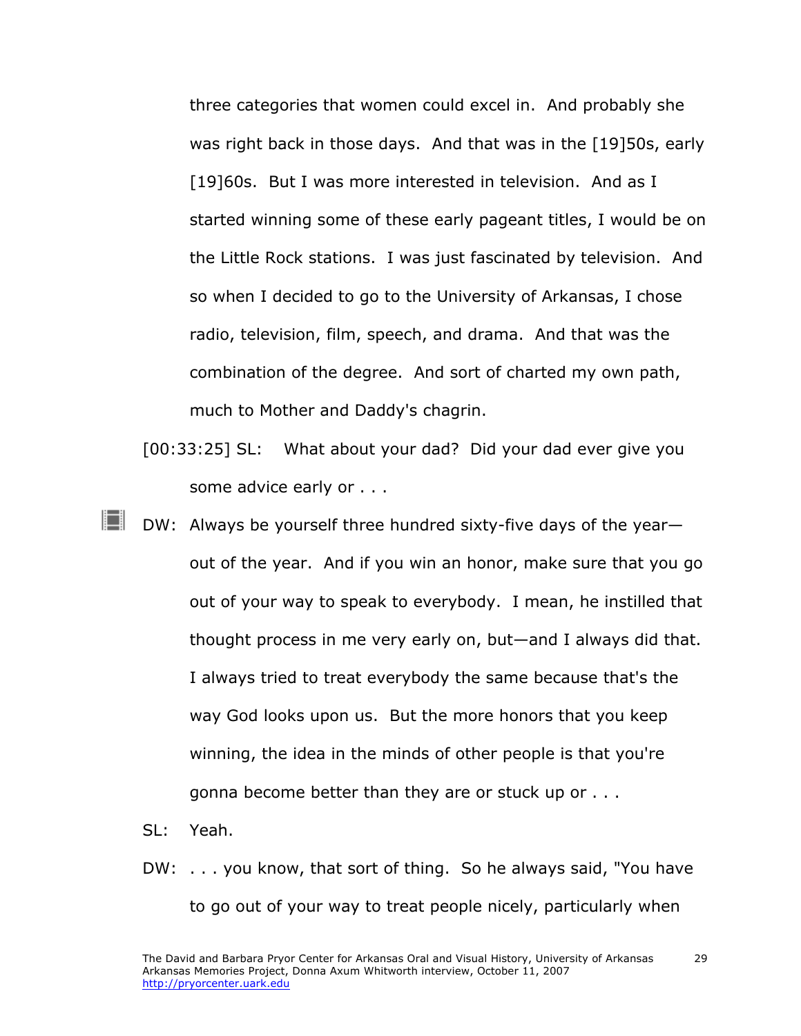three categories that women could excel in. And probably she was right back in those days. And that was in the [19]50s, early [19]60s. But I was more interested in television. And as I started winning some of these early pageant titles, I would be on the Little Rock stations. I was just fascinated by television. And so when I decided to go to the University of Arkansas, I chose radio, television, film, speech, and drama. And that was the combination of the degree. And sort of charted my own path, much to Mother and Daddy's chagrin.

[00:33:25] SL: What about your dad? Did your dad ever give you some advice early or . . .

DW: Always be yourself three hundred sixty-five days of the year—out of the year. And if you win an honor, make sure that you go out of your way to speak to everybody. I mean, he instilled that thought process in me very early on, but—and I always did that. I always tried to treat everybody the same because that's the way God looks upon us. But the more honors that you keep winning, the idea in the minds of other people is that you're gonna become better than they are or stuck up or . . .

SL: Yeah.

DW: . . . you know, that sort of thing. So he always said, "You have to go out of your way to treat people nicely, particularly when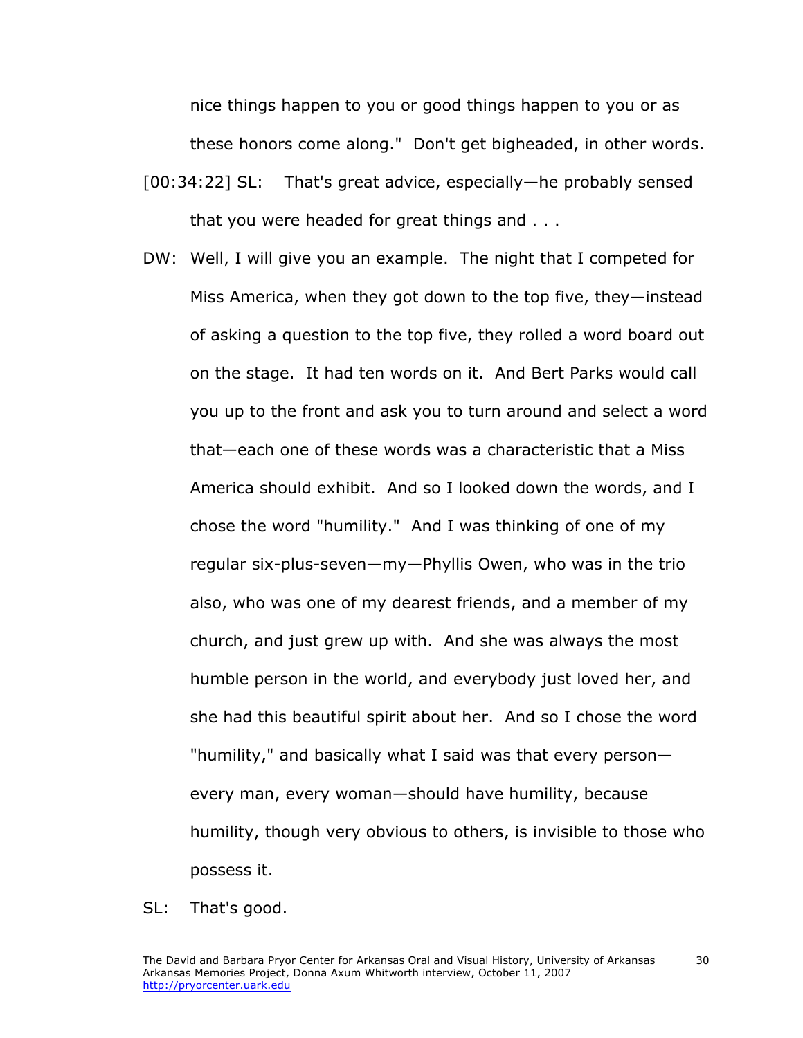nice things happen to you or good things happen to you or as these honors come along." Don't get bigheaded, in other words.

[00:34:22] SL: That's great advice, especially—he probably sensed that you were headed for great things and . . .

DW: Well, I will give you an example. The night that I competed for Miss America, when they got down to the top five, they—instead of asking a question to the top five, they rolled a word board out on the stage. It had ten words on it. And Bert Parks would call you up to the front and ask you to turn around and select a word that—each one of these words was a characteristic that a Miss America should exhibit. And so I looked down the words, and I chose the word "humility." And I was thinking of one of my regular six-plus-seven—my—Phyllis Owen, who was in the trio also, who was one of my dearest friends, and a member of my church, and just grew up with. And she was always the most humble person in the world, and everybody just loved her, and she had this beautiful spirit about her. And so I chose the word "humility," and basically what I said was that every person—every man, every woman—should have humility, because humility, though very obvious to others, is invisible to those who possess it.

SL: That's good.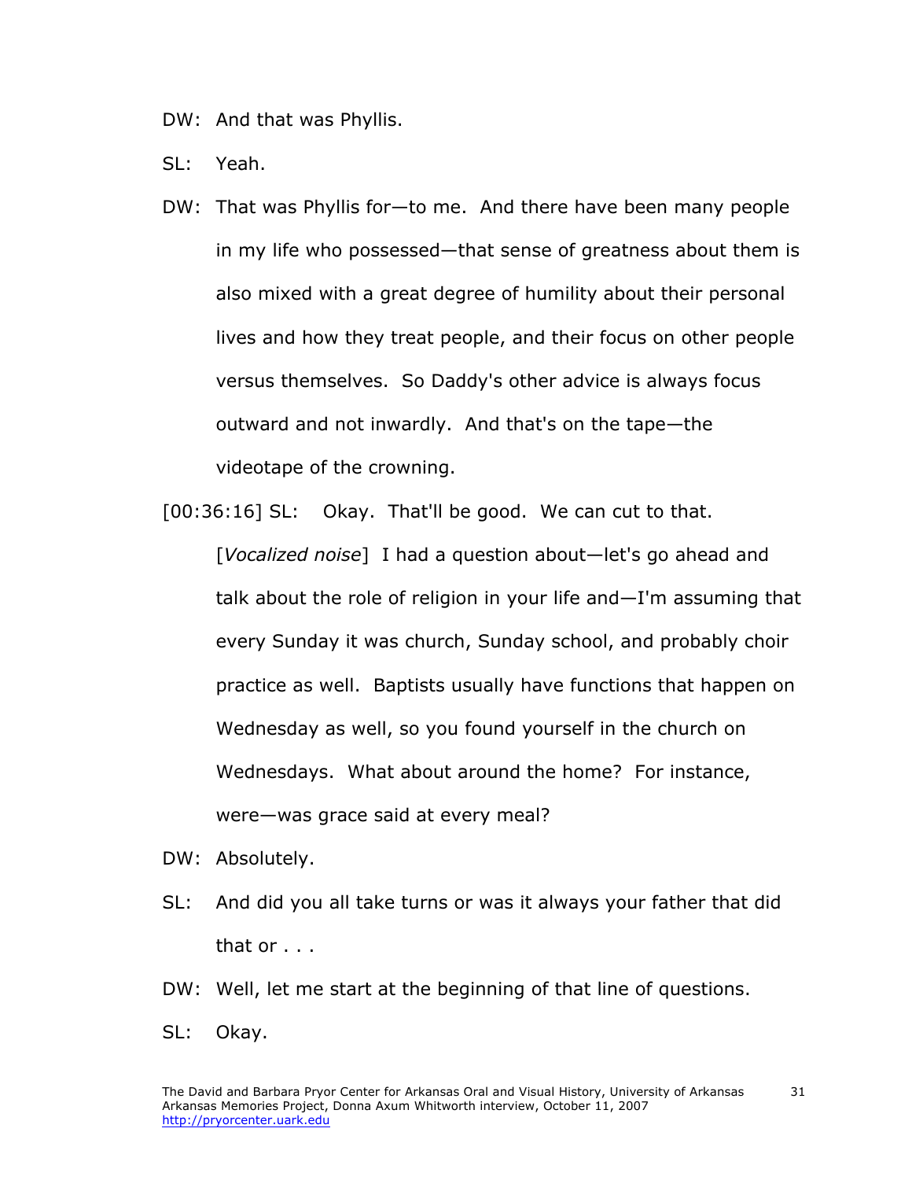DW: And that was Phyllis.

SL: Yeah.

DW: That was Phyllis for—to me. And there have been many people in my life who possessed—that sense of greatness about them is also mixed with a great degree of humility about their personal lives and how they treat people, and their focus on other people versus themselves. So Daddy's other advice is always focus outward and not inwardly. And that's on the tape—the videotape of the crowning.

[00:36:16] SL: Okay. That'll be good. We can cut to that. [*Vocalized noise*] I had a question about—let's go ahead and talk about the role of religion in your life and—I'm assuming that every Sunday it was church, Sunday school, and probably choir practice as well. Baptists usually have functions that happen on Wednesday as well, so you found yourself in the church on Wednesdays. What about around the home? For instance, were—was grace said at every meal?

DW: Absolutely.

SL: And did you all take turns or was it always your father that did that or . . .

DW: Well, let me start at the beginning of that line of questions.

SL: Okay.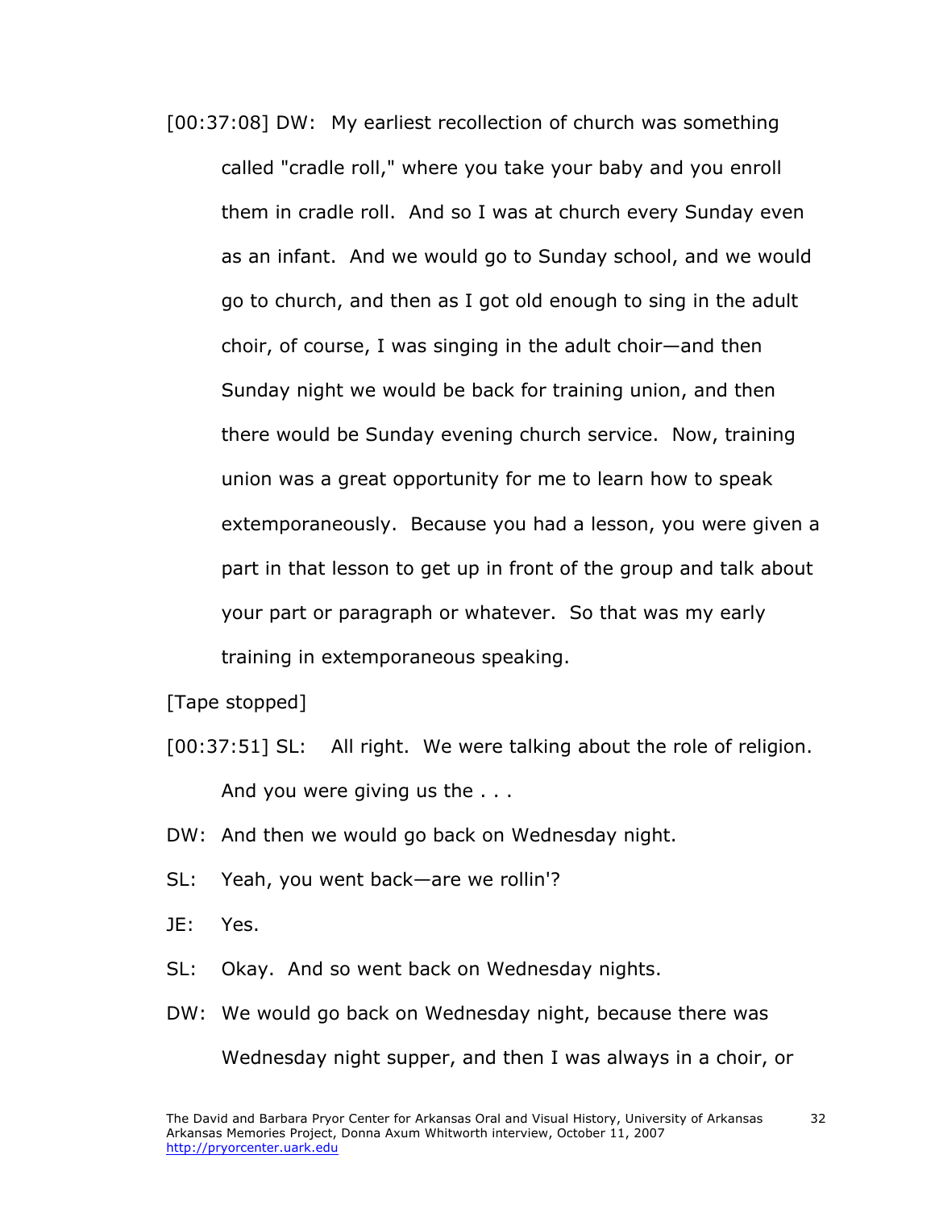[00:37:08] DW: My earliest recollection of church was something called "cradle roll," where you take your baby and you enroll them in cradle roll. And so I was at church every Sunday even as an infant. And we would go to Sunday school, and we would go to church, and then as I got old enough to sing in the adult choir, of course, I was singing in the adult choir—and then Sunday night we would be back for training union, and then there would be Sunday evening church service. Now, training union was a great opportunity for me to learn how to speak extemporaneously. Because you had a lesson, you were given a part in that lesson to get up in front of the group and talk about your part or paragraph or whatever. So that was my early training in extemporaneous speaking.

[Tape stopped]

[00:37:51] SL: All right. We were talking about the role of religion. And you were giving us the . . .

DW: And then we would go back on Wednesday night.

SL: Yeah, you went back—are we rollin'?

JE: Yes.

SL: Okay. And so went back on Wednesday nights.

DW: We would go back on Wednesday night, because there was Wednesday night supper, and then I was always in a choir, or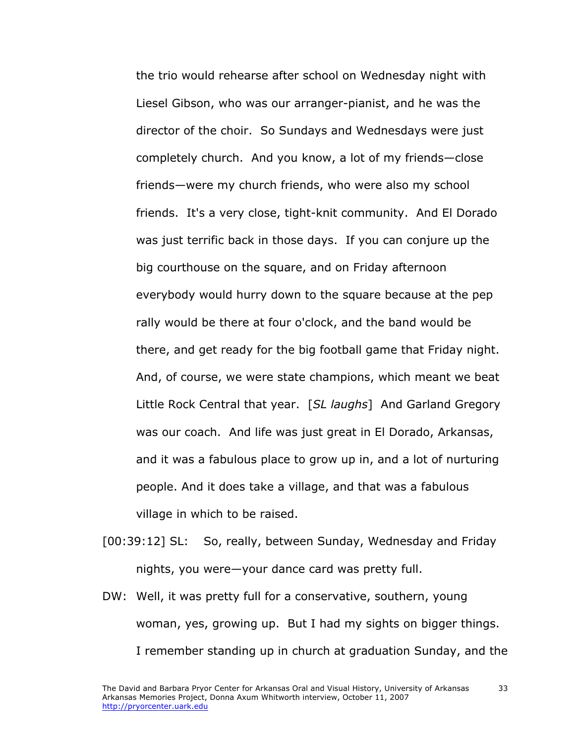the trio would rehearse after school on Wednesday night with Liesel Gibson, who was our arranger-pianist, and he was the director of the choir. So Sundays and Wednesdays were just completely church. And you know, a lot of my friends—close friends—were my church friends, who were also my school friends. It's a very close, tight-knit community. And El Dorado was just terrific back in those days. If you can conjure up the big courthouse on the square, and on Friday afternoon everybody would hurry down to the square because at the pep rally would be there at four o'clock, and the band would be there, and get ready for the big football game that Friday night. And, of course, we were state champions, which meant we beat Little Rock Central that year. [*SL laughs*] And Garland Gregory was our coach. And life was just great in El Dorado, Arkansas, and it was a fabulous place to grow up in, and a lot of nurturing people. And it does take a village, and that was a fabulous village in which to be raised.

[00:39:12] SL: So, really, between Sunday, Wednesday and Friday nights, you were—your dance card was pretty full.

DW: Well, it was pretty full for a conservative, southern, young woman, yes, growing up. But I had my sights on bigger things. I remember standing up in church at graduation Sunday, and the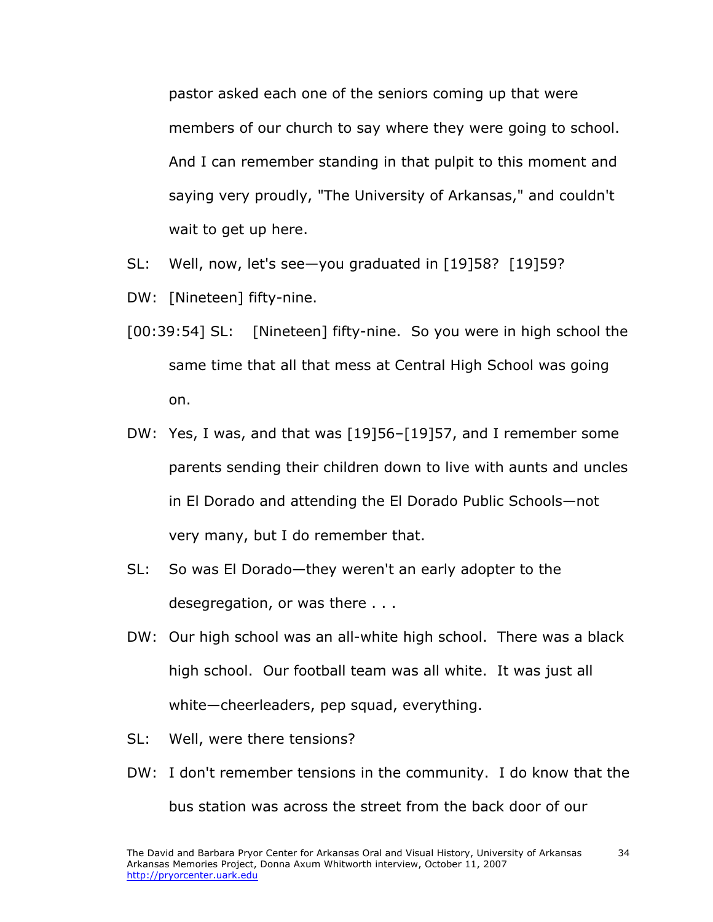pastor asked each one of the seniors coming up that were members of our church to say where they were going to school. And I can remember standing in that pulpit to this moment and saying very proudly, "The University of Arkansas," and couldn't wait to get up here.

SL: Well, now, let's see—you graduated in [19]58? [19]59?

DW: [Nineteen] fifty-nine.

[00:39:54] SL: [Nineteen] fifty-nine. So you were in high school the same time that all that mess at Central High School was going on.

DW: Yes, I was, and that was [19]56–[19]57, and I remember some parents sending their children down to live with aunts and uncles in El Dorado and attending the El Dorado Public Schools—not very many, but I do remember that.

SL: So was El Dorado—they weren't an early adopter to the desegregation, or was there . . .

DW: Our high school was an all-white high school. There was a black high school. Our football team was all white. It was just all white—cheerleaders, pep squad, everything.

SL: Well, were there tensions?

DW: I don't remember tensions in the community. I do know that the bus station was across the street from the back door of our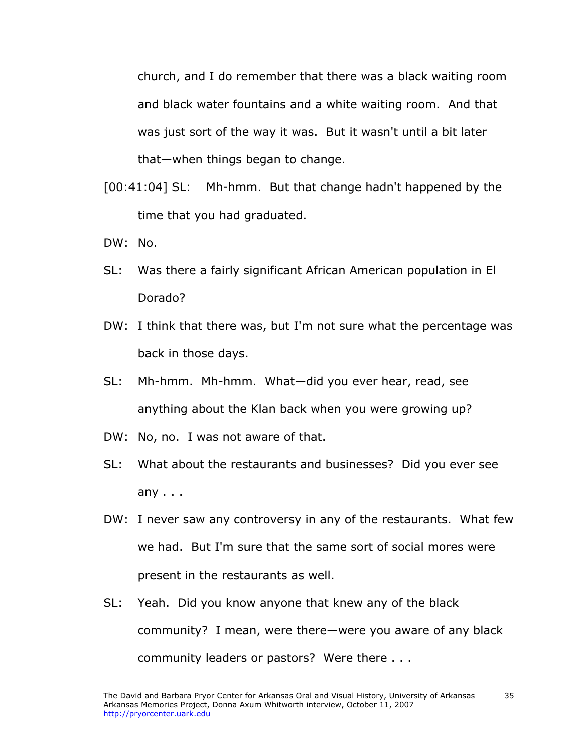church, and I do remember that there was a black waiting room and black water fountains and a white waiting room. And that was just sort of the way it was. But it wasn't until a bit later that—when things began to change.

[00:41:04] SL: Mh-hmm. But that change hadn't happened by the time that you had graduated.

DW: No.

SL: Was there a fairly significant African American population in El Dorado?

DW: I think that there was, but I'm not sure what the percentage was back in those days.

SL: Mh-hmm. Mh-hmm. What—did you ever hear, read, see anything about the Klan back when you were growing up?

DW: No, no. I was not aware of that.

SL: What about the restaurants and businesses? Did you ever see any . . .

DW: I never saw any controversy in any of the restaurants. What few we had. But I'm sure that the same sort of social mores were present in the restaurants as well.

SL: Yeah. Did you know anyone that knew any of the black community? I mean, were there—were you aware of any black community leaders or pastors? Were there . . .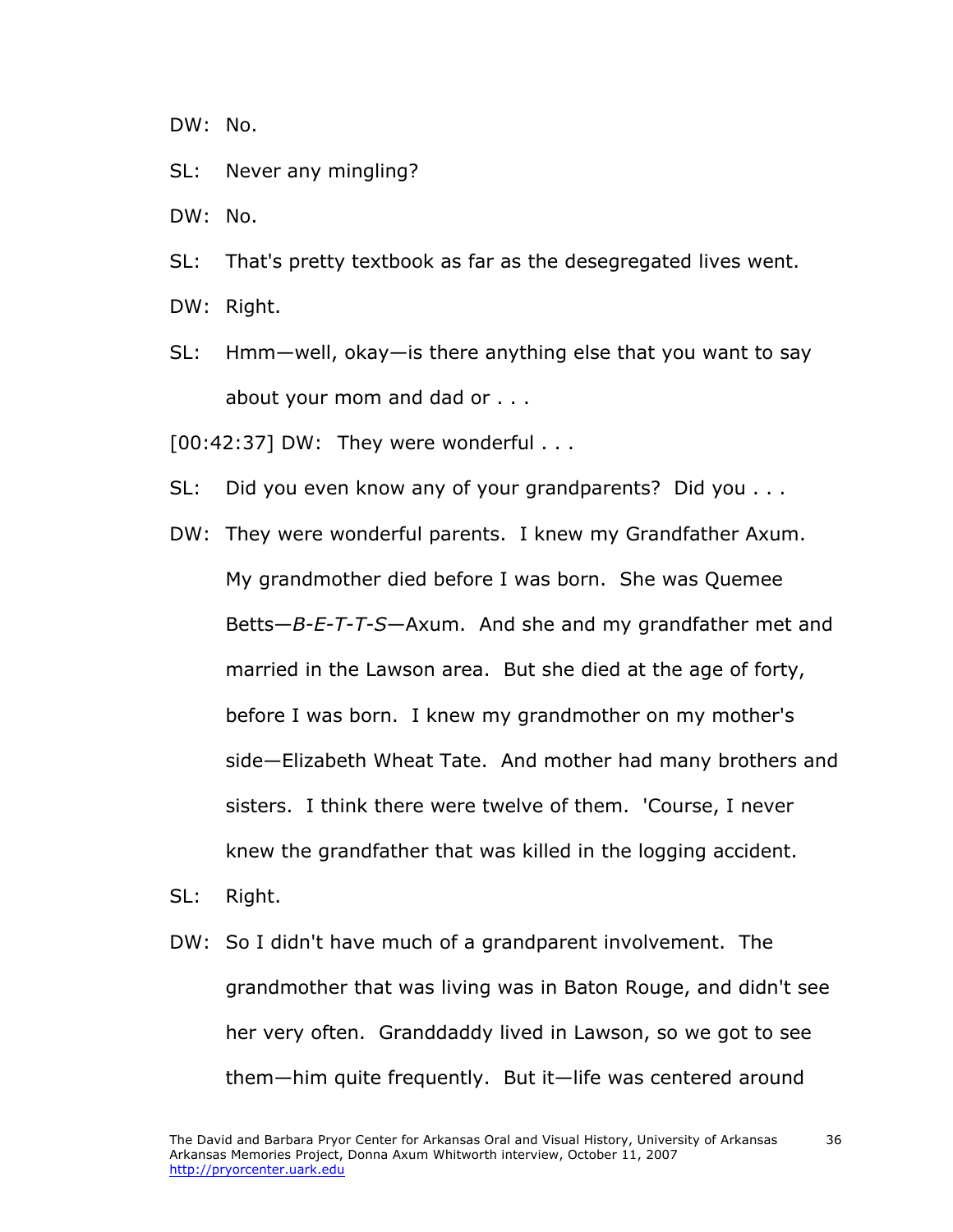DW: No.

SL: Never any mingling?

DW: No.

SL: That's pretty textbook as far as the desegregated lives went.

DW: Right.

SL: Hmm—well, okay—is there anything else that you want to say about your mom and dad or . . .

[00:42:37] DW: They were wonderful . . .

SL: Did you even know any of your grandparents? Did you . . .

DW: They were wonderful parents. I knew my Grandfather Axum. My grandmother died before I was born. She was Quemee Betts—*B-E-T-T-S*—Axum. And she and my grandfather met and married in the Lawson area. But she died at the age of forty, before I was born. I knew my grandmother on my mother's side—Elizabeth Wheat Tate. And mother had many brothers and sisters. I think there were twelve of them. 'Course, I never knew the grandfather that was killed in the logging accident.

SL: Right.

DW: So I didn't have much of a grandparent involvement. The grandmother that was living was in Baton Rouge, and didn't see her very often. Granddaddy lived in Lawson, so we got to see them—him quite frequently. But it—life was centered around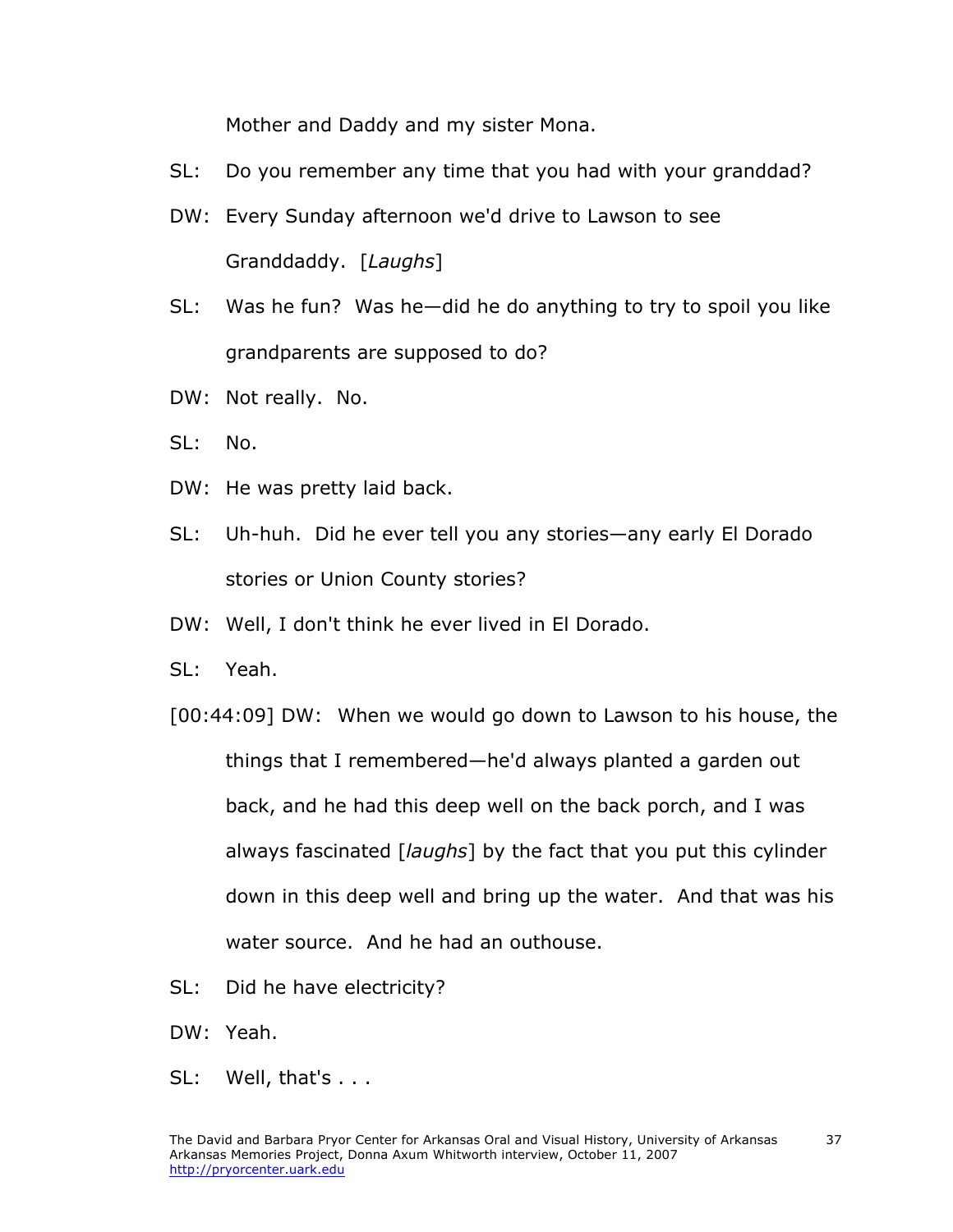Mother and Daddy and my sister Mona.

SL: Do you remember any time that you had with your granddad?

DW: Every Sunday afternoon we'd drive to Lawson to see Granddaddy. [*Laughs*]

SL: Was he fun? Was he—did he do anything to try to spoil you like grandparents are supposed to do?

DW: Not really. No.

SL: No.

DW: He was pretty laid back.

SL: Uh-huh. Did he ever tell you any stories—any early El Dorado stories or Union County stories?

DW: Well, I don't think he ever lived in El Dorado.

SL: Yeah.

[00:44:09] DW: When we would go down to Lawson to his house, the things that I remembered—he'd always planted a garden out back, and he had this deep well on the back porch, and I was always fascinated [*laughs*] by the fact that you put this cylinder down in this deep well and bring up the water. And that was his water source. And he had an outhouse.

SL: Did he have electricity?

DW: Yeah.

SL: Well, that's . . .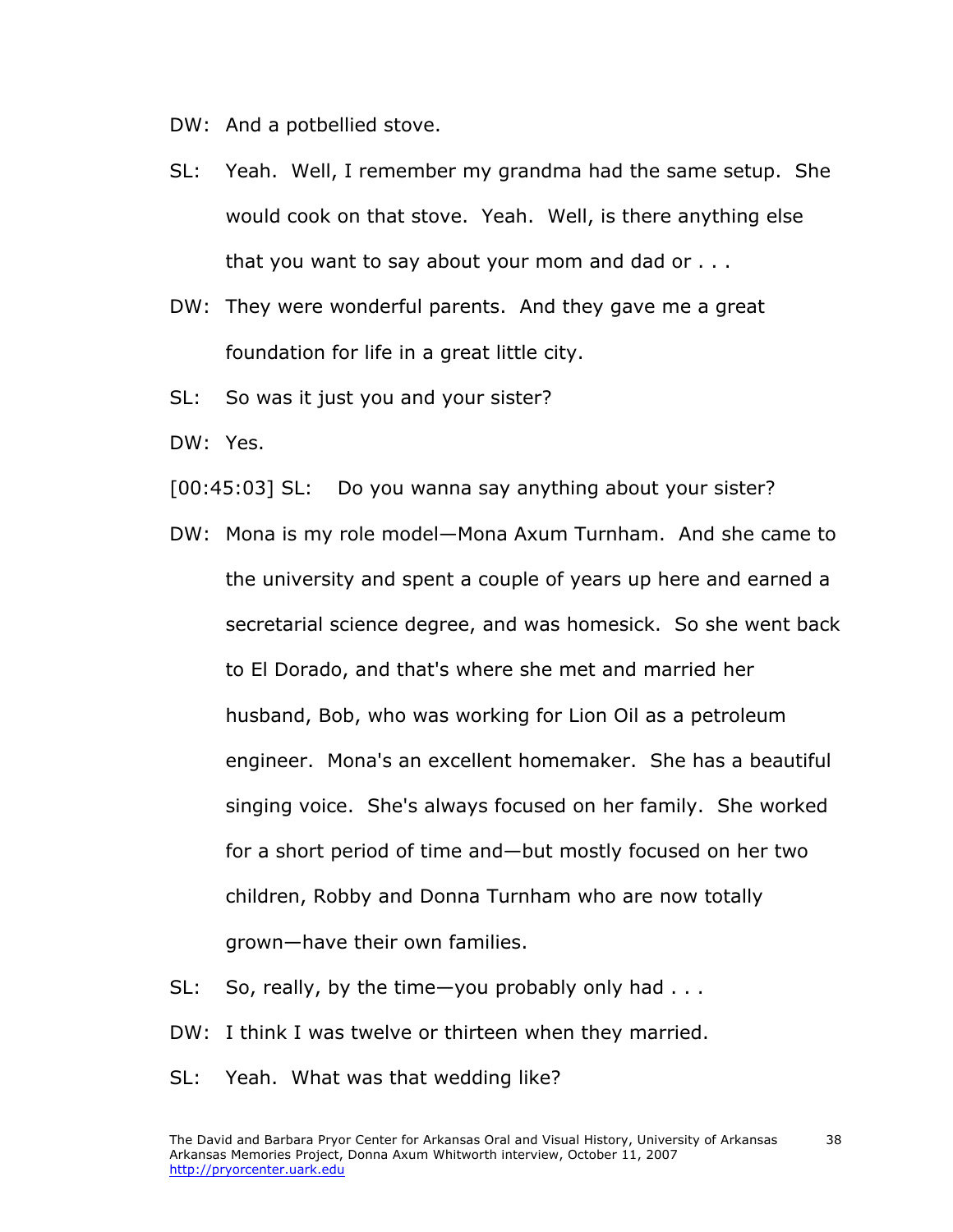DW: And a potbellied stove.

SL: Yeah. Well, I remember my grandma had the same setup. She would cook on that stove. Yeah. Well, is there anything else that you want to say about your mom and dad or . . .

DW: They were wonderful parents. And they gave me a great foundation for life in a great little city.

SL: So was it just you and your sister?

DW: Yes.

[00:45:03] SL: Do you wanna say anything about your sister?

DW: Mona is my role model—Mona Axum Turnham. And she came to the university and spent a couple of years up here and earned a secretarial science degree, and was homesick. So she went back to El Dorado, and that's where she met and married her husband, Bob, who was working for Lion Oil as a petroleum engineer. Mona's an excellent homemaker. She has a beautiful singing voice. She's always focused on her family. She worked for a short period of time and—but mostly focused on her two children, Robby and Donna Turnham who are now totally grown—have their own families.

SL: So, really, by the time—you probably only had . . .

DW: I think I was twelve or thirteen when they married.

SL: Yeah. What was that wedding like?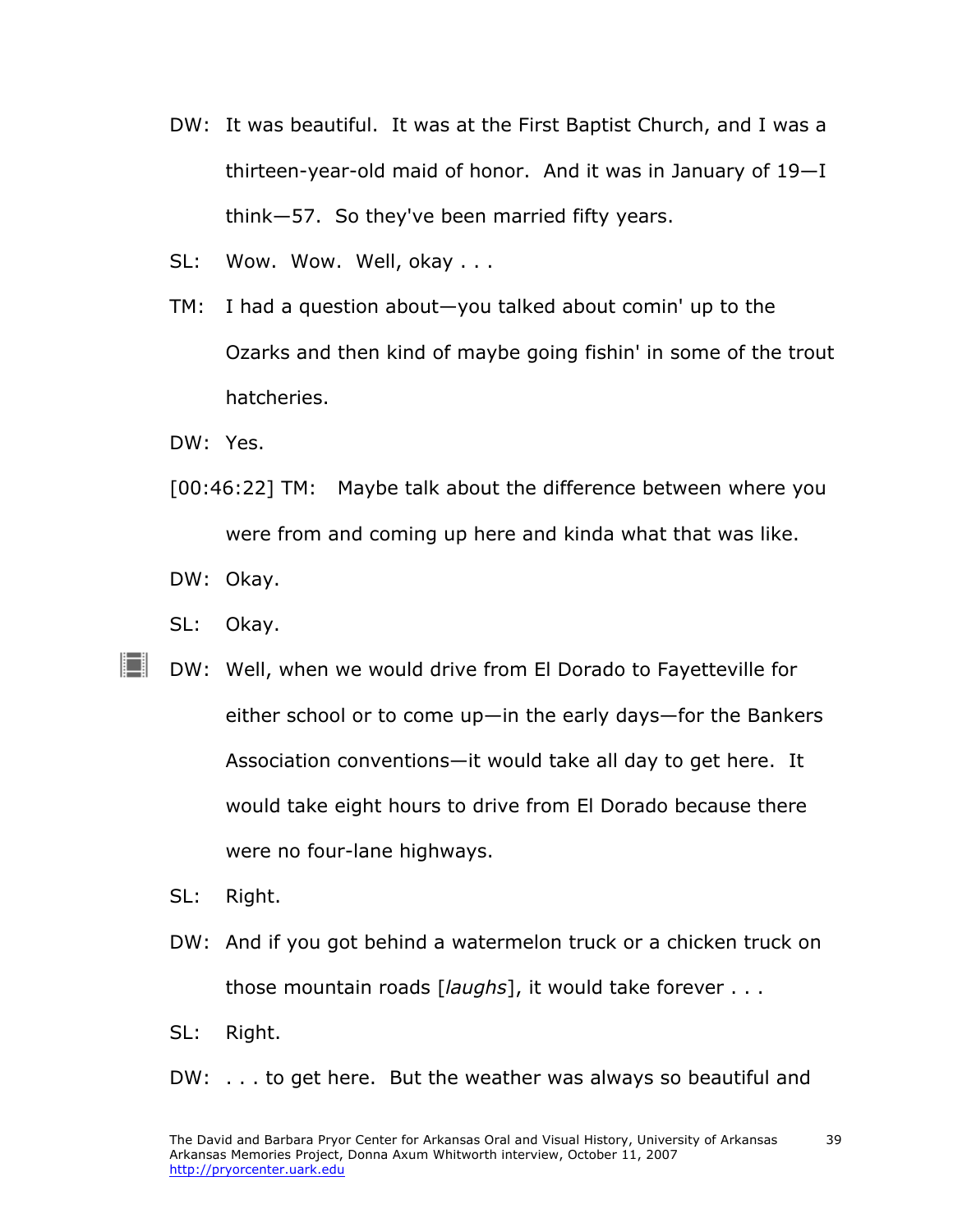DW: It was beautiful. It was at the First Baptist Church, and I was a thirteen-year-old maid of honor. And it was in January of 19—I think—57. So they've been married fifty years.

SL: Wow. Wow. Well, okay . . .

TM: I had a question about—you talked about comin' up to the Ozarks and then kind of maybe going fishin' in some of the trout hatcheries.

DW: Yes.

[00:46:22] TM: Maybe talk about the difference between where you were from and coming up here and kinda what that was like.

DW: Okay.

SL: Okay.

DW: Well, when we would drive from El Dorado to Fayetteville for either school or to come up—in the early days—for the Bankers Association conventions—it would take all day to get here. It would take eight hours to drive from El Dorado because there were no four-lane highways.

SL: Right.

DW: And if you got behind a watermelon truck or a chicken truck on those mountain roads [*laughs*], it would take forever . . .

SL: Right.

DW: . . . to get here. But the weather was always so beautiful and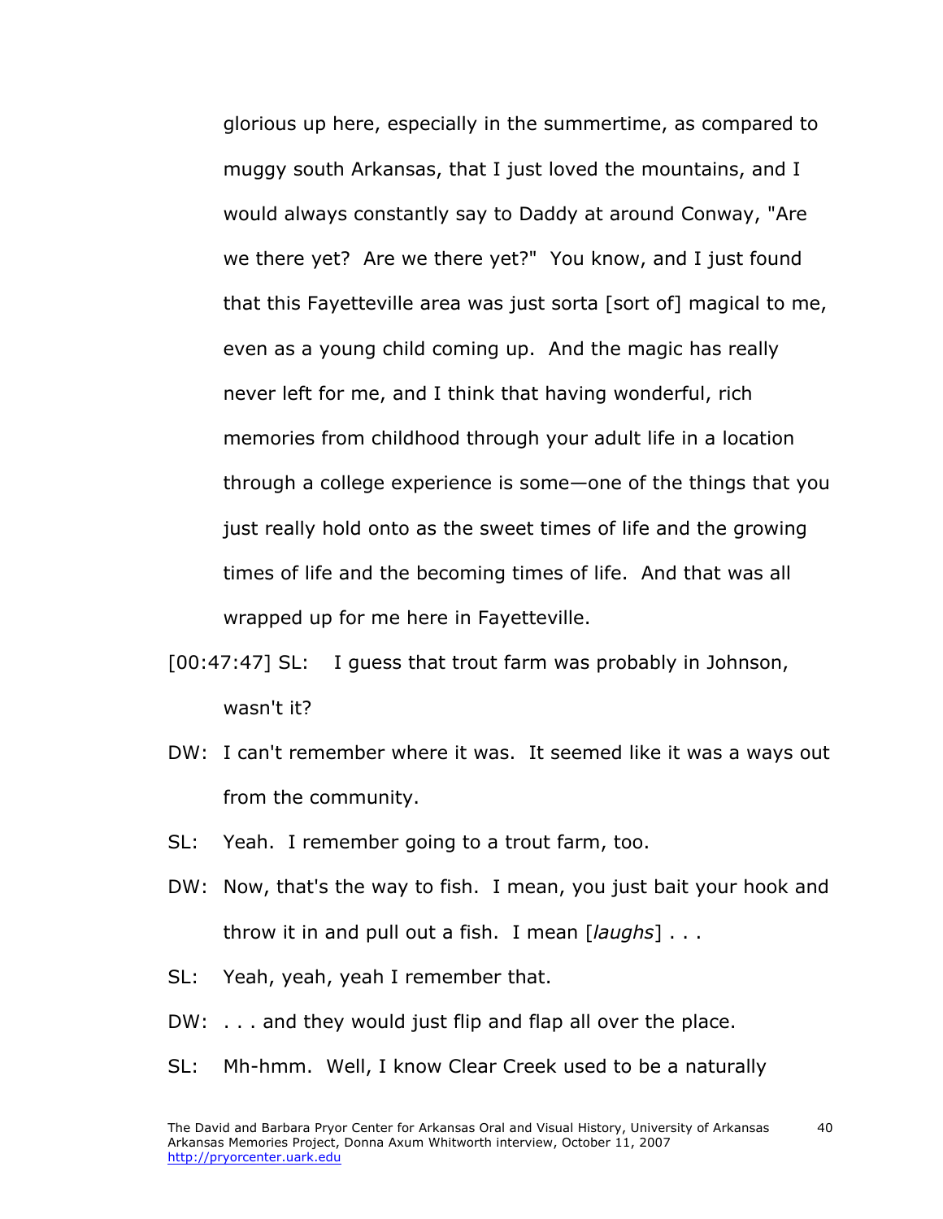glorious up here, especially in the summertime, as compared to muggy south Arkansas, that I just loved the mountains, and I would always constantly say to Daddy at around Conway, "Are we there yet? Are we there yet?" You know, and I just found that this Fayetteville area was just sorta [sort of] magical to me, even as a young child coming up. And the magic has really never left for me, and I think that having wonderful, rich memories from childhood through your adult life in a location through a college experience is some—one of the things that you just really hold onto as the sweet times of life and the growing times of life and the becoming times of life. And that was all wrapped up for me here in Fayetteville.

[00:47:47] SL: I guess that trout farm was probably in Johnson, wasn't it?

DW: I can't remember where it was. It seemed like it was a ways out from the community.

SL: Yeah. I remember going to a trout farm, too.

DW: Now, that's the way to fish. I mean, you just bait your hook and throw it in and pull out a fish. I mean [*laughs*] . . .

SL: Yeah, yeah, yeah I remember that.

DW: . . . and they would just flip and flap all over the place.

SL: Mh-hmm. Well, I know Clear Creek used to be a naturally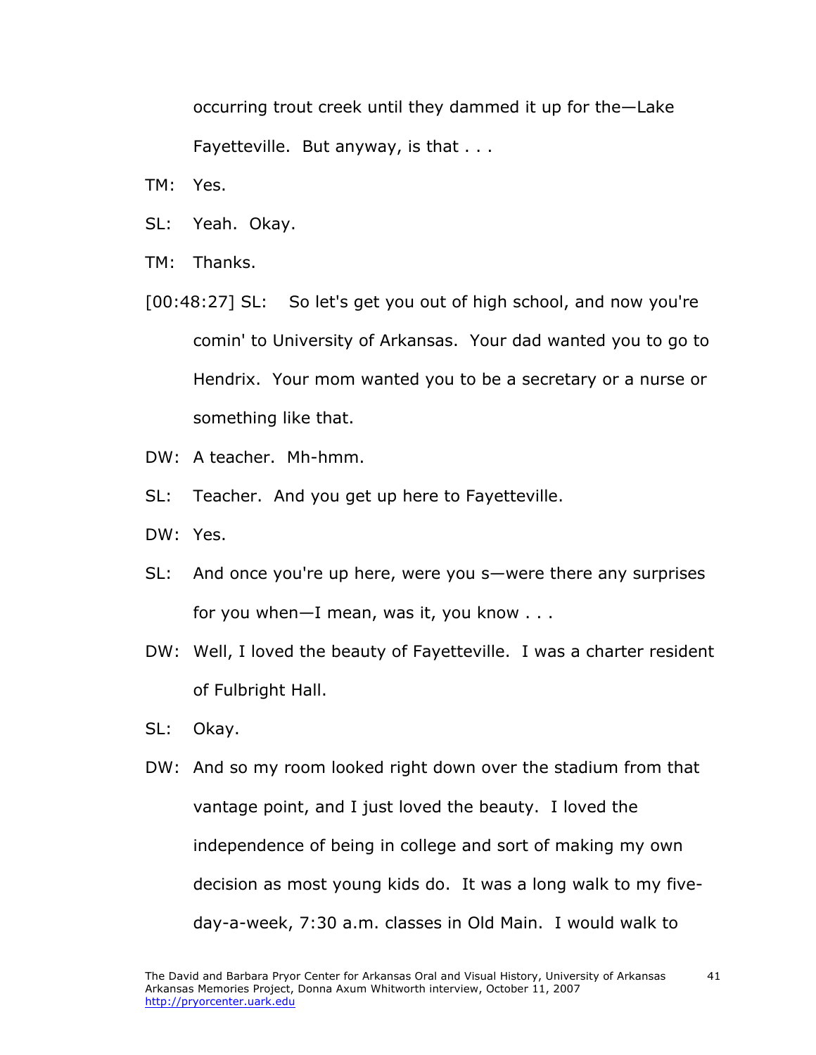occurring trout creek until they dammed it up for the—Lake Fayetteville. But anyway, is that . . .

TM: Yes.

SL: Yeah. Okay.

TM: Thanks.

[00:48:27] SL: So let's get you out of high school, and now you're comin' to University of Arkansas. Your dad wanted you to go to Hendrix. Your mom wanted you to be a secretary or a nurse or something like that.

DW: A teacher. Mh-hmm.

SL: Teacher. And you get up here to Fayetteville.

DW: Yes.

SL: And once you're up here, were you s—were there any surprises for you when—I mean, was it, you know . . .

DW: Well, I loved the beauty of Fayetteville. I was a charter resident of Fulbright Hall.

SL: Okay.

DW: And so my room looked right down over the stadium from that vantage point, and I just loved the beauty. I loved the independence of being in college and sort of making my own decision as most young kids do. It was a long walk to my five-day-a-week, 7:30 a.m. classes in Old Main. I would walk to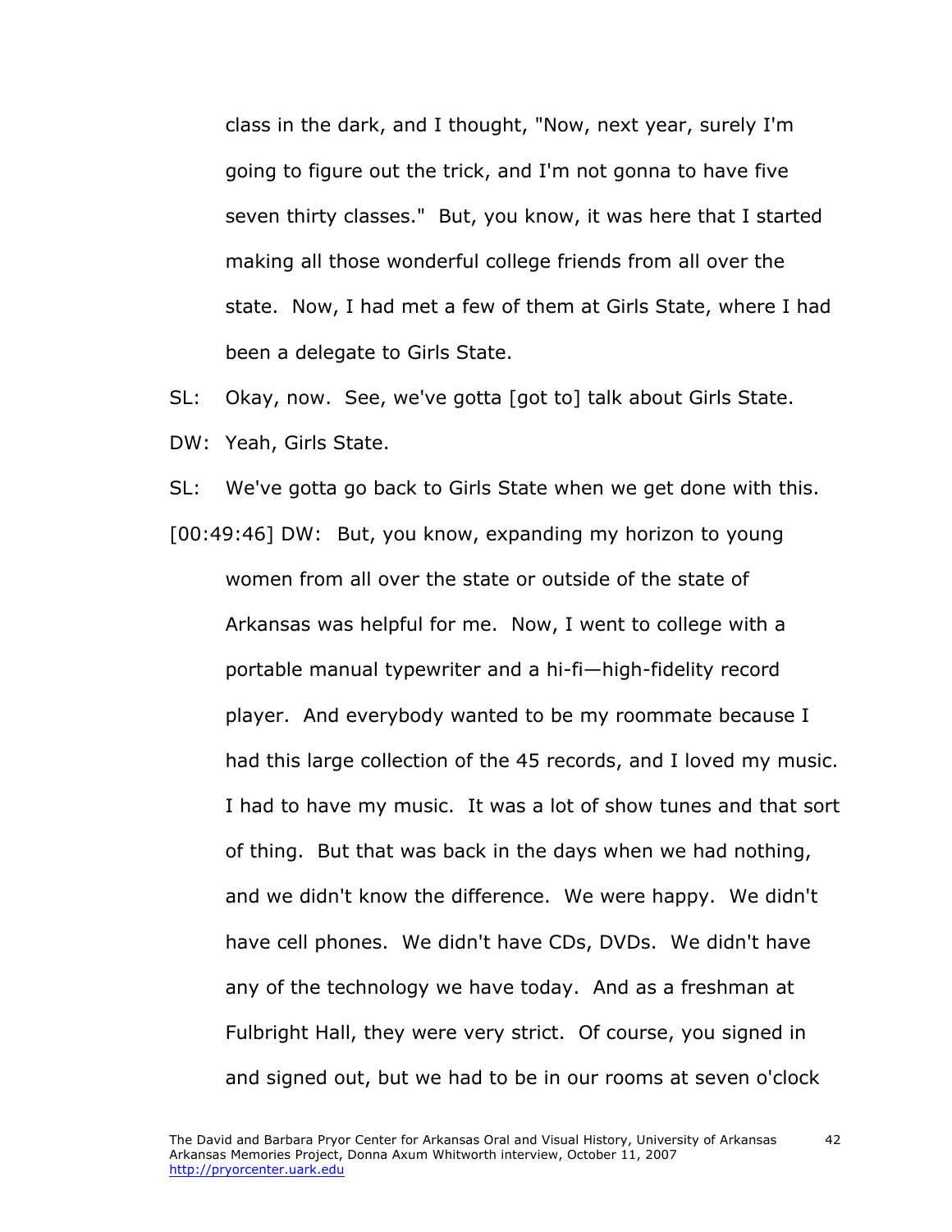class in the dark, and I thought, "Now, next year, surely I'm going to figure out the trick, and I'm not gonna to have five seven thirty classes." But, you know, it was here that I started making all those wonderful college friends from all over the state. Now, I had met a few of them at Girls State, where I had been a delegate to Girls State.

SL: Okay, now. See, we've gotta [got to] talk about Girls State.

DW: Yeah, Girls State.

SL: We've gotta go back to Girls State when we get done with this.

[00:49:46] DW: But, you know, expanding my horizon to young women from all over the state or outside of the state of Arkansas was helpful for me. Now, I went to college with a portable manual typewriter and a hi-fi—high-fidelity record player. And everybody wanted to be my roommate because I had this large collection of the 45 records, and I loved my music. I had to have my music. It was a lot of show tunes and that sort of thing. But that was back in the days when we had nothing, and we didn't know the difference. We were happy. We didn't have cell phones. We didn't have CDs, DVDs. We didn't have any of the technology we have today. And as a freshman at Fulbright Hall, they were very strict. Of course, you signed in and signed out, but we had to be in our rooms at seven o'clock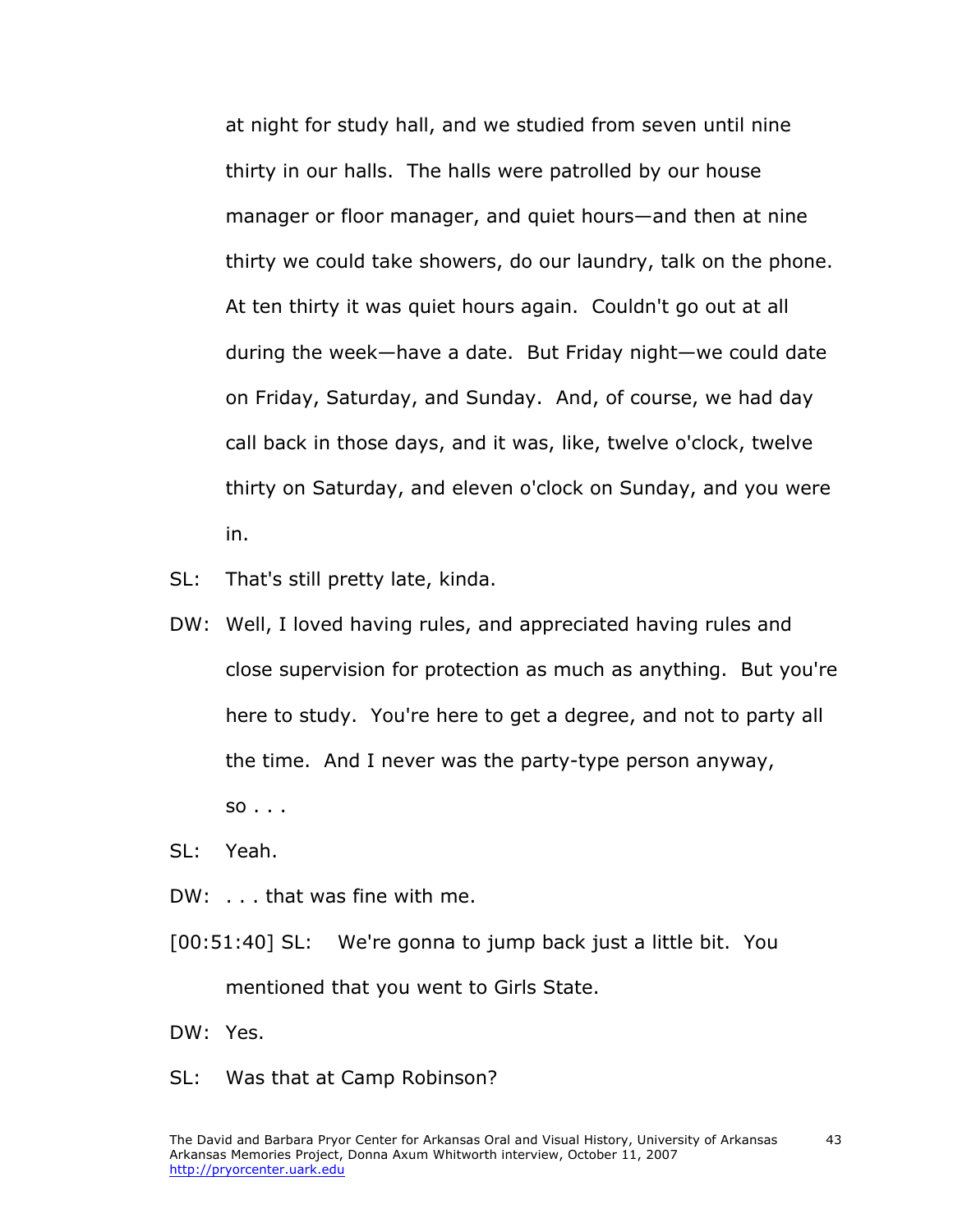at night for study hall, and we studied from seven until nine thirty in our halls. The halls were patrolled by our house manager or floor manager, and quiet hours—and then at nine thirty we could take showers, do our laundry, talk on the phone. At ten thirty it was quiet hours again. Couldn't go out at all during the week—have a date. But Friday night—we could date on Friday, Saturday, and Sunday. And, of course, we had day call back in those days, and it was, like, twelve o'clock, twelve thirty on Saturday, and eleven o'clock on Sunday, and you were in.

SL: That's still pretty late, kinda.

DW: Well, I loved having rules, and appreciated having rules and close supervision for protection as much as anything. But you're here to study. You're here to get a degree, and not to party all the time. And I never was the party-type person anyway, so . . .

SL: Yeah.

DW: . . . that was fine with me.

[00:51:40] SL: We're gonna to jump back just a little bit. You mentioned that you went to Girls State.

DW: Yes.

SL: Was that at Camp Robinson?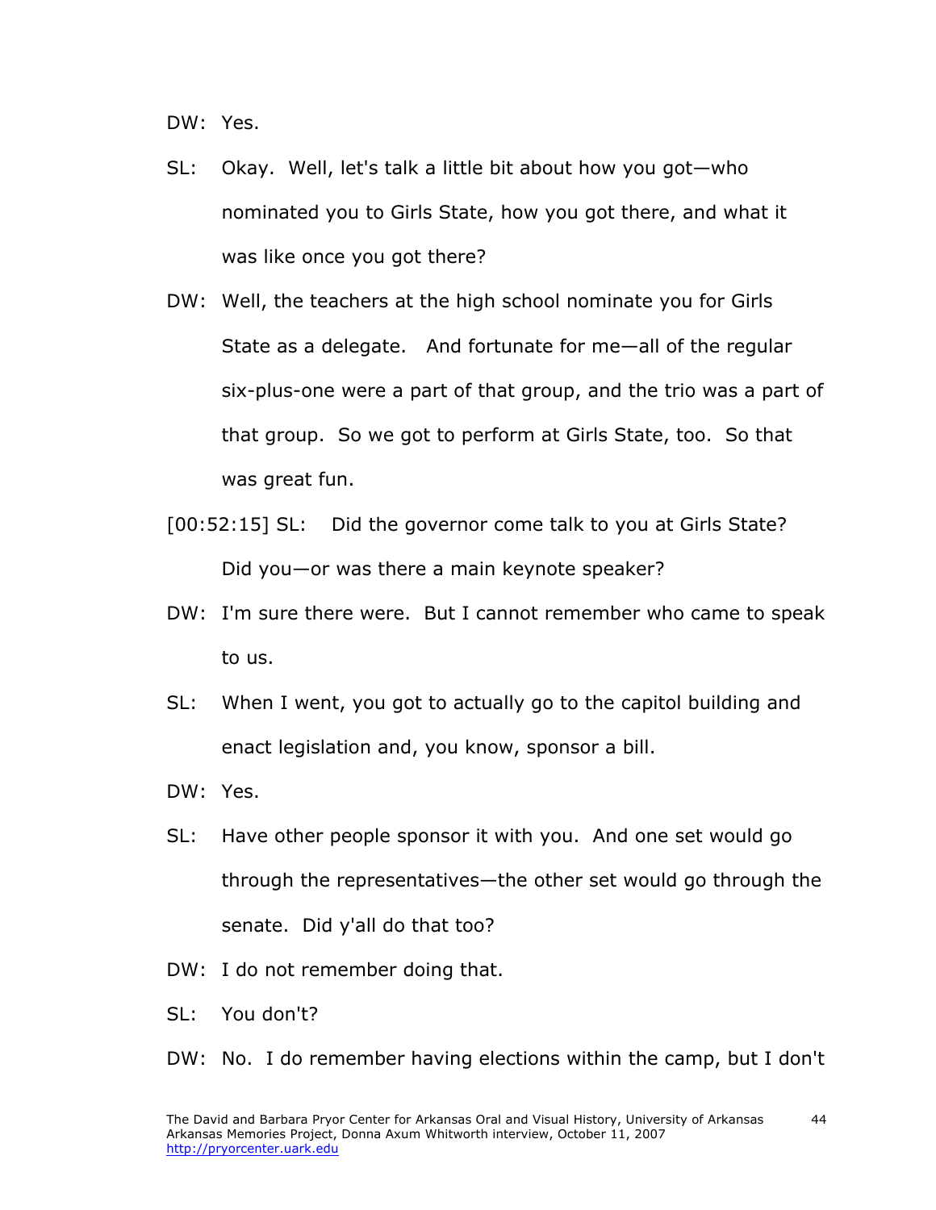DW: Yes.

SL: Okay. Well, let's talk a little bit about how you got—who nominated you to Girls State, how you got there, and what it was like once you got there?

DW: Well, the teachers at the high school nominate you for Girls State as a delegate. And fortunate for me—all of the regular six-plus-one were a part of that group, and the trio was a part of that group. So we got to perform at Girls State, too. So that was great fun.

[00:52:15] SL: Did the governor come talk to you at Girls State? Did you—or was there a main keynote speaker?

DW: I'm sure there were. But I cannot remember who came to speak to us.

SL: When I went, you got to actually go to the capitol building and enact legislation and, you know, sponsor a bill.

DW: Yes.

SL: Have other people sponsor it with you. And one set would go through the representatives—the other set would go through the senate. Did y'all do that too?

DW: I do not remember doing that.

SL: You don't?

DW: No. I do remember having elections within the camp, but I don't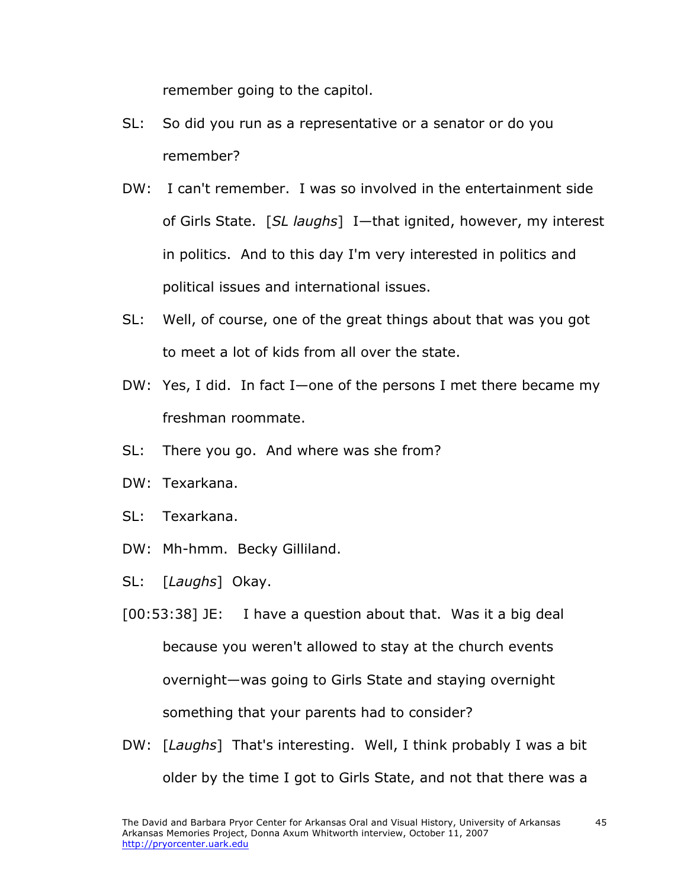remember going to the capitol.

SL: So did you run as a representative or a senator or do you remember?

DW: I can't remember. I was so involved in the entertainment side of Girls State. [*SL laughs*] I—that ignited, however, my interest in politics. And to this day I'm very interested in politics and political issues and international issues.

SL: Well, of course, one of the great things about that was you got to meet a lot of kids from all over the state.

DW: Yes, I did. In fact I—one of the persons I met there became my freshman roommate.

SL: There you go. And where was she from?

DW: Texarkana.

SL: Texarkana.

DW: Mh-hmm. Becky Gilliland.

SL: [*Laughs*] Okay.

[00:53:38] JE: I have a question about that. Was it a big deal because you weren't allowed to stay at the church events overnight—was going to Girls State and staying overnight something that your parents had to consider?

DW: [*Laughs*] That's interesting. Well, I think probably I was a bit older by the time I got to Girls State, and not that there was a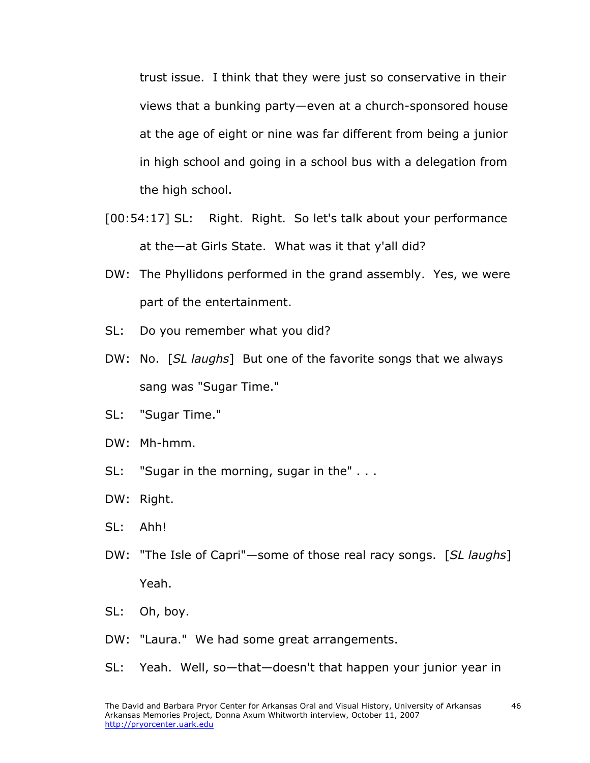trust issue. I think that they were just so conservative in their views that a bunking party—even at a church-sponsored house at the age of eight or nine was far different from being a junior in high school and going in a school bus with a delegation from the high school.

[00:54:17] SL: Right. Right. So let's talk about your performance at the—at Girls State. What was it that y'all did?

DW: The Phyllidons performed in the grand assembly. Yes, we were part of the entertainment.

SL: Do you remember what you did?

DW: No. [*SL laughs*] But one of the favorite songs that we always sang was "Sugar Time."

SL: "Sugar Time."

DW: Mh-hmm.

SL: "Sugar in the morning, sugar in the" . . .

DW: Right.

SL: Ahh!

DW: "The Isle of Capri"—some of those real racy songs. [*SL laughs*] Yeah.

SL: Oh, boy.

DW: "Laura." We had some great arrangements.

SL: Yeah. Well, so—that—doesn't that happen your junior year in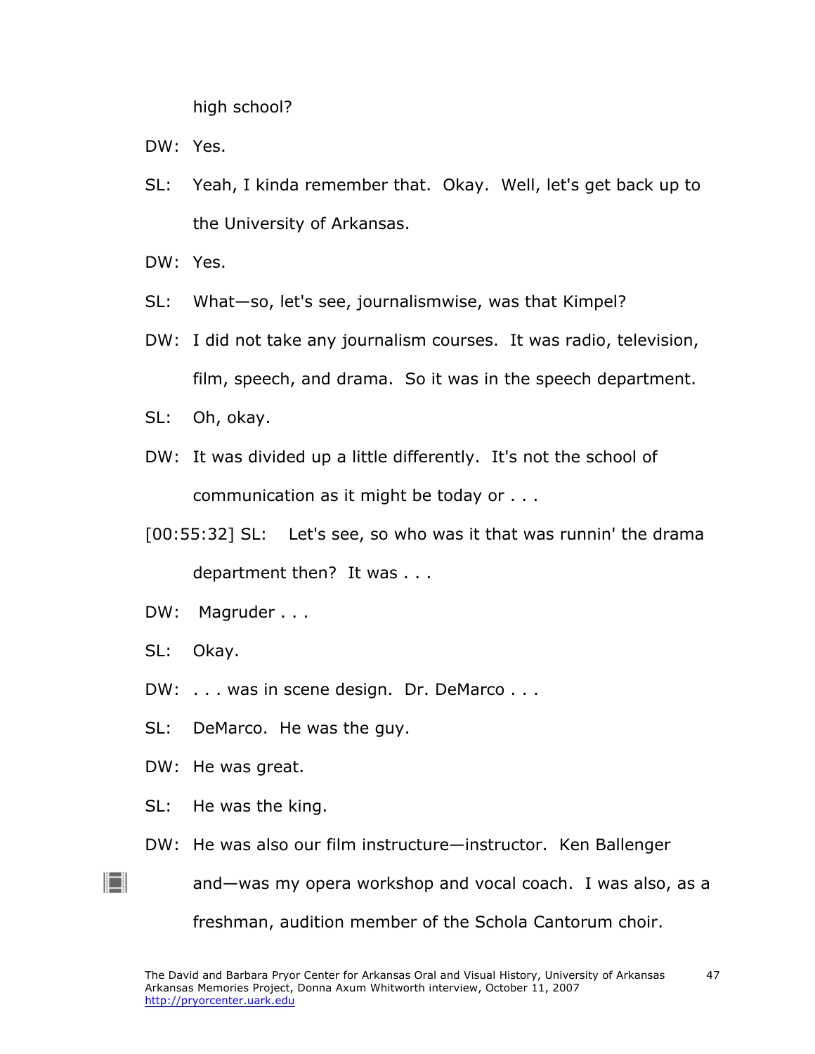high school?

DW: Yes.

SL: Yeah, I kinda remember that. Okay. Well, let's get back up to the University of Arkansas.

DW: Yes.

SL: What—so, let's see, journalismwise, was that Kimpel?

DW: I did not take any journalism courses. It was radio, television, film, speech, and drama. So it was in the speech department.

SL: Oh, okay.

DW: It was divided up a little differently. It's not the school of communication as it might be today or . . .

[00:55:32] SL: Let's see, so who was it that was runnin' the drama department then? It was . . .

DW: Magruder . . .

SL: Okay.

DW: . . . was in scene design. Dr. DeMarco . . .

SL: DeMarco. He was the guy.

DW: He was great.

SL: He was the king.

DW: He was also our film instructure—instructor. Ken Ballenger and—was my opera workshop and vocal coach. I was also, as a freshman, audition member of the Schola Cantorum choir.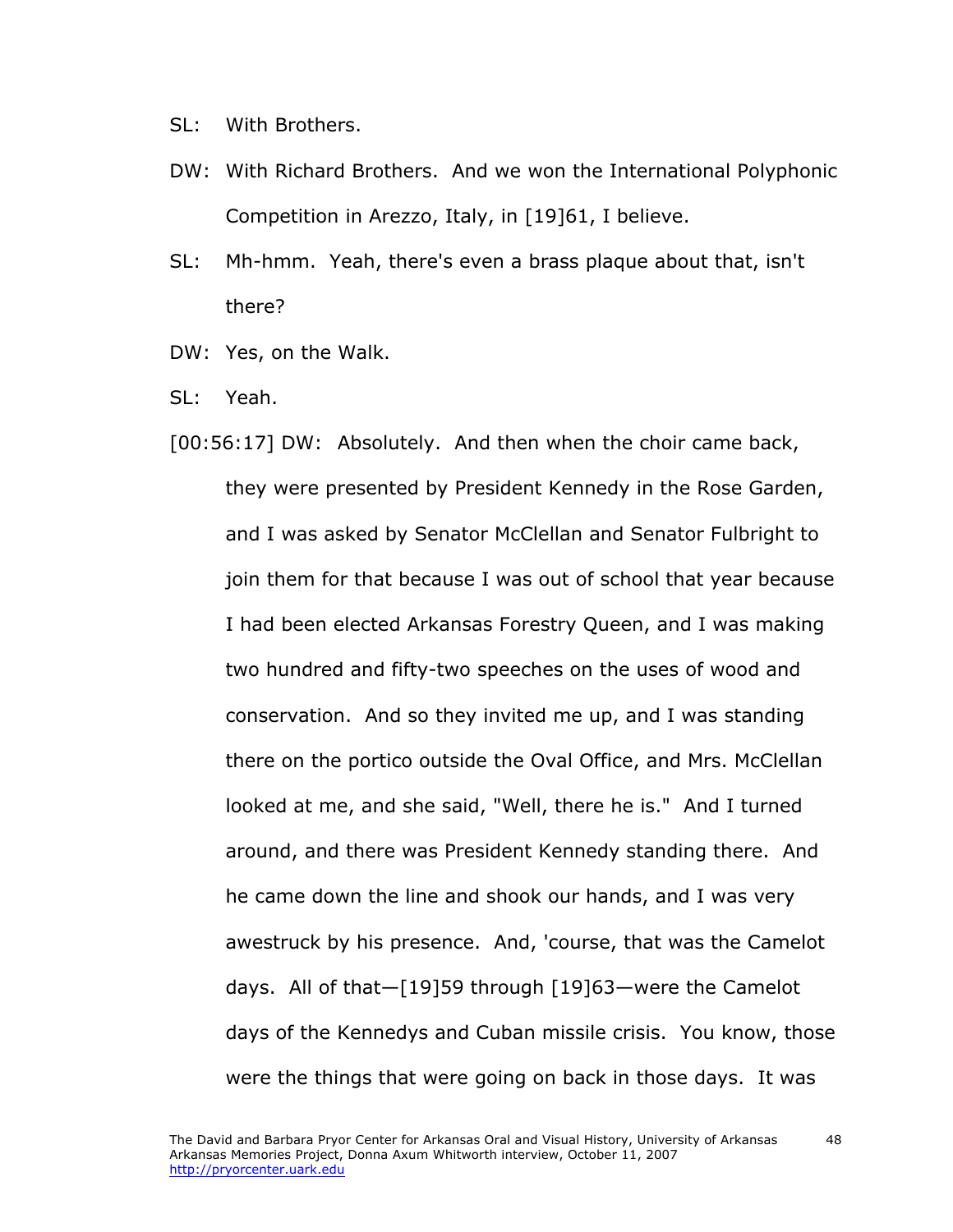SL: With Brothers.

DW: With Richard Brothers. And we won the International Polyphonic Competition in Arezzo, Italy, in [19]61, I believe.

SL: Mh-hmm. Yeah, there's even a brass plaque about that, isn't there?

DW: Yes, on the Walk.

SL: Yeah.

[00:56:17] DW: Absolutely. And then when the choir came back, they were presented by President Kennedy in the Rose Garden, and I was asked by Senator McClellan and Senator Fulbright to join them for that because I was out of school that year because I had been elected Arkansas Forestry Queen, and I was making two hundred and fifty-two speeches on the uses of wood and conservation. And so they invited me up, and I was standing there on the portico outside the Oval Office, and Mrs. McClellan looked at me, and she said, "Well, there he is." And I turned around, and there was President Kennedy standing there. And he came down the line and shook our hands, and I was very awestruck by his presence. And, 'course, that was the Camelot days. All of that—[19]59 through [19]63—were the Camelot days of the Kennedys and Cuban missile crisis. You know, those were the things that were going on back in those days. It was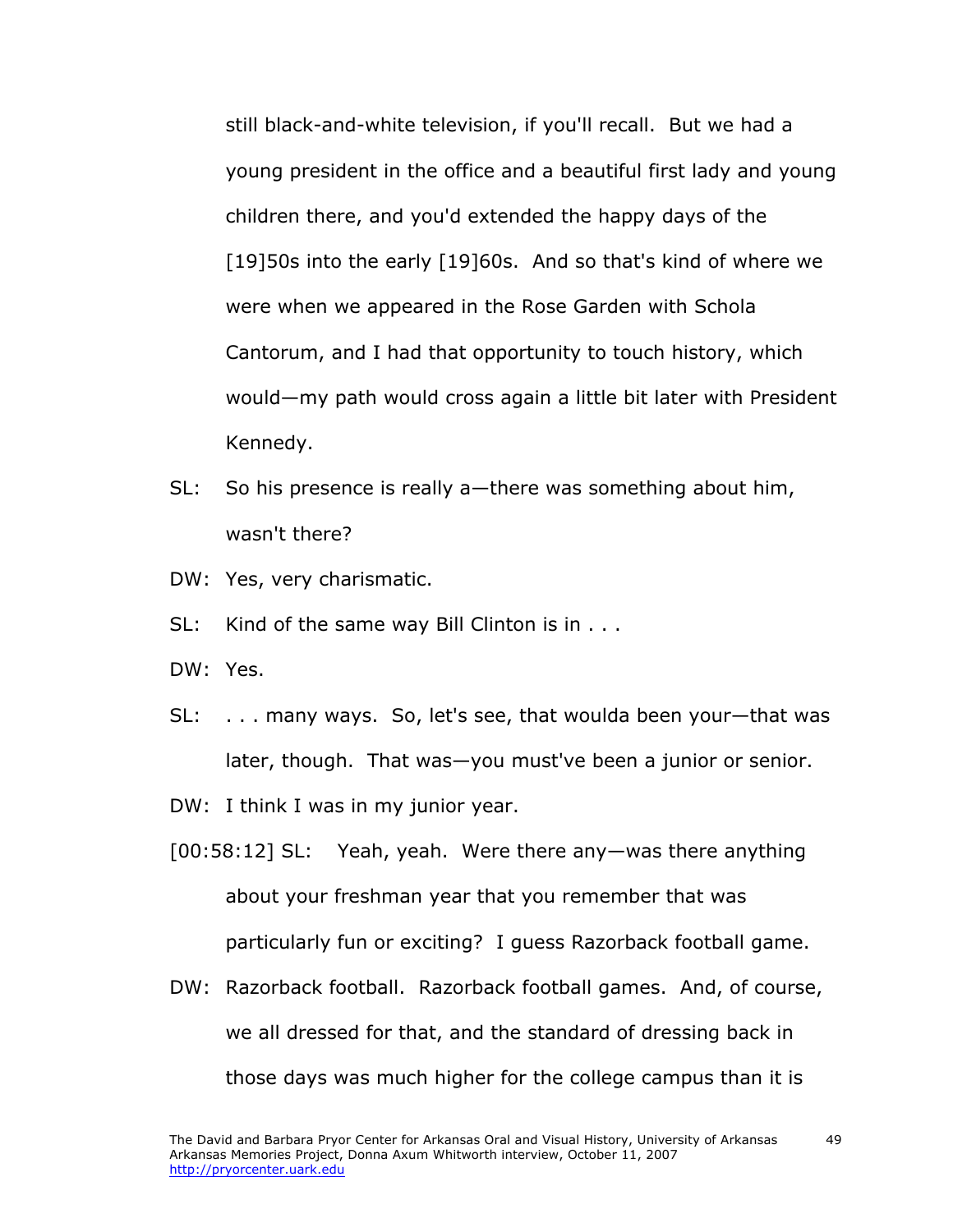still black-and-white television, if you'll recall. But we had a young president in the office and a beautiful first lady and young children there, and you'd extended the happy days of the [19]50s into the early [19]60s. And so that's kind of where we were when we appeared in the Rose Garden with Schola Cantorum, and I had that opportunity to touch history, which would—my path would cross again a little bit later with President Kennedy.

SL: So his presence is really a—there was something about him, wasn't there?

DW: Yes, very charismatic.

SL: Kind of the same way Bill Clinton is in . . .

DW: Yes.

SL: . . . many ways. So, let's see, that woulda been your—that was later, though. That was—you must've been a junior or senior.

DW: I think I was in my junior year.

[00:58:12] SL: Yeah, yeah. Were there any—was there anything about your freshman year that you remember that was particularly fun or exciting? I guess Razorback football game.

DW: Razorback football. Razorback football games. And, of course, we all dressed for that, and the standard of dressing back in those days was much higher for the college campus than it is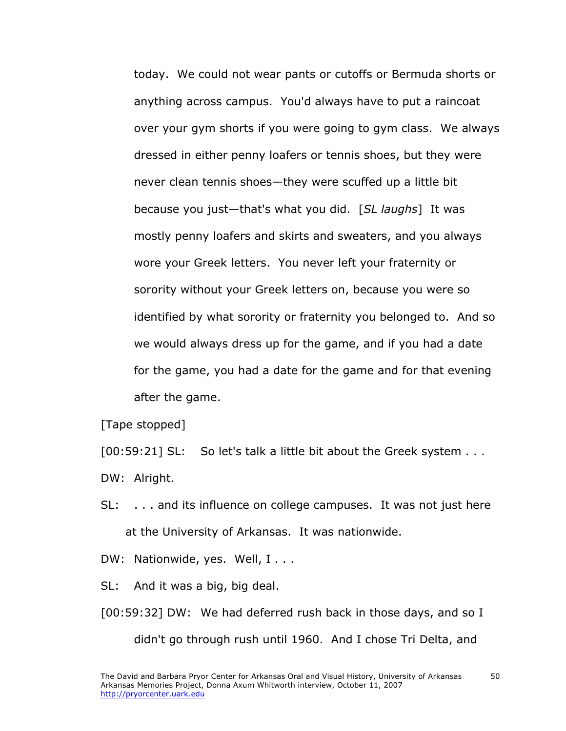today. We could not wear pants or cutoffs or Bermuda shorts or anything across campus. You'd always have to put a raincoat over your gym shorts if you were going to gym class. We always dressed in either penny loafers or tennis shoes, but they were never clean tennis shoes—they were scuffed up a little bit because you just—that's what you did. [*SL laughs*] It was mostly penny loafers and skirts and sweaters, and you always wore your Greek letters. You never left your fraternity or sorority without your Greek letters on, because you were so identified by what sorority or fraternity you belonged to. And so we would always dress up for the game, and if you had a date for the game, you had a date for the game and for that evening after the game.

[Tape stopped]

[00:59:21] SL: So let's talk a little bit about the Greek system . . .

DW: Alright.

SL: . . . and its influence on college campuses. It was not just here at the University of Arkansas. It was nationwide.

DW: Nationwide, yes. Well, I . . .

SL: And it was a big, big deal.

[00:59:32] DW: We had deferred rush back in those days, and so I didn't go through rush until 1960. And I chose Tri Delta, and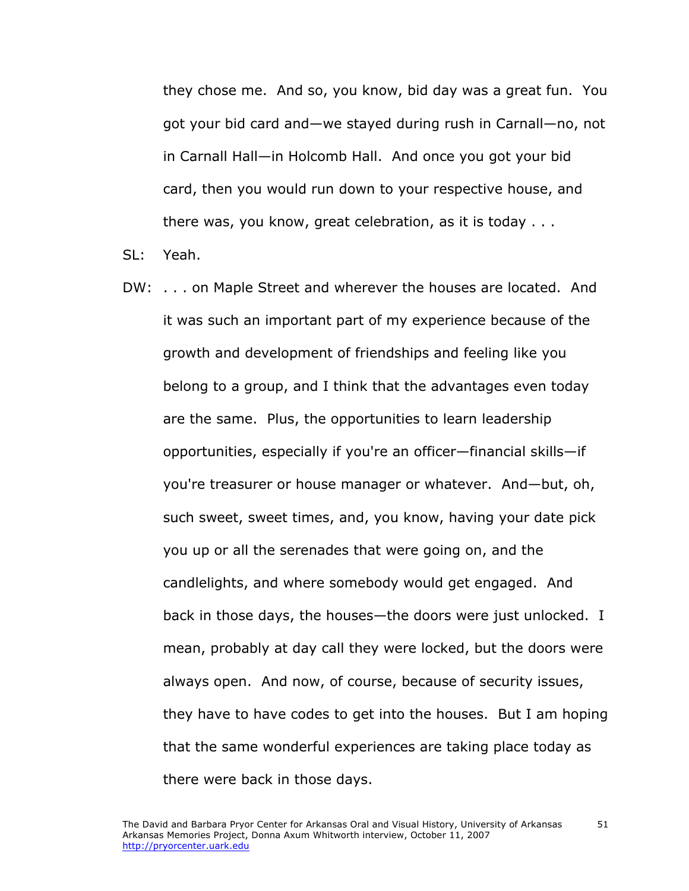they chose me. And so, you know, bid day was a great fun. You got your bid card and—we stayed during rush in Carnall—no, not in Carnall Hall—in Holcomb Hall. And once you got your bid card, then you would run down to your respective house, and there was, you know, great celebration, as it is today . . .

SL: Yeah.

DW: . . . on Maple Street and wherever the houses are located. And it was such an important part of my experience because of the growth and development of friendships and feeling like you belong to a group, and I think that the advantages even today are the same. Plus, the opportunities to learn leadership opportunities, especially if you're an officer—financial skills—if you're treasurer or house manager or whatever. And—but, oh, such sweet, sweet times, and, you know, having your date pick you up or all the serenades that were going on, and the candlelights, and where somebody would get engaged. And back in those days, the houses—the doors were just unlocked. I mean, probably at day call they were locked, but the doors were always open. And now, of course, because of security issues, they have to have codes to get into the houses. But I am hoping that the same wonderful experiences are taking place today as there were back in those days.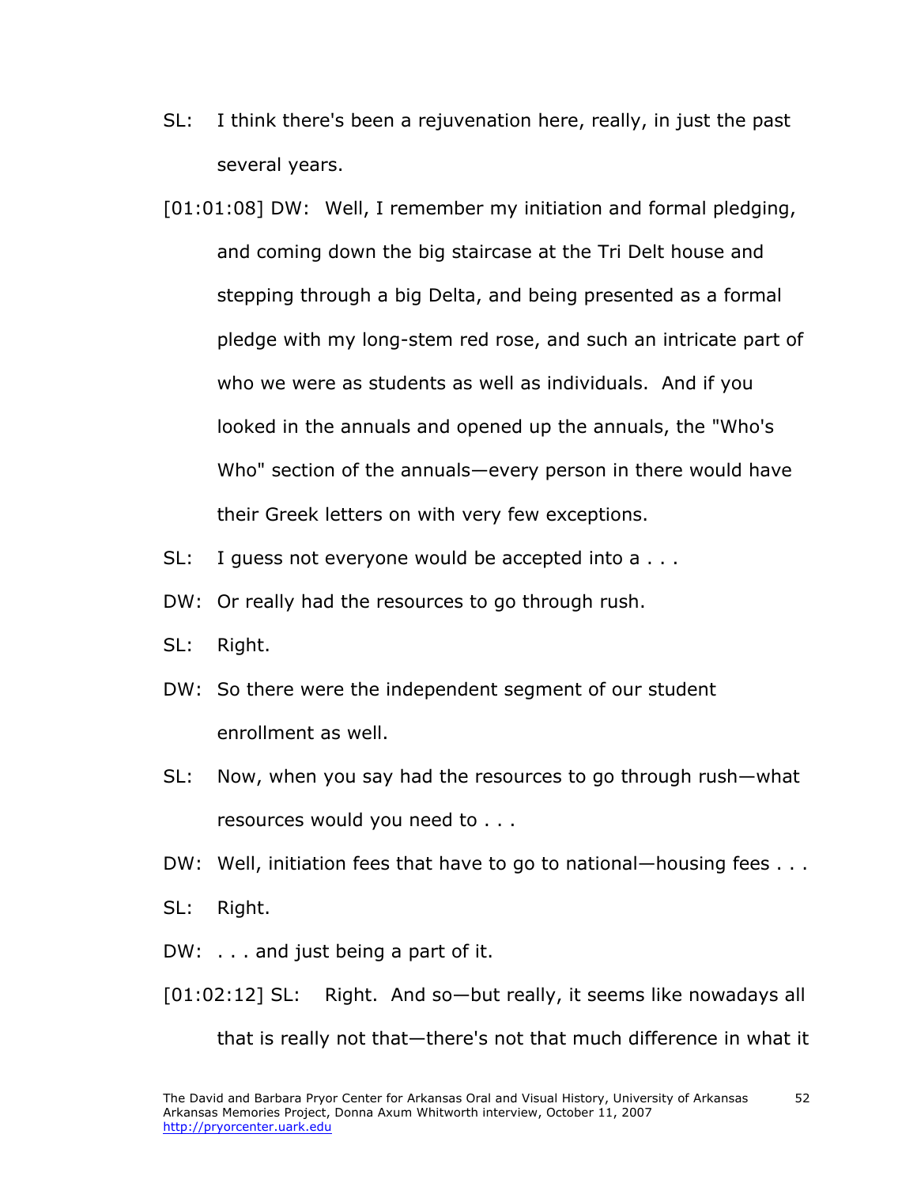SL: I think there's been a rejuvenation here, really, in just the past several years.

[01:01:08] DW: Well, I remember my initiation and formal pledging, and coming down the big staircase at the Tri Delt house and stepping through a big Delta, and being presented as a formal pledge with my long-stem red rose, and such an intricate part of who we were as students as well as individuals. And if you looked in the annuals and opened up the annuals, the "Who's Who" section of the annuals—every person in there would have their Greek letters on with very few exceptions.

SL: I guess not everyone would be accepted into a . . .

DW: Or really had the resources to go through rush.

SL: Right.

DW: So there were the independent segment of our student enrollment as well.

SL: Now, when you say had the resources to go through rush—what resources would you need to . . .

DW: Well, initiation fees that have to go to national—housing fees . . .

SL: Right.

DW: . . . and just being a part of it.

[01:02:12] SL: Right. And so—but really, it seems like nowadays all that is really not that—there's not that much difference in what it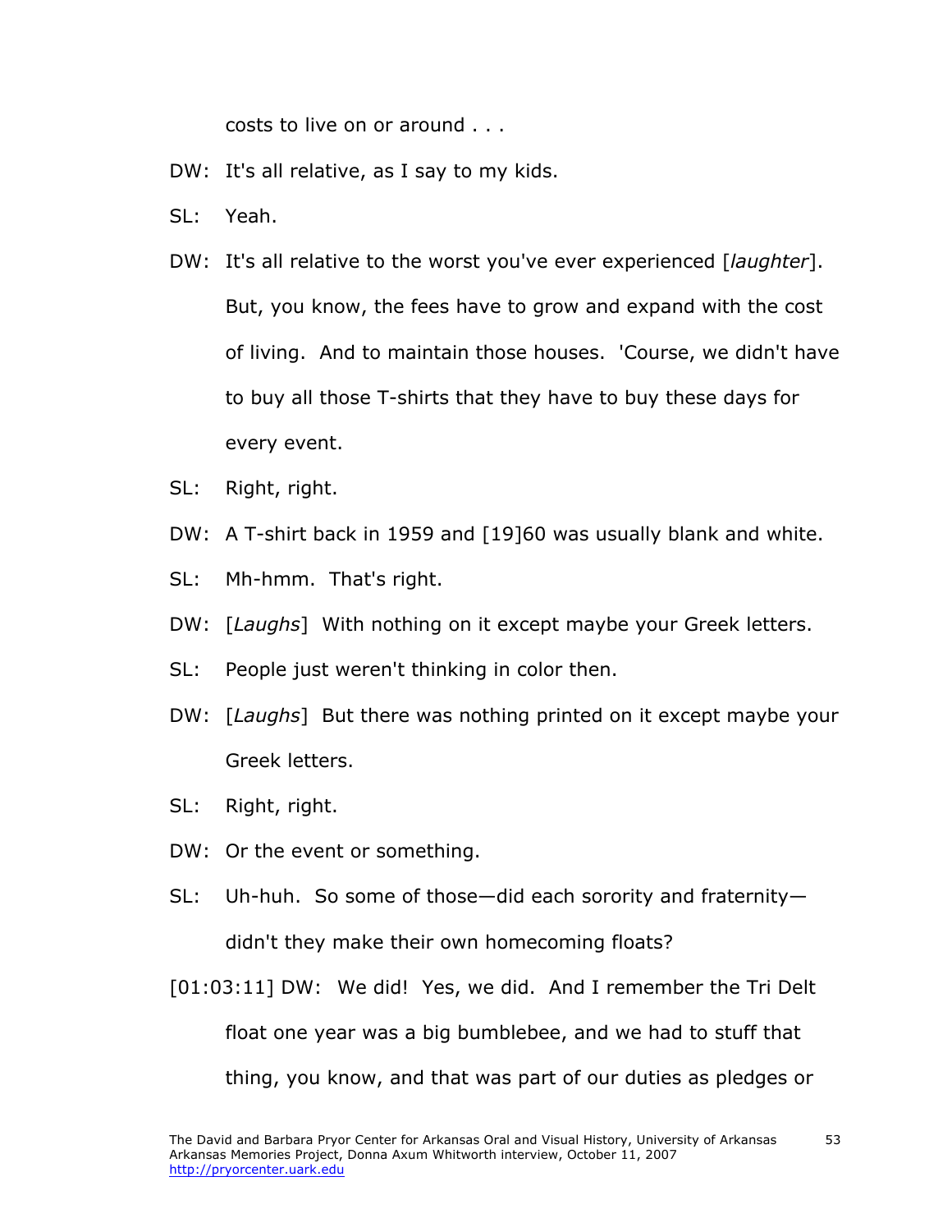costs to live on or around . . .

DW: It's all relative, as I say to my kids.

SL: Yeah.

DW: It's all relative to the worst you've ever experienced [*laughter*]. But, you know, the fees have to grow and expand with the cost of living. And to maintain those houses. 'Course, we didn't have to buy all those T-shirts that they have to buy these days for every event.

SL: Right, right.

DW: A T-shirt back in 1959 and [19]60 was usually blank and white.

SL: Mh-hmm. That's right.

DW: [*Laughs*] With nothing on it except maybe your Greek letters.

SL: People just weren't thinking in color then.

DW: [*Laughs*] But there was nothing printed on it except maybe your Greek letters.

SL: Right, right.

DW: Or the event or something.

SL: Uh-huh. So some of those—did each sorority and fraternity—didn't they make their own homecoming floats?

[01:03:11] DW: We did! Yes, we did. And I remember the Tri Delt float one year was a big bumblebee, and we had to stuff that thing, you know, and that was part of our duties as pledges or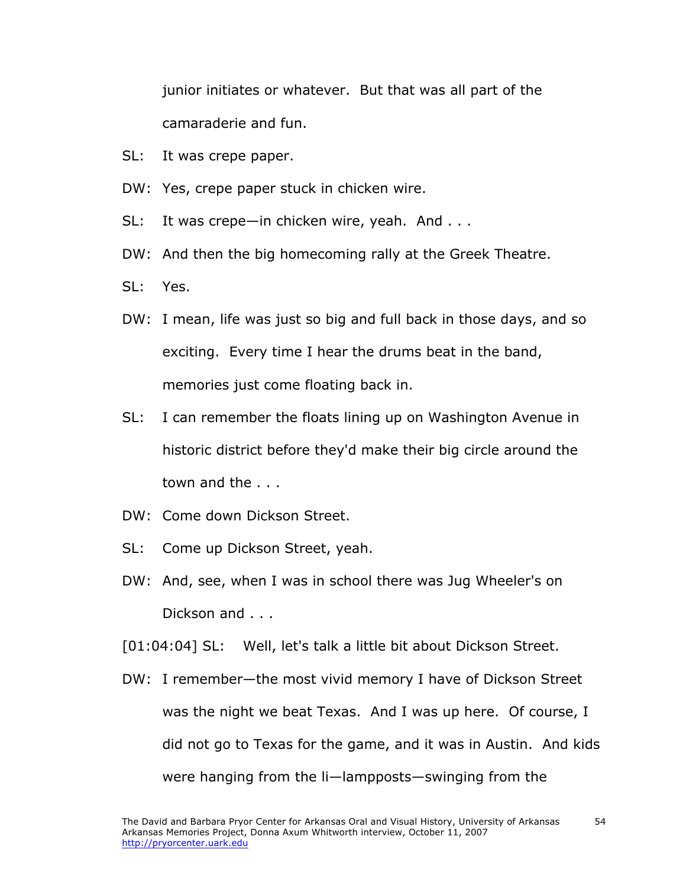junior initiates or whatever. But that was all part of the camaraderie and fun.

SL: It was crepe paper.

DW: Yes, crepe paper stuck in chicken wire.

SL: It was crepe—in chicken wire, yeah. And . . .

DW: And then the big homecoming rally at the Greek Theatre.

SL: Yes.

DW: I mean, life was just so big and full back in those days, and so exciting. Every time I hear the drums beat in the band, memories just come floating back in.

SL: I can remember the floats lining up on Washington Avenue in historic district before they'd make their big circle around the town and the . . .

DW: Come down Dickson Street.

SL: Come up Dickson Street, yeah.

DW: And, see, when I was in school there was Jug Wheeler's on Dickson and . . .

[01:04:04] SL: Well, let's talk a little bit about Dickson Street.

DW: I remember—the most vivid memory I have of Dickson Street was the night we beat Texas. And I was up here. Of course, I did not go to Texas for the game, and it was in Austin. And kids were hanging from the li—lampposts—swinging from the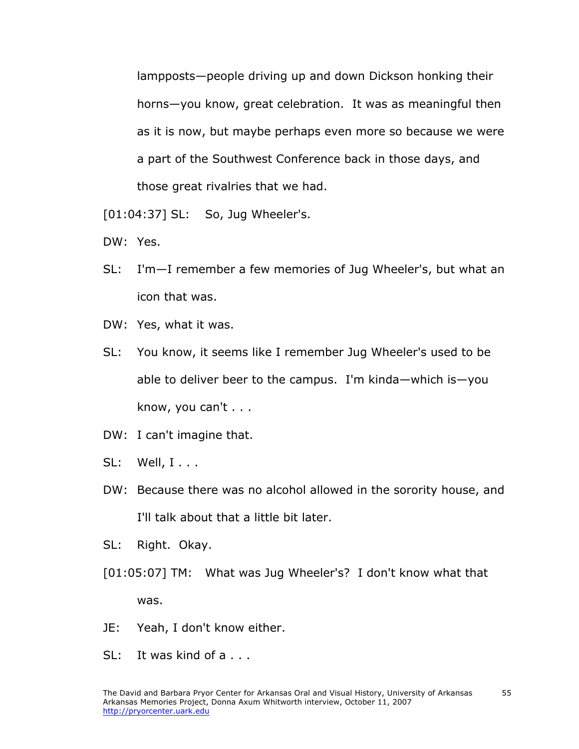lampposts—people driving up and down Dickson honking their horns—you know, great celebration. It was as meaningful then as it is now, but maybe perhaps even more so because we were a part of the Southwest Conference back in those days, and those great rivalries that we had.

[01:04:37] SL: So, Jug Wheeler's.

DW: Yes.

SL: I'm—I remember a few memories of Jug Wheeler's, but what an icon that was.

DW: Yes, what it was.

SL: You know, it seems like I remember Jug Wheeler's used to be able to deliver beer to the campus. I'm kinda—which is—you know, you can't . . .

DW: I can't imagine that.

SL: Well, I . . .

DW: Because there was no alcohol allowed in the sorority house, and I'll talk about that a little bit later.

SL: Right. Okay.

[01:05:07] TM: What was Jug Wheeler's? I don't know what that was.

JE: Yeah, I don't know either.

SL: It was kind of a . . .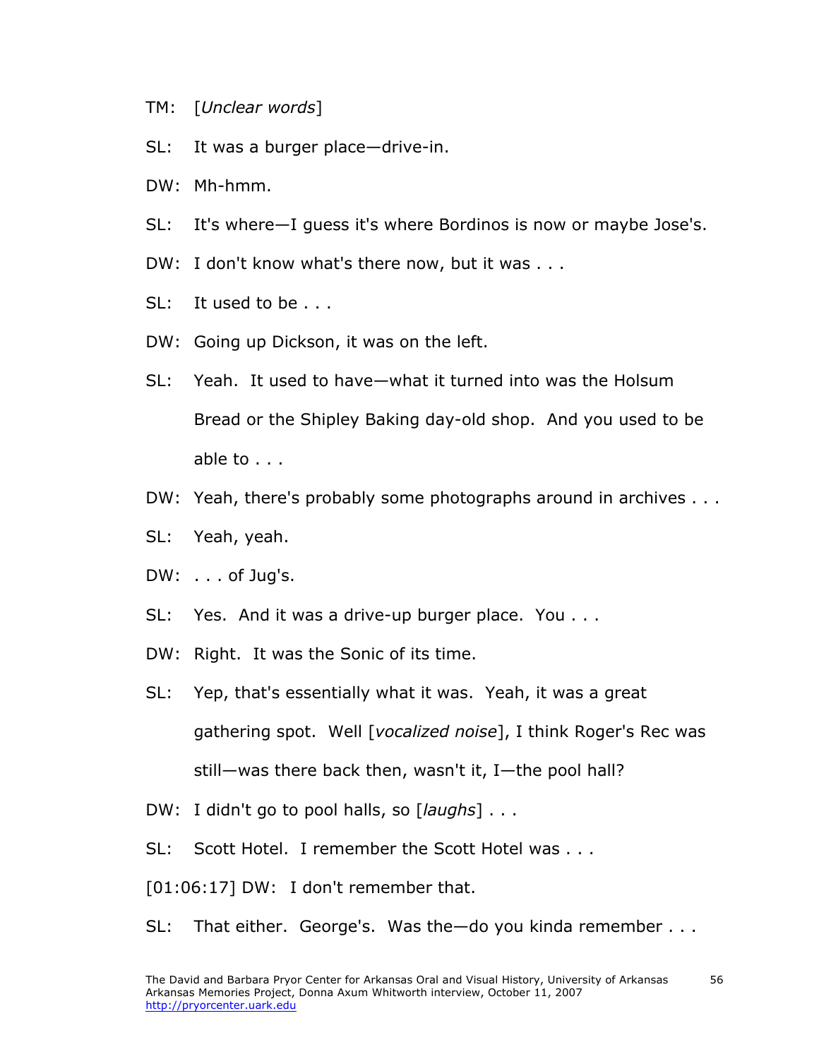TM: [*Unclear words*]

SL: It was a burger place—drive-in.

DW: Mh-hmm.

SL: It's where—I guess it's where Bordinos is now or maybe Jose's.

DW: I don't know what's there now, but it was . . .

SL: It used to be . . .

DW: Going up Dickson, it was on the left.

SL: Yeah. It used to have—what it turned into was the Holsum Bread or the Shipley Baking day-old shop. And you used to be able to . . .

DW: Yeah, there's probably some photographs around in archives . . .

SL: Yeah, yeah.

DW: . . . of Jug's.

SL: Yes. And it was a drive-up burger place. You . . .

DW: Right. It was the Sonic of its time.

SL: Yep, that's essentially what it was. Yeah, it was a great gathering spot. Well [*vocalized noise*], I think Roger's Rec was still—was there back then, wasn't it, I—the pool hall?

DW: I didn't go to pool halls, so [*laughs*] . . .

SL: Scott Hotel. I remember the Scott Hotel was . . .

[01:06:17] DW: I don't remember that.

SL: That either. George's. Was the—do you kinda remember . . .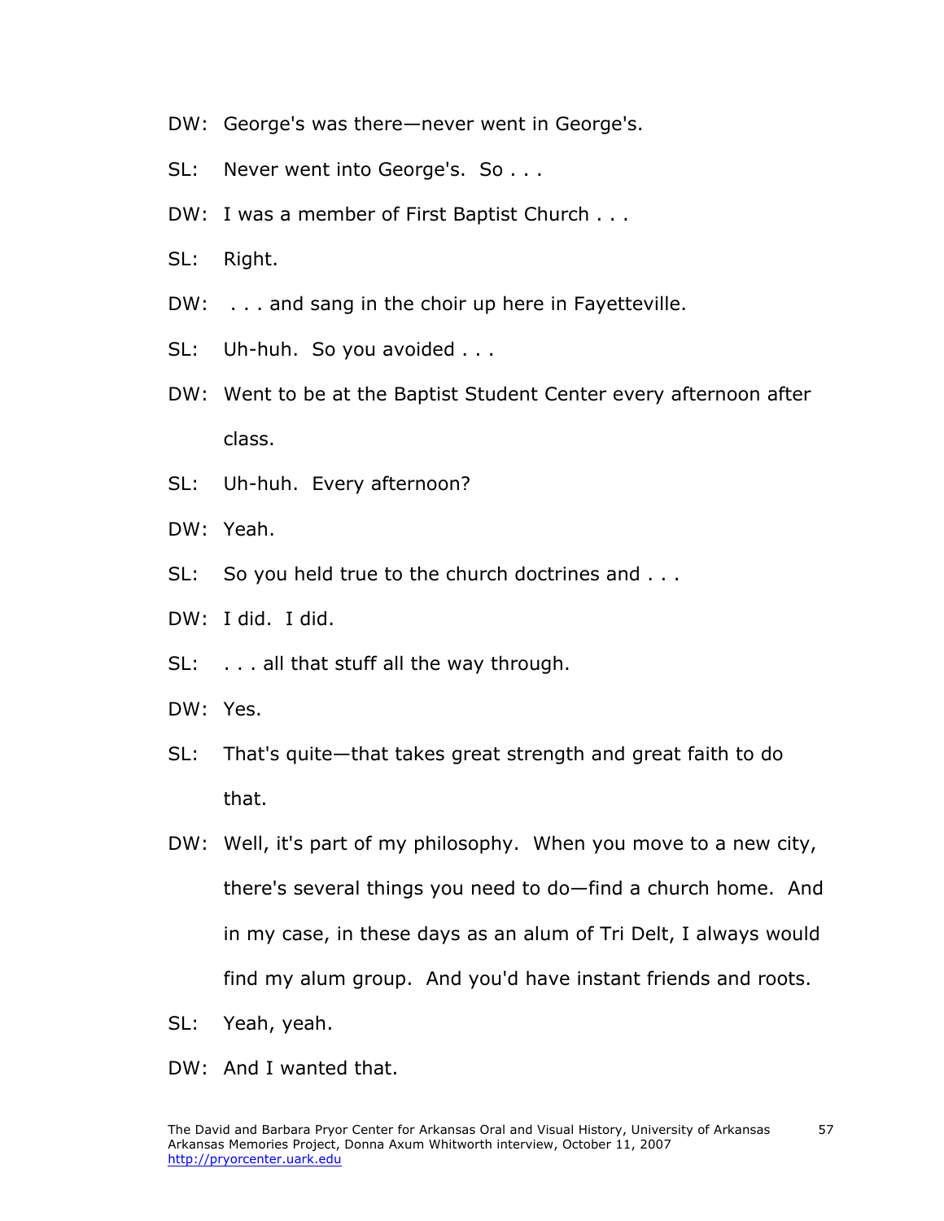DW: George's was there—never went in George's.

SL: Never went into George's. So . . .

DW: I was a member of First Baptist Church . . .

SL: Right.

DW: . . . and sang in the choir up here in Fayetteville.

SL: Uh-huh. So you avoided . . .

DW: Went to be at the Baptist Student Center every afternoon after class.

SL: Uh-huh. Every afternoon?

DW: Yeah.

SL: So you held true to the church doctrines and . . .

DW: I did. I did.

SL: . . . all that stuff all the way through.

DW: Yes.

SL: That's quite—that takes great strength and great faith to do that.

DW: Well, it's part of my philosophy. When you move to a new city, there's several things you need to do—find a church home. And in my case, in these days as an alum of Tri Delt, I always would find my alum group. And you'd have instant friends and roots.

SL: Yeah, yeah.

DW: And I wanted that.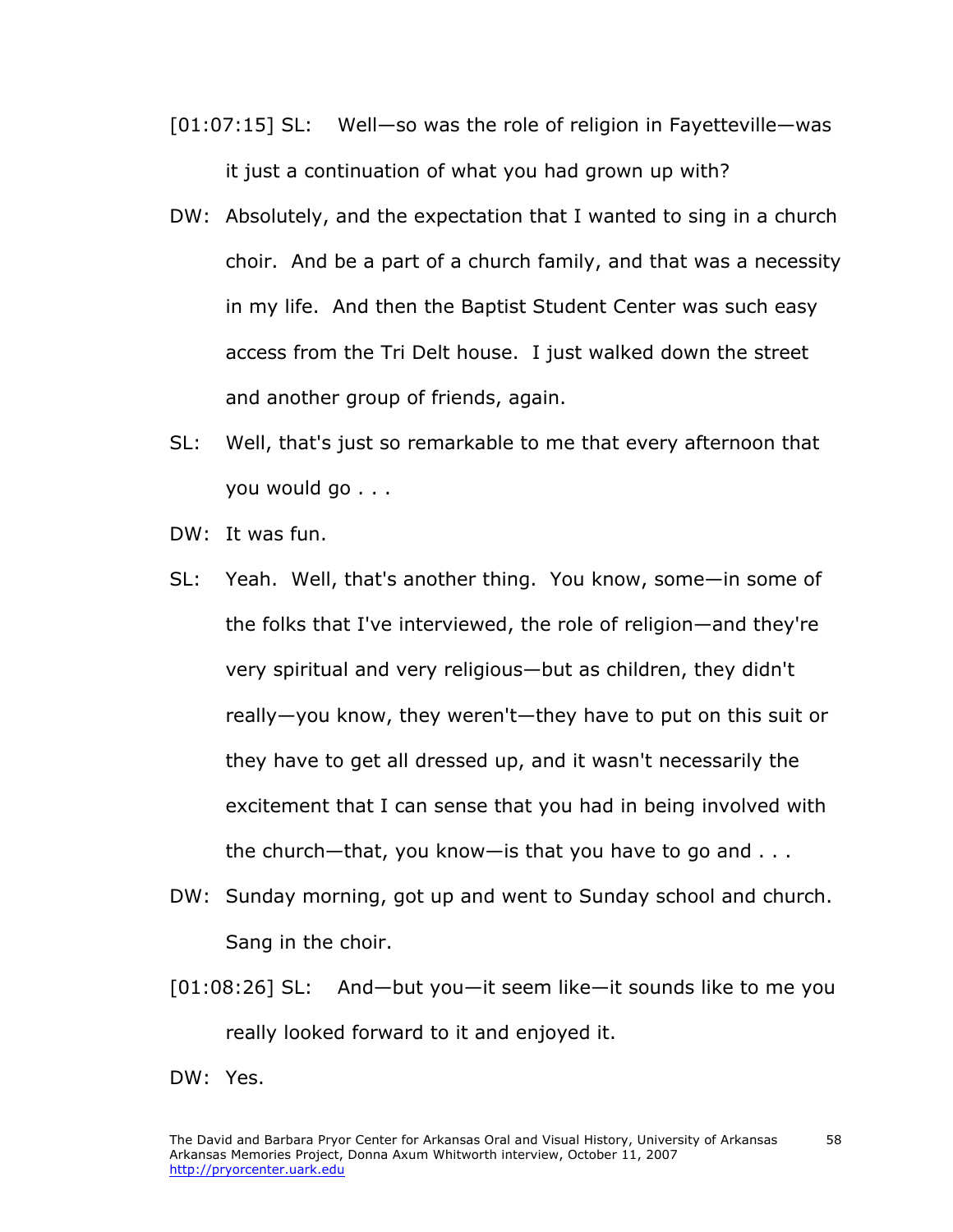[01:07:15] SL: Well—so was the role of religion in Fayetteville—was it just a continuation of what you had grown up with?

DW: Absolutely, and the expectation that I wanted to sing in a church choir. And be a part of a church family, and that was a necessity in my life. And then the Baptist Student Center was such easy access from the Tri Delt house. I just walked down the street and another group of friends, again.

SL: Well, that's just so remarkable to me that every afternoon that you would go . . .

DW: It was fun.

SL: Yeah. Well, that's another thing. You know, some—in some of the folks that I've interviewed, the role of religion—and they're very spiritual and very religious—but as children, they didn't really—you know, they weren't—they have to put on this suit or they have to get all dressed up, and it wasn't necessarily the excitement that I can sense that you had in being involved with the church—that, you know—is that you have to go and . . .

DW: Sunday morning, got up and went to Sunday school and church. Sang in the choir.

[01:08:26] SL: And—but you—it seem like—it sounds like to me you really looked forward to it and enjoyed it.

DW: Yes.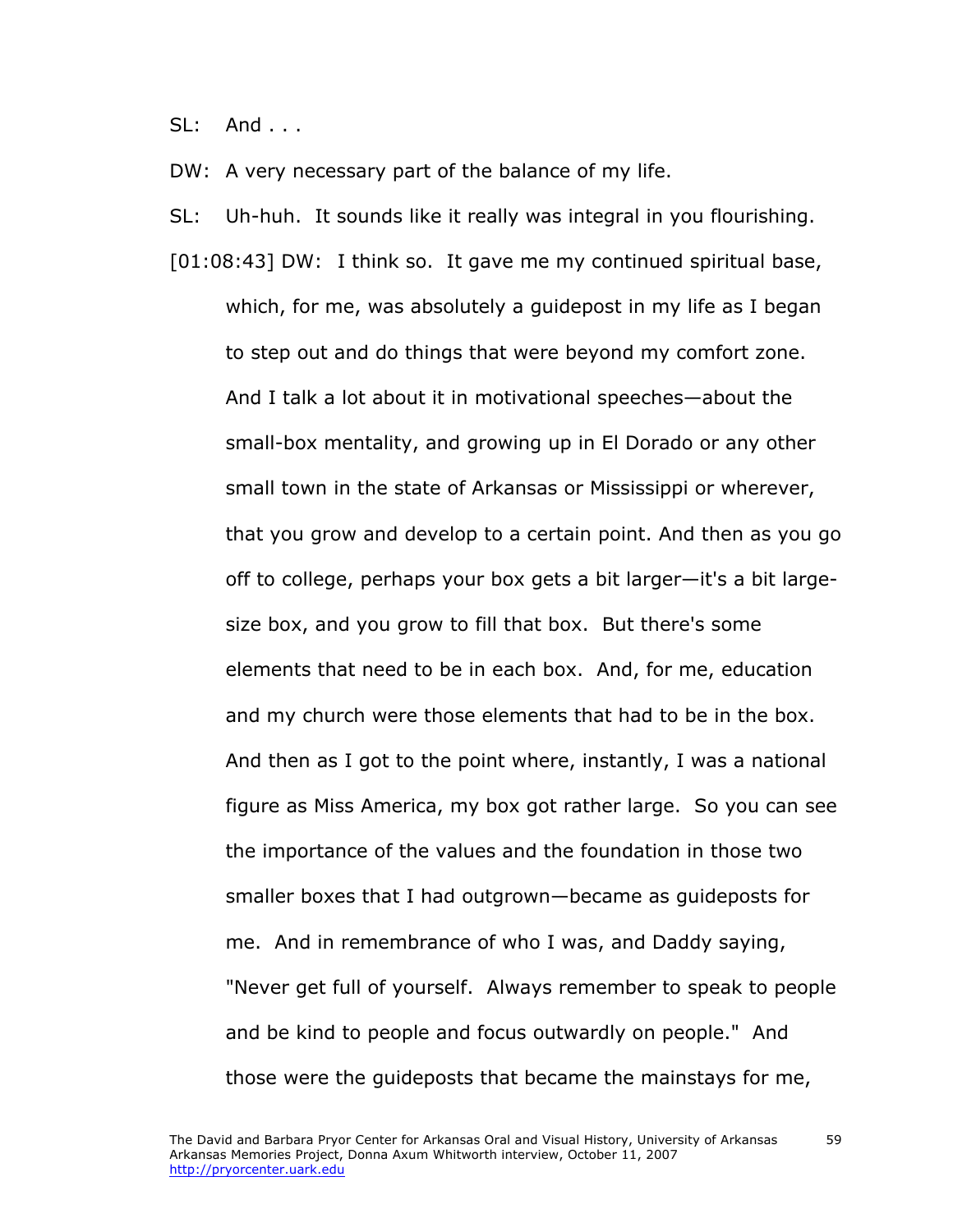SL: And . . .

DW: A very necessary part of the balance of my life.

SL: Uh-huh. It sounds like it really was integral in you flourishing.

[01:08:43] DW: I think so. It gave me my continued spiritual base, which, for me, was absolutely a guidepost in my life as I began to step out and do things that were beyond my comfort zone. And I talk a lot about it in motivational speeches—about the small-box mentality, and growing up in El Dorado or any other small town in the state of Arkansas or Mississippi or wherever, that you grow and develop to a certain point. And then as you go off to college, perhaps your box gets a bit larger—it's a bit large-size box, and you grow to fill that box. But there's some elements that need to be in each box. And, for me, education and my church were those elements that had to be in the box. And then as I got to the point where, instantly, I was a national figure as Miss America, my box got rather large. So you can see the importance of the values and the foundation in those two smaller boxes that I had outgrown—became as guideposts for me. And in remembrance of who I was, and Daddy saying, "Never get full of yourself. Always remember to speak to people and be kind to people and focus outwardly on people." And those were the guideposts that became the mainstays for me,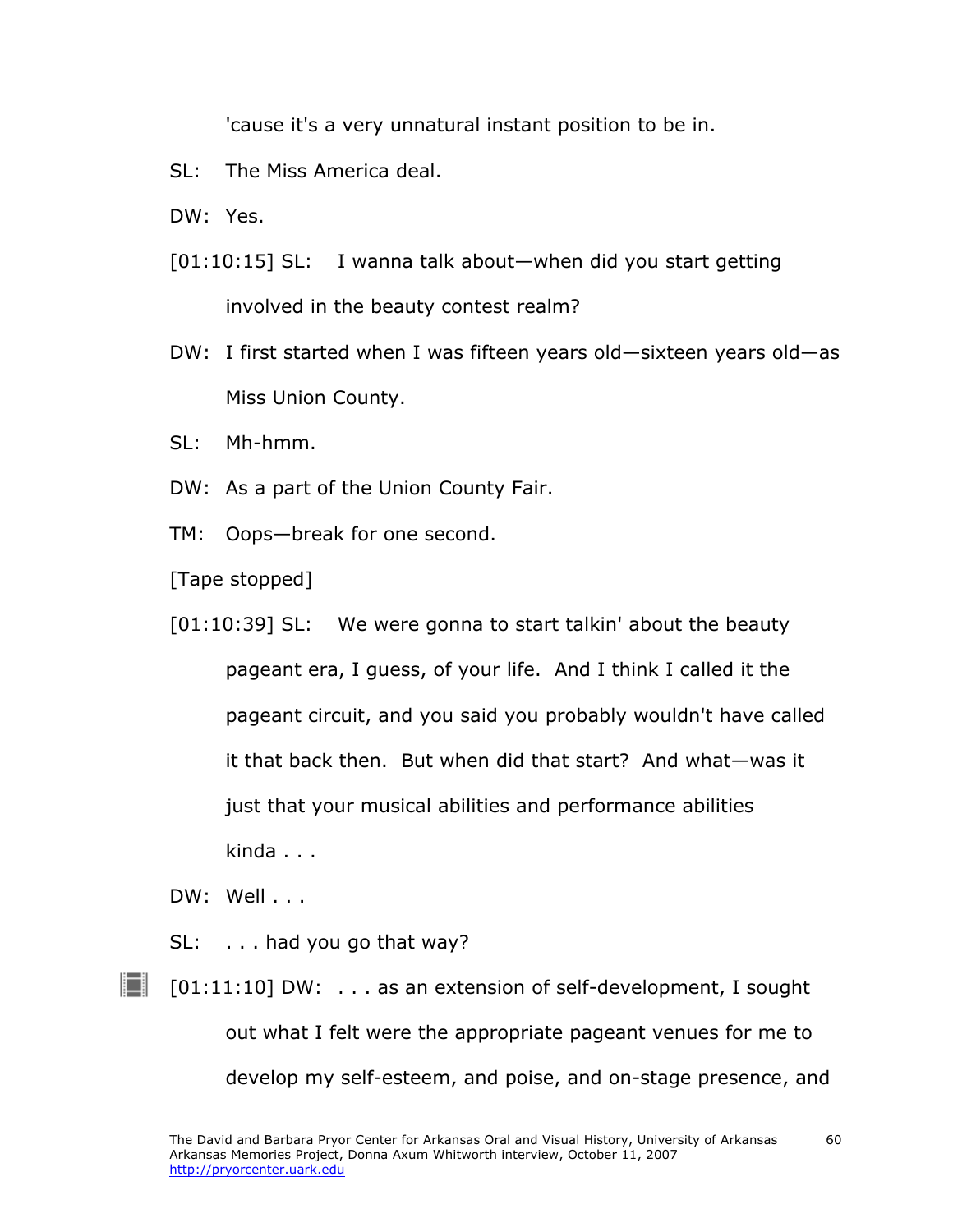'cause it's a very unnatural instant position to be in.

SL: The Miss America deal.

DW: Yes.

[01:10:15] SL: I wanna talk about—when did you start getting involved in the beauty contest realm?

DW: I first started when I was fifteen years old—sixteen years old—as Miss Union County.

SL: Mh-hmm.

DW: As a part of the Union County Fair.

TM: Oops—break for one second.

[Tape stopped]

[01:10:39] SL: We were gonna to start talkin' about the beauty pageant era, I guess, of your life. And I think I called it the pageant circuit, and you said you probably wouldn't have called it that back then. But when did that start? And what—was it just that your musical abilities and performance abilities kinda . . .

DW: Well . . .

SL: . . . had you go that way?

[01:11:10] DW: . . . as an extension of self-development, I sought out what I felt were the appropriate pageant venues for me to develop my self-esteem, and poise, and on-stage presence, and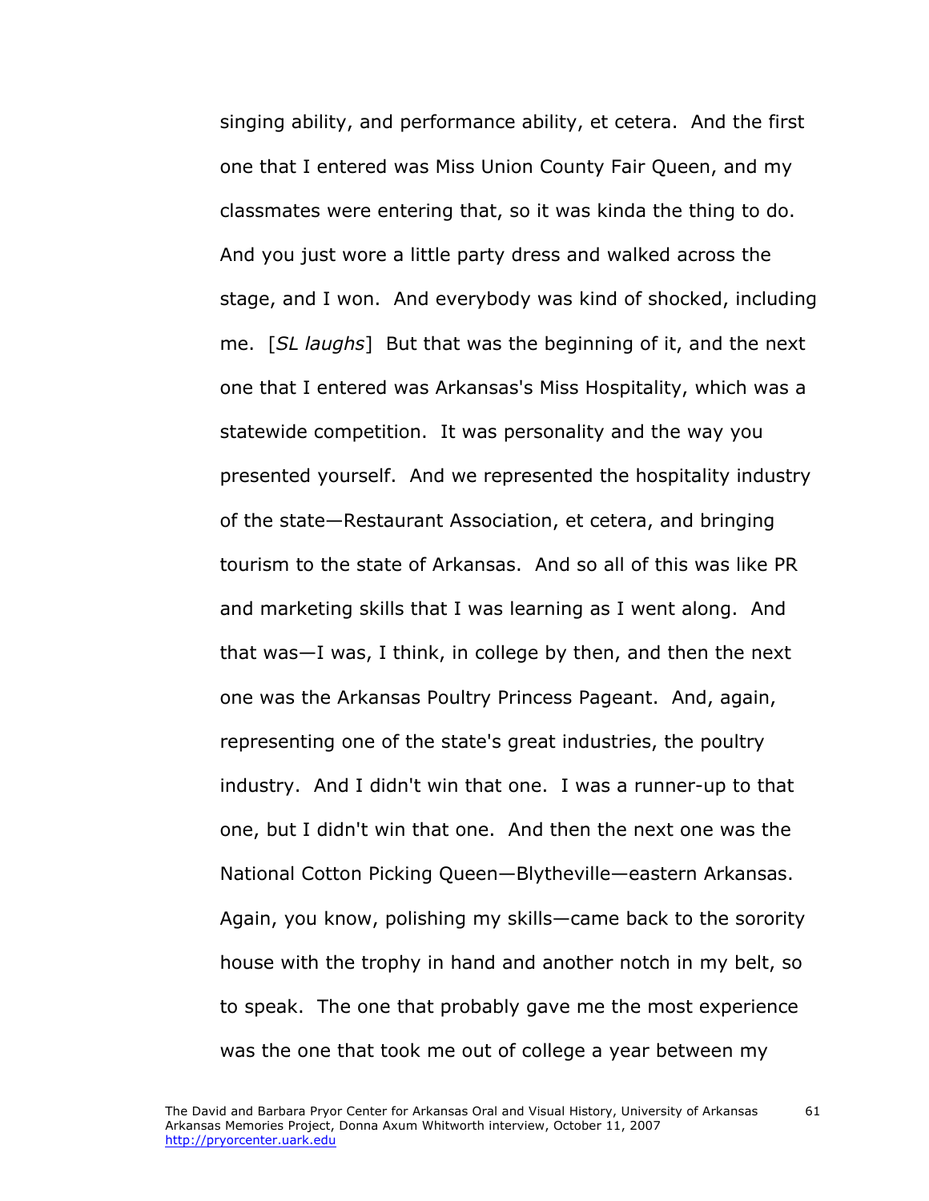singing ability, and performance ability, et cetera. And the first one that I entered was Miss Union County Fair Queen, and my classmates were entering that, so it was kinda the thing to do. And you just wore a little party dress and walked across the stage, and I won. And everybody was kind of shocked, including me. [*SL laughs*] But that was the beginning of it, and the next one that I entered was Arkansas's Miss Hospitality, which was a statewide competition. It was personality and the way you presented yourself. And we represented the hospitality industry of the state—Restaurant Association, et cetera, and bringing tourism to the state of Arkansas. And so all of this was like PR and marketing skills that I was learning as I went along. And that was—I was, I think, in college by then, and then the next one was the Arkansas Poultry Princess Pageant. And, again, representing one of the state's great industries, the poultry industry. And I didn't win that one. I was a runner-up to that one, but I didn't win that one. And then the next one was the National Cotton Picking Queen—Blytheville—eastern Arkansas. Again, you know, polishing my skills—came back to the sorority house with the trophy in hand and another notch in my belt, so to speak. The one that probably gave me the most experience was the one that took me out of college a year between my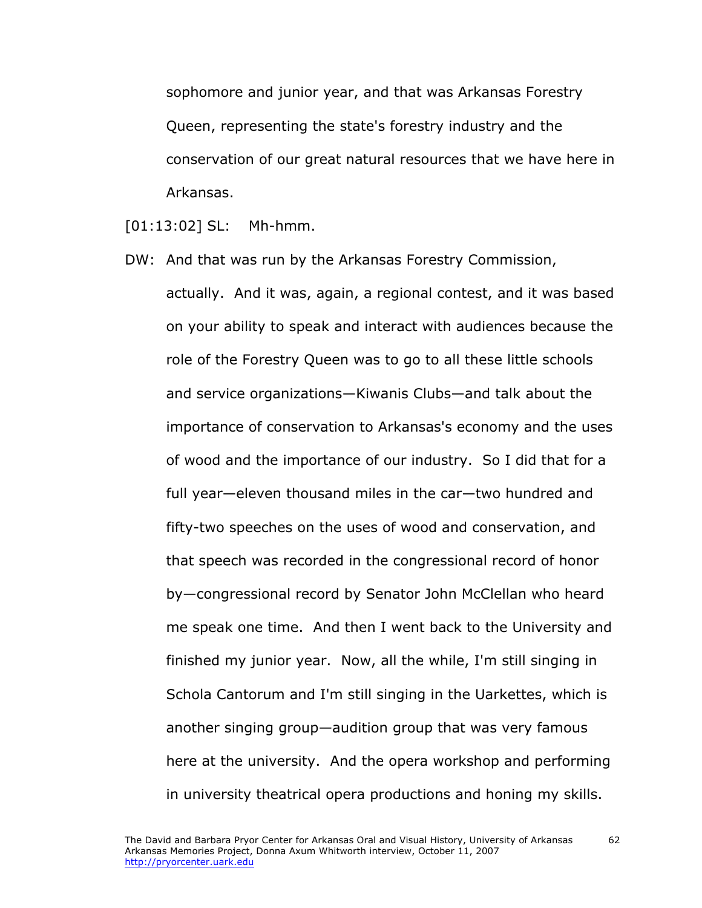sophomore and junior year, and that was Arkansas Forestry Queen, representing the state's forestry industry and the conservation of our great natural resources that we have here in Arkansas.

[01:13:02] SL: Mh-hmm.

DW: And that was run by the Arkansas Forestry Commission, actually. And it was, again, a regional contest, and it was based on your ability to speak and interact with audiences because the role of the Forestry Queen was to go to all these little schools and service organizations—Kiwanis Clubs—and talk about the importance of conservation to Arkansas's economy and the uses of wood and the importance of our industry. So I did that for a full year—eleven thousand miles in the car—two hundred and fifty-two speeches on the uses of wood and conservation, and that speech was recorded in the congressional record of honor by—congressional record by Senator John McClellan who heard me speak one time. And then I went back to the University and finished my junior year. Now, all the while, I'm still singing in Schola Cantorum and I'm still singing in the Uarkettes, which is another singing group—audition group that was very famous here at the university. And the opera workshop and performing in university theatrical opera productions and honing my skills.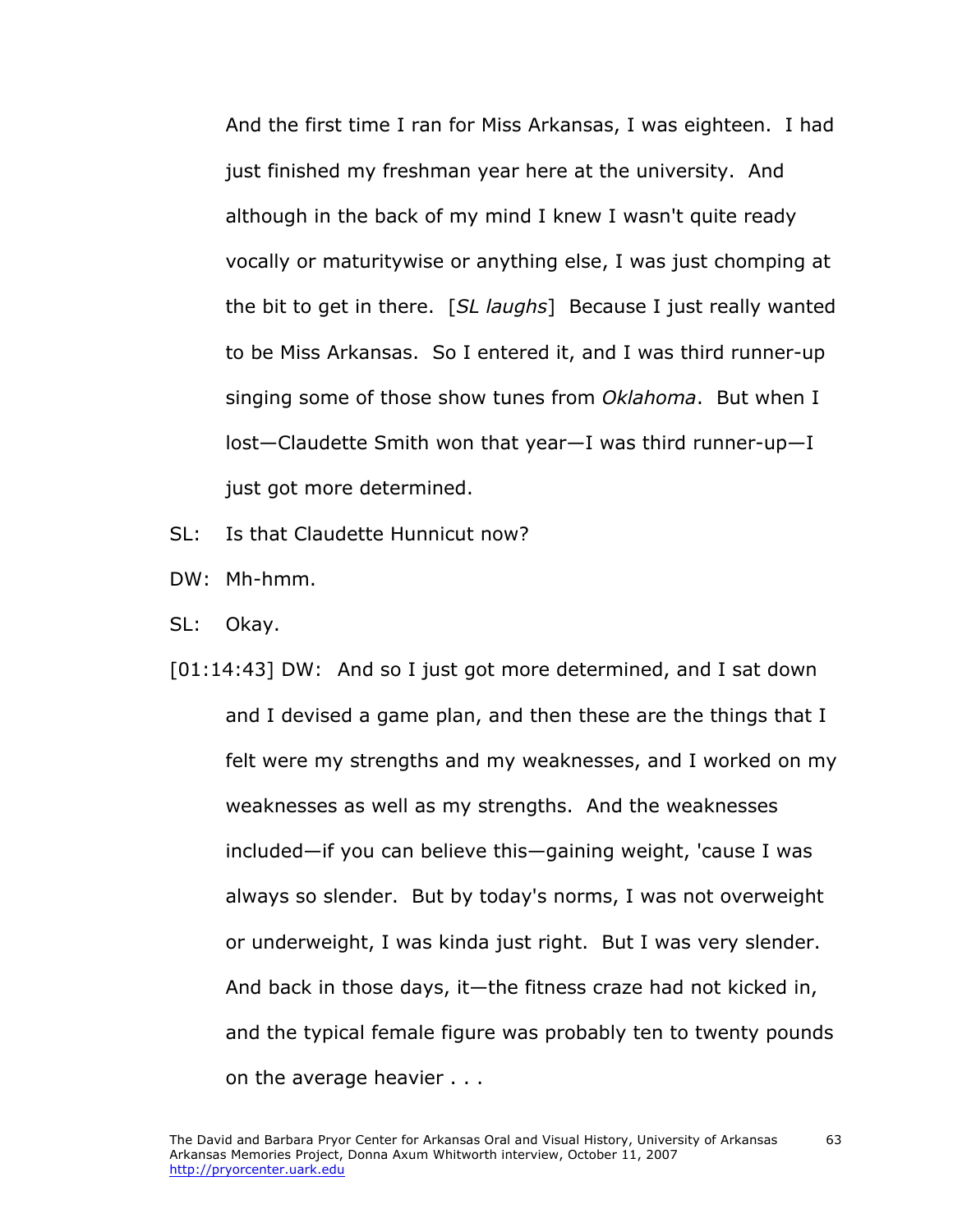And the first time I ran for Miss Arkansas, I was eighteen. I had just finished my freshman year here at the university. And although in the back of my mind I knew I wasn't quite ready vocally or maturitywise or anything else, I was just chomping at the bit to get in there. [*SL laughs*] Because I just really wanted to be Miss Arkansas. So I entered it, and I was third runner-up singing some of those show tunes from *Oklahoma*. But when I lost—Claudette Smith won that year—I was third runner-up—I just got more determined.

SL: Is that Claudette Hunnicut now?

DW: Mh-hmm.

SL: Okay.

[01:14:43] DW: And so I just got more determined, and I sat down and I devised a game plan, and then these are the things that I felt were my strengths and my weaknesses, and I worked on my weaknesses as well as my strengths. And the weaknesses included—if you can believe this—gaining weight, 'cause I was always so slender. But by today's norms, I was not overweight or underweight, I was kinda just right. But I was very slender. And back in those days, it—the fitness craze had not kicked in, and the typical female figure was probably ten to twenty pounds on the average heavier . . .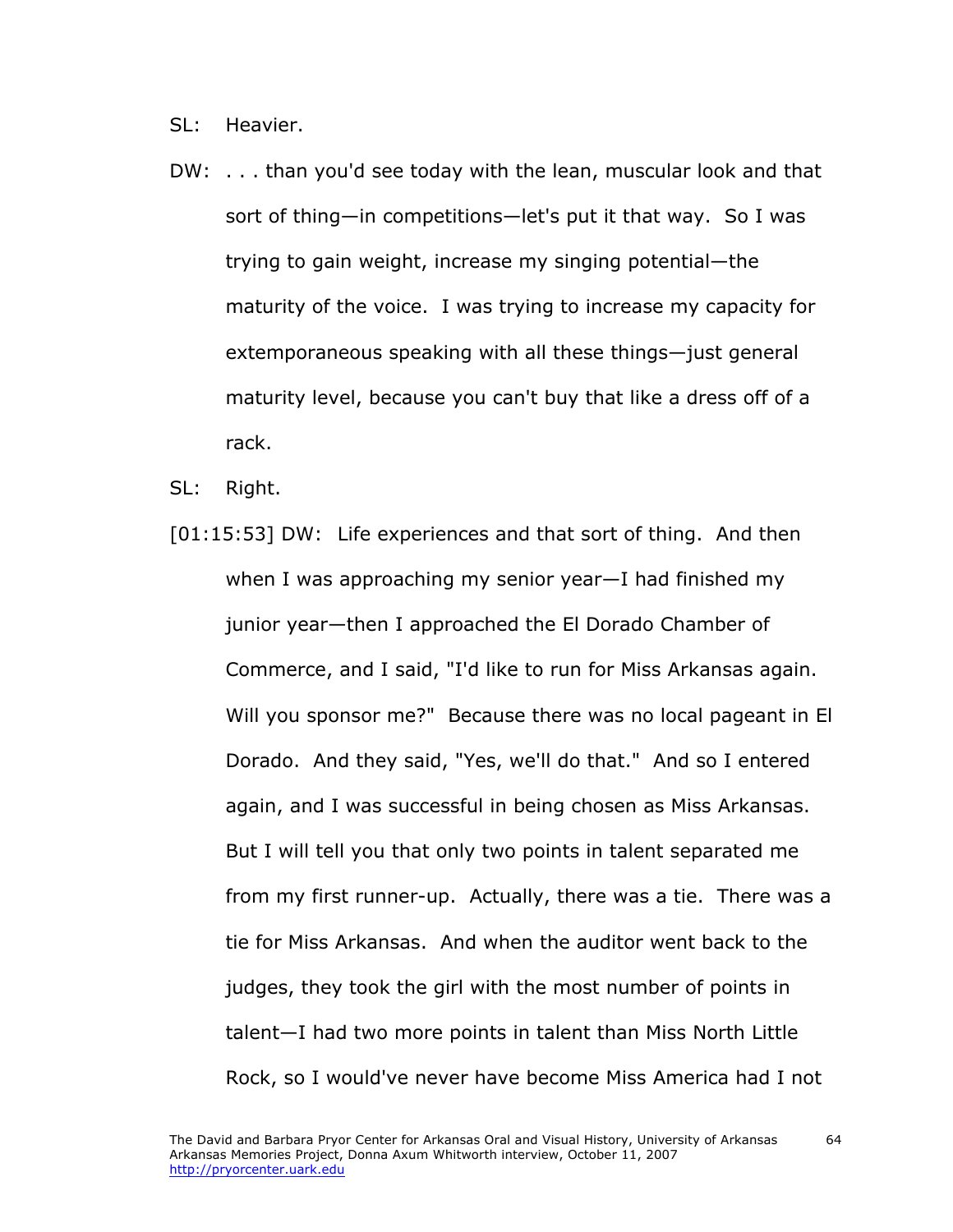SL: Heavier.

DW: . . . than you'd see today with the lean, muscular look and that sort of thing—in competitions—let's put it that way. So I was trying to gain weight, increase my singing potential—the maturity of the voice. I was trying to increase my capacity for extemporaneous speaking with all these things—just general maturity level, because you can't buy that like a dress off of a rack.

SL: Right.

[01:15:53] DW: Life experiences and that sort of thing. And then when I was approaching my senior year—I had finished my junior year—then I approached the El Dorado Chamber of Commerce, and I said, "I'd like to run for Miss Arkansas again. Will you sponsor me?" Because there was no local pageant in El Dorado. And they said, "Yes, we'll do that." And so I entered again, and I was successful in being chosen as Miss Arkansas. But I will tell you that only two points in talent separated me from my first runner-up. Actually, there was a tie. There was a tie for Miss Arkansas. And when the auditor went back to the judges, they took the girl with the most number of points in talent—I had two more points in talent than Miss North Little Rock, so I would've never have become Miss America had I not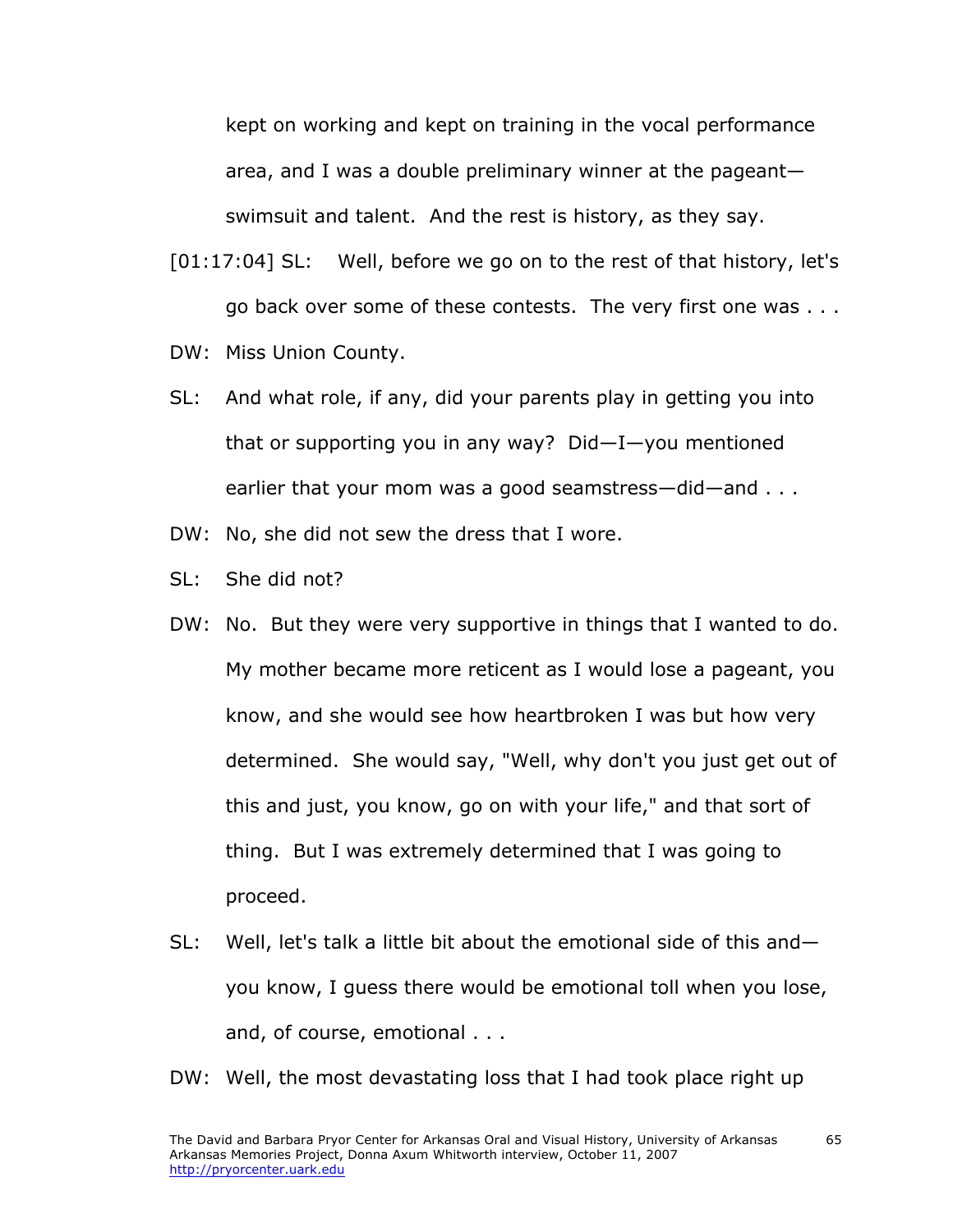kept on working and kept on training in the vocal performance area, and I was a double preliminary winner at the pageant—swimsuit and talent. And the rest is history, as they say.

[01:17:04] SL: Well, before we go on to the rest of that history, let's go back over some of these contests. The very first one was . . .

DW: Miss Union County.

SL: And what role, if any, did your parents play in getting you into that or supporting you in any way? Did—I—you mentioned earlier that your mom was a good seamstress—did—and . . .

DW: No, she did not sew the dress that I wore.

SL: She did not?

DW: No. But they were very supportive in things that I wanted to do. My mother became more reticent as I would lose a pageant, you know, and she would see how heartbroken I was but how very determined. She would say, "Well, why don't you just get out of this and just, you know, go on with your life," and that sort of thing. But I was extremely determined that I was going to proceed.

SL: Well, let's talk a little bit about the emotional side of this and—you know, I guess there would be emotional toll when you lose, and, of course, emotional . . .

DW: Well, the most devastating loss that I had took place right up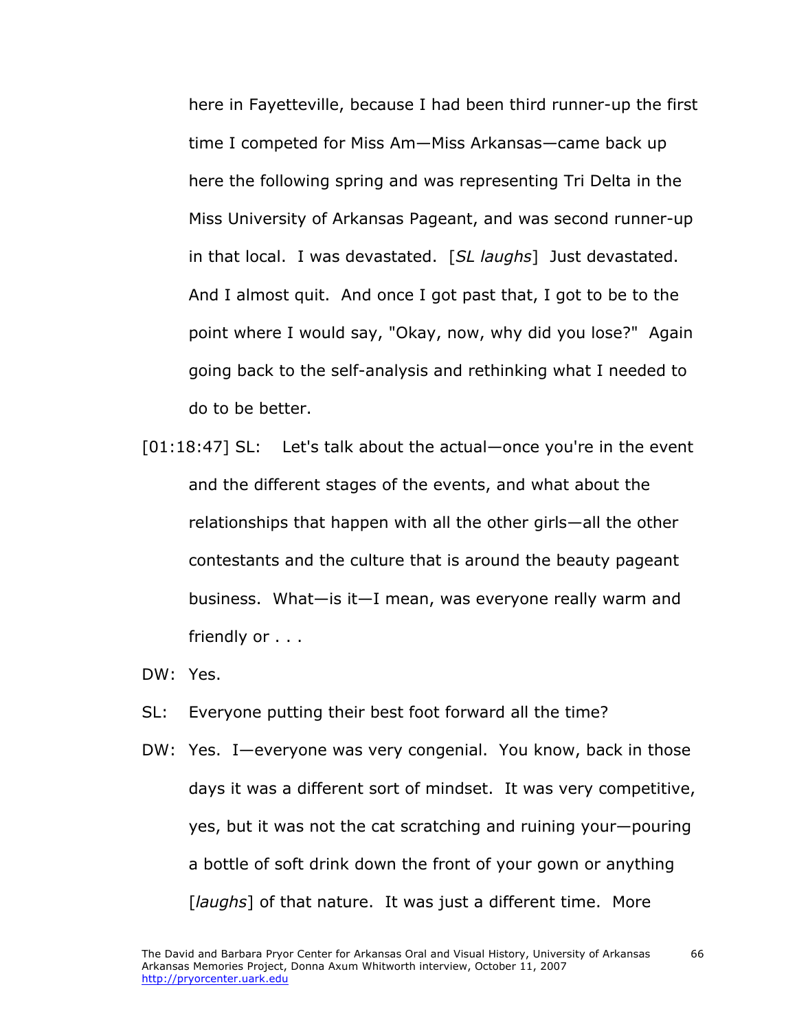here in Fayetteville, because I had been third runner-up the first time I competed for Miss Am—Miss Arkansas—came back up here the following spring and was representing Tri Delta in the Miss University of Arkansas Pageant, and was second runner-up in that local. I was devastated. [*SL laughs*] Just devastated. And I almost quit. And once I got past that, I got to be to the point where I would say, "Okay, now, why did you lose?" Again going back to the self-analysis and rethinking what I needed to do to be better.

[01:18:47] SL: Let's talk about the actual—once you're in the event and the different stages of the events, and what about the relationships that happen with all the other girls—all the other contestants and the culture that is around the beauty pageant business. What—is it—I mean, was everyone really warm and friendly or . . .

DW: Yes.

SL: Everyone putting their best foot forward all the time?

DW: Yes. I—everyone was very congenial. You know, back in those days it was a different sort of mindset. It was very competitive, yes, but it was not the cat scratching and ruining your—pouring a bottle of soft drink down the front of your gown or anything [*laughs*] of that nature. It was just a different time. More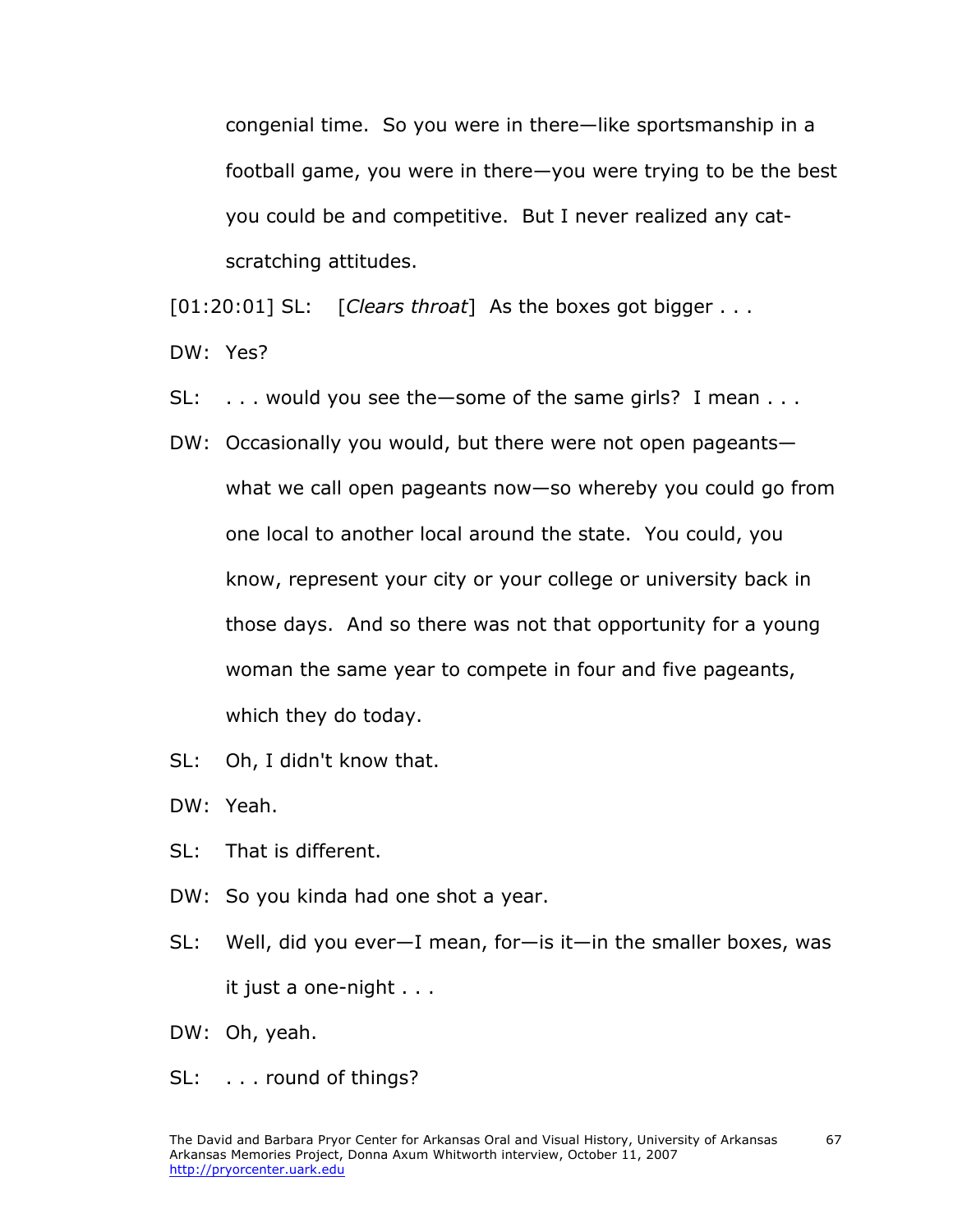congenial time. So you were in there—like sportsmanship in a football game, you were in there—you were trying to be the best you could be and competitive. But I never realized any cat-scratching attitudes.

[01:20:01] SL: [*Clears throat*] As the boxes got bigger . . .

DW: Yes?

SL: . . . would you see the—some of the same girls? I mean . . .

DW: Occasionally you would, but there were not open pageants—what we call open pageants now—so whereby you could go from one local to another local around the state. You could, you know, represent your city or your college or university back in those days. And so there was not that opportunity for a young woman the same year to compete in four and five pageants, which they do today.

SL: Oh, I didn't know that.

DW: Yeah.

SL: That is different.

DW: So you kinda had one shot a year.

SL: Well, did you ever—I mean, for—is it—in the smaller boxes, was it just a one-night . . .

DW: Oh, yeah.

SL: . . . round of things?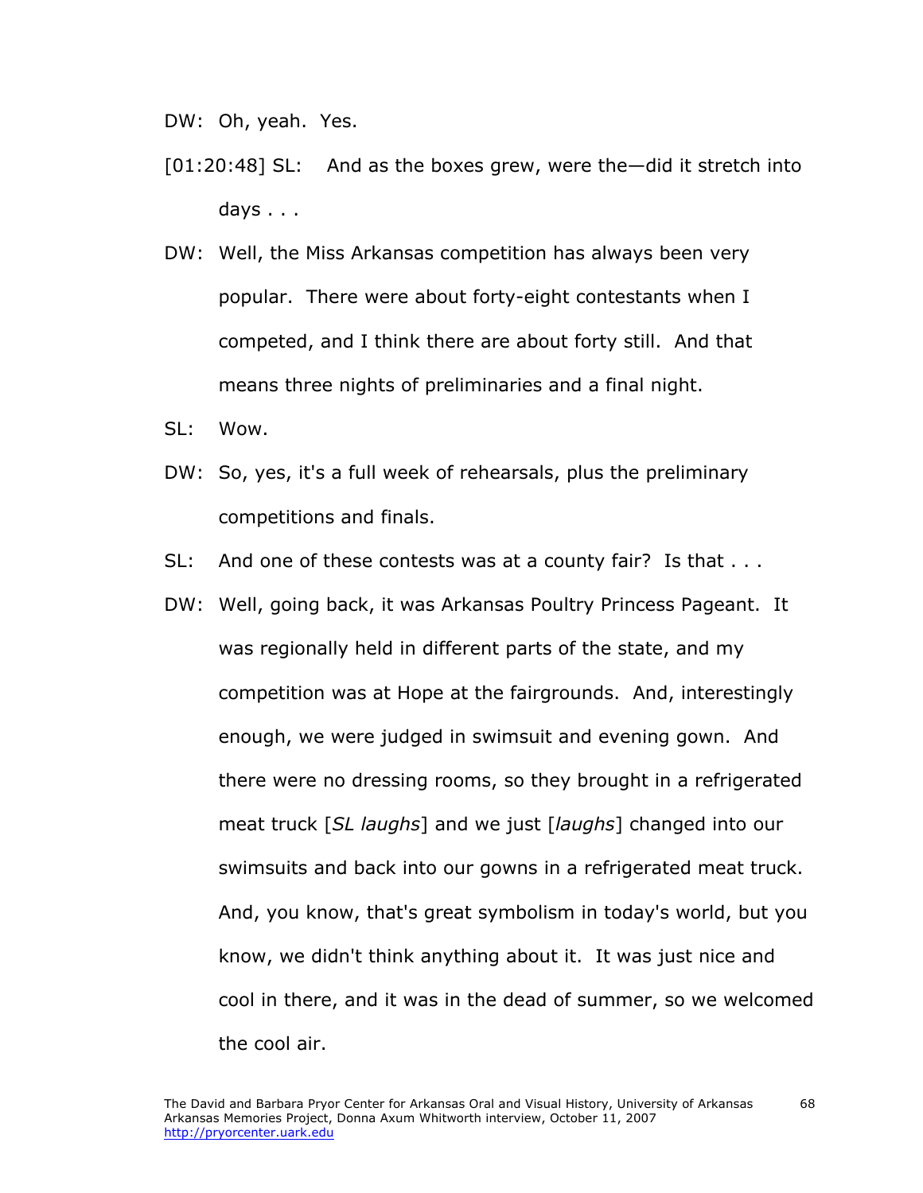DW: Oh, yeah. Yes.

[01:20:48] SL: And as the boxes grew, were the—did it stretch into days . . .

DW: Well, the Miss Arkansas competition has always been very popular. There were about forty-eight contestants when I competed, and I think there are about forty still. And that means three nights of preliminaries and a final night.

SL: Wow.

DW: So, yes, it's a full week of rehearsals, plus the preliminary competitions and finals.

SL: And one of these contests was at a county fair? Is that . . .

DW: Well, going back, it was Arkansas Poultry Princess Pageant. It was regionally held in different parts of the state, and my competition was at Hope at the fairgrounds. And, interestingly enough, we were judged in swimsuit and evening gown. And there were no dressing rooms, so they brought in a refrigerated meat truck [*SL laughs*] and we just [*laughs*] changed into our swimsuits and back into our gowns in a refrigerated meat truck. And, you know, that's great symbolism in today's world, but you know, we didn't think anything about it. It was just nice and cool in there, and it was in the dead of summer, so we welcomed the cool air.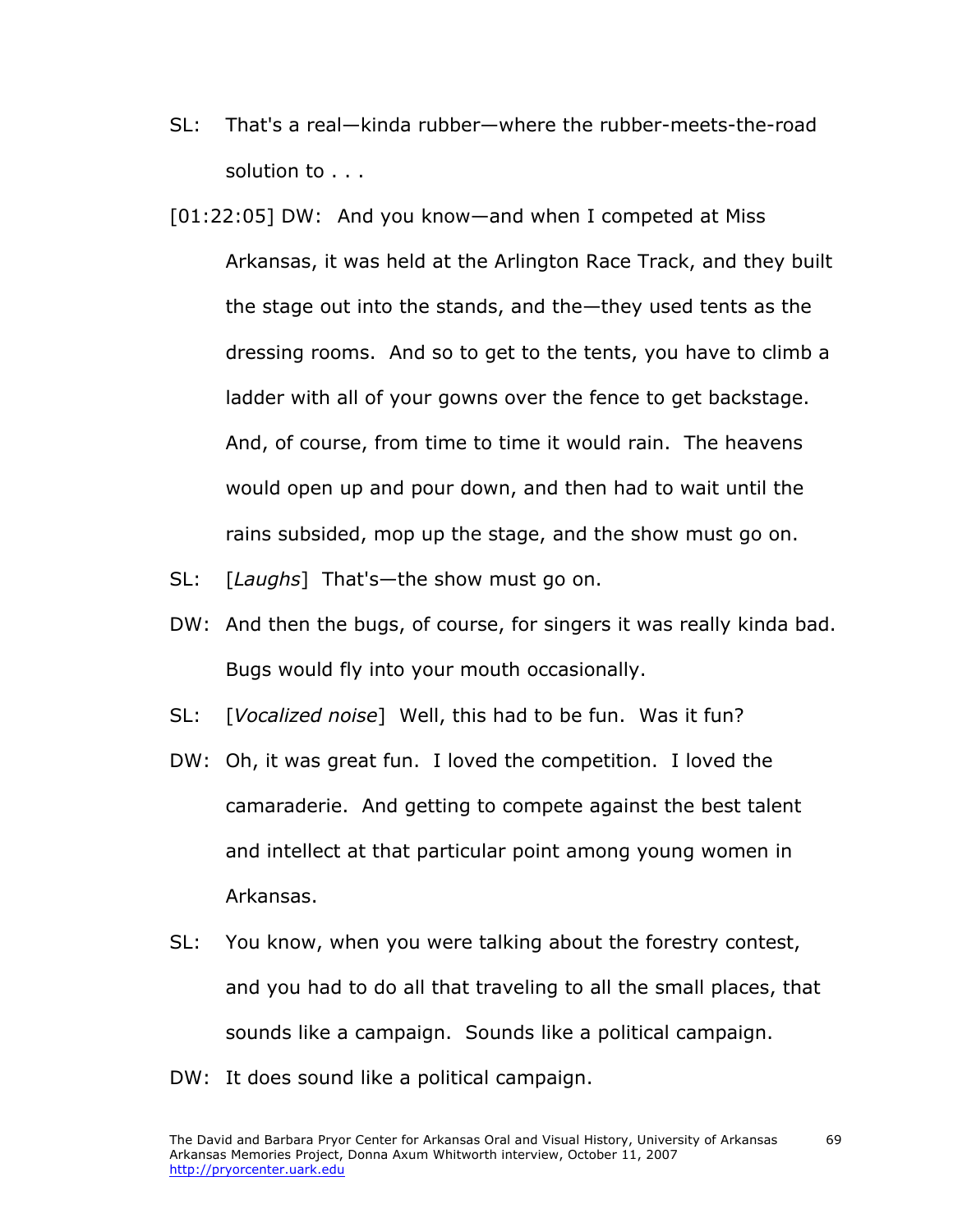SL: That's a real—kinda rubber—where the rubber-meets-the-road solution to . . .

[01:22:05] DW: And you know—and when I competed at Miss Arkansas, it was held at the Arlington Race Track, and they built the stage out into the stands, and the—they used tents as the dressing rooms. And so to get to the tents, you have to climb a ladder with all of your gowns over the fence to get backstage. And, of course, from time to time it would rain. The heavens would open up and pour down, and then had to wait until the rains subsided, mop up the stage, and the show must go on.

SL: [*Laughs*] That's—the show must go on.

DW: And then the bugs, of course, for singers it was really kinda bad. Bugs would fly into your mouth occasionally.

SL: [*Vocalized noise*] Well, this had to be fun. Was it fun?

DW: Oh, it was great fun. I loved the competition. I loved the camaraderie. And getting to compete against the best talent and intellect at that particular point among young women in Arkansas.

SL: You know, when you were talking about the forestry contest, and you had to do all that traveling to all the small places, that sounds like a campaign. Sounds like a political campaign.

DW: It does sound like a political campaign.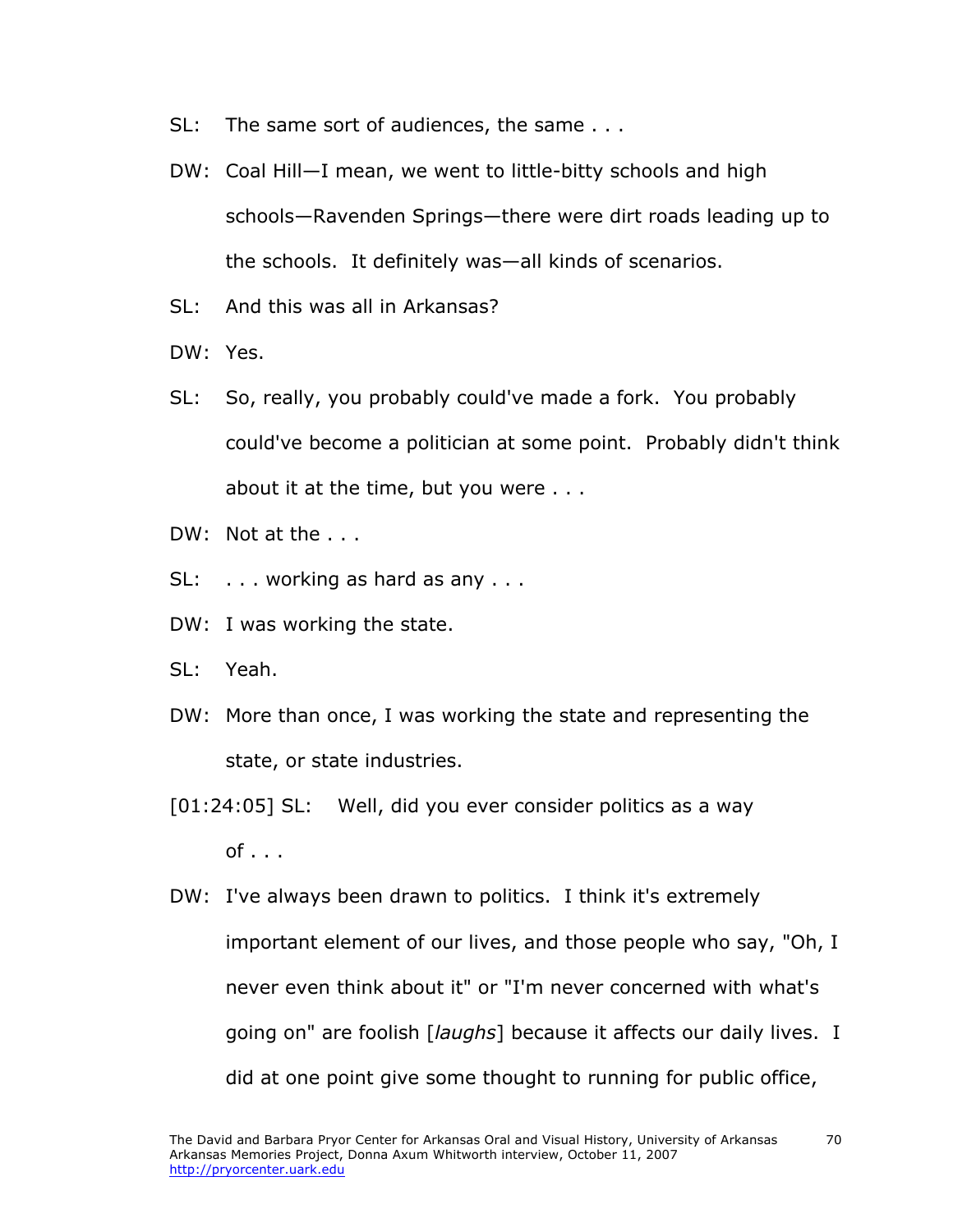SL: The same sort of audiences, the same . . .

DW: Coal Hill—I mean, we went to little-bitty schools and high schools—Ravenden Springs—there were dirt roads leading up to the schools. It definitely was—all kinds of scenarios.

SL: And this was all in Arkansas?

DW: Yes.

SL: So, really, you probably could've made a fork. You probably could've become a politician at some point. Probably didn't think about it at the time, but you were . . .

DW: Not at the . . .

SL: . . . working as hard as any . . .

DW: I was working the state.

SL: Yeah.

DW: More than once, I was working the state and representing the state, or state industries.

[01:24:05] SL: Well, did you ever consider politics as a way of . . .

DW: I've always been drawn to politics. I think it's extremely important element of our lives, and those people who say, "Oh, I never even think about it" or "I'm never concerned with what's going on" are foolish [*laughs*] because it affects our daily lives. I did at one point give some thought to running for public office,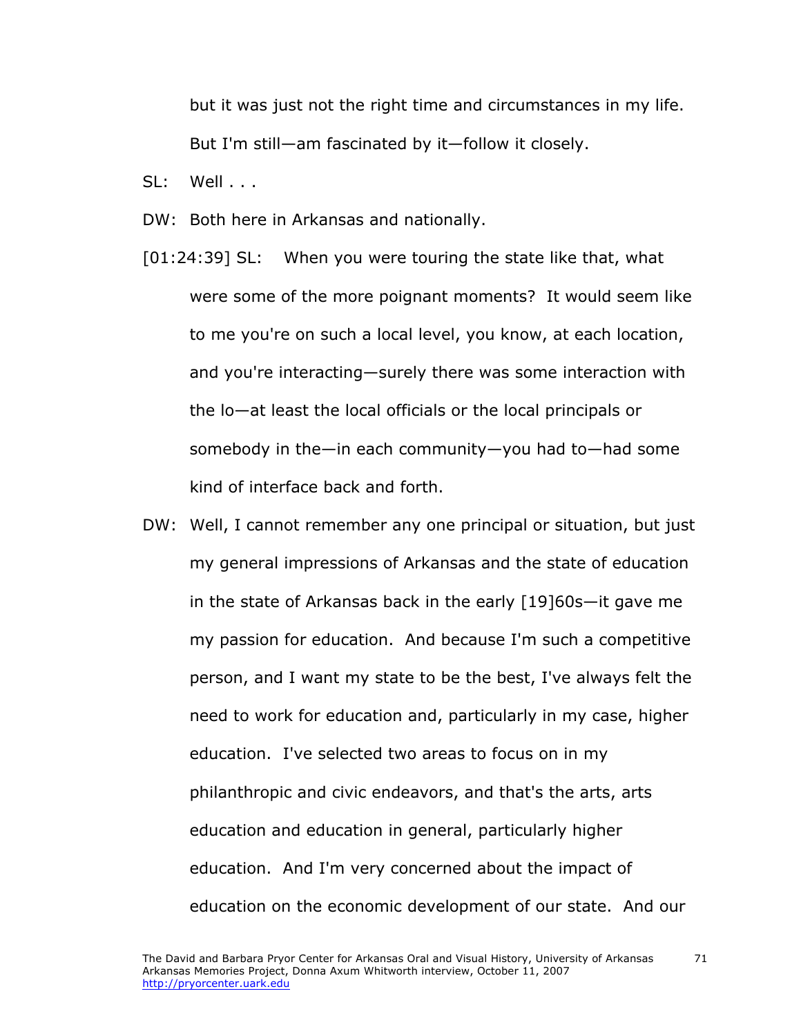but it was just not the right time and circumstances in my life. But I'm still—am fascinated by it—follow it closely.

SL: Well . . .

DW: Both here in Arkansas and nationally.

[01:24:39] SL: When you were touring the state like that, what were some of the more poignant moments? It would seem like to me you're on such a local level, you know, at each location, and you're interacting—surely there was some interaction with the lo—at least the local officials or the local principals or somebody in the—in each community—you had to—had some kind of interface back and forth.

DW: Well, I cannot remember any one principal or situation, but just my general impressions of Arkansas and the state of education in the state of Arkansas back in the early [19]60s—it gave me my passion for education. And because I'm such a competitive person, and I want my state to be the best, I've always felt the need to work for education and, particularly in my case, higher education. I've selected two areas to focus on in my philanthropic and civic endeavors, and that's the arts, arts education and education in general, particularly higher education. And I'm very concerned about the impact of education on the economic development of our state. And our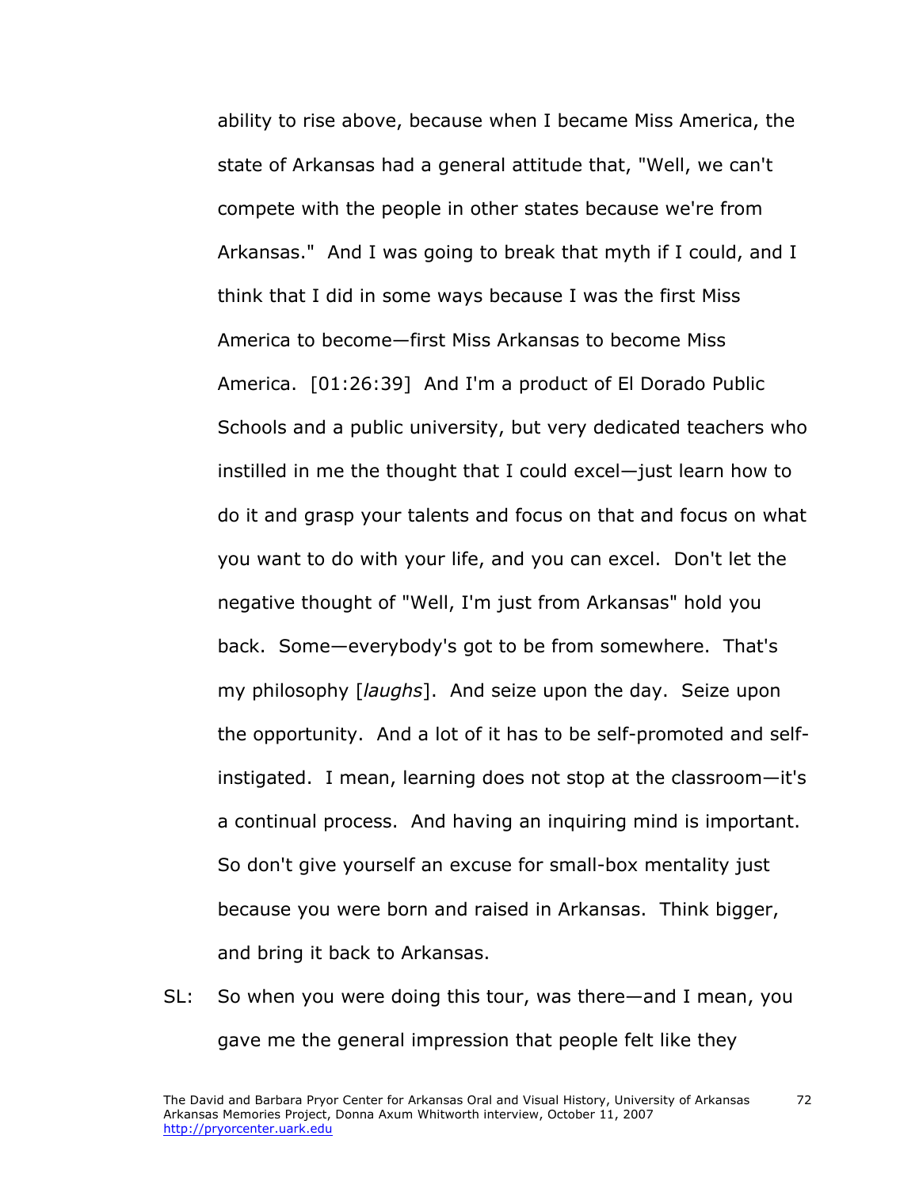ability to rise above, because when I became Miss America, the state of Arkansas had a general attitude that, "Well, we can't compete with the people in other states because we're from Arkansas." And I was going to break that myth if I could, and I think that I did in some ways because I was the first Miss America to become—first Miss Arkansas to become Miss America. [01:26:39] And I'm a product of El Dorado Public Schools and a public university, but very dedicated teachers who instilled in me the thought that I could excel—just learn how to do it and grasp your talents and focus on that and focus on what you want to do with your life, and you can excel. Don't let the negative thought of "Well, I'm just from Arkansas" hold you back. Some—everybody's got to be from somewhere. That's my philosophy [*laughs*]. And seize upon the day. Seize upon the opportunity. And a lot of it has to be self-promoted and self-instigated. I mean, learning does not stop at the classroom—it's a continual process. And having an inquiring mind is important. So don't give yourself an excuse for small-box mentality just because you were born and raised in Arkansas. Think bigger, and bring it back to Arkansas.

SL: So when you were doing this tour, was there—and I mean, you gave me the general impression that people felt like they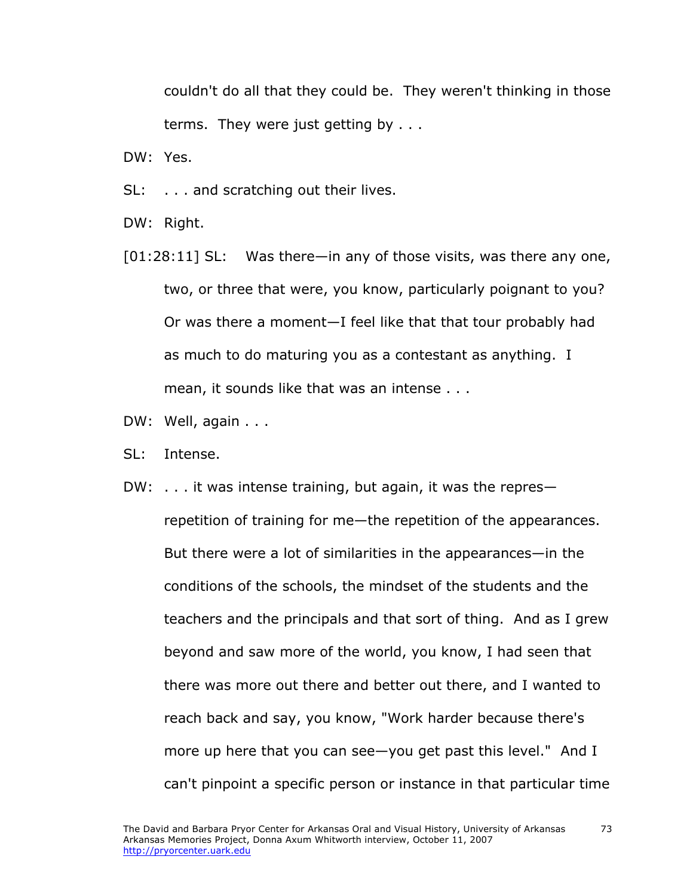couldn't do all that they could be. They weren't thinking in those terms. They were just getting by . . .

DW: Yes.

SL: . . . and scratching out their lives.

DW: Right.

[01:28:11] SL: Was there—in any of those visits, was there any one, two, or three that were, you know, particularly poignant to you? Or was there a moment—I feel like that that tour probably had as much to do maturing you as a contestant as anything. I mean, it sounds like that was an intense . . .

DW: Well, again . . .

SL: Intense.

DW: . . . it was intense training, but again, it was the repres—repetition of training for me—the repetition of the appearances. But there were a lot of similarities in the appearances—in the conditions of the schools, the mindset of the students and the teachers and the principals and that sort of thing. And as I grew beyond and saw more of the world, you know, I had seen that there was more out there and better out there, and I wanted to reach back and say, you know, "Work harder because there's more up here that you can see—you get past this level." And I can't pinpoint a specific person or instance in that particular time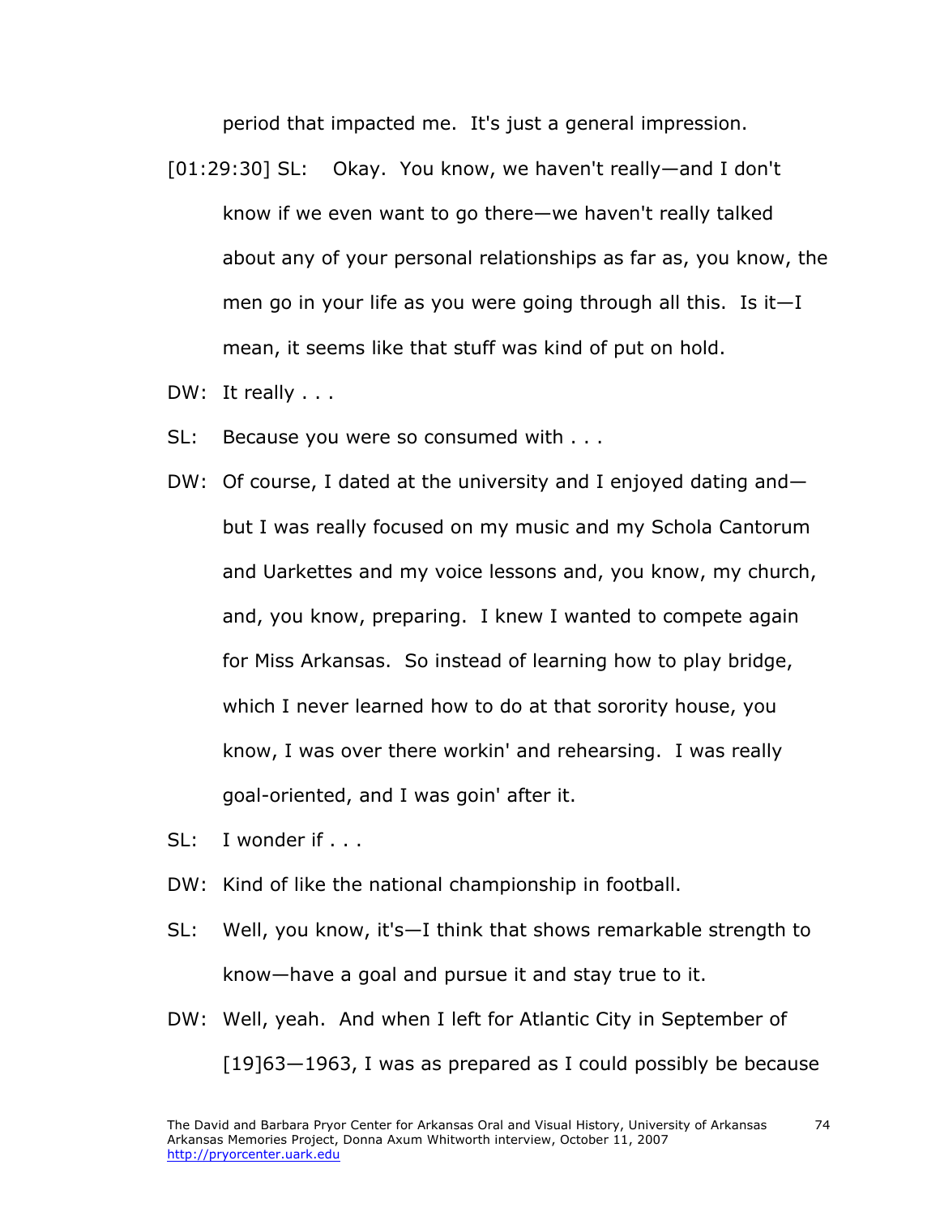period that impacted me. It's just a general impression.

[01:29:30] SL: Okay. You know, we haven't really—and I don't know if we even want to go there—we haven't really talked about any of your personal relationships as far as, you know, the men go in your life as you were going through all this. Is it—I mean, it seems like that stuff was kind of put on hold.

DW: It really . . .

SL: Because you were so consumed with . . .

DW: Of course, I dated at the university and I enjoyed dating and—but I was really focused on my music and my Schola Cantorum and Uarkettes and my voice lessons and, you know, my church, and, you know, preparing. I knew I wanted to compete again for Miss Arkansas. So instead of learning how to play bridge, which I never learned how to do at that sorority house, you know, I was over there workin' and rehearsing. I was really goal-oriented, and I was goin' after it.

SL: I wonder if . . .

DW: Kind of like the national championship in football.

SL: Well, you know, it's—I think that shows remarkable strength to know—have a goal and pursue it and stay true to it.

DW: Well, yeah. And when I left for Atlantic City in September of [19]63—1963, I was as prepared as I could possibly be because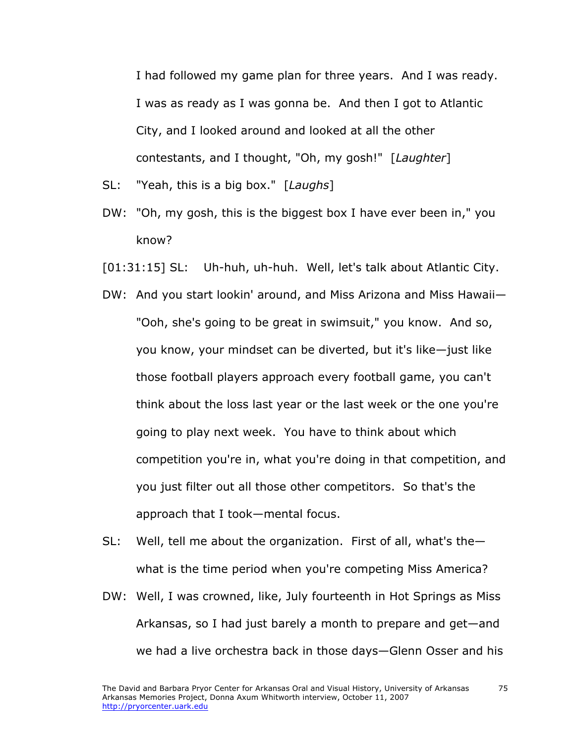I had followed my game plan for three years. And I was ready. I was as ready as I was gonna be. And then I got to Atlantic City, and I looked around and looked at all the other contestants, and I thought, "Oh, my gosh!" [*Laughter*]

SL: "Yeah, this is a big box." [*Laughs*]

DW: "Oh, my gosh, this is the biggest box I have ever been in," you know?

[01:31:15] SL: Uh-huh, uh-huh. Well, let's talk about Atlantic City.

DW: And you start lookin' around, and Miss Arizona and Miss Hawaii—"Ooh, she's going to be great in swimsuit," you know. And so, you know, your mindset can be diverted, but it's like—just like those football players approach every football game, you can't think about the loss last year or the last week or the one you're going to play next week. You have to think about which competition you're in, what you're doing in that competition, and you just filter out all those other competitors. So that's the approach that I took—mental focus.

SL: Well, tell me about the organization. First of all, what's the—what is the time period when you're competing Miss America?

DW: Well, I was crowned, like, July fourteenth in Hot Springs as Miss Arkansas, so I had just barely a month to prepare and get—and we had a live orchestra back in those days—Glenn Osser and his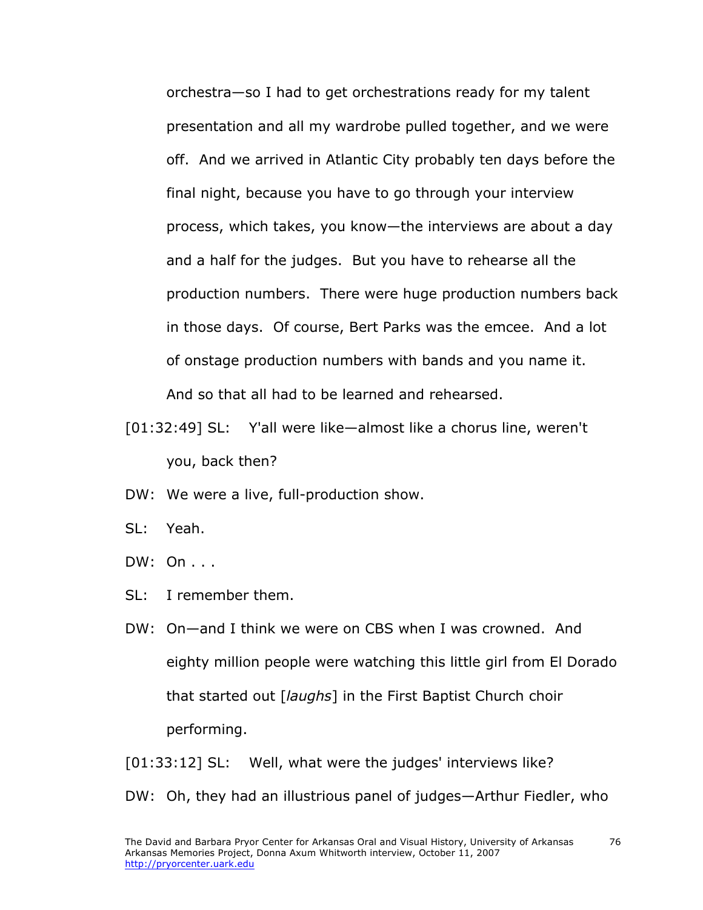orchestra—so I had to get orchestrations ready for my talent presentation and all my wardrobe pulled together, and we were off. And we arrived in Atlantic City probably ten days before the final night, because you have to go through your interview process, which takes, you know—the interviews are about a day and a half for the judges. But you have to rehearse all the production numbers. There were huge production numbers back in those days. Of course, Bert Parks was the emcee. And a lot of onstage production numbers with bands and you name it. And so that all had to be learned and rehearsed.

[01:32:49] SL: Y'all were like—almost like a chorus line, weren't you, back then?

DW: We were a live, full-production show.

SL: Yeah.

DW: On . . .

SL: I remember them.

DW: On—and I think we were on CBS when I was crowned. And eighty million people were watching this little girl from El Dorado that started out [*laughs*] in the First Baptist Church choir performing.

[01:33:12] SL: Well, what were the judges' interviews like?

DW: Oh, they had an illustrious panel of judges—Arthur Fiedler, who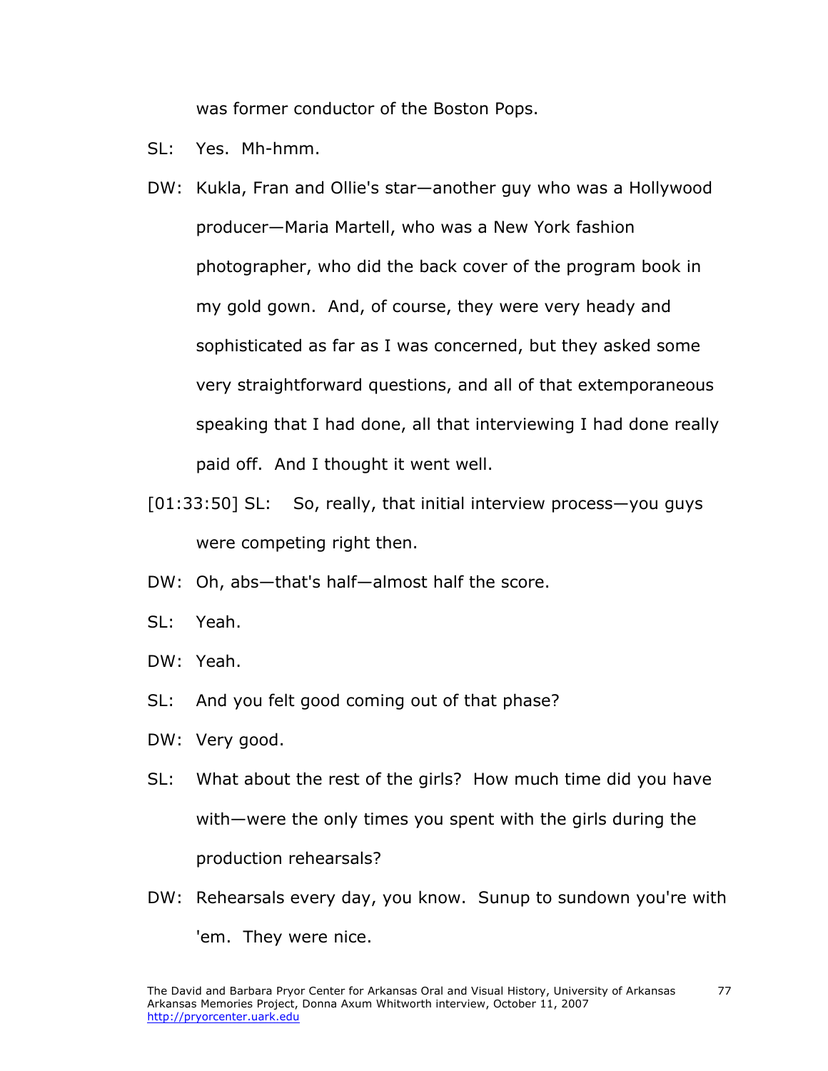was former conductor of the Boston Pops.

SL: Yes. Mh-hmm.

DW: Kukla, Fran and Ollie's star—another guy who was a Hollywood producer—Maria Martell, who was a New York fashion photographer, who did the back cover of the program book in my gold gown. And, of course, they were very heady and sophisticated as far as I was concerned, but they asked some very straightforward questions, and all of that extemporaneous speaking that I had done, all that interviewing I had done really paid off. And I thought it went well.

[01:33:50] SL: So, really, that initial interview process—you guys were competing right then.

DW: Oh, abs—that's half—almost half the score.

SL: Yeah.

DW: Yeah.

SL: And you felt good coming out of that phase?

DW: Very good.

SL: What about the rest of the girls? How much time did you have with—were the only times you spent with the girls during the production rehearsals?

DW: Rehearsals every day, you know. Sunup to sundown you're with 'em. They were nice.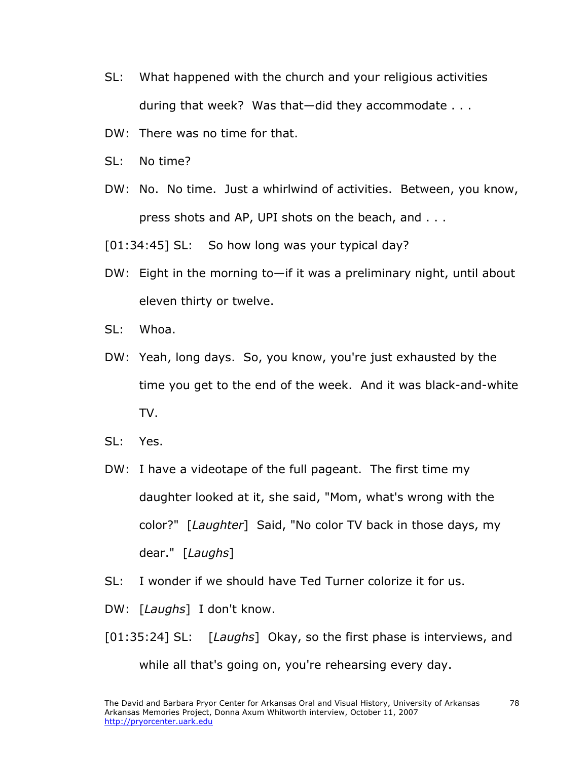SL: What happened with the church and your religious activities during that week? Was that—did they accommodate . . .

DW: There was no time for that.

SL: No time?

DW: No. No time. Just a whirlwind of activities. Between, you know, press shots and AP, UPI shots on the beach, and . . .

[01:34:45] SL: So how long was your typical day?

DW: Eight in the morning to—if it was a preliminary night, until about eleven thirty or twelve.

SL: Whoa.

DW: Yeah, long days. So, you know, you're just exhausted by the time you get to the end of the week. And it was black-and-white TV.

SL: Yes.

DW: I have a videotape of the full pageant. The first time my daughter looked at it, she said, "Mom, what's wrong with the color?" [*Laughter*] Said, "No color TV back in those days, my dear." [*Laughs*]

SL: I wonder if we should have Ted Turner colorize it for us.

DW: [*Laughs*] I don't know.

[01:35:24] SL: [*Laughs*] Okay, so the first phase is interviews, and while all that's going on, you're rehearsing every day.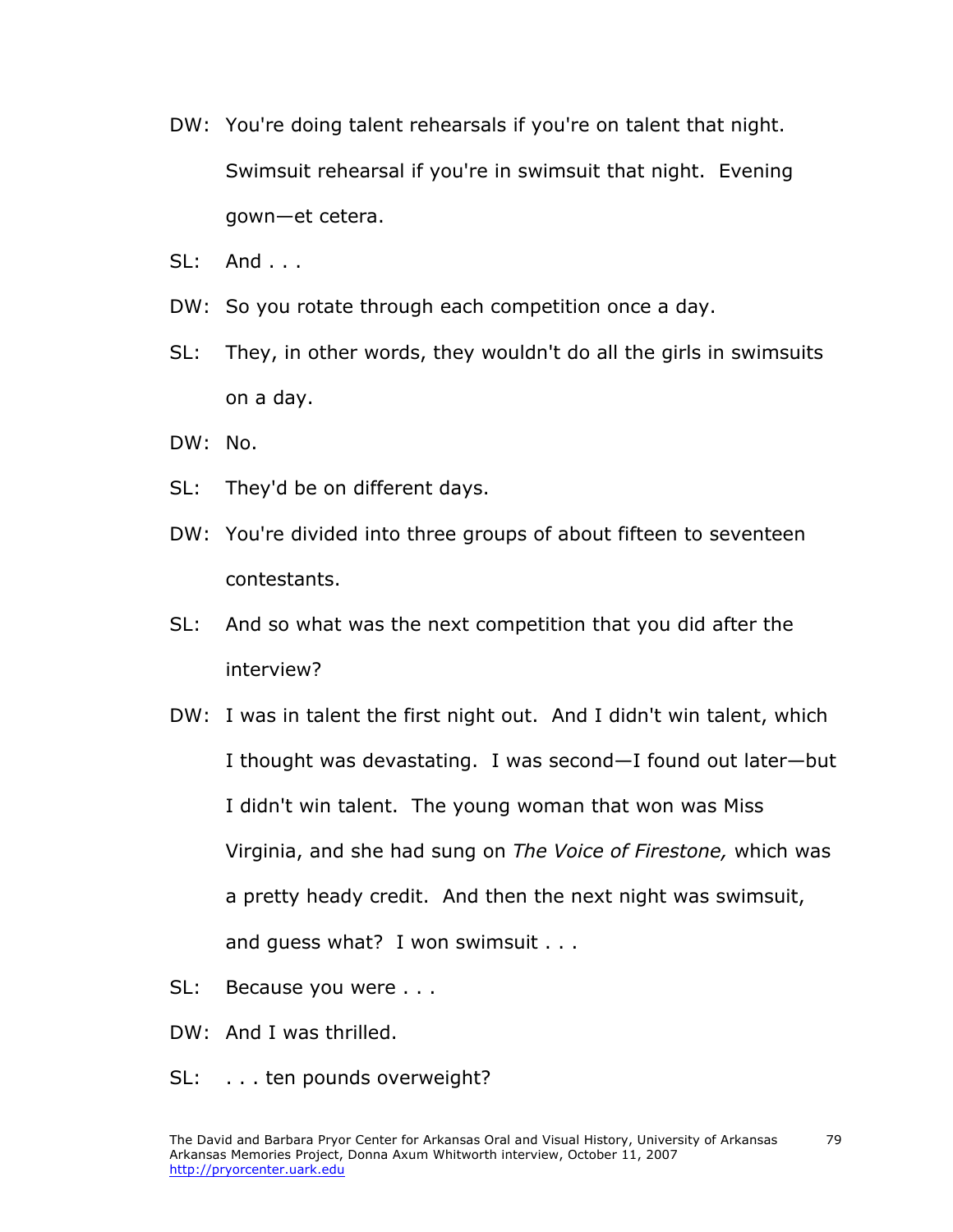DW: You're doing talent rehearsals if you're on talent that night. Swimsuit rehearsal if you're in swimsuit that night. Evening gown—et cetera.

SL: And . . .

DW: So you rotate through each competition once a day.

SL: They, in other words, they wouldn't do all the girls in swimsuits on a day.

DW: No.

SL: They'd be on different days.

DW: You're divided into three groups of about fifteen to seventeen contestants.

SL: And so what was the next competition that you did after the interview?

DW: I was in talent the first night out. And I didn't win talent, which I thought was devastating. I was second—I found out later—but I didn't win talent. The young woman that won was Miss Virginia, and she had sung on *The Voice of Firestone,* which was a pretty heady credit. And then the next night was swimsuit, and guess what? I won swimsuit . . .

SL: Because you were . . .

DW: And I was thrilled.

SL: . . . ten pounds overweight?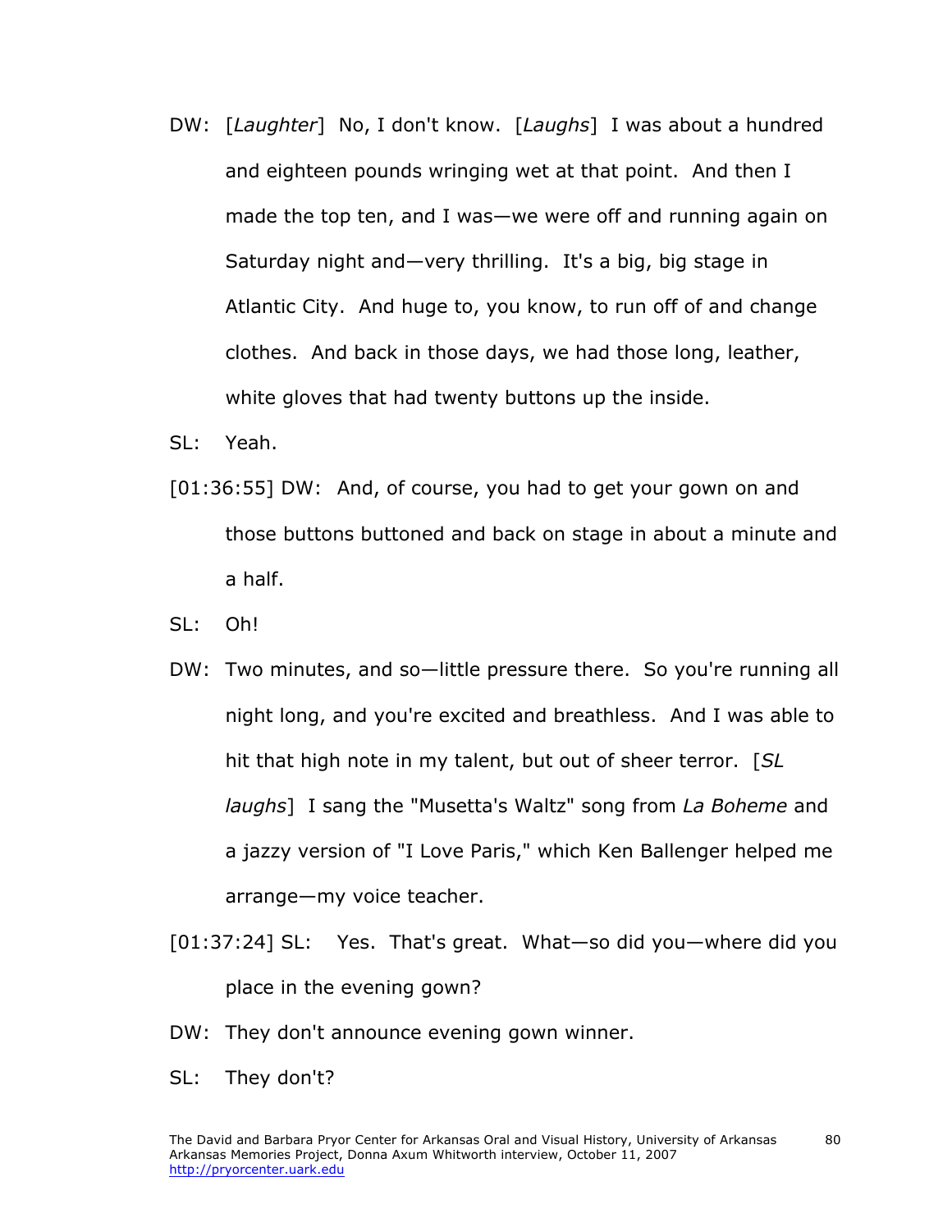DW: [*Laughter*] No, I don't know. [*Laughs*] I was about a hundred and eighteen pounds wringing wet at that point. And then I made the top ten, and I was—we were off and running again on Saturday night and—very thrilling. It's a big, big stage in Atlantic City. And huge to, you know, to run off of and change clothes. And back in those days, we had those long, leather, white gloves that had twenty buttons up the inside.

SL: Yeah.

[01:36:55] DW: And, of course, you had to get your gown on and those buttons buttoned and back on stage in about a minute and a half.

SL: Oh!

DW: Two minutes, and so—little pressure there. So you're running all night long, and you're excited and breathless. And I was able to hit that high note in my talent, but out of sheer terror. [*SL laughs*] I sang the "Musetta's Waltz" song from *La Boheme* and a jazzy version of "I Love Paris," which Ken Ballenger helped me arrange—my voice teacher.

[01:37:24] SL: Yes. That's great. What—so did you—where did you place in the evening gown?

DW: They don't announce evening gown winner.

SL: They don't?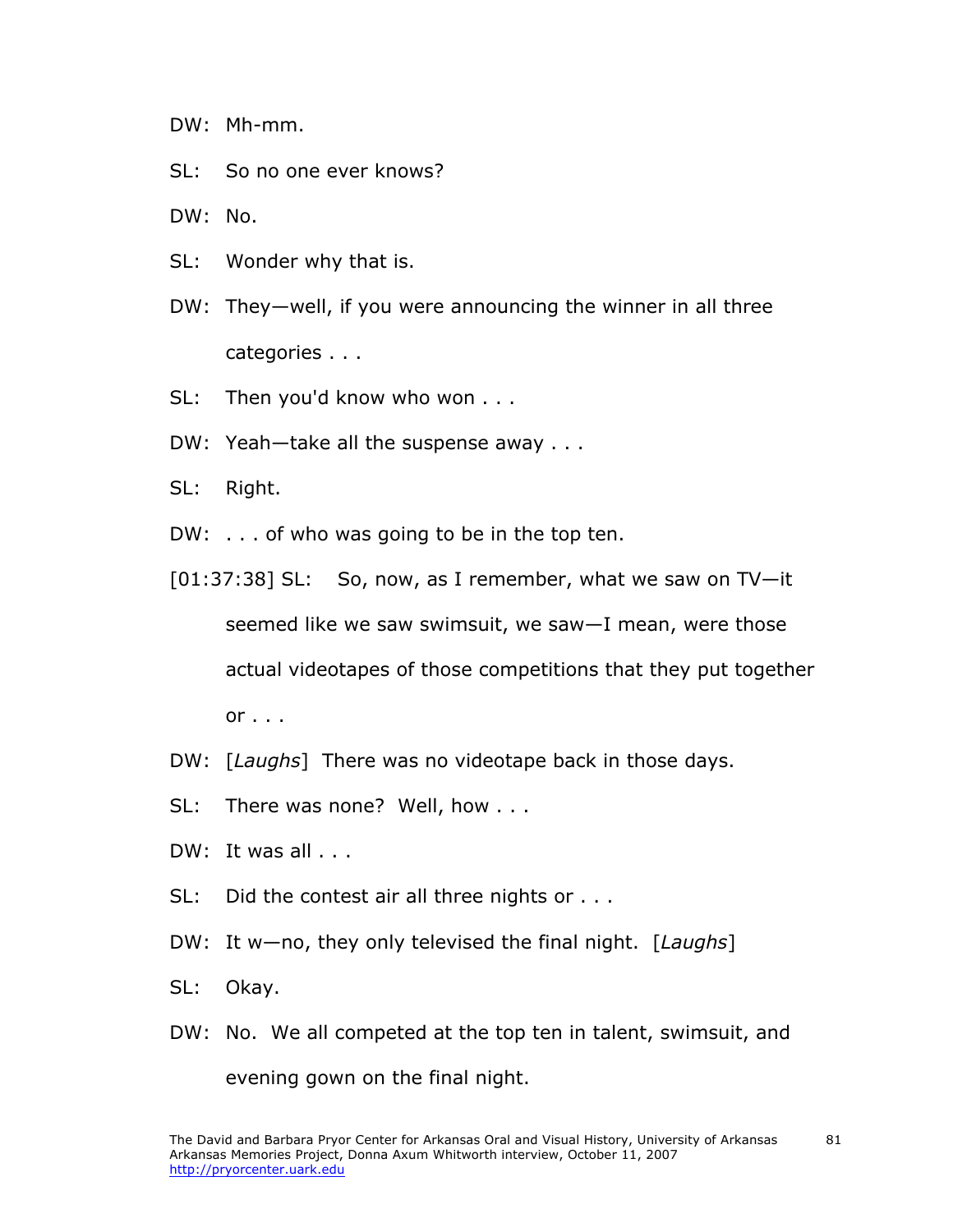DW: Mh-mm.

SL: So no one ever knows?

DW: No.

SL: Wonder why that is.

DW: They—well, if you were announcing the winner in all three categories . . .

SL: Then you'd know who won . . .

DW: Yeah—take all the suspense away . . .

SL: Right.

DW: . . . of who was going to be in the top ten.

[01:37:38] SL: So, now, as I remember, what we saw on TV—it seemed like we saw swimsuit, we saw—I mean, were those actual videotapes of those competitions that they put together or . . .

DW: [*Laughs*] There was no videotape back in those days.

SL: There was none? Well, how . . .

DW: It was all . . .

SL: Did the contest air all three nights or . . .

DW: It w—no, they only televised the final night. [*Laughs*]

SL: Okay.

DW: No. We all competed at the top ten in talent, swimsuit, and evening gown on the final night.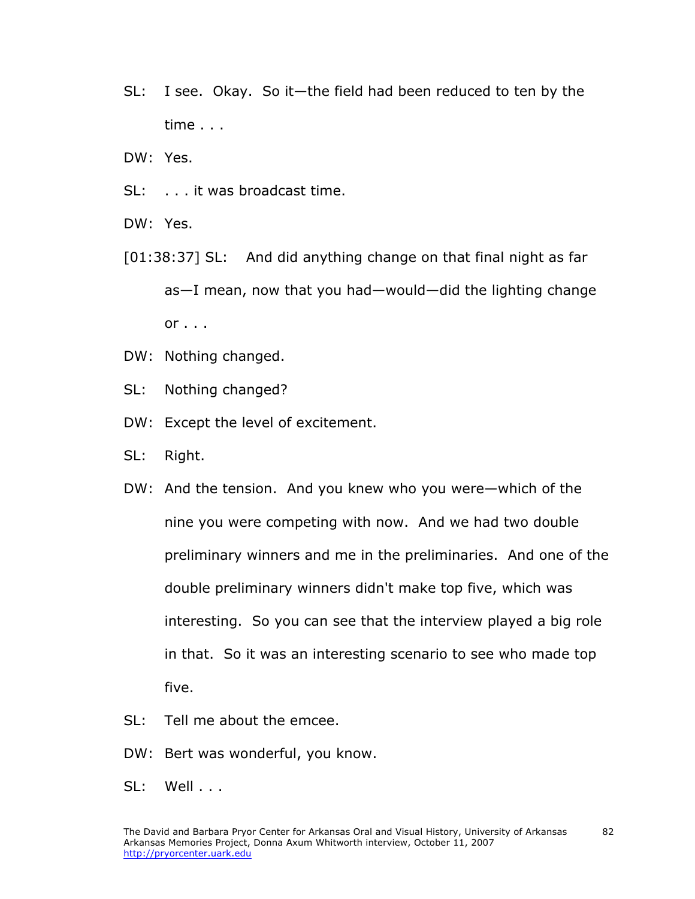SL: I see. Okay. So it—the field had been reduced to ten by the time . . .

DW: Yes.

SL: . . . it was broadcast time.

DW: Yes.

[01:38:37] SL: And did anything change on that final night as far as—I mean, now that you had—would—did the lighting change or . . .

DW: Nothing changed.

SL: Nothing changed?

DW: Except the level of excitement.

SL: Right.

DW: And the tension. And you knew who you were—which of the nine you were competing with now. And we had two double preliminary winners and me in the preliminaries. And one of the double preliminary winners didn't make top five, which was interesting. So you can see that the interview played a big role in that. So it was an interesting scenario to see who made top five.

SL: Tell me about the emcee.

DW: Bert was wonderful, you know.

SL: Well . . .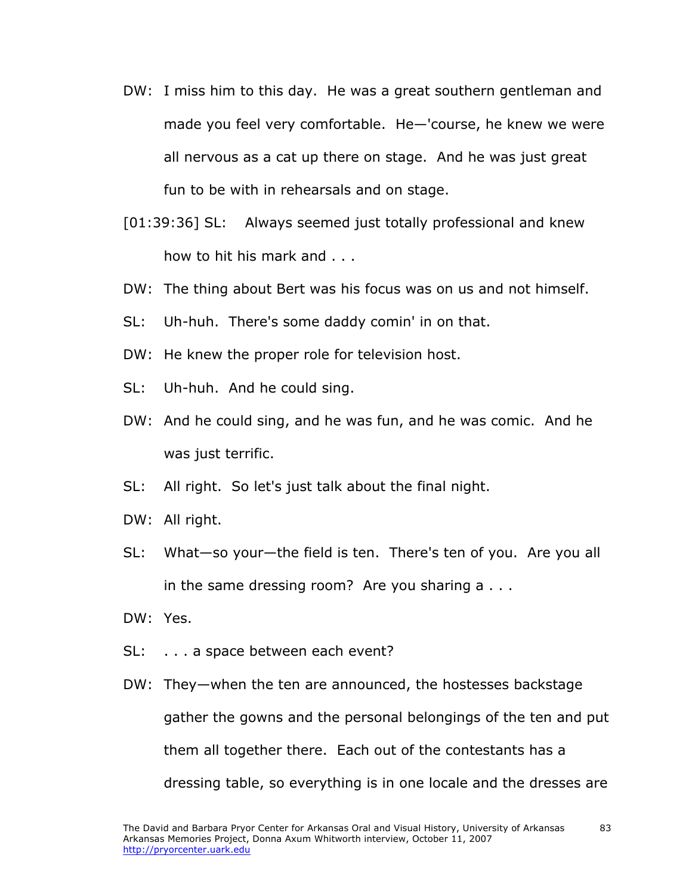DW: I miss him to this day. He was a great southern gentleman and made you feel very comfortable. He—'course, he knew we were all nervous as a cat up there on stage. And he was just great fun to be with in rehearsals and on stage.

[01:39:36] SL: Always seemed just totally professional and knew how to hit his mark and . . .

DW: The thing about Bert was his focus was on us and not himself.

SL: Uh-huh. There's some daddy comin' in on that.

DW: He knew the proper role for television host.

SL: Uh-huh. And he could sing.

DW: And he could sing, and he was fun, and he was comic. And he was just terrific.

SL: All right. So let's just talk about the final night.

DW: All right.

SL: What—so your—the field is ten. There's ten of you. Are you all in the same dressing room? Are you sharing a . . .

DW: Yes.

SL: . . . a space between each event?

DW: They—when the ten are announced, the hostesses backstage gather the gowns and the personal belongings of the ten and put them all together there. Each out of the contestants has a dressing table, so everything is in one locale and the dresses are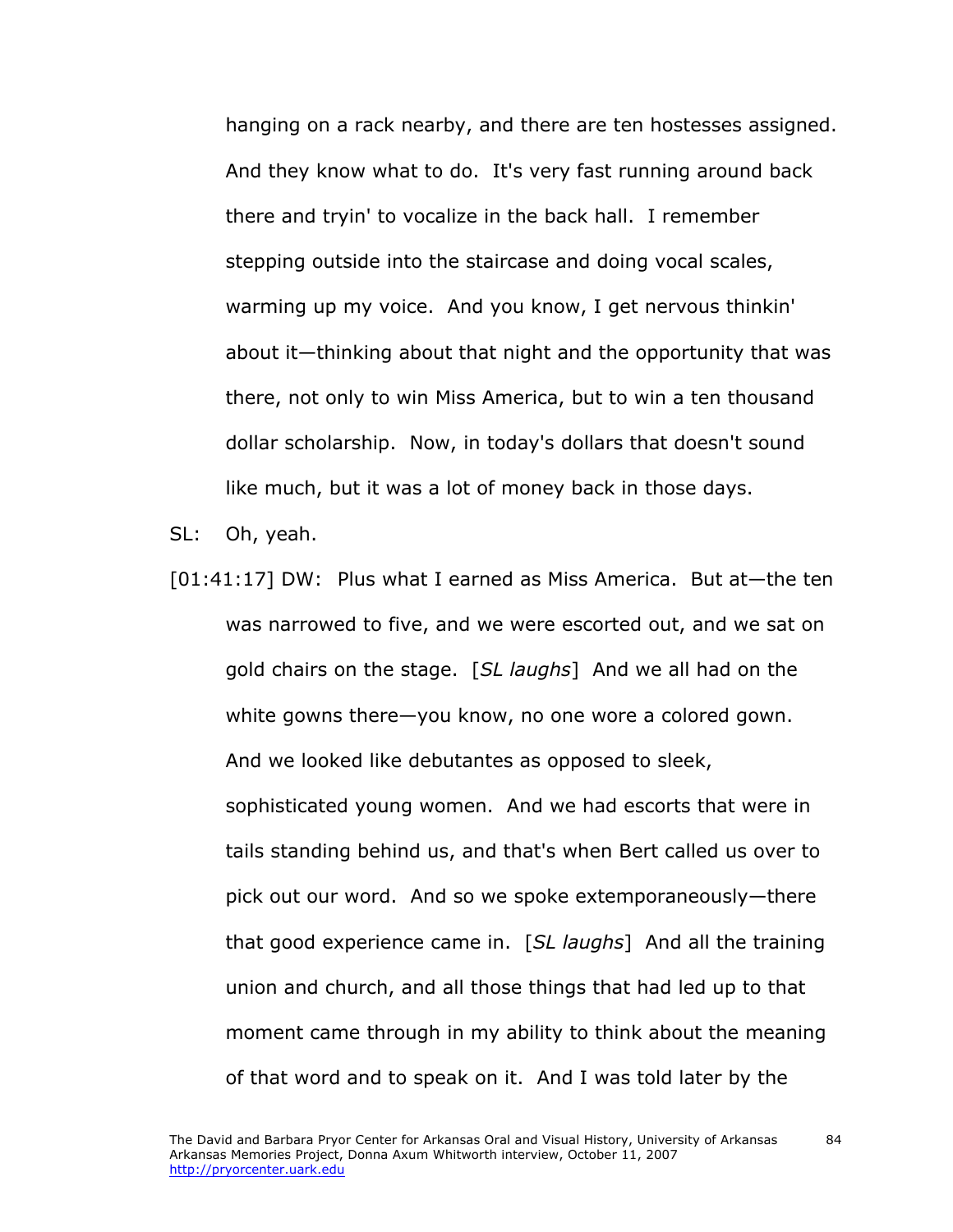hanging on a rack nearby, and there are ten hostesses assigned. And they know what to do. It's very fast running around back there and tryin' to vocalize in the back hall. I remember stepping outside into the staircase and doing vocal scales, warming up my voice. And you know, I get nervous thinkin' about it—thinking about that night and the opportunity that was there, not only to win Miss America, but to win a ten thousand dollar scholarship. Now, in today's dollars that doesn't sound like much, but it was a lot of money back in those days.

SL: Oh, yeah.

[01:41:17] DW: Plus what I earned as Miss America. But at—the ten was narrowed to five, and we were escorted out, and we sat on gold chairs on the stage. [*SL laughs*] And we all had on the white gowns there—you know, no one wore a colored gown. And we looked like debutantes as opposed to sleek, sophisticated young women. And we had escorts that were in tails standing behind us, and that's when Bert called us over to pick out our word. And so we spoke extemporaneously—there that good experience came in. [*SL laughs*] And all the training union and church, and all those things that had led up to that moment came through in my ability to think about the meaning of that word and to speak on it. And I was told later by the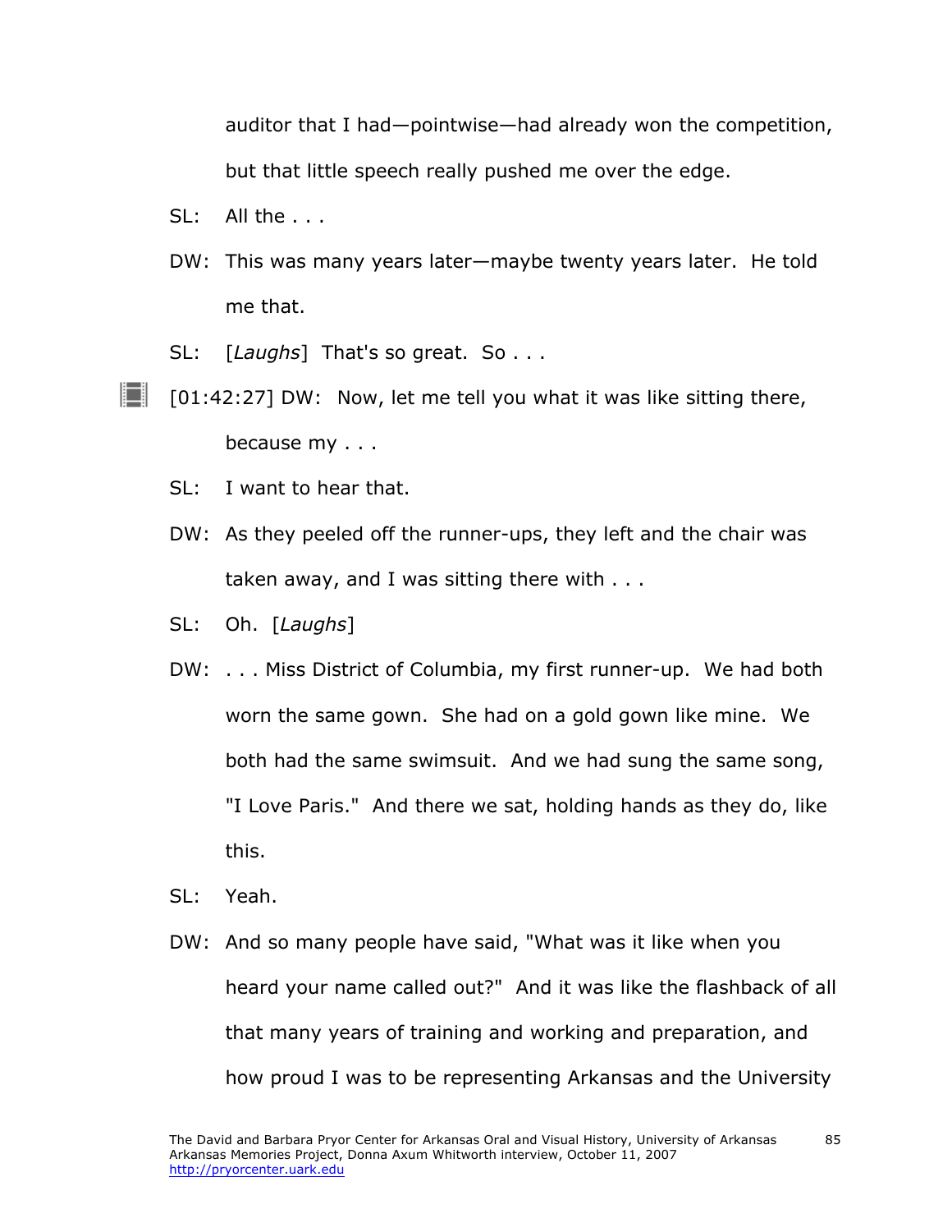auditor that I had—pointwise—had already won the competition, but that little speech really pushed me over the edge.

SL: All the . . .

DW: This was many years later—maybe twenty years later. He told me that.

SL: [*Laughs*] That's so great. So . . .

[01:42:27] DW: Now, let me tell you what it was like sitting there, because my . . .

SL: I want to hear that.

DW: As they peeled off the runner-ups, they left and the chair was taken away, and I was sitting there with . . .

SL: Oh. [*Laughs*]

DW: . . . Miss District of Columbia, my first runner-up. We had both worn the same gown. She had on a gold gown like mine. We both had the same swimsuit. And we had sung the same song, "I Love Paris." And there we sat, holding hands as they do, like this.

SL: Yeah.

DW: And so many people have said, "What was it like when you heard your name called out?" And it was like the flashback of all that many years of training and working and preparation, and how proud I was to be representing Arkansas and the University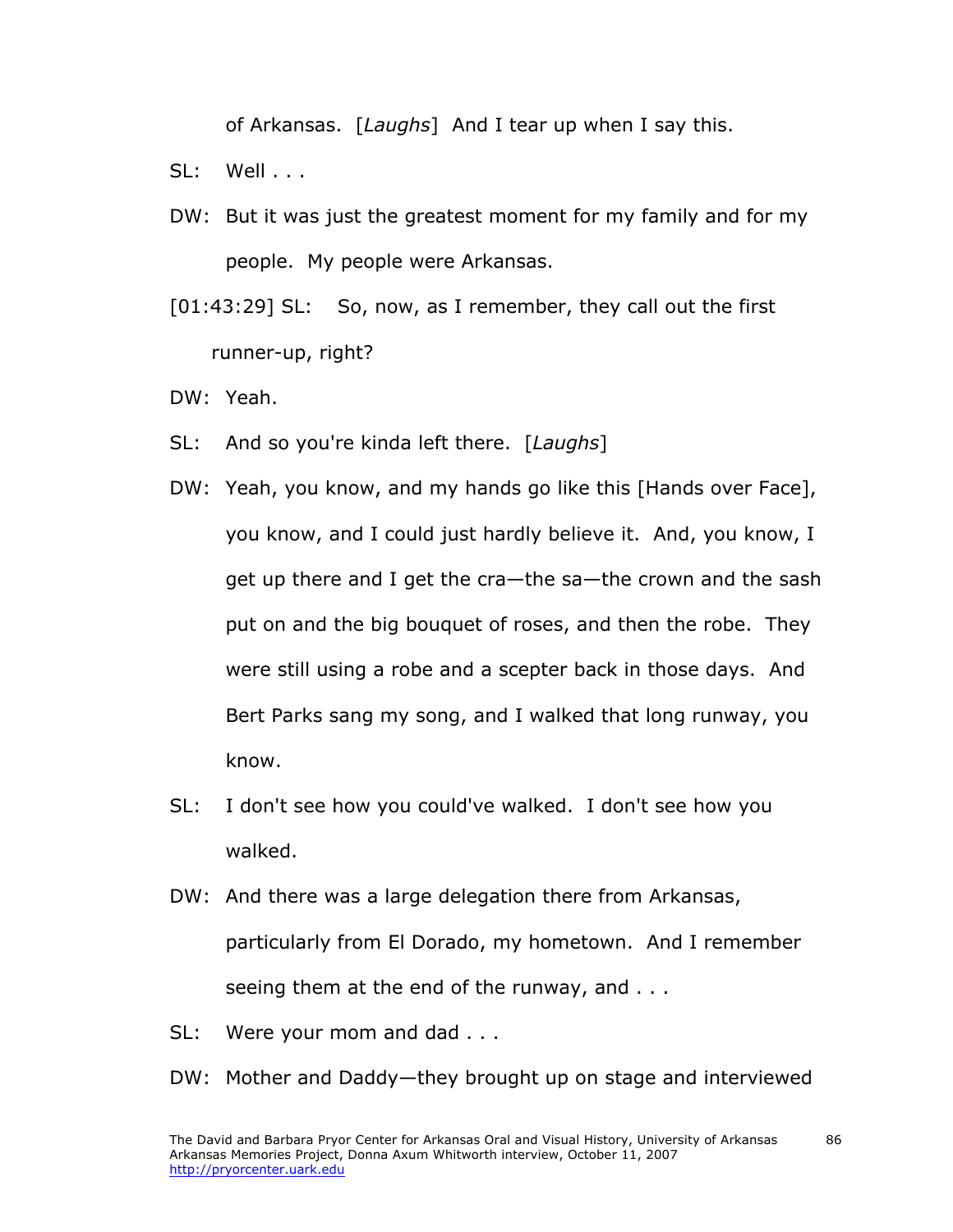of Arkansas. [*Laughs*] And I tear up when I say this.

SL: Well . . .

DW: But it was just the greatest moment for my family and for my people. My people were Arkansas.

[01:43:29] SL: So, now, as I remember, they call out the first runner-up, right?

DW: Yeah.

SL: And so you're kinda left there. [*Laughs*]

DW: Yeah, you know, and my hands go like this [Hands over Face], you know, and I could just hardly believe it. And, you know, I get up there and I get the cra—the sa—the crown and the sash put on and the big bouquet of roses, and then the robe. They were still using a robe and a scepter back in those days. And Bert Parks sang my song, and I walked that long runway, you know.

SL: I don't see how you could've walked. I don't see how you walked.

DW: And there was a large delegation there from Arkansas, particularly from El Dorado, my hometown. And I remember seeing them at the end of the runway, and . . .

SL: Were your mom and dad . . .

DW: Mother and Daddy—they brought up on stage and interviewed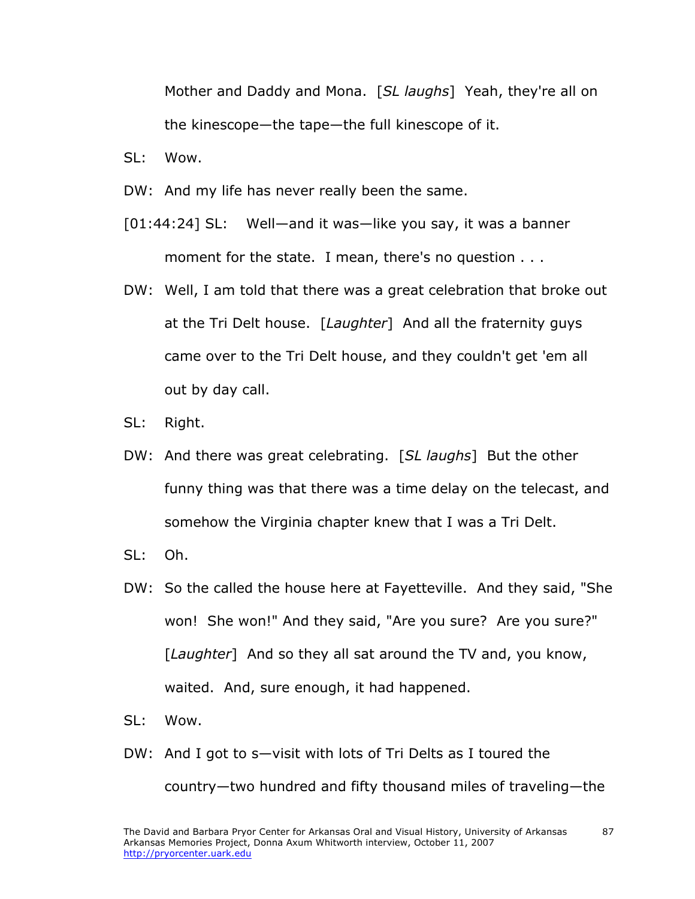Mother and Daddy and Mona. [*SL laughs*] Yeah, they're all on the kinescope—the tape—the full kinescope of it.

SL: Wow.

DW: And my life has never really been the same.

[01:44:24] SL: Well—and it was—like you say, it was a banner moment for the state. I mean, there's no question . . .

DW: Well, I am told that there was a great celebration that broke out at the Tri Delt house. [*Laughter*] And all the fraternity guys came over to the Tri Delt house, and they couldn't get 'em all out by day call.

SL: Right.

DW: And there was great celebrating. [*SL laughs*] But the other funny thing was that there was a time delay on the telecast, and somehow the Virginia chapter knew that I was a Tri Delt.

SL: Oh.

DW: So the called the house here at Fayetteville. And they said, "She won! She won!" And they said, "Are you sure? Are you sure?" [*Laughter*] And so they all sat around the TV and, you know, waited. And, sure enough, it had happened.

SL: Wow.

DW: And I got to s—visit with lots of Tri Delts as I toured the country—two hundred and fifty thousand miles of traveling—the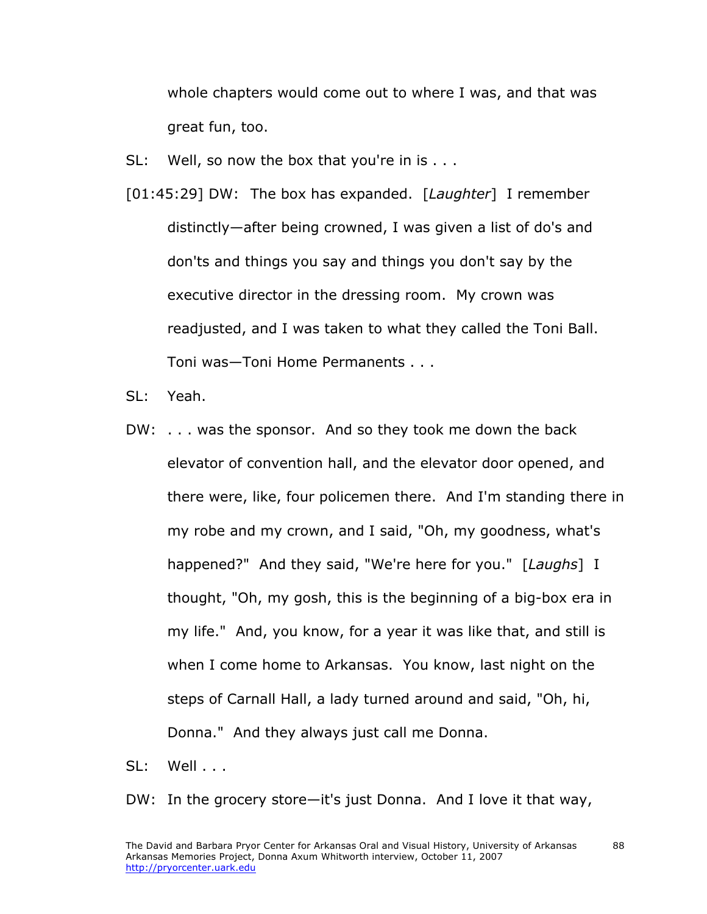whole chapters would come out to where I was, and that was great fun, too.

SL: Well, so now the box that you're in is . . .

[01:45:29] DW: The box has expanded. [*Laughter*] I remember distinctly—after being crowned, I was given a list of do's and don'ts and things you say and things you don't say by the executive director in the dressing room. My crown was readjusted, and I was taken to what they called the Toni Ball. Toni was—Toni Home Permanents . . .

SL: Yeah.

DW: . . . was the sponsor. And so they took me down the back elevator of convention hall, and the elevator door opened, and there were, like, four policemen there. And I'm standing there in my robe and my crown, and I said, "Oh, my goodness, what's happened?" And they said, "We're here for you." [*Laughs*] I thought, "Oh, my gosh, this is the beginning of a big-box era in my life." And, you know, for a year it was like that, and still is when I come home to Arkansas. You know, last night on the steps of Carnall Hall, a lady turned around and said, "Oh, hi, Donna." And they always just call me Donna.

SL: Well . . .

DW: In the grocery store—it's just Donna. And I love it that way,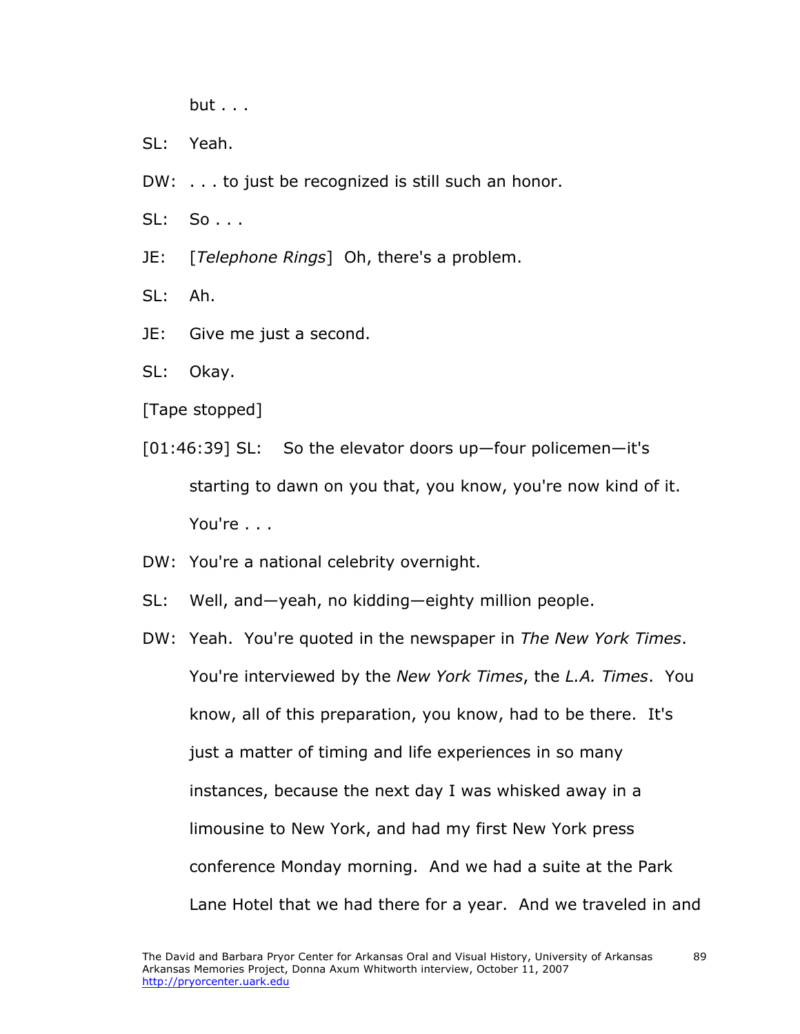but . . .

SL: Yeah.

DW: . . . to just be recognized is still such an honor.

SL: So . . .

JE: [*Telephone Rings*] Oh, there's a problem.

SL: Ah.

JE: Give me just a second.

SL: Okay.

[Tape stopped]

[01:46:39] SL: So the elevator doors up—four policemen—it's starting to dawn on you that, you know, you're now kind of it. You're . . .

DW: You're a national celebrity overnight.

SL: Well, and—yeah, no kidding—eighty million people.

DW: Yeah. You're quoted in the newspaper in *The New York Times*. You're interviewed by the *New York Times*, the *L.A. Times*. You know, all of this preparation, you know, had to be there. It's just a matter of timing and life experiences in so many instances, because the next day I was whisked away in a limousine to New York, and had my first New York press conference Monday morning. And we had a suite at the Park Lane Hotel that we had there for a year. And we traveled in and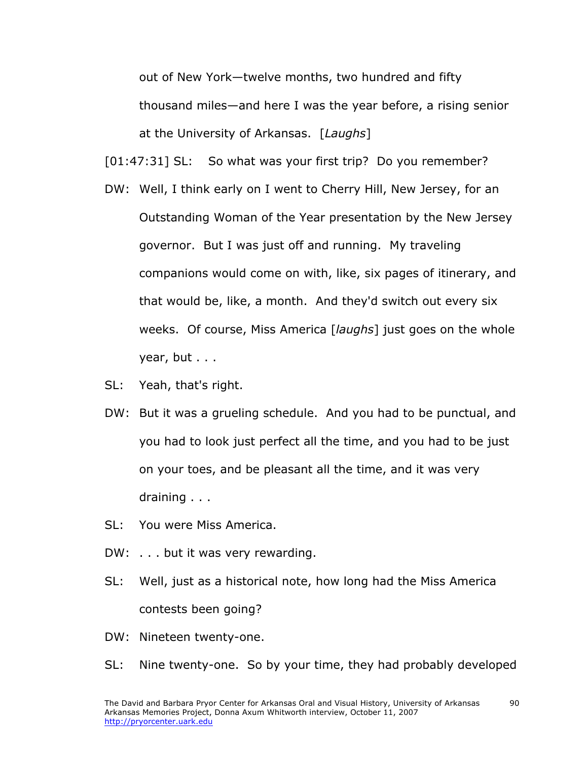out of New York—twelve months, two hundred and fifty thousand miles—and here I was the year before, a rising senior at the University of Arkansas. [*Laughs*]

[01:47:31] SL: So what was your first trip? Do you remember?

DW: Well, I think early on I went to Cherry Hill, New Jersey, for an Outstanding Woman of the Year presentation by the New Jersey governor. But I was just off and running. My traveling companions would come on with, like, six pages of itinerary, and that would be, like, a month. And they'd switch out every six weeks. Of course, Miss America [*laughs*] just goes on the whole year, but . . .

SL: Yeah, that's right.

DW: But it was a grueling schedule. And you had to be punctual, and you had to look just perfect all the time, and you had to be just on your toes, and be pleasant all the time, and it was very draining . . .

SL: You were Miss America.

DW: . . . but it was very rewarding.

SL: Well, just as a historical note, how long had the Miss America contests been going?

DW: Nineteen twenty-one.

SL: Nine twenty-one. So by your time, they had probably developed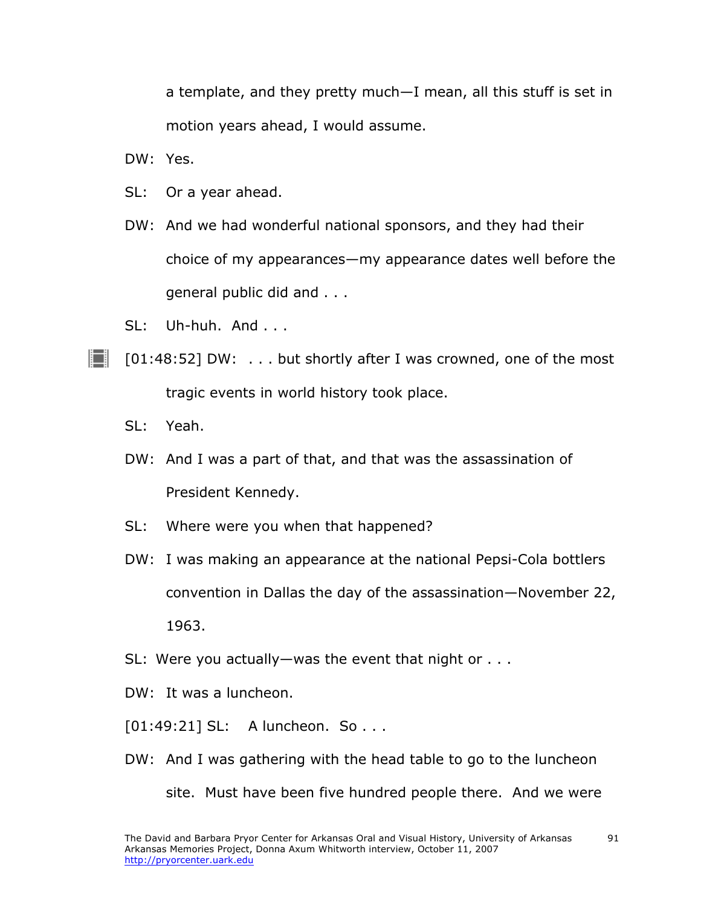a template, and they pretty much—I mean, all this stuff is set in motion years ahead, I would assume.

DW: Yes.

SL: Or a year ahead.

DW: And we had wonderful national sponsors, and they had their choice of my appearances—my appearance dates well before the general public did and . . .

SL: Uh-huh. And . . .

[01:48:52] DW: . . . but shortly after I was crowned, one of the most tragic events in world history took place.

SL: Yeah.

DW: And I was a part of that, and that was the assassination of President Kennedy.

SL: Where were you when that happened?

DW: I was making an appearance at the national Pepsi-Cola bottlers convention in Dallas the day of the assassination—November 22, 1963.

SL: Were you actually—was the event that night or . . .

DW: It was a luncheon.

[01:49:21] SL: A luncheon. So . . .

DW: And I was gathering with the head table to go to the luncheon site. Must have been five hundred people there. And we were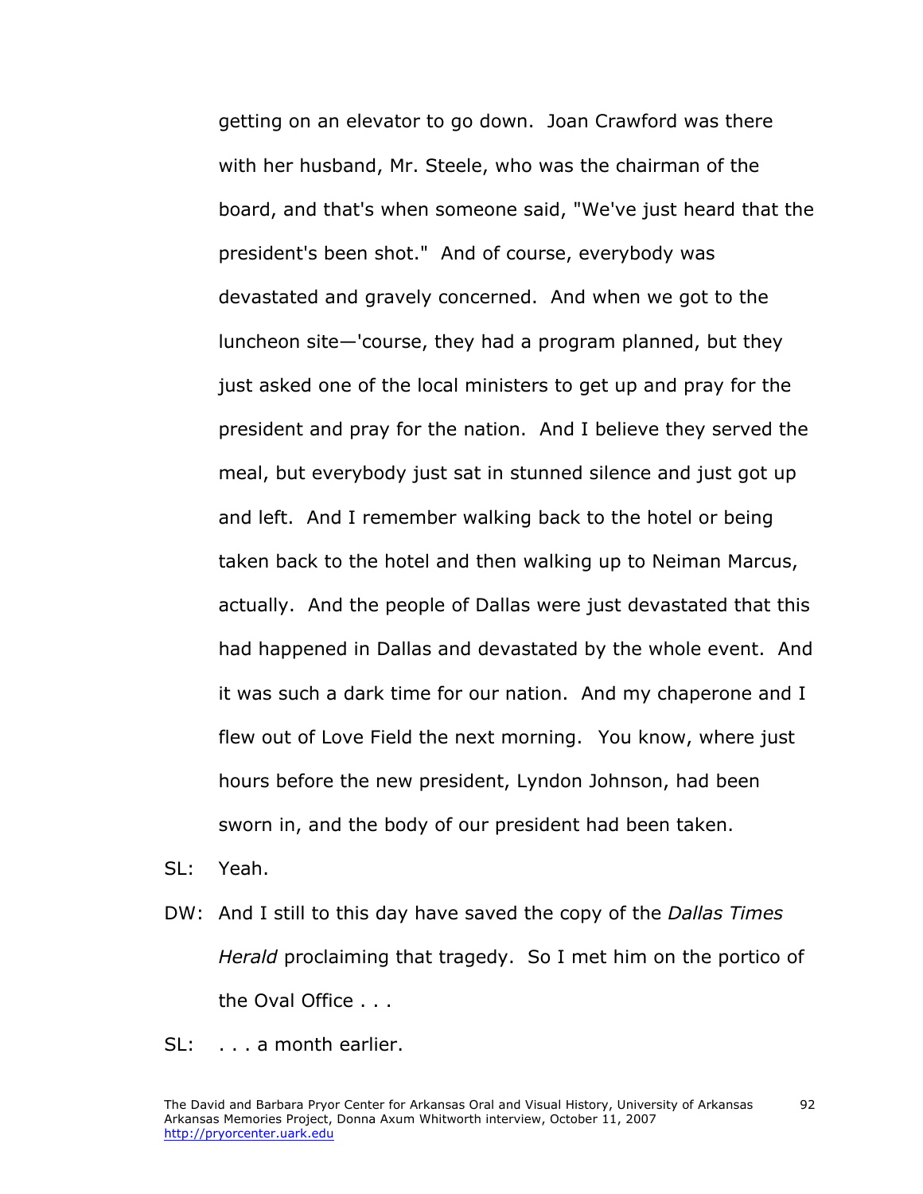getting on an elevator to go down. Joan Crawford was there with her husband, Mr. Steele, who was the chairman of the board, and that's when someone said, "We've just heard that the president's been shot." And of course, everybody was devastated and gravely concerned. And when we got to the luncheon site—'course, they had a program planned, but they just asked one of the local ministers to get up and pray for the president and pray for the nation. And I believe they served the meal, but everybody just sat in stunned silence and just got up and left. And I remember walking back to the hotel or being taken back to the hotel and then walking up to Neiman Marcus, actually. And the people of Dallas were just devastated that this had happened in Dallas and devastated by the whole event. And it was such a dark time for our nation. And my chaperone and I flew out of Love Field the next morning. You know, where just hours before the new president, Lyndon Johnson, had been sworn in, and the body of our president had been taken.

SL: Yeah.

DW: And I still to this day have saved the copy of the *Dallas Times Herald* proclaiming that tragedy. So I met him on the portico of the Oval Office . . .

SL: . . . a month earlier.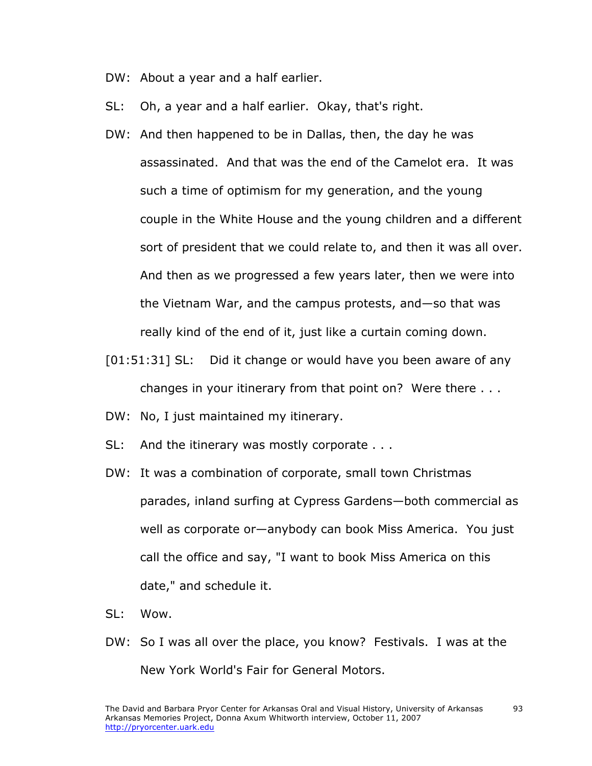DW: About a year and a half earlier.

SL: Oh, a year and a half earlier. Okay, that's right.

DW: And then happened to be in Dallas, then, the day he was assassinated. And that was the end of the Camelot era. It was such a time of optimism for my generation, and the young couple in the White House and the young children and a different sort of president that we could relate to, and then it was all over. And then as we progressed a few years later, then we were into the Vietnam War, and the campus protests, and—so that was really kind of the end of it, just like a curtain coming down.

[01:51:31] SL: Did it change or would have you been aware of any changes in your itinerary from that point on? Were there . . .

DW: No, I just maintained my itinerary.

SL: And the itinerary was mostly corporate . . .

DW: It was a combination of corporate, small town Christmas parades, inland surfing at Cypress Gardens—both commercial as well as corporate or—anybody can book Miss America. You just call the office and say, "I want to book Miss America on this date," and schedule it.

SL: Wow.

DW: So I was all over the place, you know? Festivals. I was at the New York World's Fair for General Motors.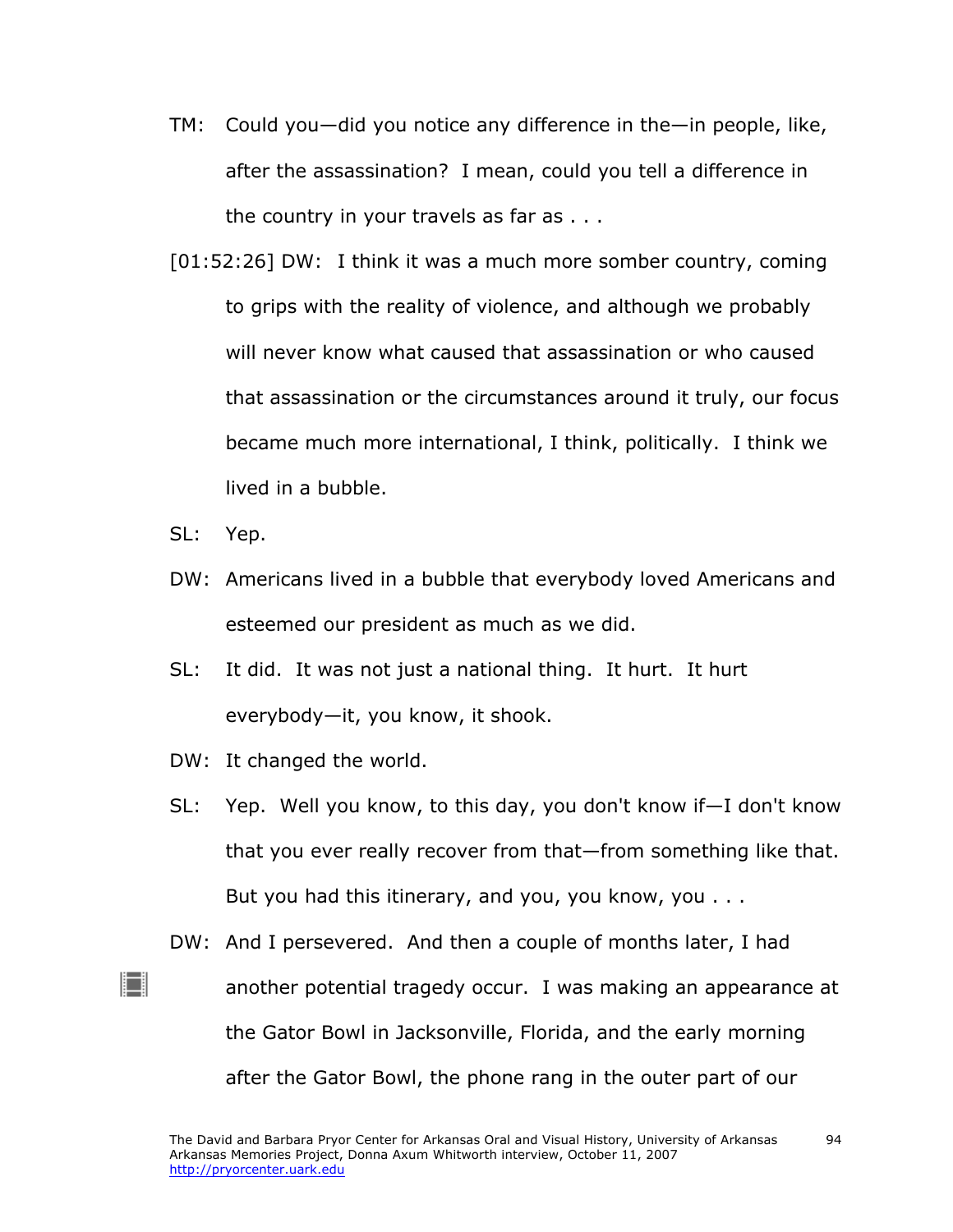TM: Could you—did you notice any difference in the—in people, like, after the assassination? I mean, could you tell a difference in the country in your travels as far as . . .

[01:52:26] DW: I think it was a much more somber country, coming to grips with the reality of violence, and although we probably will never know what caused that assassination or who caused that assassination or the circumstances around it truly, our focus became much more international, I think, politically. I think we lived in a bubble.

SL: Yep.

DW: Americans lived in a bubble that everybody loved Americans and esteemed our president as much as we did.

SL: It did. It was not just a national thing. It hurt. It hurt everybody—it, you know, it shook.

DW: It changed the world.

SL: Yep. Well you know, to this day, you don't know if—I don't know that you ever really recover from that—from something like that. But you had this itinerary, and you, you know, you . . .

DW: And I persevered. And then a couple of months later, I had another potential tragedy occur. I was making an appearance at the Gator Bowl in Jacksonville, Florida, and the early morning after the Gator Bowl, the phone rang in the outer part of our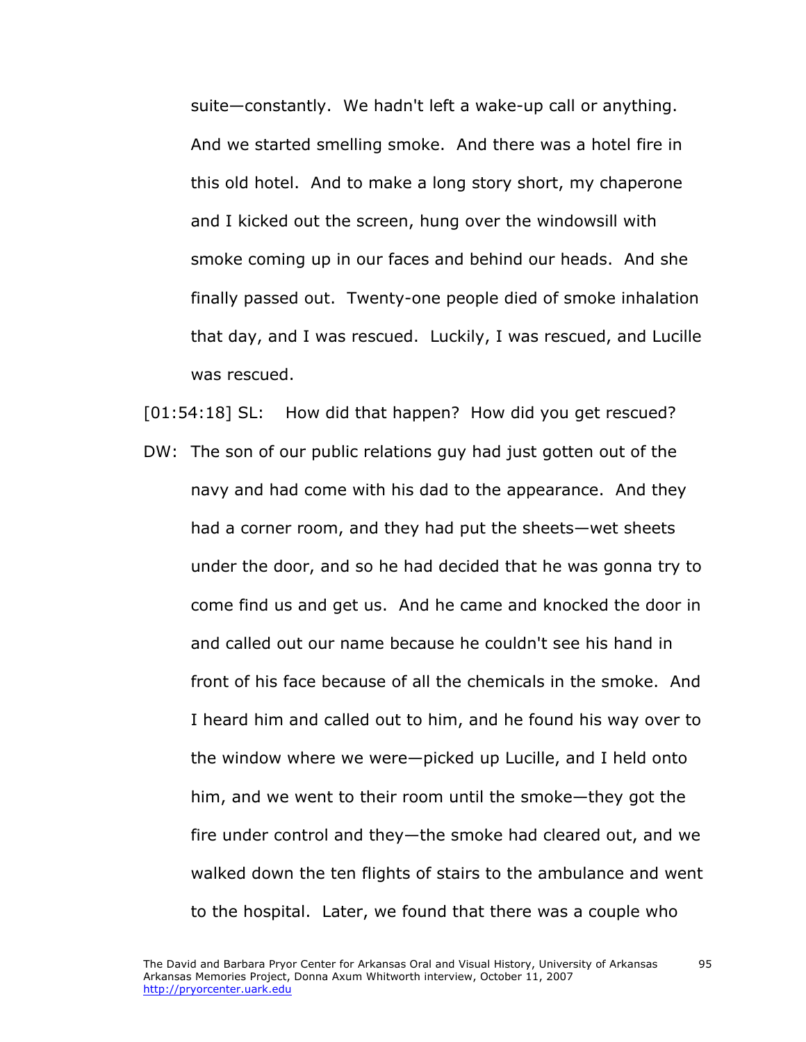suite—constantly. We hadn't left a wake-up call or anything. And we started smelling smoke. And there was a hotel fire in this old hotel. And to make a long story short, my chaperone and I kicked out the screen, hung over the windowsill with smoke coming up in our faces and behind our heads. And she finally passed out. Twenty-one people died of smoke inhalation that day, and I was rescued. Luckily, I was rescued, and Lucille was rescued.

[01:54:18] SL: How did that happen? How did you get rescued?

DW: The son of our public relations guy had just gotten out of the navy and had come with his dad to the appearance. And they had a corner room, and they had put the sheets—wet sheets under the door, and so he had decided that he was gonna try to come find us and get us. And he came and knocked the door in and called out our name because he couldn't see his hand in front of his face because of all the chemicals in the smoke. And I heard him and called out to him, and he found his way over to the window where we were—picked up Lucille, and I held onto him, and we went to their room until the smoke—they got the fire under control and they—the smoke had cleared out, and we walked down the ten flights of stairs to the ambulance and went to the hospital. Later, we found that there was a couple who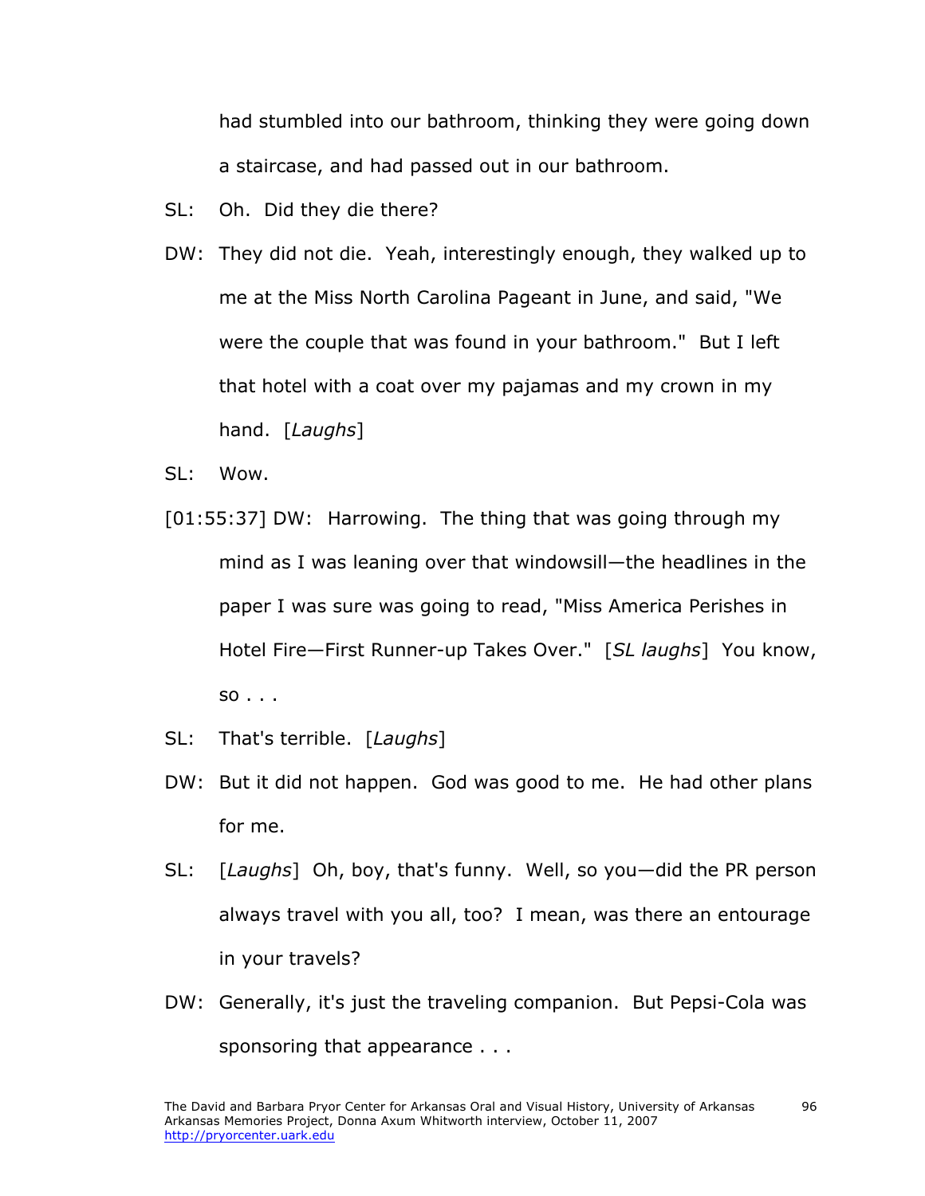had stumbled into our bathroom, thinking they were going down a staircase, and had passed out in our bathroom.

SL: Oh. Did they die there?

DW: They did not die. Yeah, interestingly enough, they walked up to me at the Miss North Carolina Pageant in June, and said, "We were the couple that was found in your bathroom." But I left that hotel with a coat over my pajamas and my crown in my hand. [*Laughs*]

SL: Wow.

[01:55:37] DW: Harrowing. The thing that was going through my mind as I was leaning over that windowsill—the headlines in the paper I was sure was going to read, "Miss America Perishes in Hotel Fire—First Runner-up Takes Over." [*SL laughs*] You know, so . . .

SL: That's terrible. [*Laughs*]

DW: But it did not happen. God was good to me. He had other plans for me.

SL: [*Laughs*] Oh, boy, that's funny. Well, so you—did the PR person always travel with you all, too? I mean, was there an entourage in your travels?

DW: Generally, it's just the traveling companion. But Pepsi-Cola was sponsoring that appearance . . .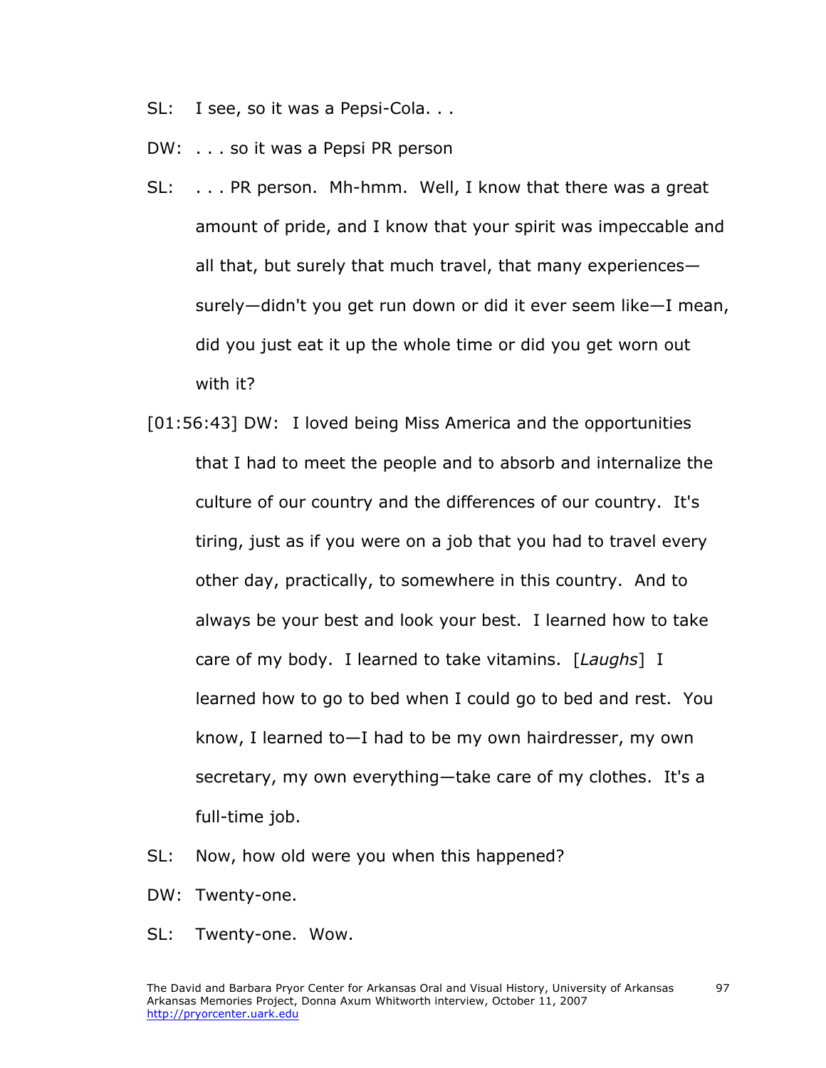SL: I see, so it was a Pepsi-Cola. . .

DW: . . . so it was a Pepsi PR person

SL: . . . PR person. Mh-hmm. Well, I know that there was a great amount of pride, and I know that your spirit was impeccable and all that, but surely that much travel, that many experiences—surely—didn't you get run down or did it ever seem like—I mean, did you just eat it up the whole time or did you get worn out with it?

[01:56:43] DW: I loved being Miss America and the opportunities that I had to meet the people and to absorb and internalize the culture of our country and the differences of our country. It's tiring, just as if you were on a job that you had to travel every other day, practically, to somewhere in this country. And to always be your best and look your best. I learned how to take care of my body. I learned to take vitamins. [*Laughs*] I learned how to go to bed when I could go to bed and rest. You know, I learned to—I had to be my own hairdresser, my own secretary, my own everything—take care of my clothes. It's a full-time job.

SL: Now, how old were you when this happened?

DW: Twenty-one.

SL: Twenty-one. Wow.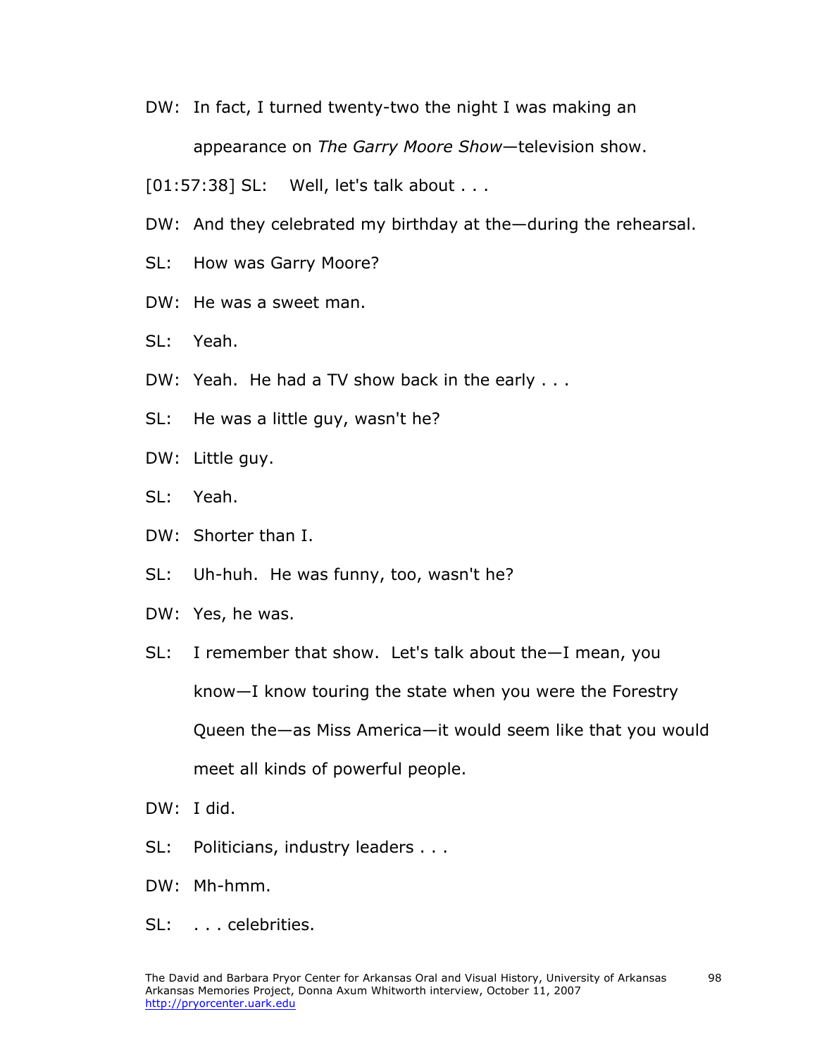DW: In fact, I turned twenty-two the night I was making an appearance on *The Garry Moore Show*—television show.

[01:57:38] SL: Well, let's talk about . . .

DW: And they celebrated my birthday at the—during the rehearsal.

SL: How was Garry Moore?

DW: He was a sweet man.

SL: Yeah.

DW: Yeah. He had a TV show back in the early . . .

SL: He was a little guy, wasn't he?

DW: Little guy.

SL: Yeah.

DW: Shorter than I.

SL: Uh-huh. He was funny, too, wasn't he?

DW: Yes, he was.

SL: I remember that show. Let's talk about the—I mean, you know—I know touring the state when you were the Forestry Queen the—as Miss America—it would seem like that you would meet all kinds of powerful people.

DW: I did.

SL: Politicians, industry leaders . . .

DW: Mh-hmm.

SL: . . . celebrities.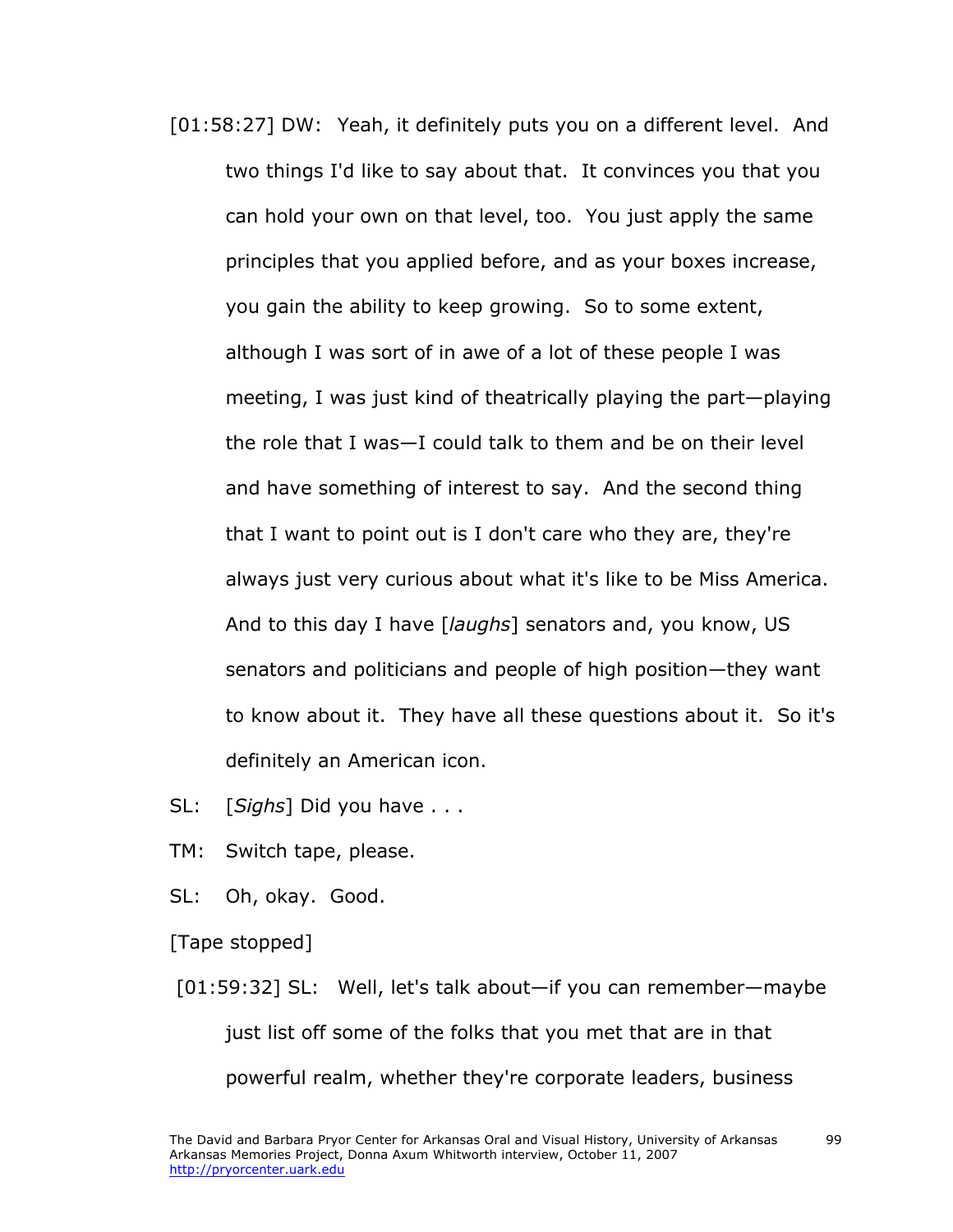[01:58:27] DW: Yeah, it definitely puts you on a different level. And two things I'd like to say about that. It convinces you that you can hold your own on that level, too. You just apply the same principles that you applied before, and as your boxes increase, you gain the ability to keep growing. So to some extent, although I was sort of in awe of a lot of these people I was meeting, I was just kind of theatrically playing the part—playing the role that I was—I could talk to them and be on their level and have something of interest to say. And the second thing that I want to point out is I don't care who they are, they're always just very curious about what it's like to be Miss America. And to this day I have [*laughs*] senators and, you know, US senators and politicians and people of high position—they want to know about it. They have all these questions about it. So it's definitely an American icon.

SL: [*Sighs*] Did you have . . .

TM: Switch tape, please.

SL: Oh, okay. Good.

[Tape stopped]

[01:59:32] SL: Well, let's talk about—if you can remember—maybe just list off some of the folks that you met that are in that powerful realm, whether they're corporate leaders, business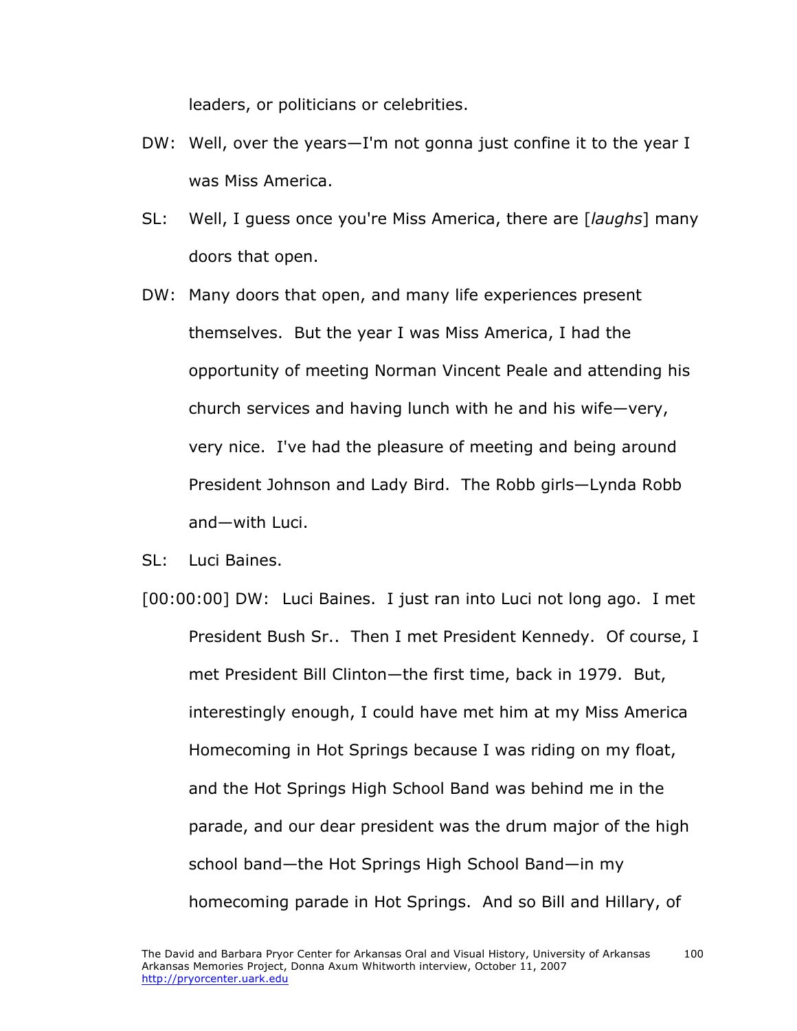leaders, or politicians or celebrities.

DW: Well, over the years—I'm not gonna just confine it to the year I was Miss America.

SL: Well, I guess once you're Miss America, there are [*laughs*] many doors that open.

DW: Many doors that open, and many life experiences present themselves. But the year I was Miss America, I had the opportunity of meeting Norman Vincent Peale and attending his church services and having lunch with he and his wife—very, very nice. I've had the pleasure of meeting and being around President Johnson and Lady Bird. The Robb girls—Lynda Robb and—with Luci.

SL: Luci Baines.

[00:00:00] DW: Luci Baines. I just ran into Luci not long ago. I met President Bush Sr.. Then I met President Kennedy. Of course, I met President Bill Clinton—the first time, back in 1979. But, interestingly enough, I could have met him at my Miss America Homecoming in Hot Springs because I was riding on my float, and the Hot Springs High School Band was behind me in the parade, and our dear president was the drum major of the high school band—the Hot Springs High School Band—in my homecoming parade in Hot Springs. And so Bill and Hillary, of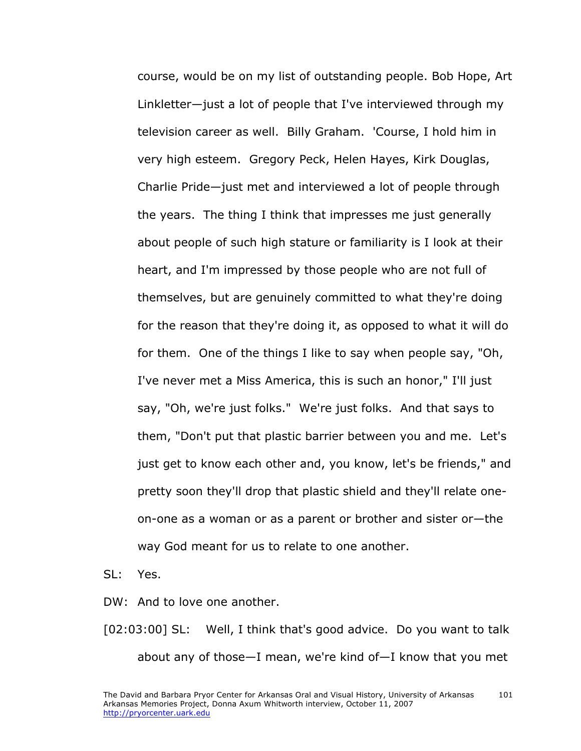course, would be on my list of outstanding people. Bob Hope, Art Linkletter—just a lot of people that I've interviewed through my television career as well. Billy Graham. 'Course, I hold him in very high esteem. Gregory Peck, Helen Hayes, Kirk Douglas, Charlie Pride—just met and interviewed a lot of people through the years. The thing I think that impresses me just generally about people of such high stature or familiarity is I look at their heart, and I'm impressed by those people who are not full of themselves, but are genuinely committed to what they're doing for the reason that they're doing it, as opposed to what it will do for them. One of the things I like to say when people say, "Oh, I've never met a Miss America, this is such an honor," I'll just say, "Oh, we're just folks." We're just folks. And that says to them, "Don't put that plastic barrier between you and me. Let's just get to know each other and, you know, let's be friends," and pretty soon they'll drop that plastic shield and they'll relate one-on-one as a woman or as a parent or brother and sister or—the way God meant for us to relate to one another.

SL: Yes.

DW: And to love one another.

[02:03:00] SL: Well, I think that's good advice. Do you want to talk about any of those—I mean, we're kind of—I know that you met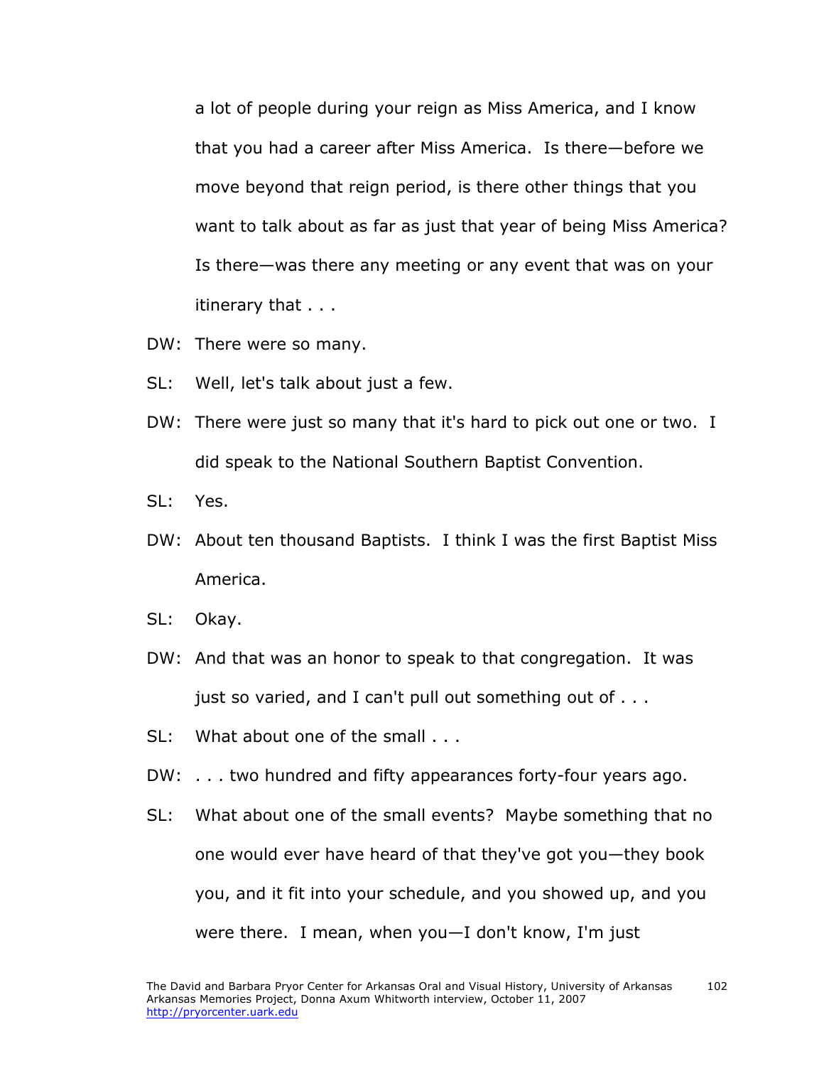a lot of people during your reign as Miss America, and I know that you had a career after Miss America. Is there—before we move beyond that reign period, is there other things that you want to talk about as far as just that year of being Miss America? Is there—was there any meeting or any event that was on your itinerary that . . .

DW: There were so many.

SL: Well, let's talk about just a few.

DW: There were just so many that it's hard to pick out one or two. I did speak to the National Southern Baptist Convention.

SL: Yes.

DW: About ten thousand Baptists. I think I was the first Baptist Miss America.

SL: Okay.

DW: And that was an honor to speak to that congregation. It was just so varied, and I can't pull out something out of . . .

SL: What about one of the small . . .

DW: . . . two hundred and fifty appearances forty-four years ago.

SL: What about one of the small events? Maybe something that no one would ever have heard of that they've got you—they book you, and it fit into your schedule, and you showed up, and you were there. I mean, when you—I don't know, I'm just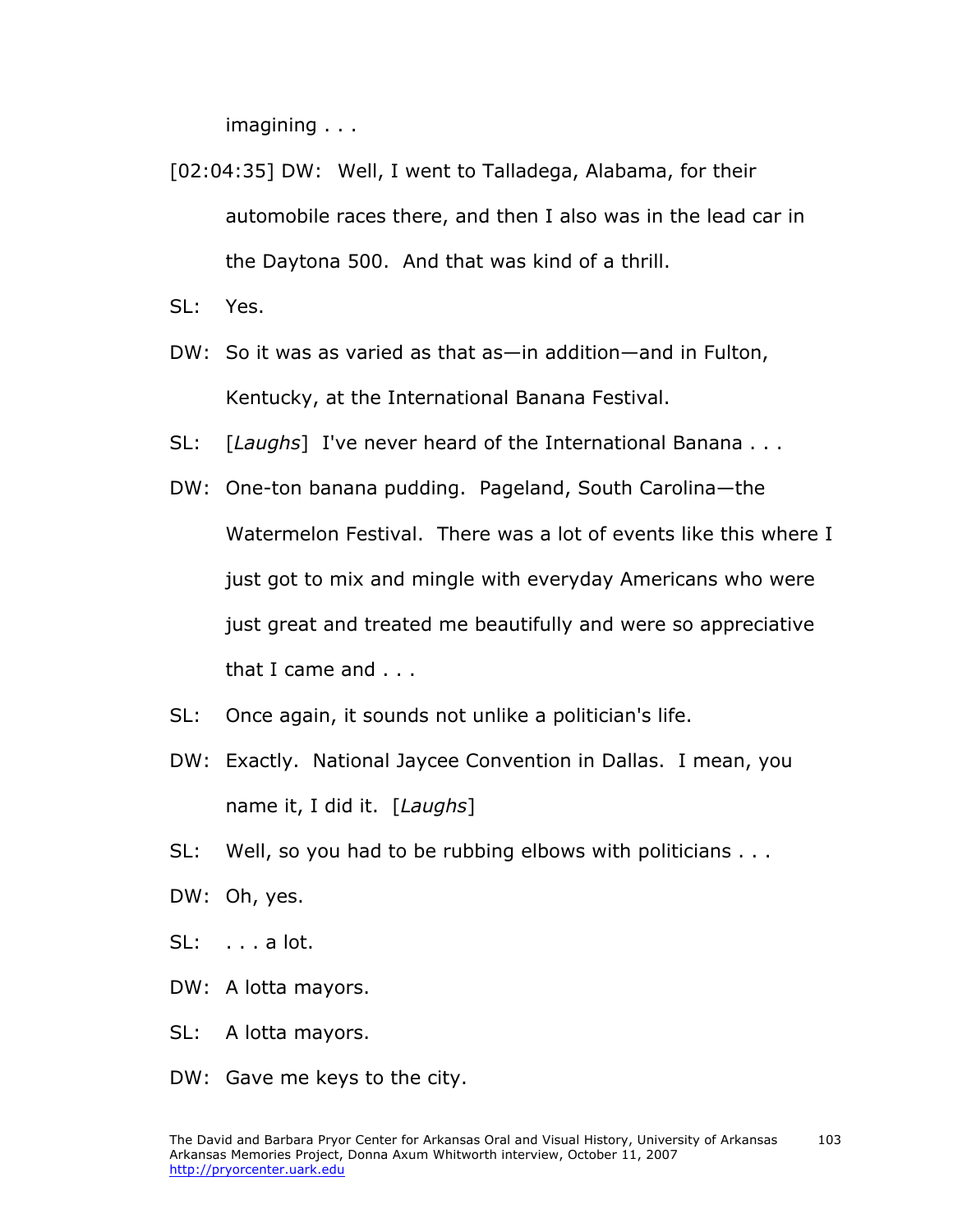imagining . . .

[02:04:35] DW: Well, I went to Talladega, Alabama, for their automobile races there, and then I also was in the lead car in the Daytona 500. And that was kind of a thrill.

SL: Yes.

DW: So it was as varied as that as—in addition—and in Fulton, Kentucky, at the International Banana Festival.

SL: [*Laughs*] I've never heard of the International Banana . . .

DW: One-ton banana pudding. Pageland, South Carolina—the Watermelon Festival. There was a lot of events like this where I just got to mix and mingle with everyday Americans who were just great and treated me beautifully and were so appreciative that I came and . . .

SL: Once again, it sounds not unlike a politician's life.

DW: Exactly. National Jaycee Convention in Dallas. I mean, you name it, I did it. [*Laughs*]

SL: Well, so you had to be rubbing elbows with politicians . . .

DW: Oh, yes.

SL: . . . a lot.

DW: A lotta mayors.

SL: A lotta mayors.

DW: Gave me keys to the city.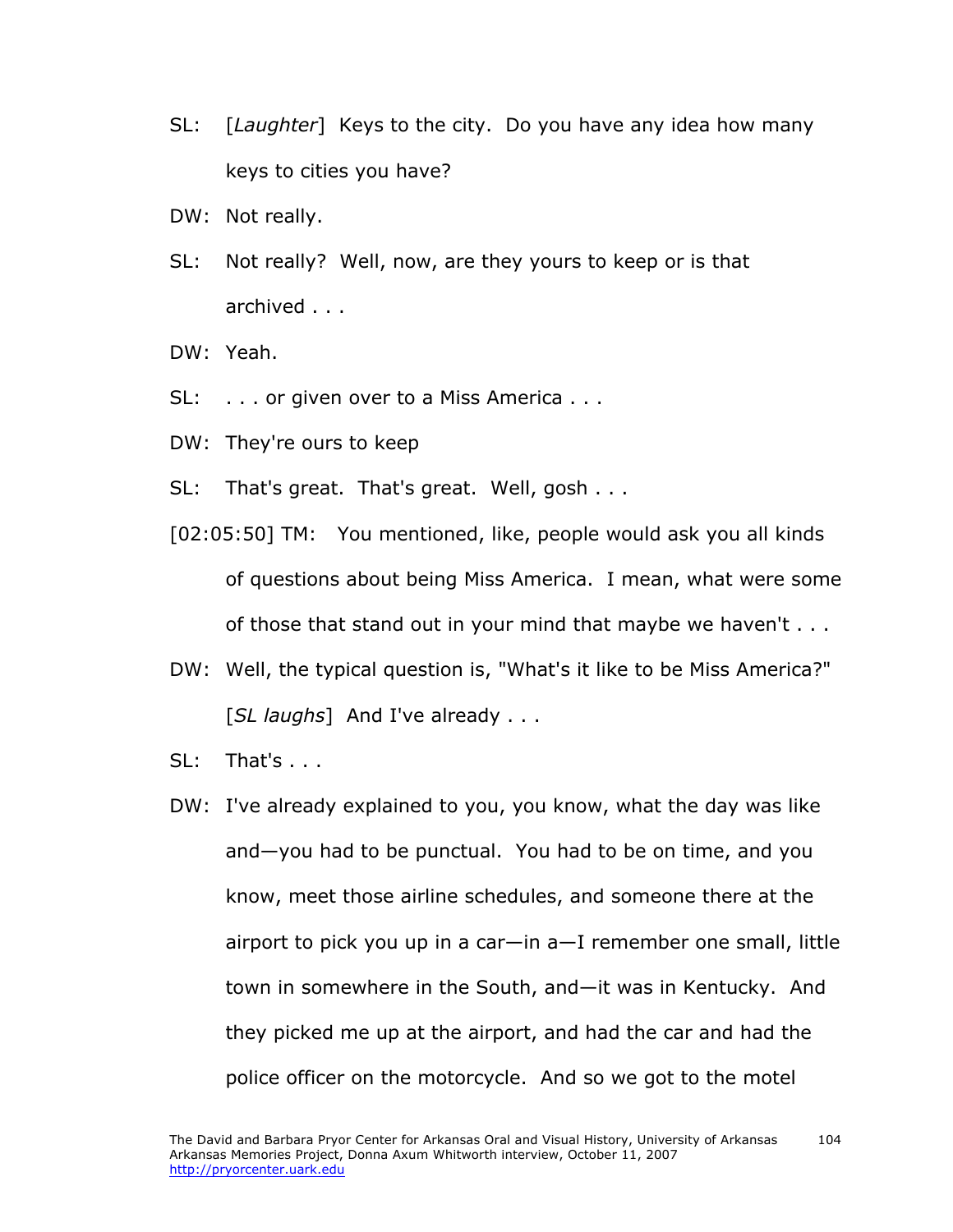SL: [*Laughter*] Keys to the city. Do you have any idea how many keys to cities you have?

DW: Not really.

SL: Not really? Well, now, are they yours to keep or is that archived . . .

DW: Yeah.

SL: . . . or given over to a Miss America . . .

DW: They're ours to keep

SL: That's great. That's great. Well, gosh . . .

[02:05:50] TM: You mentioned, like, people would ask you all kinds of questions about being Miss America. I mean, what were some of those that stand out in your mind that maybe we haven't . . .

DW: Well, the typical question is, "What's it like to be Miss America?" [*SL laughs*] And I've already . . .

SL: That's . . .

DW: I've already explained to you, you know, what the day was like and—you had to be punctual. You had to be on time, and you know, meet those airline schedules, and someone there at the airport to pick you up in a car—in a—I remember one small, little town in somewhere in the South, and—it was in Kentucky. And they picked me up at the airport, and had the car and had the police officer on the motorcycle. And so we got to the motel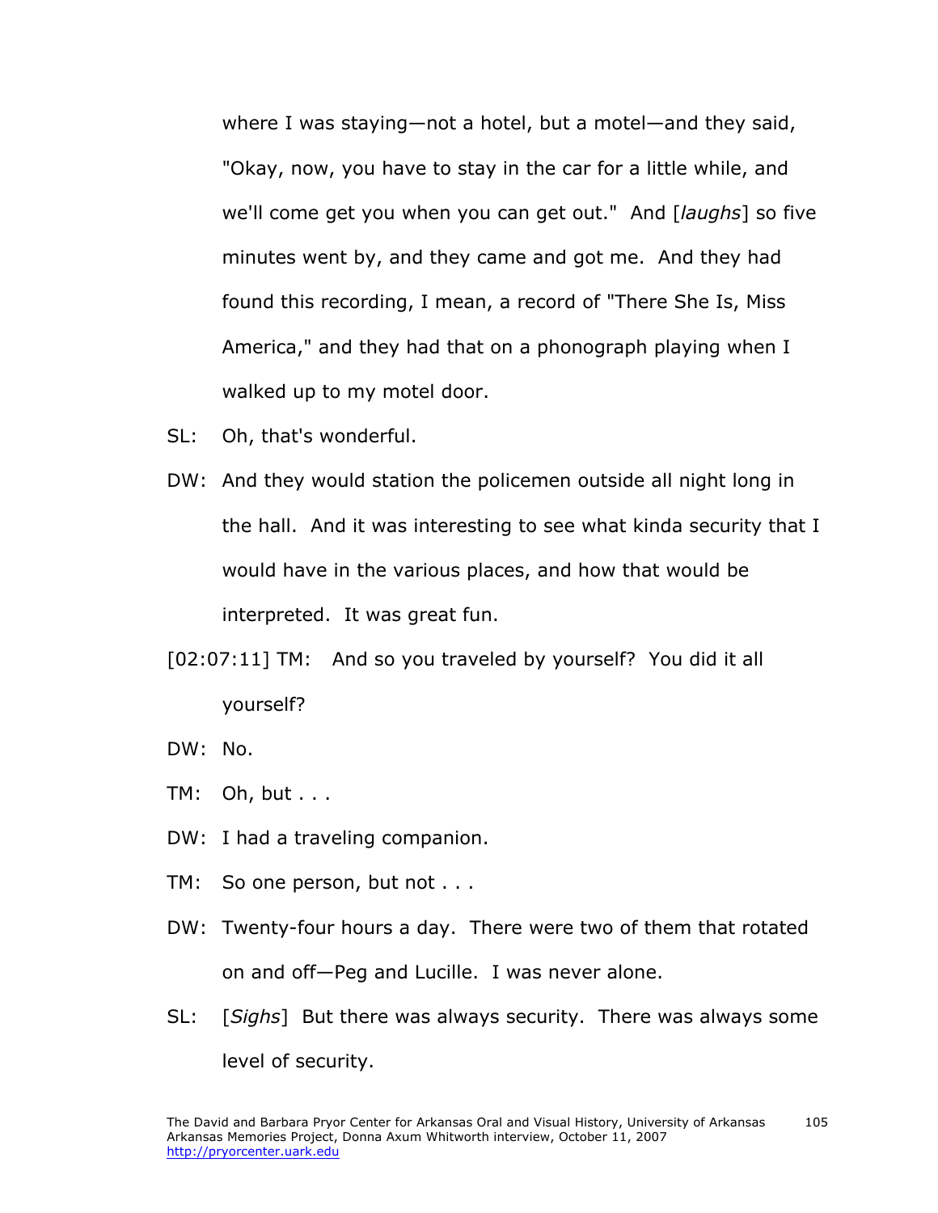where I was staying—not a hotel, but a motel—and they said, "Okay, now, you have to stay in the car for a little while, and we'll come get you when you can get out." And [*laughs*] so five minutes went by, and they came and got me. And they had found this recording, I mean, a record of "There She Is, Miss America," and they had that on a phonograph playing when I walked up to my motel door.

SL: Oh, that's wonderful.

DW: And they would station the policemen outside all night long in the hall. And it was interesting to see what kinda security that I would have in the various places, and how that would be interpreted. It was great fun.

[02:07:11] TM: And so you traveled by yourself? You did it all yourself?

DW: No.

TM: Oh, but . . .

DW: I had a traveling companion.

TM: So one person, but not . . .

DW: Twenty-four hours a day. There were two of them that rotated on and off—Peg and Lucille. I was never alone.

SL: [*Sighs*] But there was always security. There was always some level of security.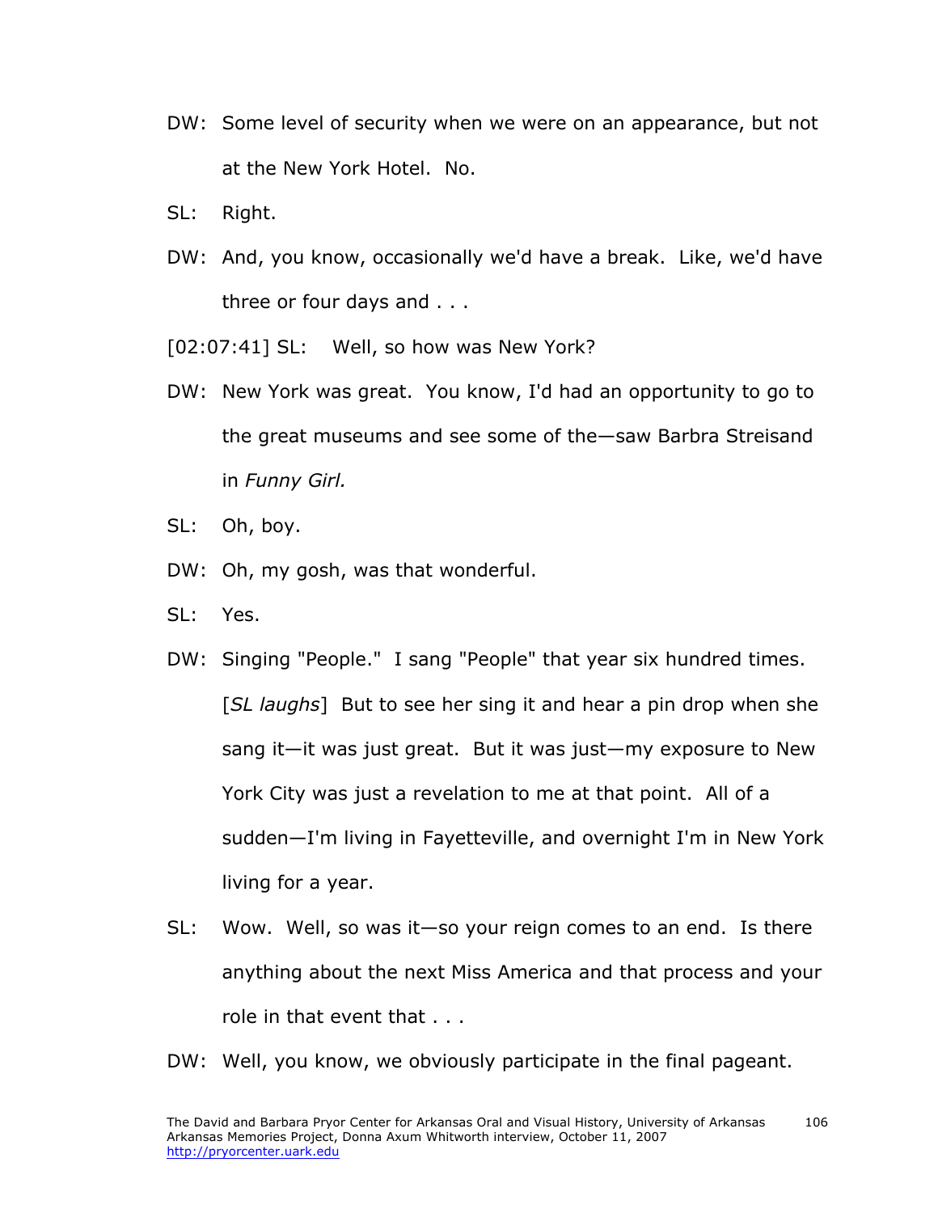DW: Some level of security when we were on an appearance, but not at the New York Hotel. No.

SL: Right.

DW: And, you know, occasionally we'd have a break. Like, we'd have three or four days and . . .

[02:07:41] SL: Well, so how was New York?

DW: New York was great. You know, I'd had an opportunity to go to the great museums and see some of the—saw Barbra Streisand in *Funny Girl.*

SL: Oh, boy.

DW: Oh, my gosh, was that wonderful.

SL: Yes.

DW: Singing "People." I sang "People" that year six hundred times. [*SL laughs*] But to see her sing it and hear a pin drop when she sang it—it was just great. But it was just—my exposure to New York City was just a revelation to me at that point. All of a sudden—I'm living in Fayetteville, and overnight I'm in New York living for a year.

SL: Wow. Well, so was it—so your reign comes to an end. Is there anything about the next Miss America and that process and your role in that event that . . .

DW: Well, you know, we obviously participate in the final pageant.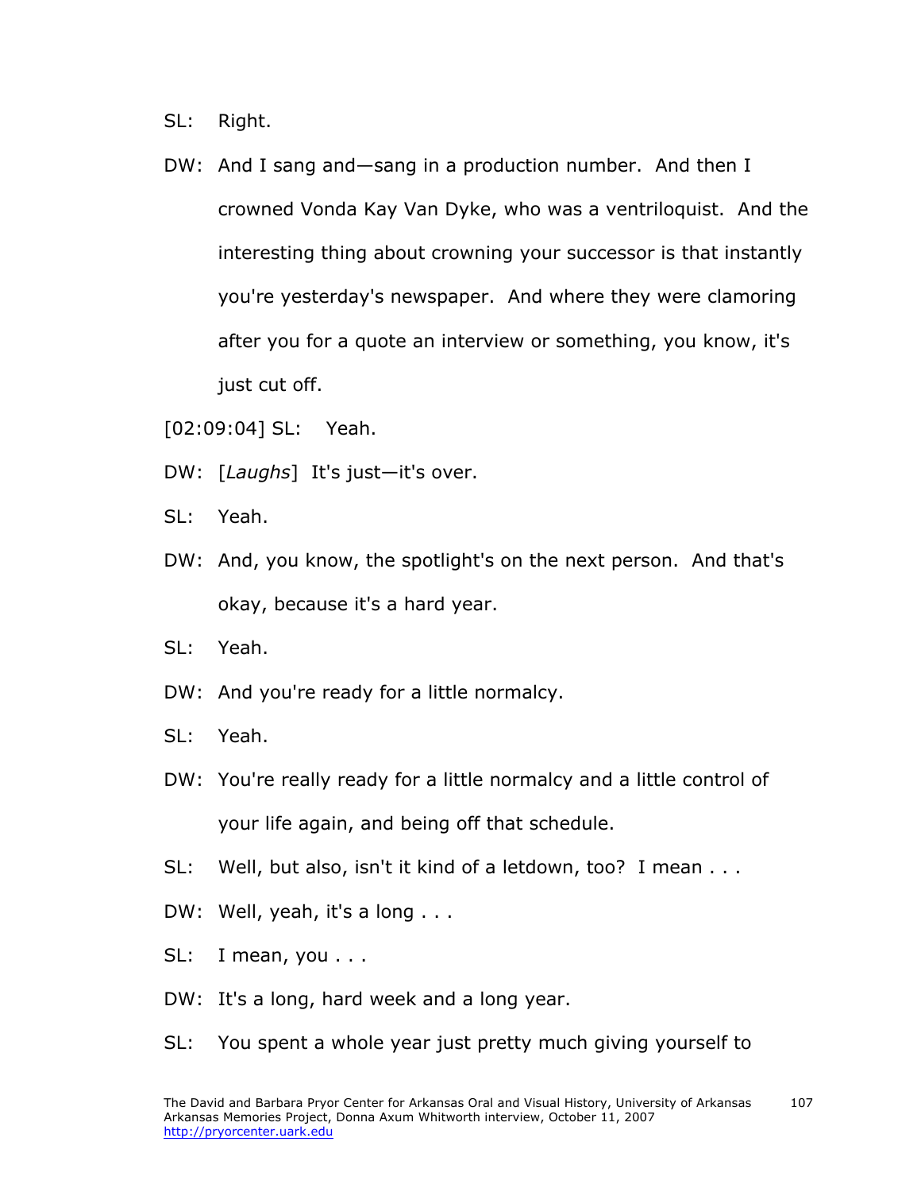SL: Right.

DW: And I sang and—sang in a production number. And then I crowned Vonda Kay Van Dyke, who was a ventriloquist. And the interesting thing about crowning your successor is that instantly you're yesterday's newspaper. And where they were clamoring after you for a quote an interview or something, you know, it's just cut off.

[02:09:04] SL: Yeah.

DW: [*Laughs*] It's just—it's over.

SL: Yeah.

DW: And, you know, the spotlight's on the next person. And that's okay, because it's a hard year.

SL: Yeah.

DW: And you're ready for a little normalcy.

SL: Yeah.

DW: You're really ready for a little normalcy and a little control of your life again, and being off that schedule.

SL: Well, but also, isn't it kind of a letdown, too? I mean . . .

DW: Well, yeah, it's a long . . .

SL: I mean, you . . .

DW: It's a long, hard week and a long year.

SL: You spent a whole year just pretty much giving yourself to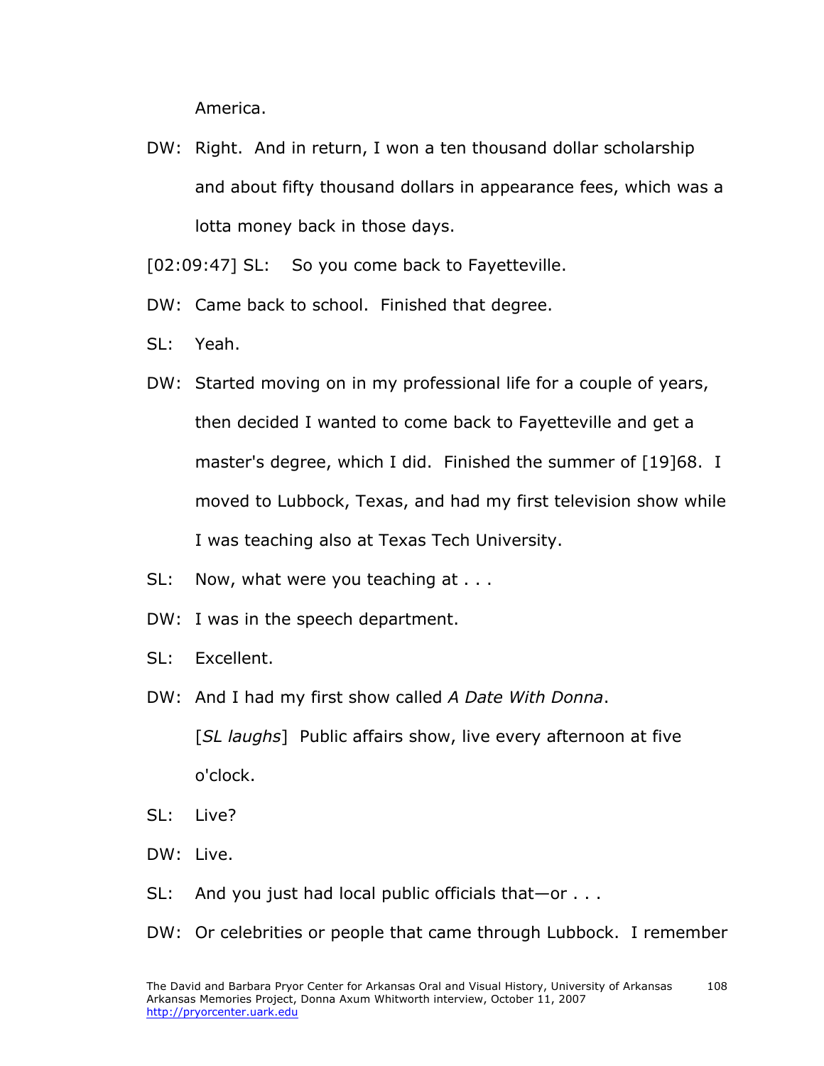America.

DW: Right. And in return, I won a ten thousand dollar scholarship and about fifty thousand dollars in appearance fees, which was a lotta money back in those days.

[02:09:47] SL: So you come back to Fayetteville.

DW: Came back to school. Finished that degree.

SL: Yeah.

DW: Started moving on in my professional life for a couple of years, then decided I wanted to come back to Fayetteville and get a master's degree, which I did. Finished the summer of [19]68. I moved to Lubbock, Texas, and had my first television show while I was teaching also at Texas Tech University.

SL: Now, what were you teaching at . . .

DW: I was in the speech department.

SL: Excellent.

DW: And I had my first show called *A Date With Donna*. [*SL laughs*] Public affairs show, live every afternoon at five o'clock.

SL: Live?

DW: Live.

SL: And you just had local public officials that—or . . .

DW: Or celebrities or people that came through Lubbock. I remember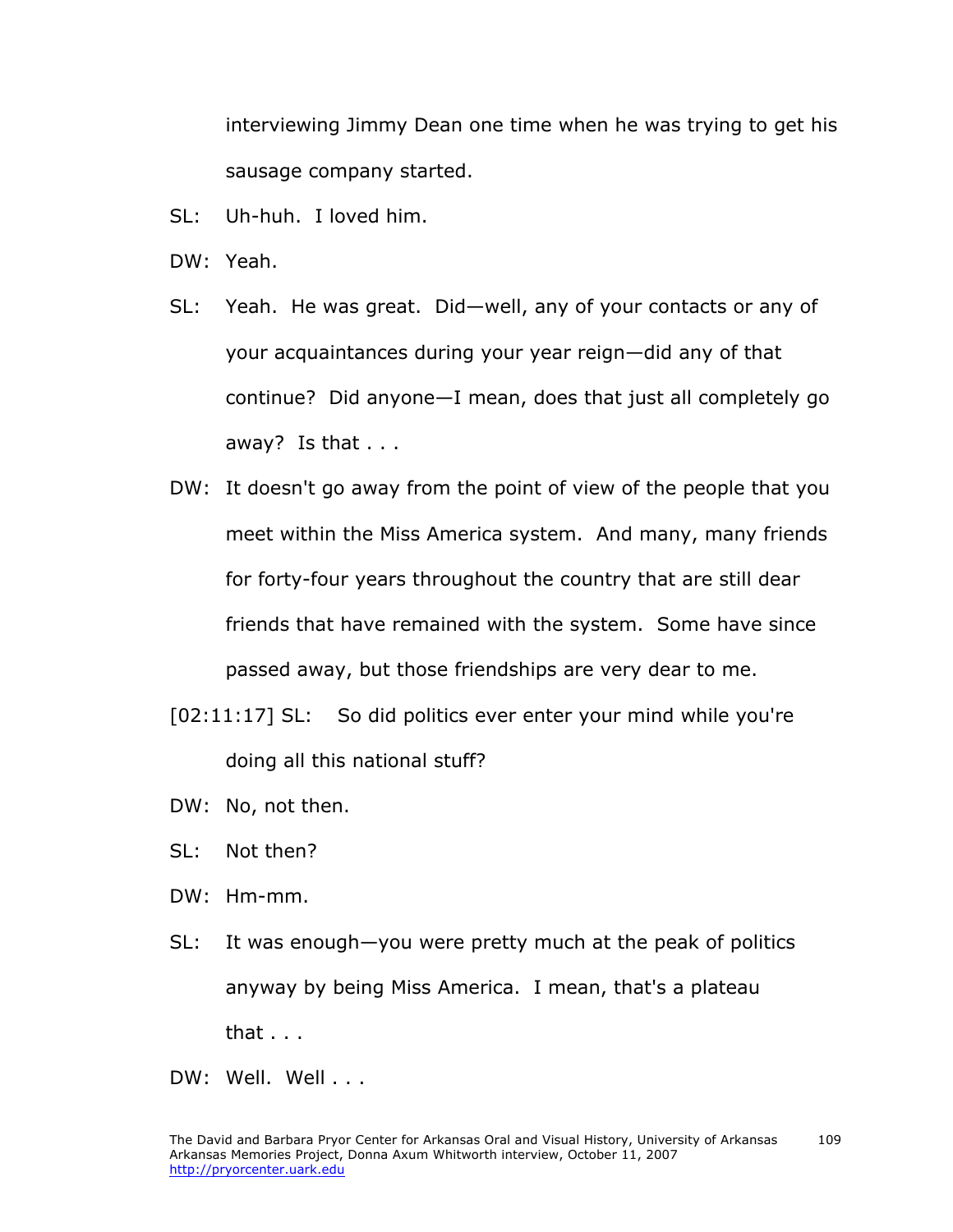interviewing Jimmy Dean one time when he was trying to get his sausage company started.

SL: Uh-huh. I loved him.

DW: Yeah.

SL: Yeah. He was great. Did—well, any of your contacts or any of your acquaintances during your year reign—did any of that continue? Did anyone—I mean, does that just all completely go away? Is that . . .

DW: It doesn't go away from the point of view of the people that you meet within the Miss America system. And many, many friends for forty-four years throughout the country that are still dear friends that have remained with the system. Some have since passed away, but those friendships are very dear to me.

[02:11:17] SL: So did politics ever enter your mind while you're doing all this national stuff?

DW: No, not then.

SL: Not then?

DW: Hm-mm.

SL: It was enough—you were pretty much at the peak of politics anyway by being Miss America. I mean, that's a plateau that . . .

DW: Well. Well . . .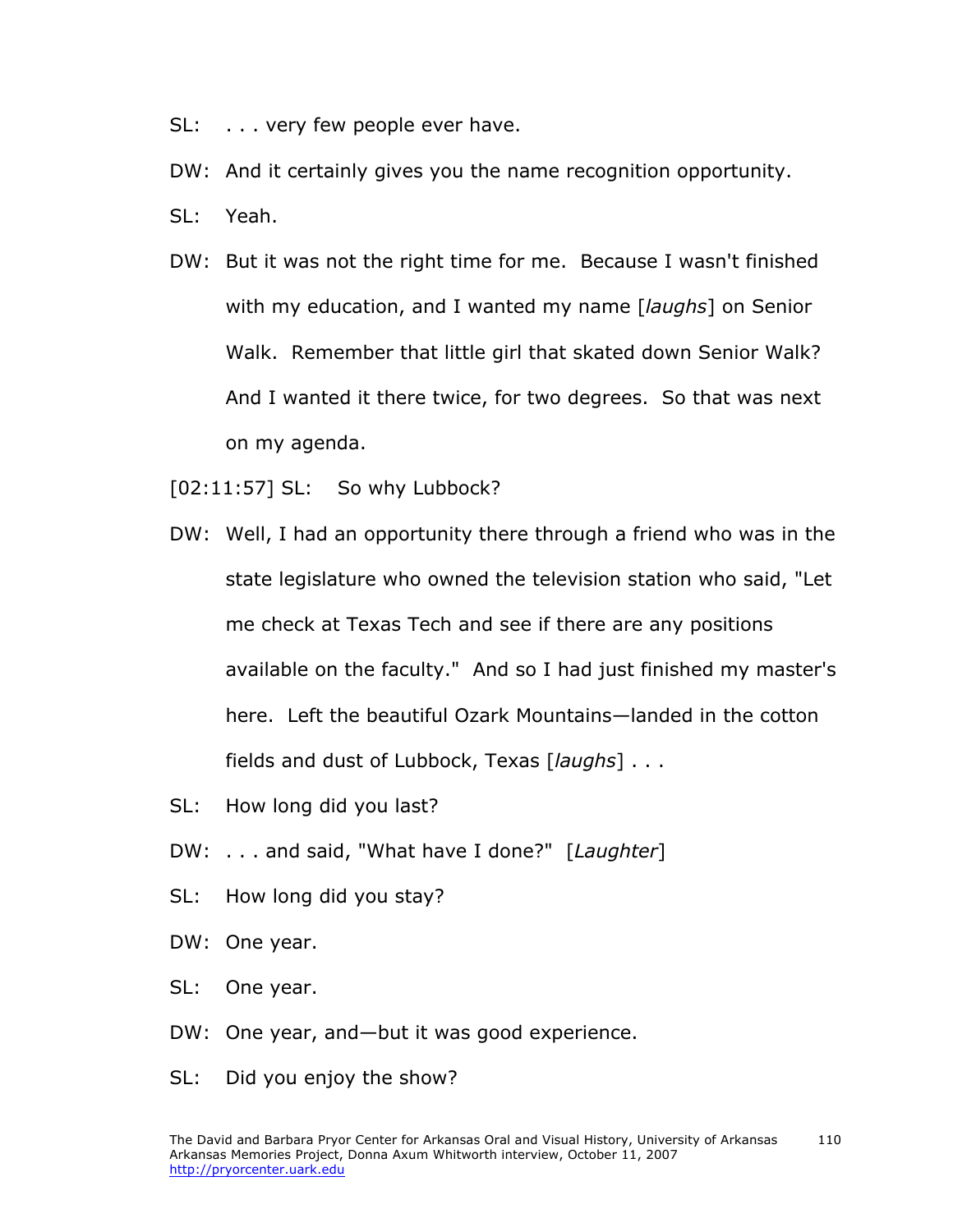SL: . . . very few people ever have.

DW: And it certainly gives you the name recognition opportunity.

SL: Yeah.

DW: But it was not the right time for me. Because I wasn't finished with my education, and I wanted my name [*laughs*] on Senior Walk. Remember that little girl that skated down Senior Walk? And I wanted it there twice, for two degrees. So that was next on my agenda.

[02:11:57] SL: So why Lubbock?

DW: Well, I had an opportunity there through a friend who was in the state legislature who owned the television station who said, "Let me check at Texas Tech and see if there are any positions available on the faculty." And so I had just finished my master's here. Left the beautiful Ozark Mountains—landed in the cotton fields and dust of Lubbock, Texas [*laughs*] . . .

SL: How long did you last?

DW: . . . and said, "What have I done?" [*Laughter*]

SL: How long did you stay?

DW: One year.

SL: One year.

DW: One year, and—but it was good experience.

SL: Did you enjoy the show?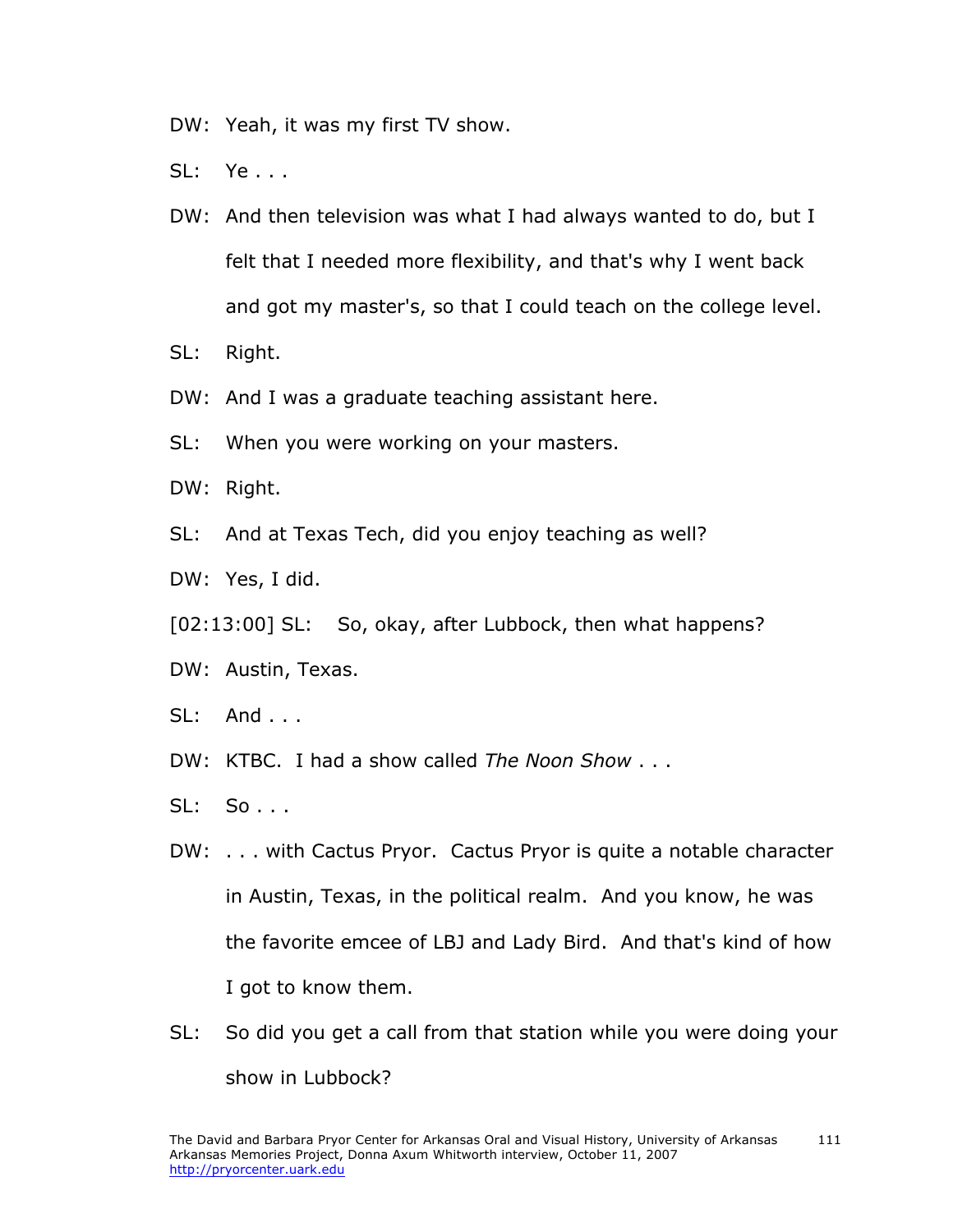DW: Yeah, it was my first TV show.

SL: Ye . . .

DW: And then television was what I had always wanted to do, but I felt that I needed more flexibility, and that's why I went back and got my master's, so that I could teach on the college level.

SL: Right.

DW: And I was a graduate teaching assistant here.

SL: When you were working on your masters.

DW: Right.

SL: And at Texas Tech, did you enjoy teaching as well?

DW: Yes, I did.

[02:13:00] SL: So, okay, after Lubbock, then what happens?

DW: Austin, Texas.

SL: And . . .

DW: KTBC. I had a show called *The Noon Show* . . .

SL: So . . .

DW: . . . with Cactus Pryor. Cactus Pryor is quite a notable character in Austin, Texas, in the political realm. And you know, he was the favorite emcee of LBJ and Lady Bird. And that's kind of how I got to know them.

SL: So did you get a call from that station while you were doing your show in Lubbock?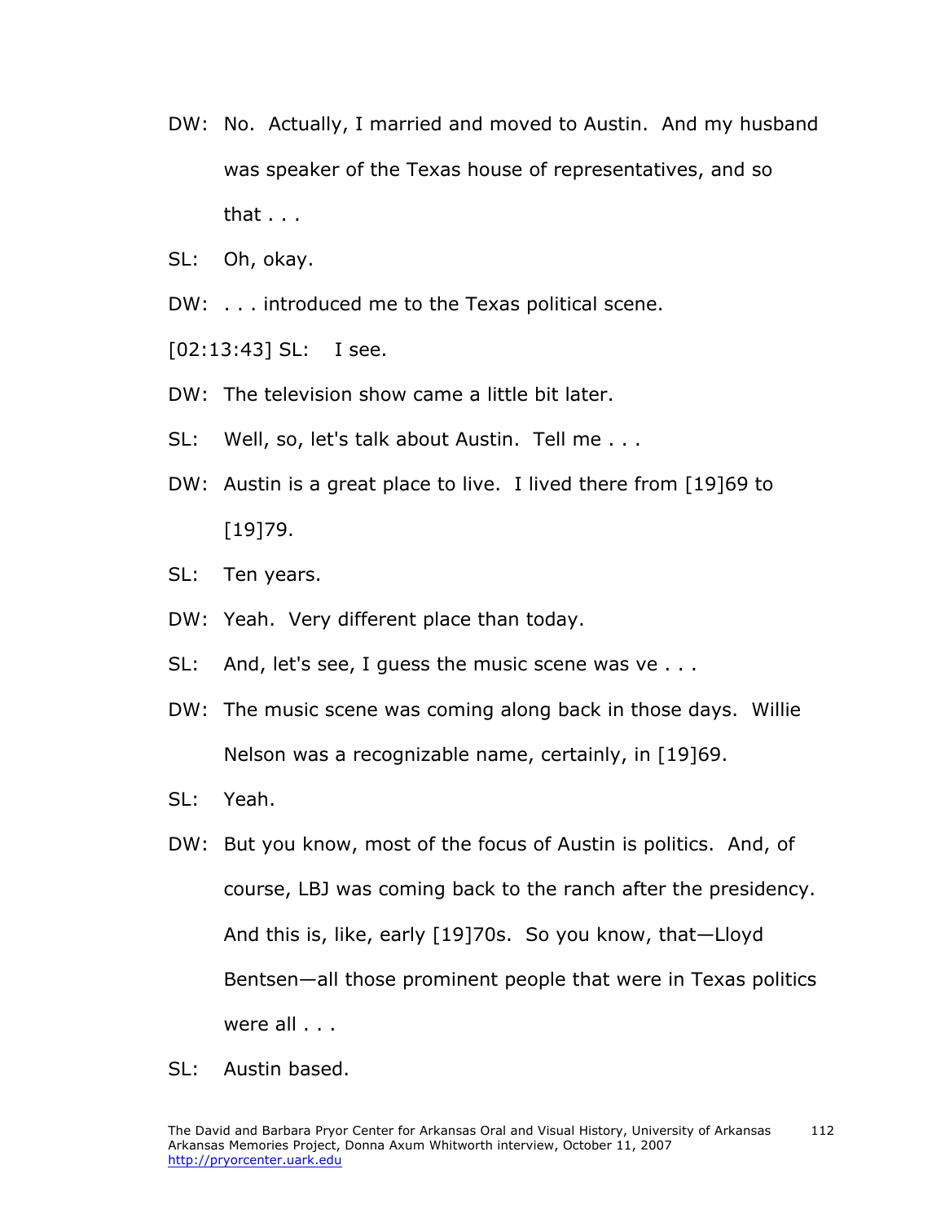DW: No. Actually, I married and moved to Austin. And my husband was speaker of the Texas house of representatives, and so that . . .

SL: Oh, okay.

DW: . . . introduced me to the Texas political scene.

[02:13:43] SL: I see.

DW: The television show came a little bit later.

SL: Well, so, let's talk about Austin. Tell me . . .

DW: Austin is a great place to live. I lived there from [19]69 to [19]79.

SL: Ten years.

DW: Yeah. Very different place than today.

SL: And, let's see, I guess the music scene was ve . . .

DW: The music scene was coming along back in those days. Willie Nelson was a recognizable name, certainly, in [19]69.

SL: Yeah.

DW: But you know, most of the focus of Austin is politics. And, of course, LBJ was coming back to the ranch after the presidency. And this is, like, early [19]70s. So you know, that—Lloyd Bentsen—all those prominent people that were in Texas politics were all . . .

SL: Austin based.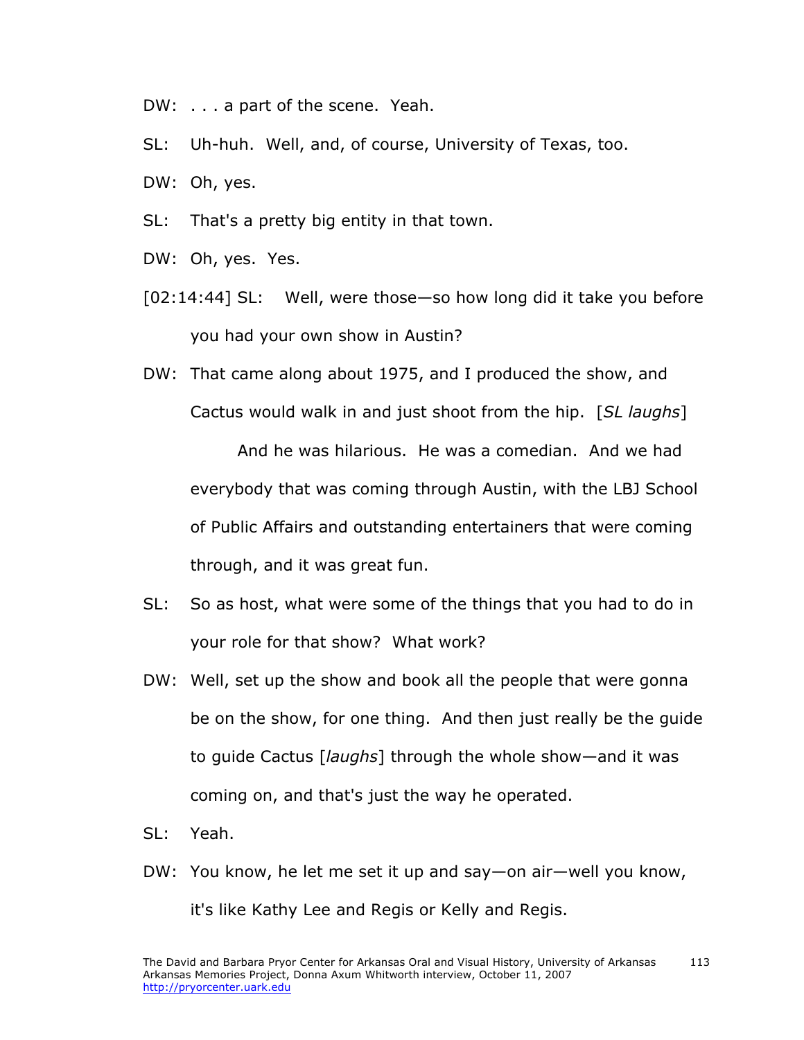DW: . . . a part of the scene. Yeah.

SL: Uh-huh. Well, and, of course, University of Texas, too.

DW: Oh, yes.

SL: That's a pretty big entity in that town.

DW: Oh, yes. Yes.

[02:14:44] SL: Well, were those—so how long did it take you before you had your own show in Austin?

DW: That came along about 1975, and I produced the show, and Cactus would walk in and just shoot from the hip. [*SL laughs*]

And he was hilarious. He was a comedian. And we had everybody that was coming through Austin, with the LBJ School of Public Affairs and outstanding entertainers that were coming through, and it was great fun.

SL: So as host, what were some of the things that you had to do in your role for that show? What work?

DW: Well, set up the show and book all the people that were gonna be on the show, for one thing. And then just really be the guide to guide Cactus [*laughs*] through the whole show—and it was coming on, and that's just the way he operated.

SL: Yeah.

DW: You know, he let me set it up and say—on air—well you know, it's like Kathy Lee and Regis or Kelly and Regis.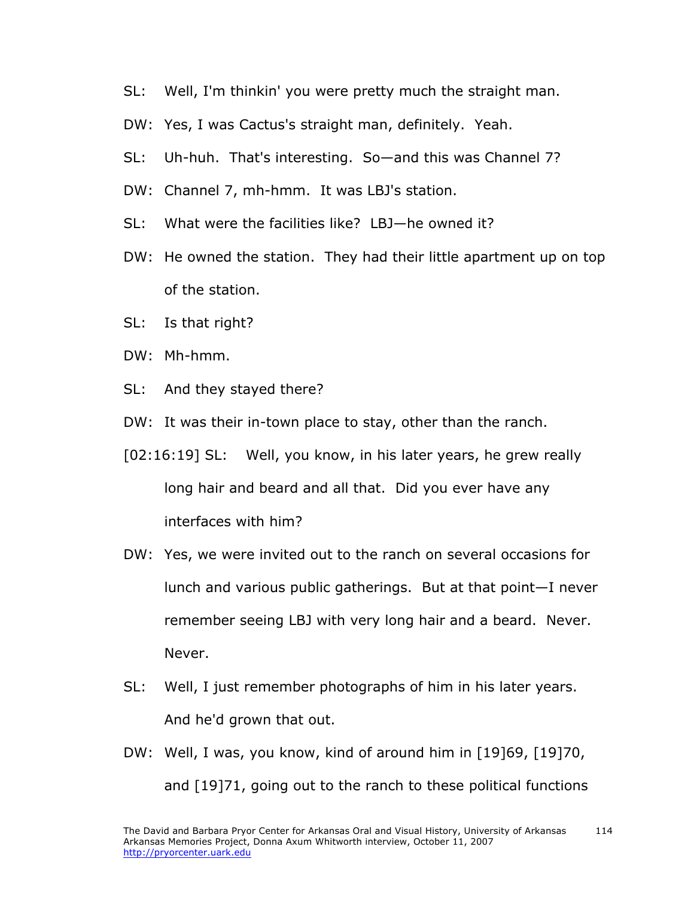SL: Well, I'm thinkin' you were pretty much the straight man.

DW: Yes, I was Cactus's straight man, definitely. Yeah.

SL: Uh-huh. That's interesting. So—and this was Channel 7?

DW: Channel 7, mh-hmm. It was LBJ's station.

SL: What were the facilities like? LBJ—he owned it?

DW: He owned the station. They had their little apartment up on top of the station.

SL: Is that right?

DW: Mh-hmm.

SL: And they stayed there?

DW: It was their in-town place to stay, other than the ranch.

[02:16:19] SL: Well, you know, in his later years, he grew really long hair and beard and all that. Did you ever have any interfaces with him?

DW: Yes, we were invited out to the ranch on several occasions for lunch and various public gatherings. But at that point—I never remember seeing LBJ with very long hair and a beard. Never. Never.

SL: Well, I just remember photographs of him in his later years. And he'd grown that out.

DW: Well, I was, you know, kind of around him in [19]69, [19]70, and [19]71, going out to the ranch to these political functions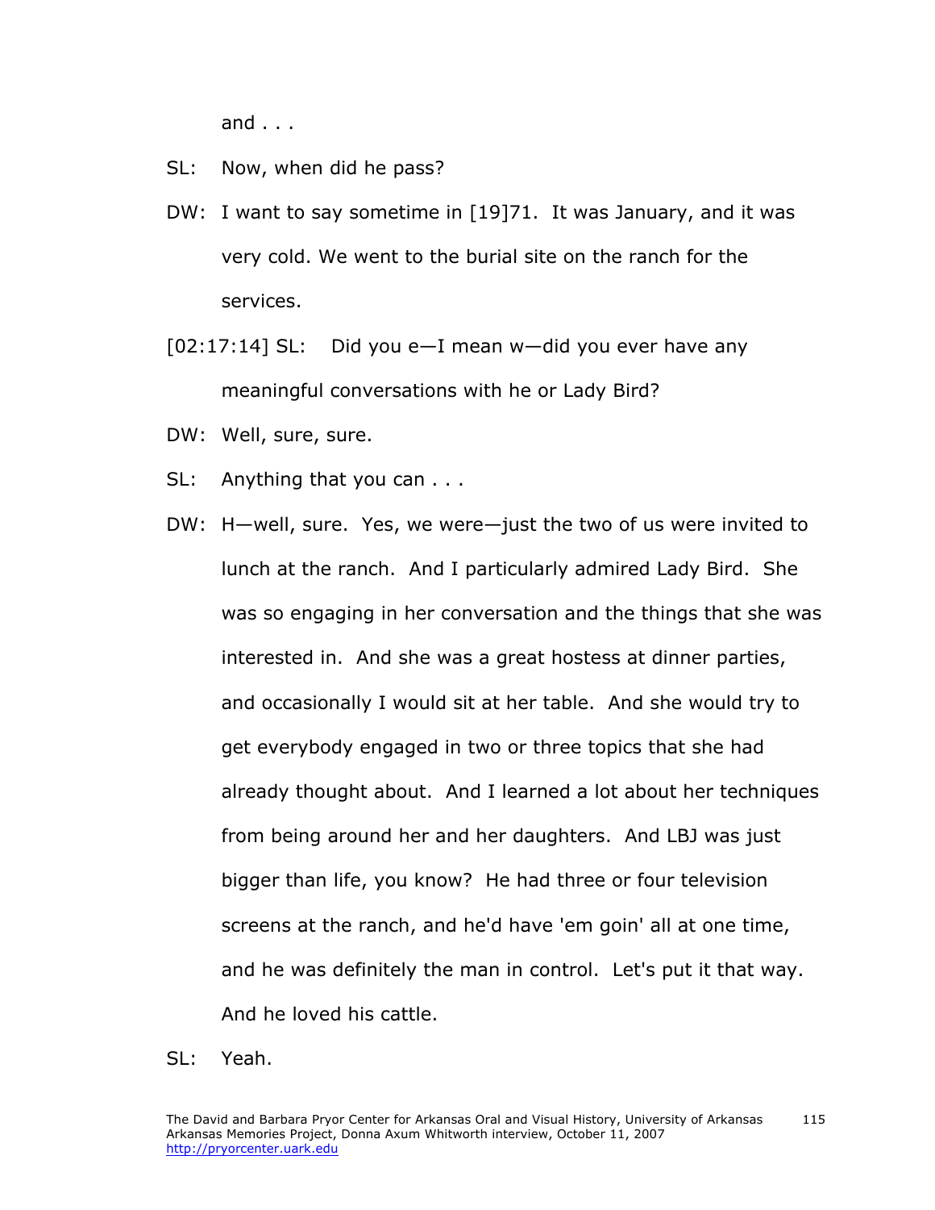and . . .

SL: Now, when did he pass?

DW: I want to say sometime in [19]71. It was January, and it was very cold. We went to the burial site on the ranch for the services.

[02:17:14] SL: Did you e—I mean w—did you ever have any meaningful conversations with he or Lady Bird?

DW: Well, sure, sure.

SL: Anything that you can . . .

DW: H—well, sure. Yes, we were—just the two of us were invited to lunch at the ranch. And I particularly admired Lady Bird. She was so engaging in her conversation and the things that she was interested in. And she was a great hostess at dinner parties, and occasionally I would sit at her table. And she would try to get everybody engaged in two or three topics that she had already thought about. And I learned a lot about her techniques from being around her and her daughters. And LBJ was just bigger than life, you know? He had three or four television screens at the ranch, and he'd have 'em goin' all at one time, and he was definitely the man in control. Let's put it that way. And he loved his cattle.

SL: Yeah.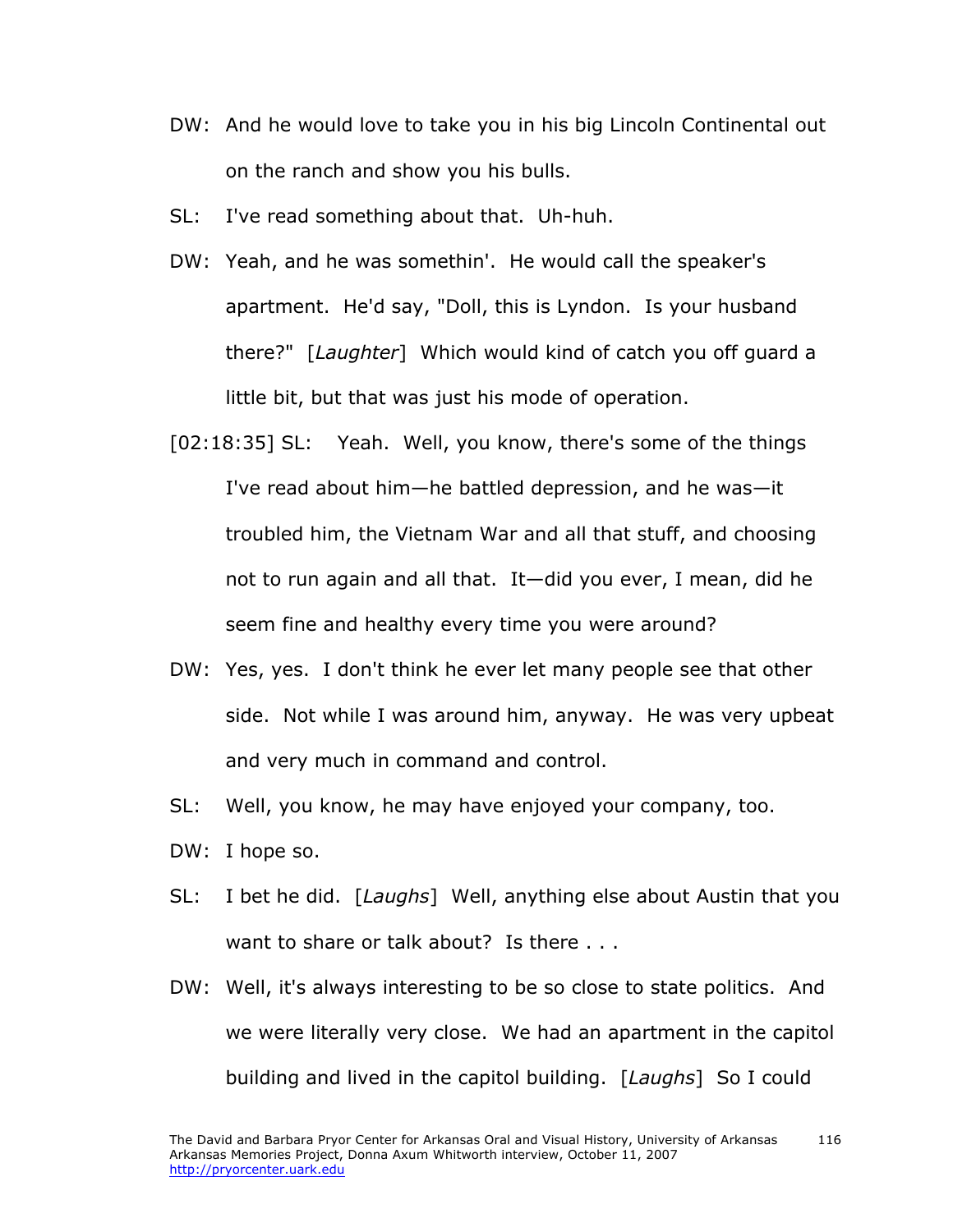DW: And he would love to take you in his big Lincoln Continental out on the ranch and show you his bulls.

SL: I've read something about that. Uh-huh.

DW: Yeah, and he was somethin'. He would call the speaker's apartment. He'd say, "Doll, this is Lyndon. Is your husband there?" [*Laughter*] Which would kind of catch you off guard a little bit, but that was just his mode of operation.

[02:18:35] SL: Yeah. Well, you know, there's some of the things I've read about him—he battled depression, and he was—it troubled him, the Vietnam War and all that stuff, and choosing not to run again and all that. It—did you ever, I mean, did he seem fine and healthy every time you were around?

DW: Yes, yes. I don't think he ever let many people see that other side. Not while I was around him, anyway. He was very upbeat and very much in command and control.

SL: Well, you know, he may have enjoyed your company, too.

DW: I hope so.

SL: I bet he did. [*Laughs*] Well, anything else about Austin that you want to share or talk about? Is there . . .

DW: Well, it's always interesting to be so close to state politics. And we were literally very close. We had an apartment in the capitol building and lived in the capitol building. [*Laughs*] So I could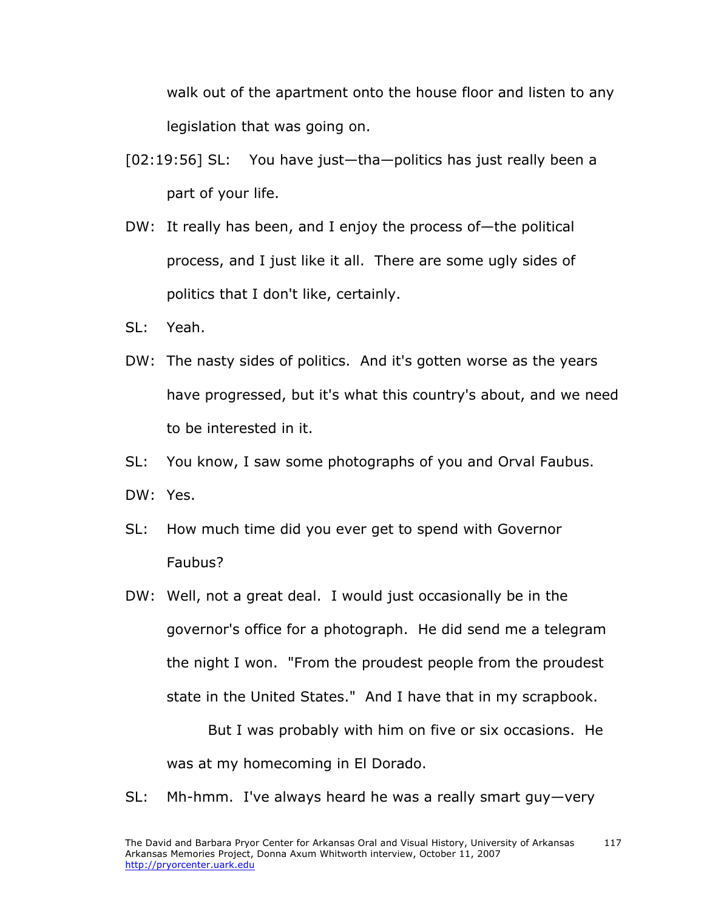walk out of the apartment onto the house floor and listen to any legislation that was going on.

[02:19:56] SL: You have just—tha—politics has just really been a part of your life.

DW: It really has been, and I enjoy the process of—the political process, and I just like it all. There are some ugly sides of politics that I don't like, certainly.

SL: Yeah.

DW: The nasty sides of politics. And it's gotten worse as the years have progressed, but it's what this country's about, and we need to be interested in it.

SL: You know, I saw some photographs of you and Orval Faubus.

DW: Yes.

SL: How much time did you ever get to spend with Governor Faubus?

DW: Well, not a great deal. I would just occasionally be in the governor's office for a photograph. He did send me a telegram the night I won. "From the proudest people from the proudest state in the United States." And I have that in my scrapbook.

But I was probably with him on five or six occasions. He was at my homecoming in El Dorado.

SL: Mh-hmm. I've always heard he was a really smart guy—very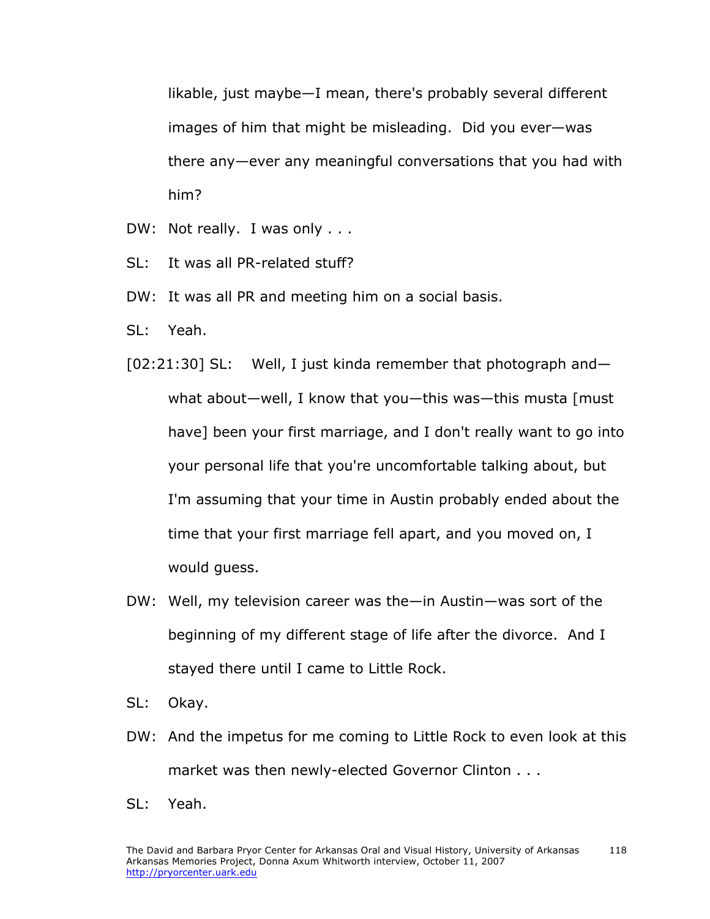likable, just maybe—I mean, there's probably several different images of him that might be misleading. Did you ever—was there any—ever any meaningful conversations that you had with him?

DW: Not really. I was only . . .

SL: It was all PR-related stuff?

DW: It was all PR and meeting him on a social basis.

SL: Yeah.

[02:21:30] SL: Well, I just kinda remember that photograph and—what about—well, I know that you—this was—this musta [must have] been your first marriage, and I don't really want to go into your personal life that you're uncomfortable talking about, but I'm assuming that your time in Austin probably ended about the time that your first marriage fell apart, and you moved on, I would guess.

DW: Well, my television career was the—in Austin—was sort of the beginning of my different stage of life after the divorce. And I stayed there until I came to Little Rock.

SL: Okay.

DW: And the impetus for me coming to Little Rock to even look at this market was then newly-elected Governor Clinton . . .

SL: Yeah.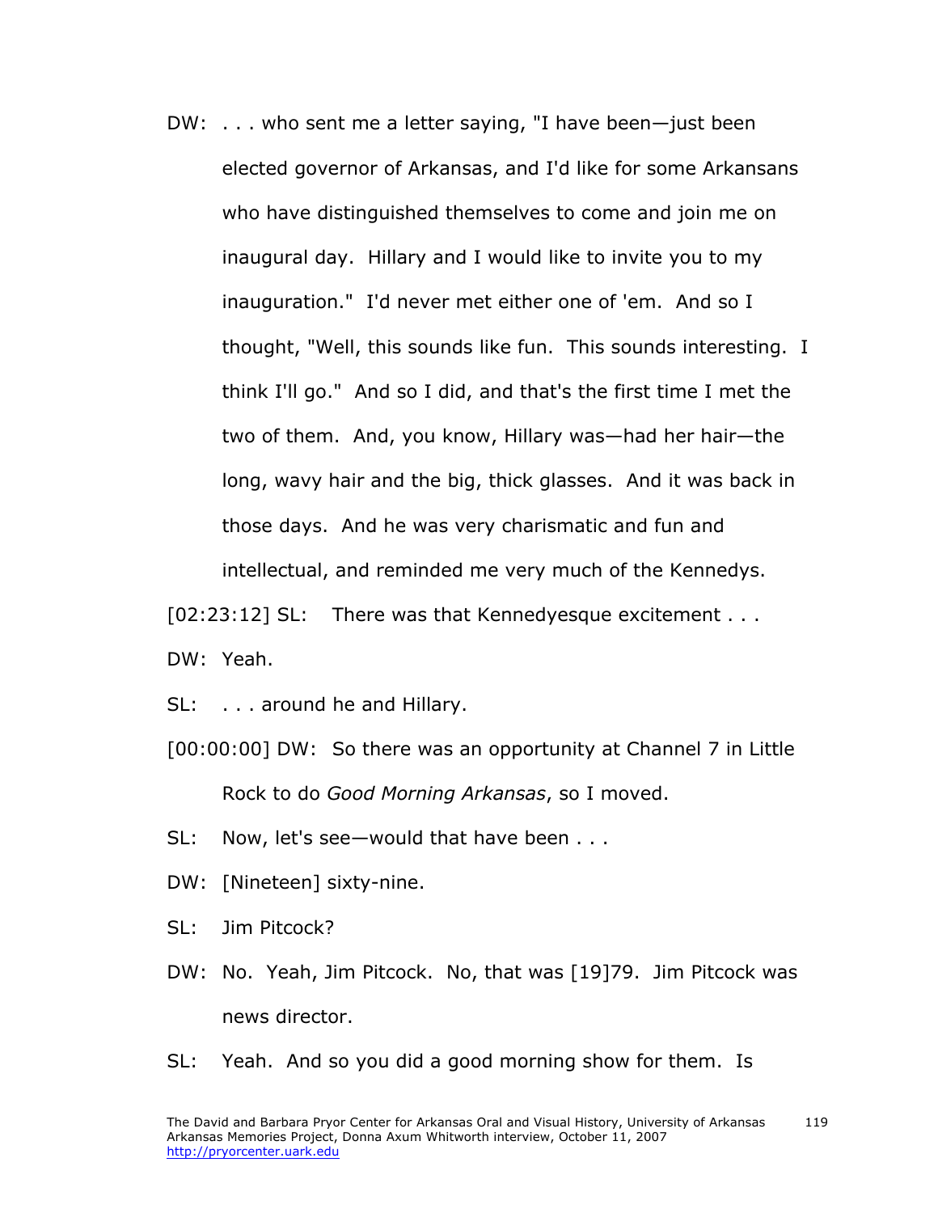DW: . . . who sent me a letter saying, "I have been—just been elected governor of Arkansas, and I'd like for some Arkansans who have distinguished themselves to come and join me on inaugural day. Hillary and I would like to invite you to my inauguration." I'd never met either one of 'em. And so I thought, "Well, this sounds like fun. This sounds interesting. I think I'll go." And so I did, and that's the first time I met the two of them. And, you know, Hillary was—had her hair—the long, wavy hair and the big, thick glasses. And it was back in those days. And he was very charismatic and fun and intellectual, and reminded me very much of the Kennedys.

[02:23:12] SL: There was that Kennedyesque excitement . . .

DW: Yeah.

SL: . . . around he and Hillary.

[00:00:00] DW: So there was an opportunity at Channel 7 in Little Rock to do *Good Morning Arkansas*, so I moved.

SL: Now, let's see—would that have been . . .

DW: [Nineteen] sixty-nine.

SL: Jim Pitcock?

DW: No. Yeah, Jim Pitcock. No, that was [19]79. Jim Pitcock was news director.

SL: Yeah. And so you did a good morning show for them. Is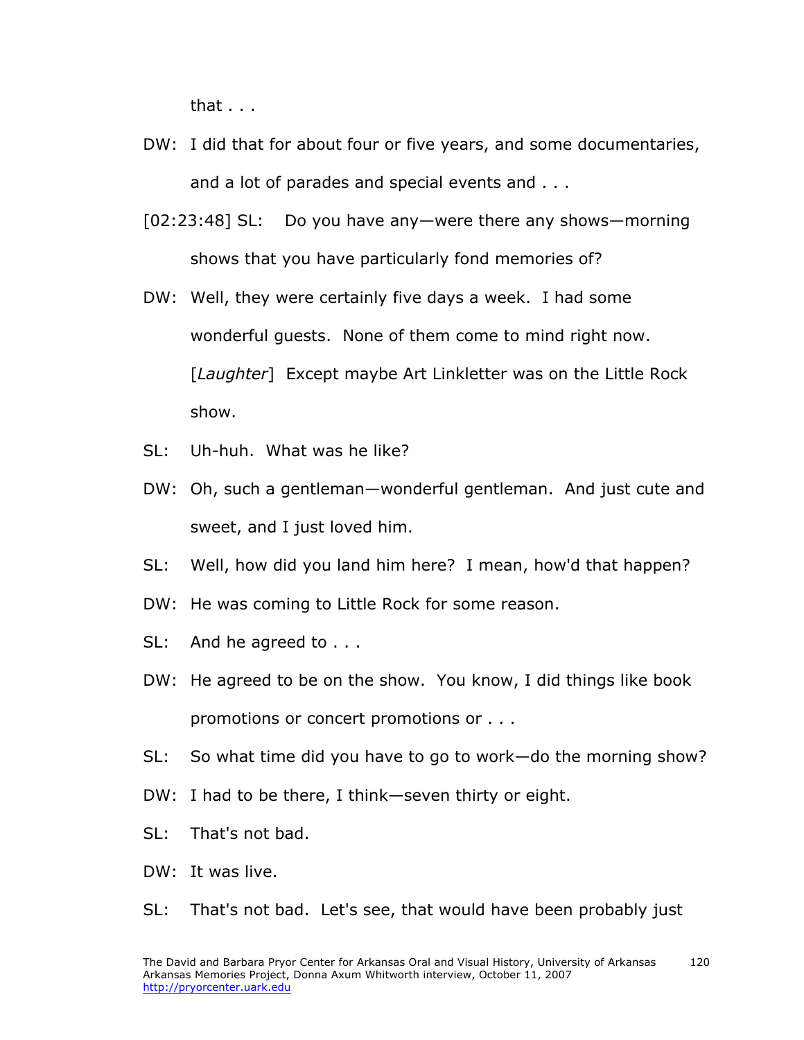that . . .

DW: I did that for about four or five years, and some documentaries, and a lot of parades and special events and . . .

[02:23:48] SL: Do you have any—were there any shows—morning shows that you have particularly fond memories of?

DW: Well, they were certainly five days a week. I had some wonderful guests. None of them come to mind right now. [*Laughter*] Except maybe Art Linkletter was on the Little Rock show.

SL: Uh-huh. What was he like?

DW: Oh, such a gentleman—wonderful gentleman. And just cute and sweet, and I just loved him.

SL: Well, how did you land him here? I mean, how'd that happen?

DW: He was coming to Little Rock for some reason.

SL: And he agreed to . . .

DW: He agreed to be on the show. You know, I did things like book promotions or concert promotions or . . .

SL: So what time did you have to go to work—do the morning show?

DW: I had to be there, I think—seven thirty or eight.

SL: That's not bad.

DW: It was live.

SL: That's not bad. Let's see, that would have been probably just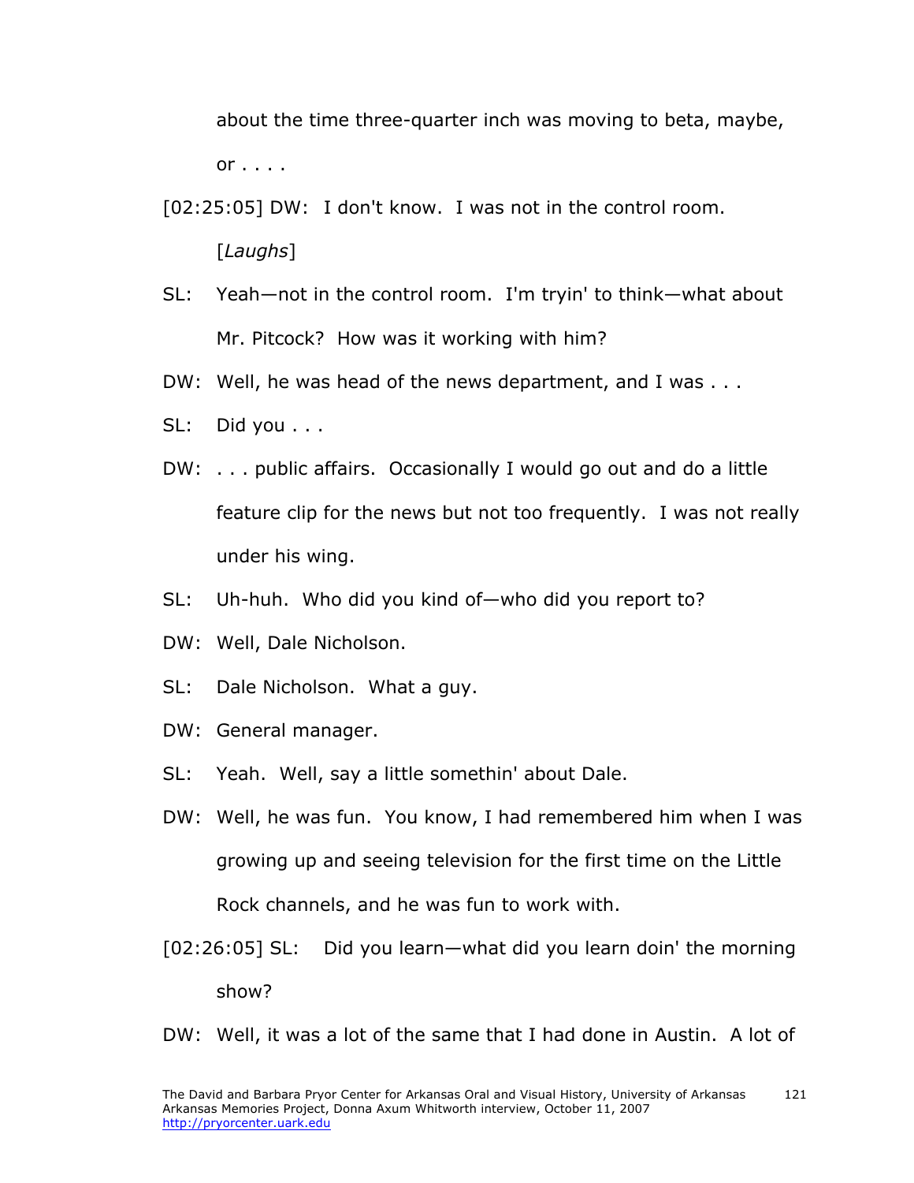about the time three-quarter inch was moving to beta, maybe, or . . . .

[02:25:05] DW: I don't know. I was not in the control room. [*Laughs*]

SL: Yeah—not in the control room. I'm tryin' to think—what about Mr. Pitcock? How was it working with him?

DW: Well, he was head of the news department, and I was . . .

SL: Did you . . .

DW: . . . public affairs. Occasionally I would go out and do a little feature clip for the news but not too frequently. I was not really under his wing.

SL: Uh-huh. Who did you kind of—who did you report to?

DW: Well, Dale Nicholson.

SL: Dale Nicholson. What a guy.

DW: General manager.

SL: Yeah. Well, say a little somethin' about Dale.

DW: Well, he was fun. You know, I had remembered him when I was growing up and seeing television for the first time on the Little Rock channels, and he was fun to work with.

[02:26:05] SL: Did you learn—what did you learn doin' the morning show?

DW: Well, it was a lot of the same that I had done in Austin. A lot of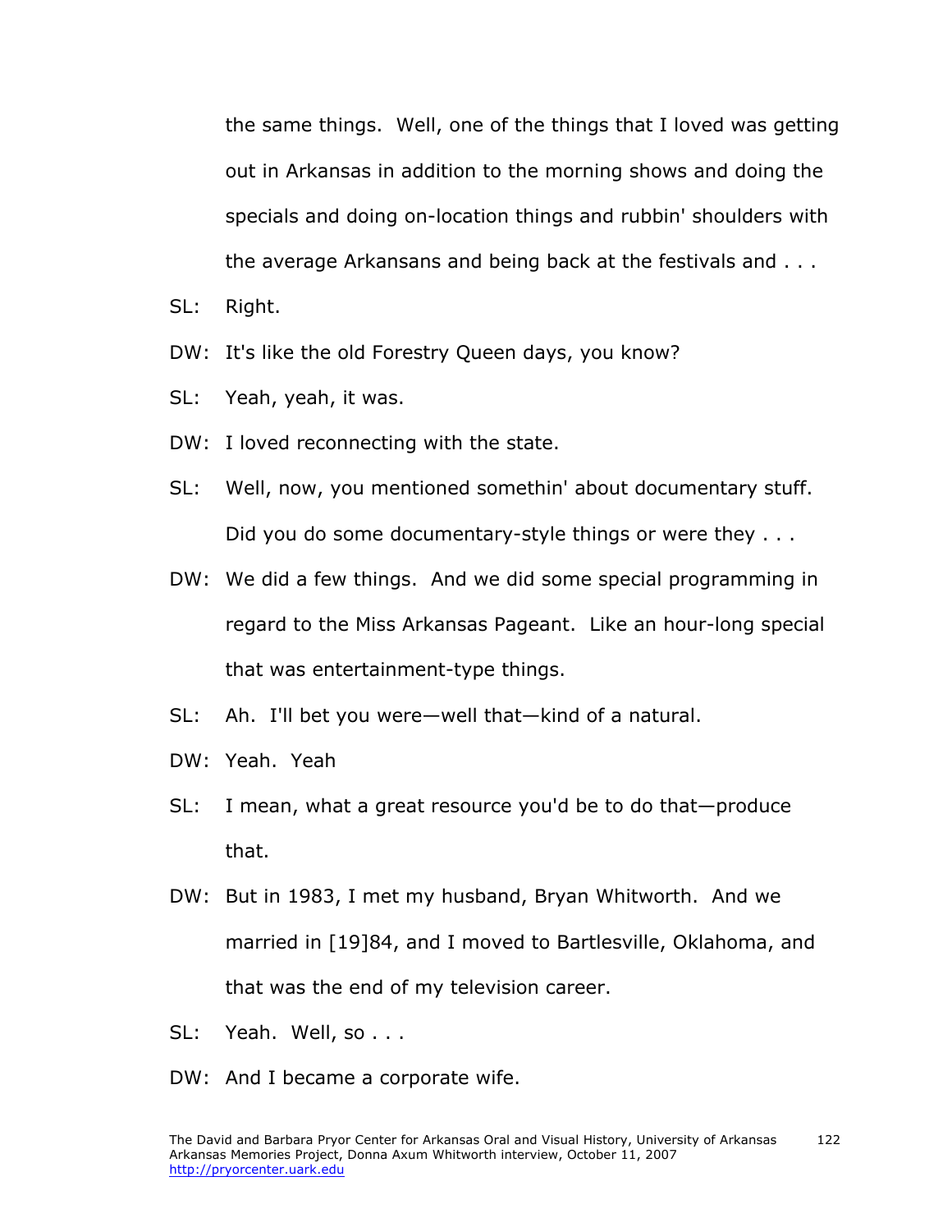the same things. Well, one of the things that I loved was getting out in Arkansas in addition to the morning shows and doing the specials and doing on-location things and rubbin' shoulders with the average Arkansans and being back at the festivals and . . .

SL: Right.

DW: It's like the old Forestry Queen days, you know?

SL: Yeah, yeah, it was.

DW: I loved reconnecting with the state.

SL: Well, now, you mentioned somethin' about documentary stuff. Did you do some documentary-style things or were they . . .

DW: We did a few things. And we did some special programming in regard to the Miss Arkansas Pageant. Like an hour-long special that was entertainment-type things.

SL: Ah. I'll bet you were—well that—kind of a natural.

DW: Yeah. Yeah

SL: I mean, what a great resource you'd be to do that—produce that.

DW: But in 1983, I met my husband, Bryan Whitworth. And we married in [19]84, and I moved to Bartlesville, Oklahoma, and that was the end of my television career.

SL: Yeah. Well, so . . .

DW: And I became a corporate wife.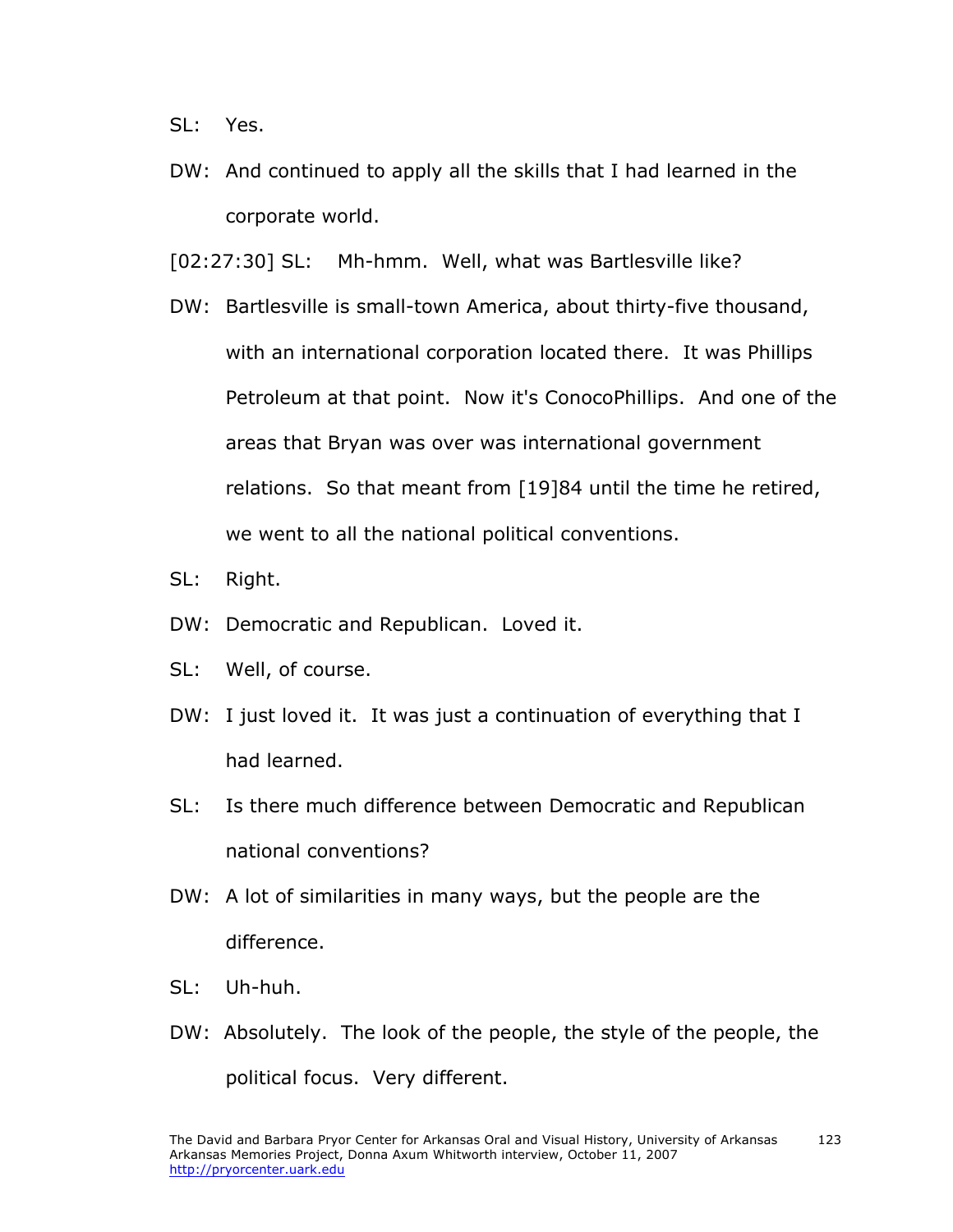SL: Yes.

DW: And continued to apply all the skills that I had learned in the corporate world.

[02:27:30] SL: Mh-hmm. Well, what was Bartlesville like?

DW: Bartlesville is small-town America, about thirty-five thousand, with an international corporation located there. It was Phillips Petroleum at that point. Now it's ConocoPhillips. And one of the areas that Bryan was over was international government relations. So that meant from [19]84 until the time he retired, we went to all the national political conventions.

SL: Right.

DW: Democratic and Republican. Loved it.

SL: Well, of course.

DW: I just loved it. It was just a continuation of everything that I had learned.

SL: Is there much difference between Democratic and Republican national conventions?

DW: A lot of similarities in many ways, but the people are the difference.

SL: Uh-huh.

DW: Absolutely. The look of the people, the style of the people, the political focus. Very different.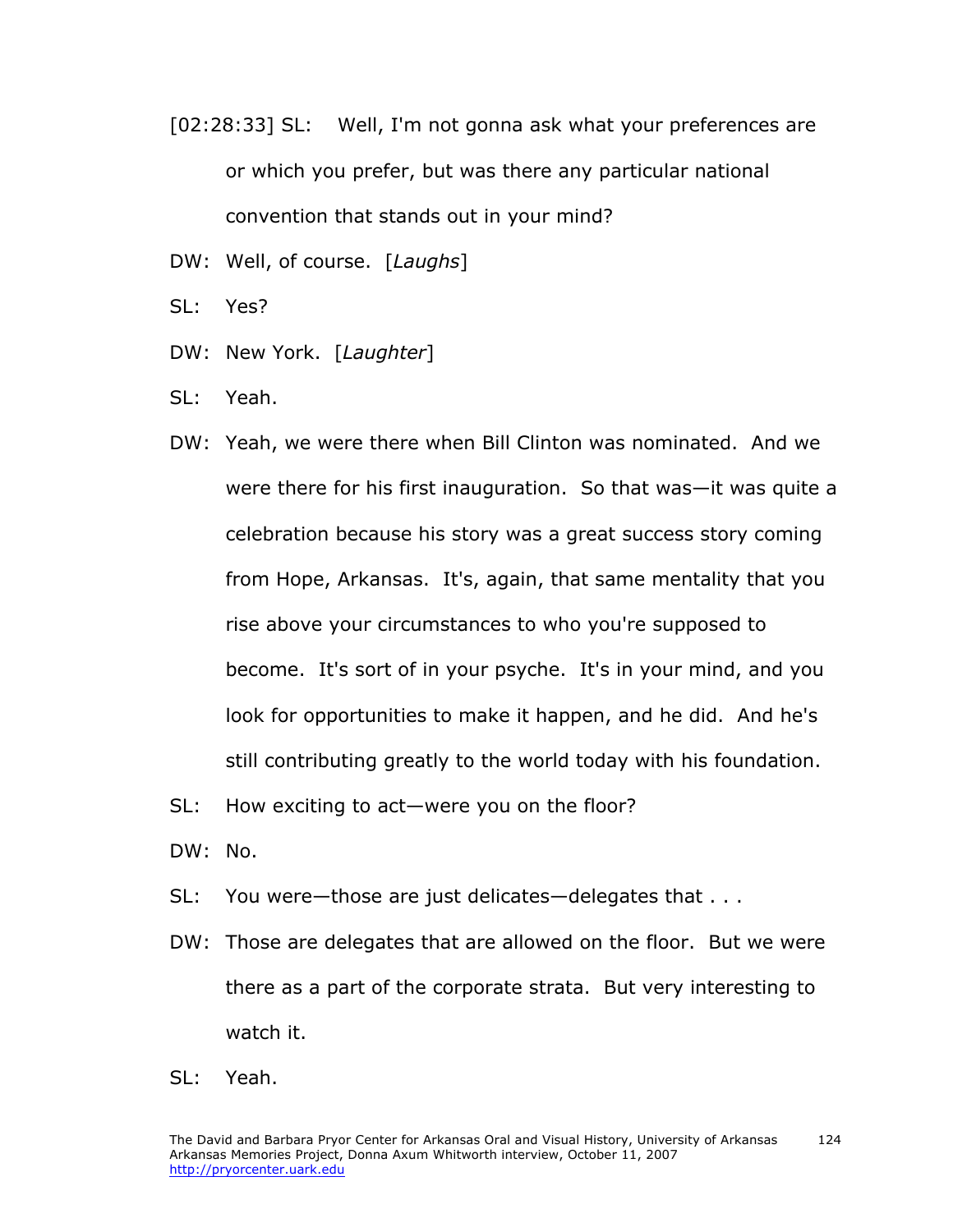[02:28:33] SL: Well, I'm not gonna ask what your preferences are or which you prefer, but was there any particular national convention that stands out in your mind?

DW: Well, of course. [*Laughs*]

SL: Yes?

DW: New York. [*Laughter*]

SL: Yeah.

DW: Yeah, we were there when Bill Clinton was nominated. And we were there for his first inauguration. So that was—it was quite a celebration because his story was a great success story coming from Hope, Arkansas. It's, again, that same mentality that you rise above your circumstances to who you're supposed to become. It's sort of in your psyche. It's in your mind, and you look for opportunities to make it happen, and he did. And he's still contributing greatly to the world today with his foundation.

SL: How exciting to act—were you on the floor?

DW: No.

SL: You were—those are just delicates—delegates that . . .

DW: Those are delegates that are allowed on the floor. But we were there as a part of the corporate strata. But very interesting to watch it.

SL: Yeah.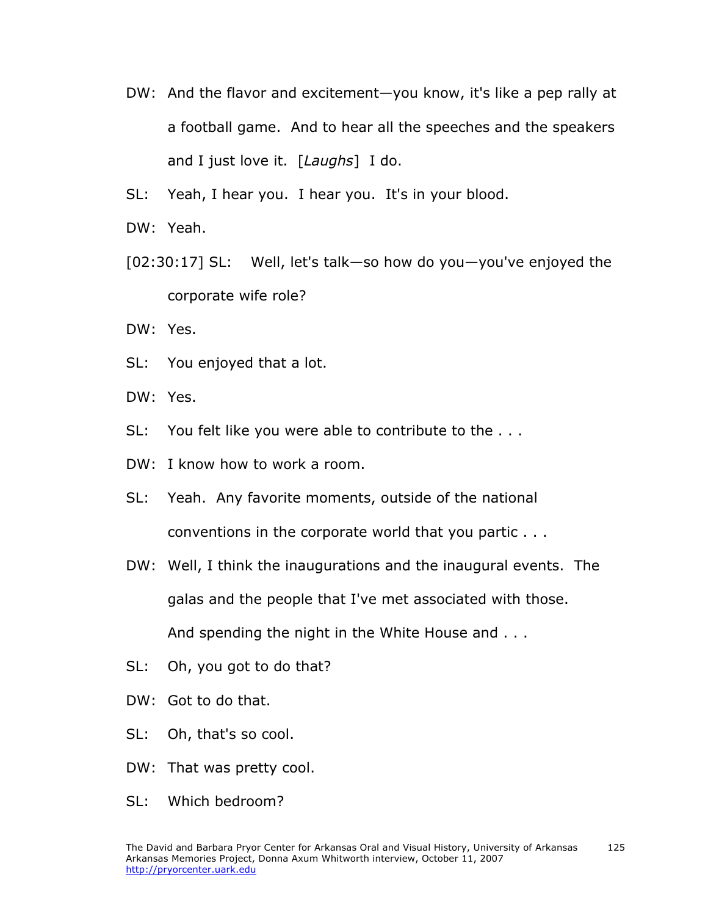DW: And the flavor and excitement—you know, it's like a pep rally at a football game. And to hear all the speeches and the speakers and I just love it. [*Laughs*] I do.

SL: Yeah, I hear you. I hear you. It's in your blood.

DW: Yeah.

[02:30:17] SL: Well, let's talk—so how do you—you've enjoyed the corporate wife role?

DW: Yes.

SL: You enjoyed that a lot.

DW: Yes.

SL: You felt like you were able to contribute to the . . .

DW: I know how to work a room.

SL: Yeah. Any favorite moments, outside of the national conventions in the corporate world that you partic . . .

DW: Well, I think the inaugurations and the inaugural events. The galas and the people that I've met associated with those. And spending the night in the White House and . . .

SL: Oh, you got to do that?

DW: Got to do that.

SL: Oh, that's so cool.

DW: That was pretty cool.

SL: Which bedroom?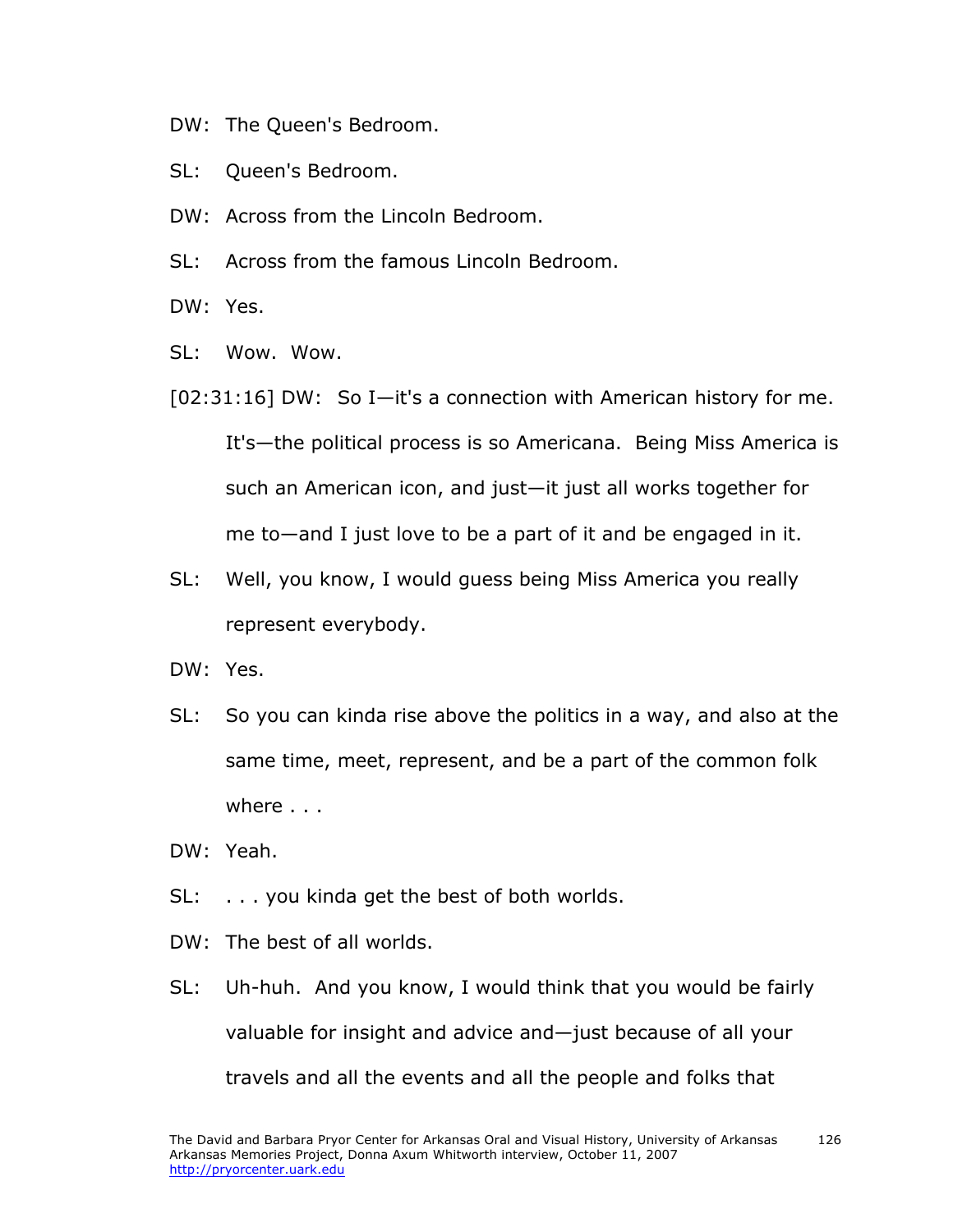DW: The Queen's Bedroom.

SL: Queen's Bedroom.

DW: Across from the Lincoln Bedroom.

SL: Across from the famous Lincoln Bedroom.

DW: Yes.

SL: Wow. Wow.

[02:31:16] DW: So I—it's a connection with American history for me. It's—the political process is so Americana. Being Miss America is such an American icon, and just—it just all works together for me to—and I just love to be a part of it and be engaged in it.

SL: Well, you know, I would guess being Miss America you really represent everybody.

DW: Yes.

SL: So you can kinda rise above the politics in a way, and also at the same time, meet, represent, and be a part of the common folk where . . .

DW: Yeah.

SL: . . . you kinda get the best of both worlds.

DW: The best of all worlds.

SL: Uh-huh. And you know, I would think that you would be fairly valuable for insight and advice and—just because of all your travels and all the events and all the people and folks that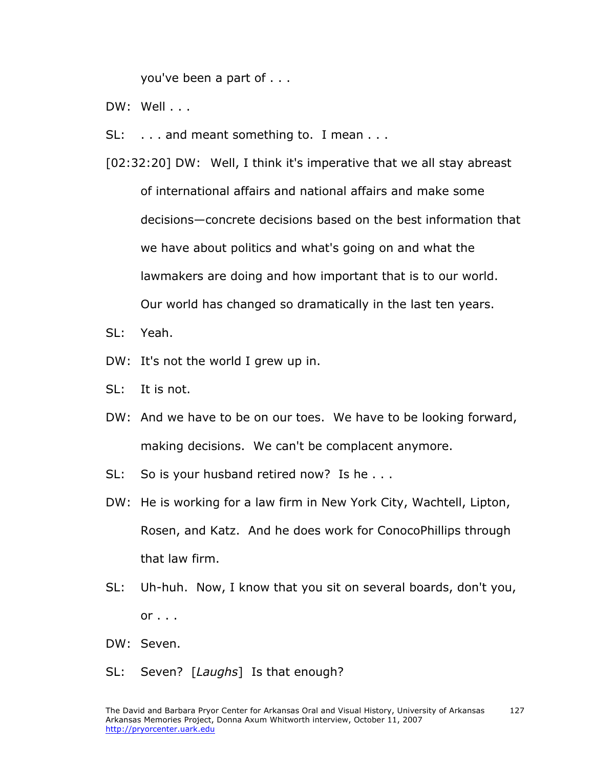you've been a part of . . .

DW: Well . . .

SL: . . . and meant something to. I mean . . .

[02:32:20] DW: Well, I think it's imperative that we all stay abreast of international affairs and national affairs and make some decisions—concrete decisions based on the best information that we have about politics and what's going on and what the lawmakers are doing and how important that is to our world. Our world has changed so dramatically in the last ten years.

SL: Yeah.

DW: It's not the world I grew up in.

SL: It is not.

DW: And we have to be on our toes. We have to be looking forward, making decisions. We can't be complacent anymore.

SL: So is your husband retired now? Is he . . .

DW: He is working for a law firm in New York City, Wachtell, Lipton, Rosen, and Katz. And he does work for ConocoPhillips through that law firm.

SL: Uh-huh. Now, I know that you sit on several boards, don't you, or . . .

DW: Seven.

SL: Seven? [*Laughs*] Is that enough?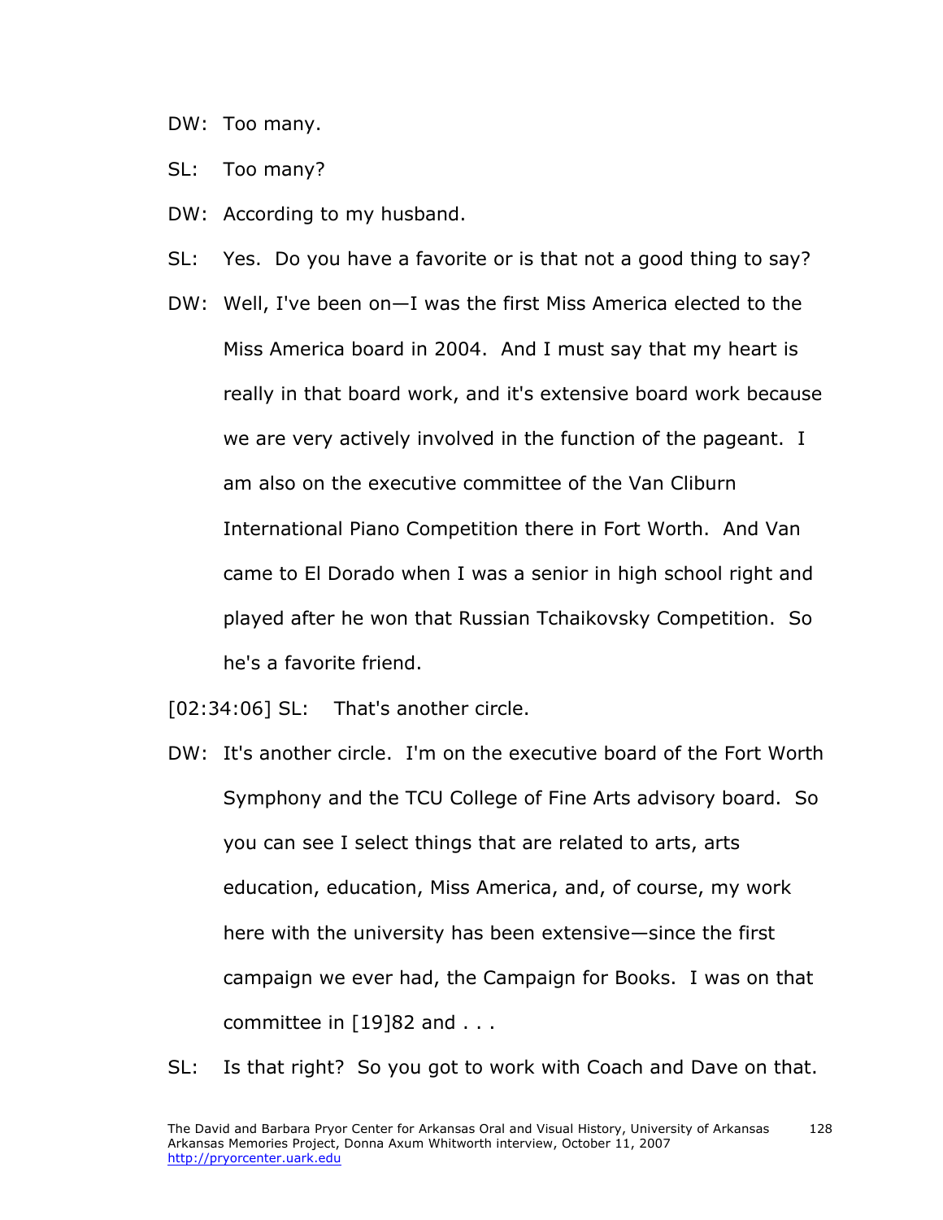DW: Too many.

SL: Too many?

DW: According to my husband.

SL: Yes. Do you have a favorite or is that not a good thing to say?

DW: Well, I've been on—I was the first Miss America elected to the Miss America board in 2004. And I must say that my heart is really in that board work, and it's extensive board work because we are very actively involved in the function of the pageant. I am also on the executive committee of the Van Cliburn International Piano Competition there in Fort Worth. And Van came to El Dorado when I was a senior in high school right and played after he won that Russian Tchaikovsky Competition. So he's a favorite friend.

[02:34:06] SL: That's another circle.

DW: It's another circle. I'm on the executive board of the Fort Worth Symphony and the TCU College of Fine Arts advisory board. So you can see I select things that are related to arts, arts education, education, Miss America, and, of course, my work here with the university has been extensive—since the first campaign we ever had, the Campaign for Books. I was on that committee in [19]82 and . . .

SL: Is that right? So you got to work with Coach and Dave on that.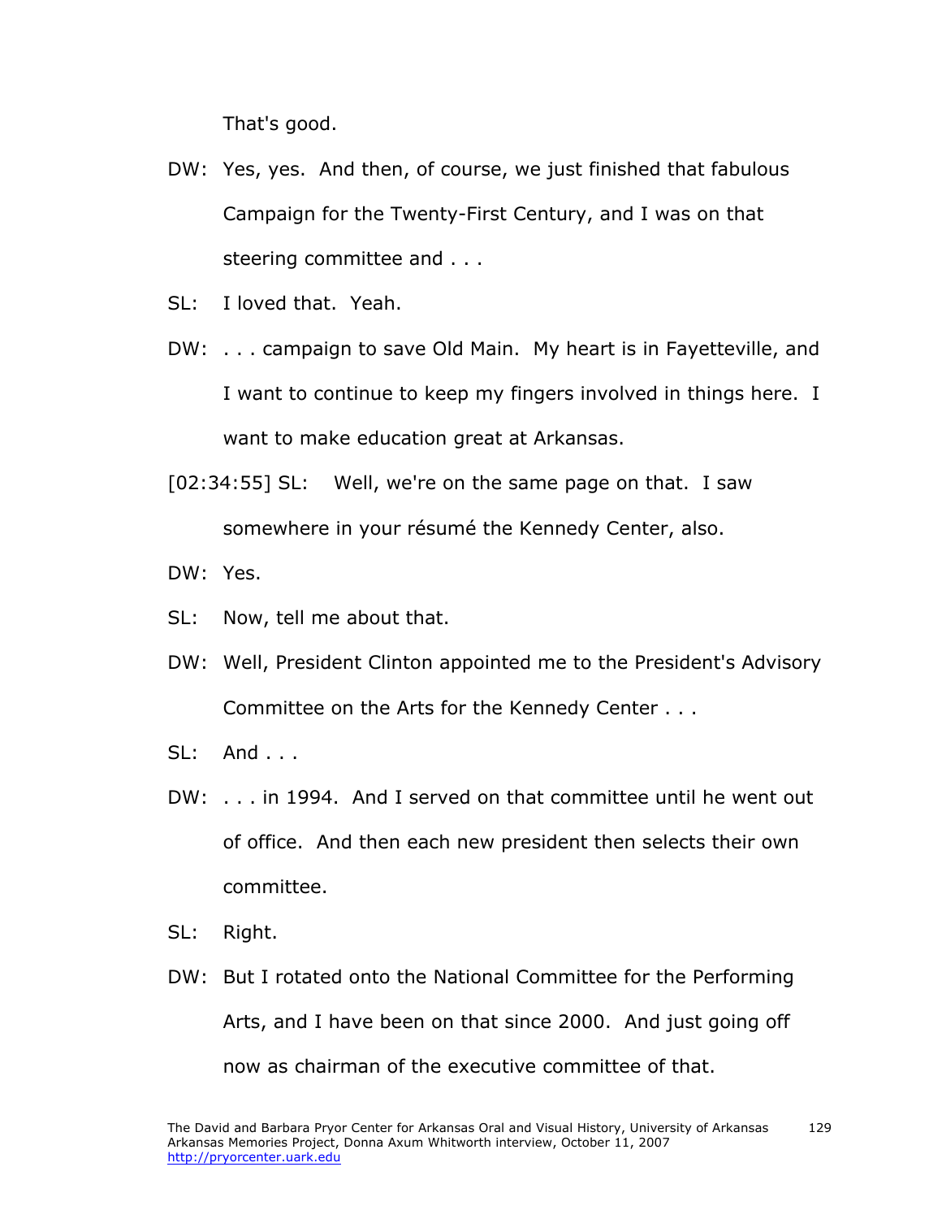That's good.

DW: Yes, yes. And then, of course, we just finished that fabulous Campaign for the Twenty-First Century, and I was on that steering committee and . . .

SL: I loved that. Yeah.

DW: . . . campaign to save Old Main. My heart is in Fayetteville, and I want to continue to keep my fingers involved in things here. I want to make education great at Arkansas.

[02:34:55] SL: Well, we're on the same page on that. I saw somewhere in your résumé the Kennedy Center, also.

DW: Yes.

SL: Now, tell me about that.

DW: Well, President Clinton appointed me to the President's Advisory Committee on the Arts for the Kennedy Center . . .

SL: And . . .

DW: . . . in 1994. And I served on that committee until he went out of office. And then each new president then selects their own committee.

SL: Right.

DW: But I rotated onto the National Committee for the Performing Arts, and I have been on that since 2000. And just going off now as chairman of the executive committee of that.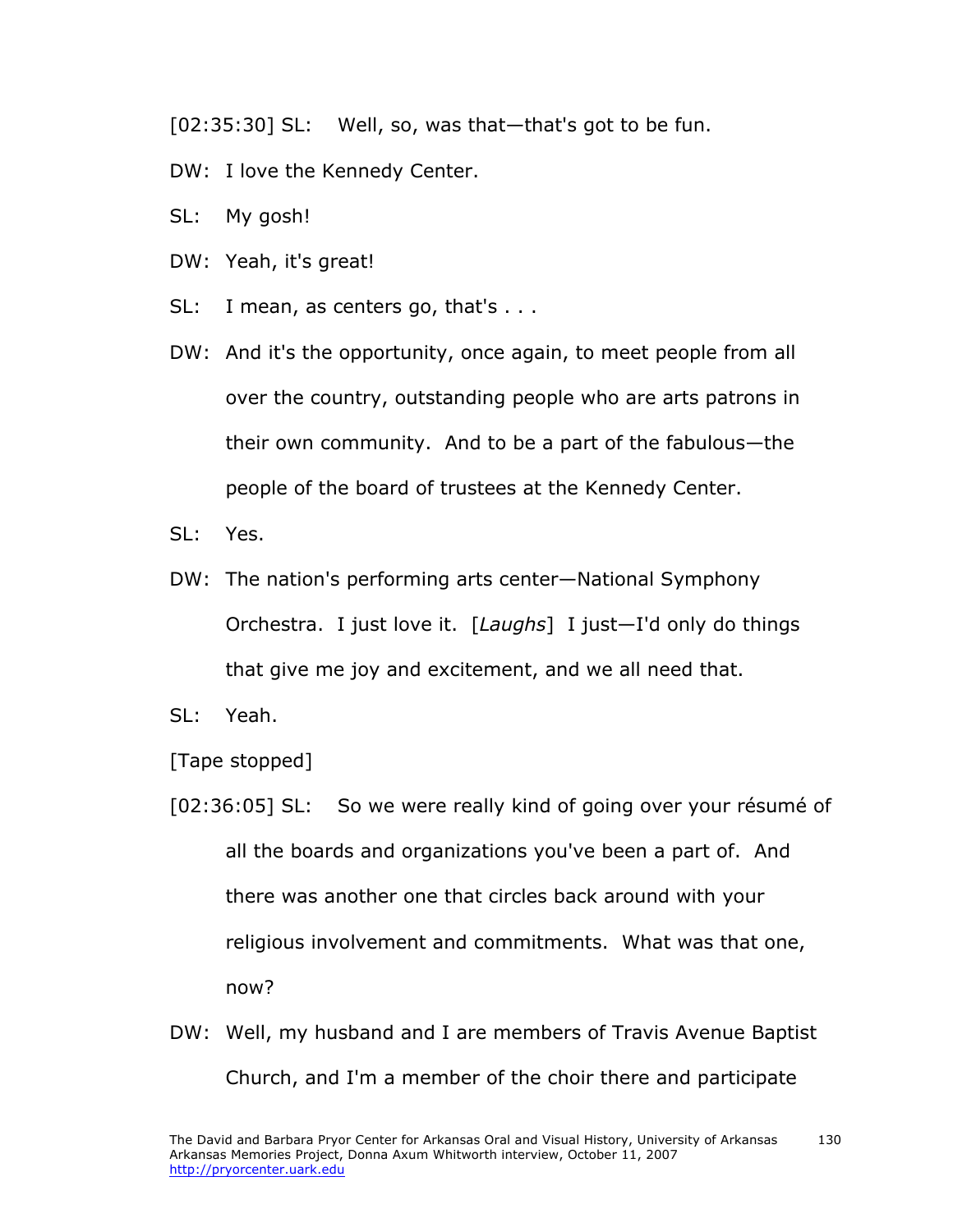[02:35:30] SL: Well, so, was that—that's got to be fun.

DW: I love the Kennedy Center.

SL: My gosh!

DW: Yeah, it's great!

SL: I mean, as centers go, that's . . .

DW: And it's the opportunity, once again, to meet people from all over the country, outstanding people who are arts patrons in their own community. And to be a part of the fabulous—the people of the board of trustees at the Kennedy Center.

SL: Yes.

DW: The nation's performing arts center—National Symphony Orchestra. I just love it. [*Laughs*] I just—I'd only do things that give me joy and excitement, and we all need that.

SL: Yeah.

[Tape stopped]

[02:36:05] SL: So we were really kind of going over your résumé of all the boards and organizations you've been a part of. And there was another one that circles back around with your religious involvement and commitments. What was that one, now?

DW: Well, my husband and I are members of Travis Avenue Baptist Church, and I'm a member of the choir there and participate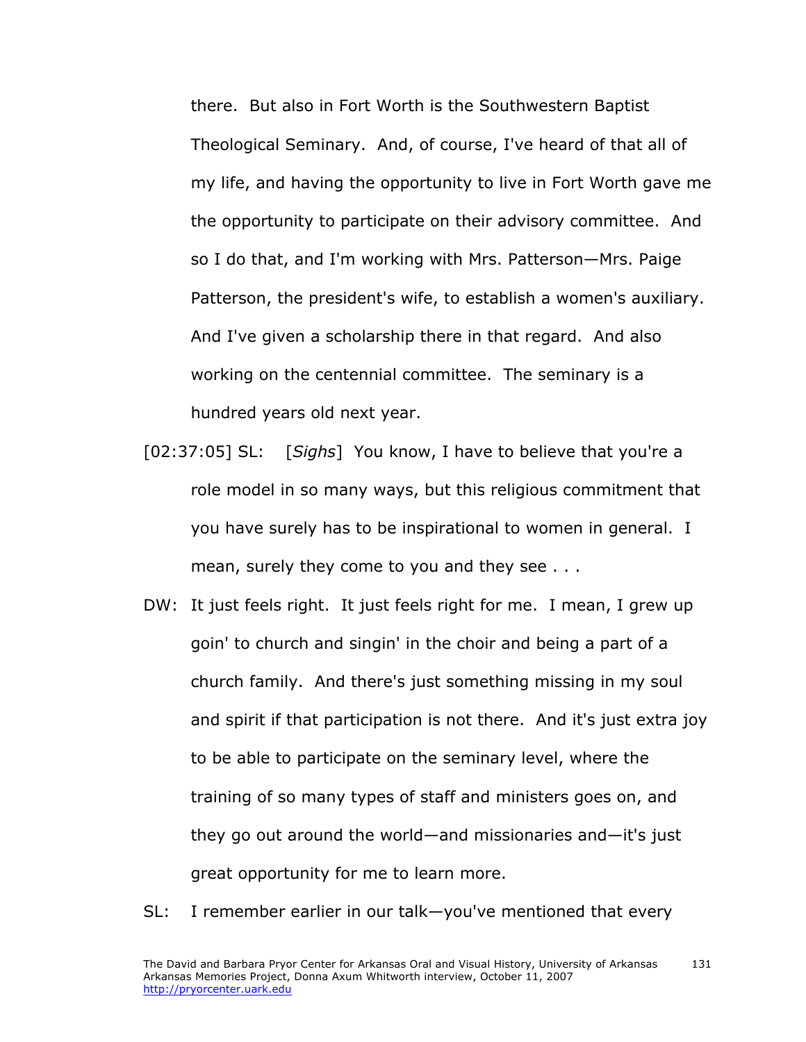there. But also in Fort Worth is the Southwestern Baptist Theological Seminary. And, of course, I've heard of that all of my life, and having the opportunity to live in Fort Worth gave me the opportunity to participate on their advisory committee. And so I do that, and I'm working with Mrs. Patterson—Mrs. Paige Patterson, the president's wife, to establish a women's auxiliary. And I've given a scholarship there in that regard. And also working on the centennial committee. The seminary is a hundred years old next year.

[02:37:05] SL: [*Sighs*] You know, I have to believe that you're a role model in so many ways, but this religious commitment that you have surely has to be inspirational to women in general. I mean, surely they come to you and they see . . .

DW: It just feels right. It just feels right for me. I mean, I grew up goin' to church and singin' in the choir and being a part of a church family. And there's just something missing in my soul and spirit if that participation is not there. And it's just extra joy to be able to participate on the seminary level, where the training of so many types of staff and ministers goes on, and they go out around the world—and missionaries and—it's just great opportunity for me to learn more.

SL: I remember earlier in our talk—you've mentioned that every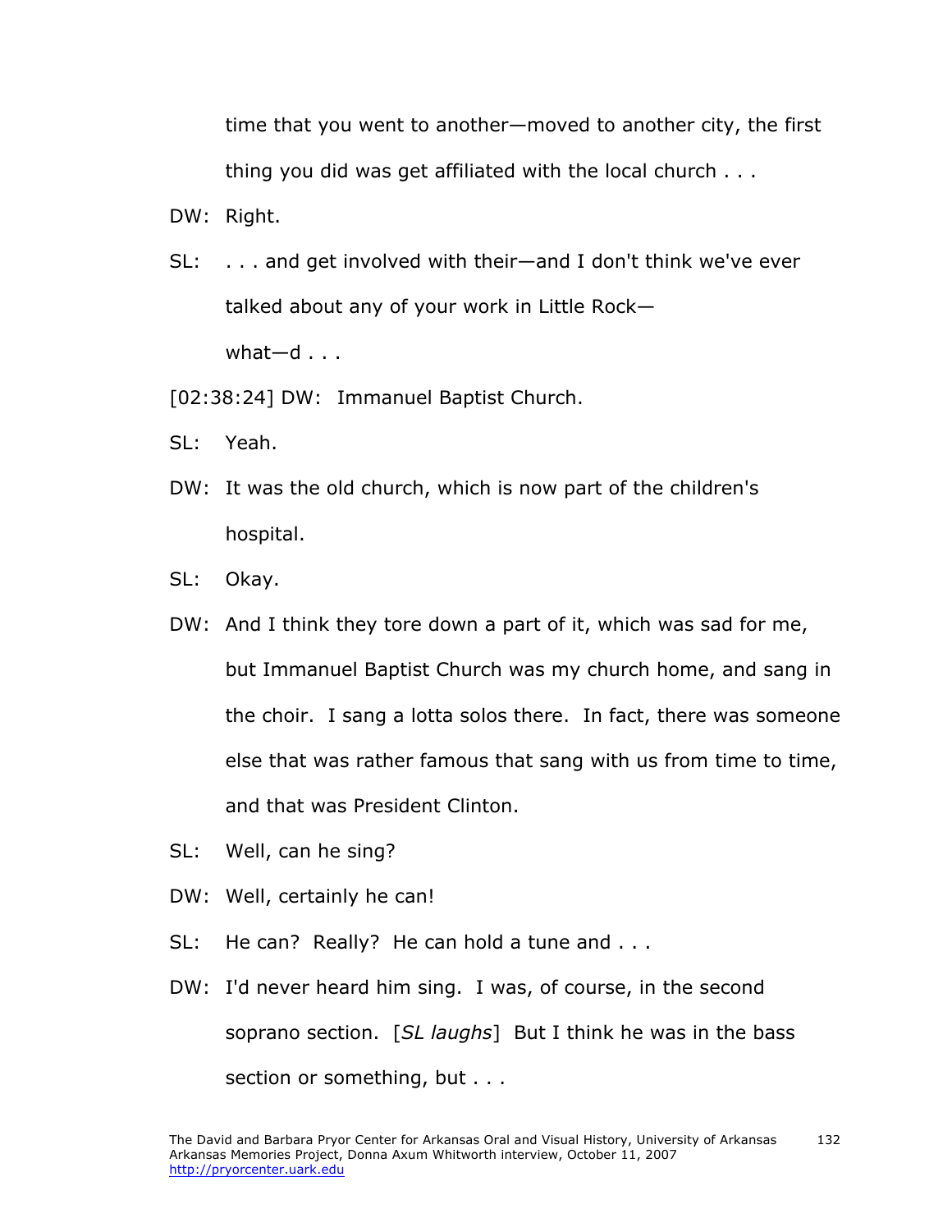time that you went to another—moved to another city, the first thing you did was get affiliated with the local church . . .

DW: Right.

SL: . . . and get involved with their—and I don't think we've ever talked about any of your work in Little Rock—
what—d . . .

[02:38:24] DW: Immanuel Baptist Church.

SL: Yeah.

DW: It was the old church, which is now part of the children's hospital.

SL: Okay.

DW: And I think they tore down a part of it, which was sad for me, but Immanuel Baptist Church was my church home, and sang in the choir. I sang a lotta solos there. In fact, there was someone else that was rather famous that sang with us from time to time, and that was President Clinton.

SL: Well, can he sing?

DW: Well, certainly he can!

SL: He can? Really? He can hold a tune and . . .

DW: I'd never heard him sing. I was, of course, in the second soprano section. [*SL laughs*] But I think he was in the bass section or something, but . . .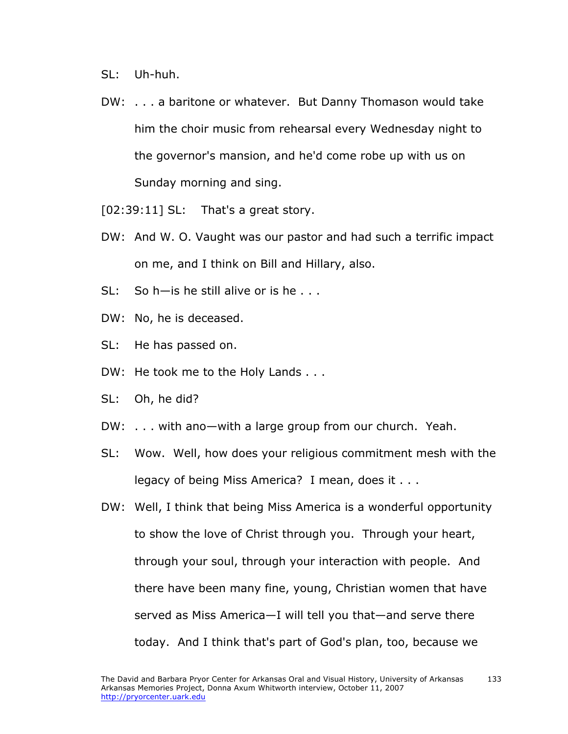SL: Uh-huh.

DW: . . . a baritone or whatever. But Danny Thomason would take him the choir music from rehearsal every Wednesday night to the governor's mansion, and he'd come robe up with us on Sunday morning and sing.

[02:39:11] SL: That's a great story.

DW: And W. O. Vaught was our pastor and had such a terrific impact on me, and I think on Bill and Hillary, also.

SL: So h—is he still alive or is he . . .

DW: No, he is deceased.

SL: He has passed on.

DW: He took me to the Holy Lands . . .

SL: Oh, he did?

DW: . . . with ano—with a large group from our church. Yeah.

SL: Wow. Well, how does your religious commitment mesh with the legacy of being Miss America? I mean, does it . . .

DW: Well, I think that being Miss America is a wonderful opportunity to show the love of Christ through you. Through your heart, through your soul, through your interaction with people. And there have been many fine, young, Christian women that have served as Miss America—I will tell you that—and serve there today. And I think that's part of God's plan, too, because we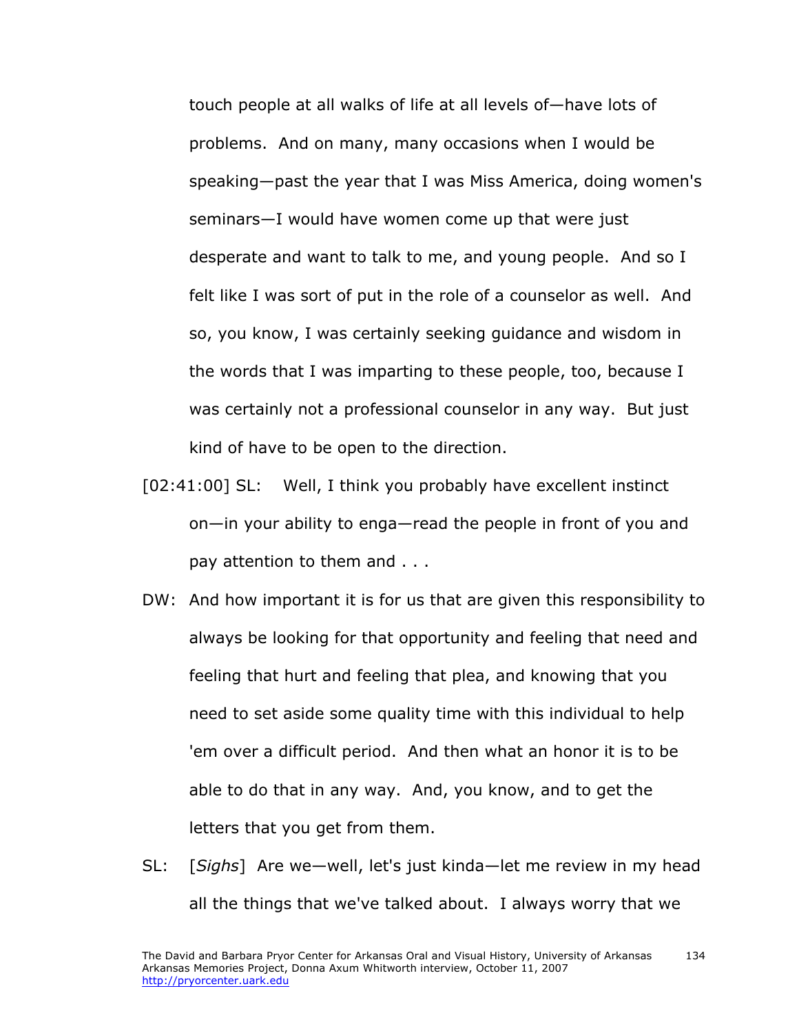touch people at all walks of life at all levels of—have lots of problems. And on many, many occasions when I would be speaking—past the year that I was Miss America, doing women's seminars—I would have women come up that were just desperate and want to talk to me, and young people. And so I felt like I was sort of put in the role of a counselor as well. And so, you know, I was certainly seeking guidance and wisdom in the words that I was imparting to these people, too, because I was certainly not a professional counselor in any way. But just kind of have to be open to the direction.

[02:41:00] SL: Well, I think you probably have excellent instinct on—in your ability to enga—read the people in front of you and pay attention to them and . . .

DW: And how important it is for us that are given this responsibility to always be looking for that opportunity and feeling that need and feeling that hurt and feeling that plea, and knowing that you need to set aside some quality time with this individual to help 'em over a difficult period. And then what an honor it is to be able to do that in any way. And, you know, and to get the letters that you get from them.

SL: [*Sighs*] Are we—well, let's just kinda—let me review in my head all the things that we've talked about. I always worry that we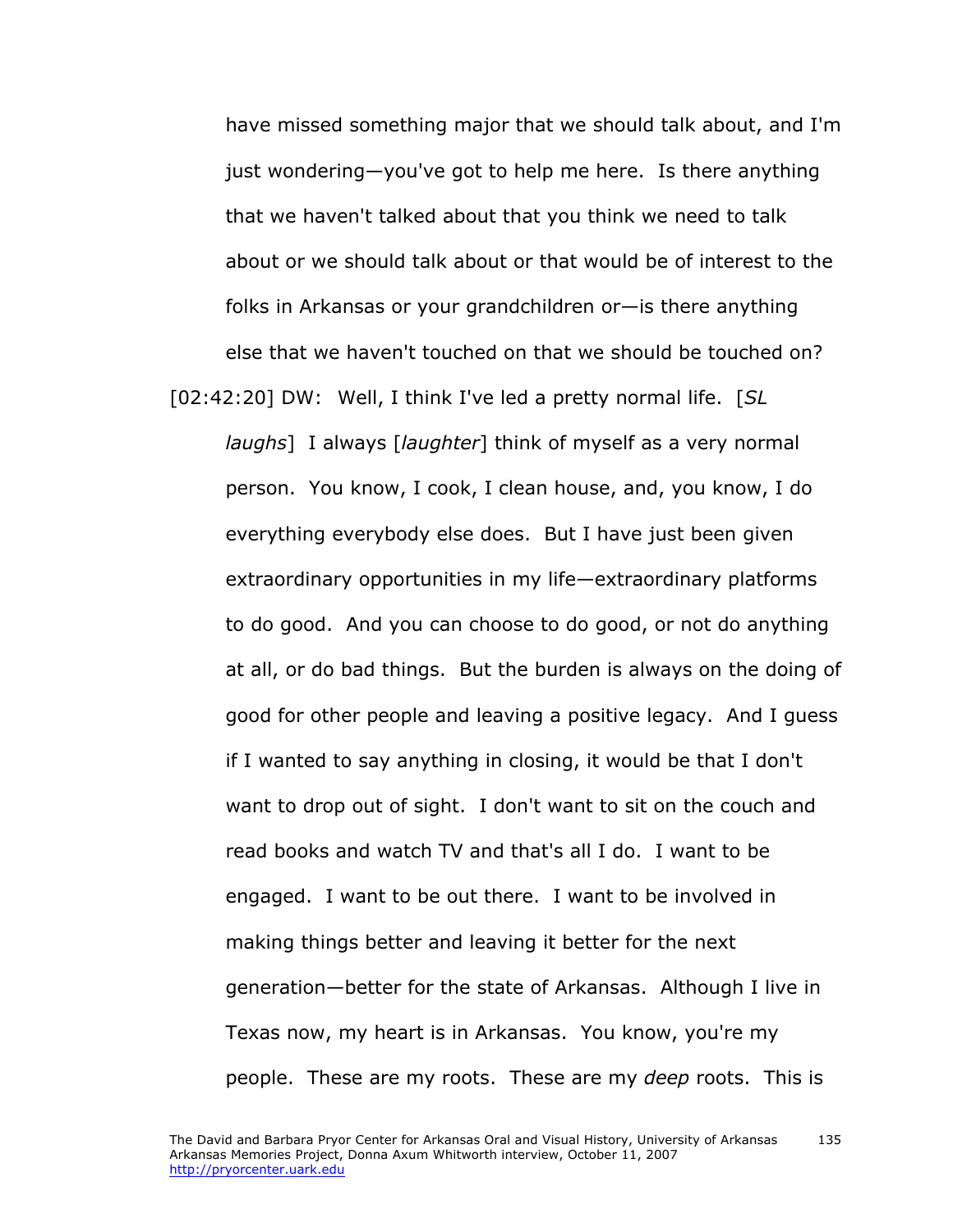have missed something major that we should talk about, and I'm just wondering—you've got to help me here. Is there anything that we haven't talked about that you think we need to talk about or we should talk about or that would be of interest to the folks in Arkansas or your grandchildren or—is there anything else that we haven't touched on that we should be touched on?

[02:42:20] DW: Well, I think I've led a pretty normal life. [*SL laughs*] I always [*laughter*] think of myself as a very normal person. You know, I cook, I clean house, and, you know, I do everything everybody else does. But I have just been given extraordinary opportunities in my life—extraordinary platforms to do good. And you can choose to do good, or not do anything at all, or do bad things. But the burden is always on the doing of good for other people and leaving a positive legacy. And I guess if I wanted to say anything in closing, it would be that I don't want to drop out of sight. I don't want to sit on the couch and read books and watch TV and that's all I do. I want to be engaged. I want to be out there. I want to be involved in making things better and leaving it better for the next generation—better for the state of Arkansas. Although I live in Texas now, my heart is in Arkansas. You know, you're my people. These are my roots. These are my *deep* roots. This is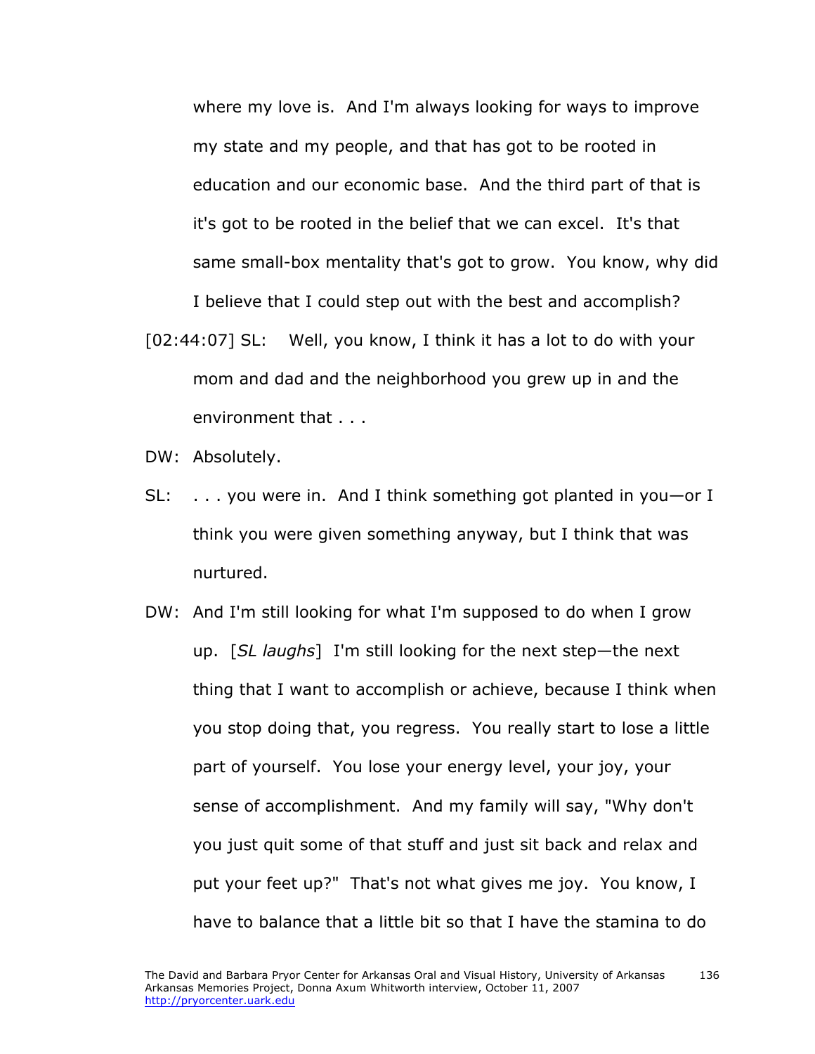where my love is. And I'm always looking for ways to improve my state and my people, and that has got to be rooted in education and our economic base. And the third part of that is it's got to be rooted in the belief that we can excel. It's that same small-box mentality that's got to grow. You know, why did I believe that I could step out with the best and accomplish?

[02:44:07] SL: Well, you know, I think it has a lot to do with your mom and dad and the neighborhood you grew up in and the environment that . . .

DW: Absolutely.

SL: . . . you were in. And I think something got planted in you—or I think you were given something anyway, but I think that was nurtured.

DW: And I'm still looking for what I'm supposed to do when I grow up. [*SL laughs*] I'm still looking for the next step—the next thing that I want to accomplish or achieve, because I think when you stop doing that, you regress. You really start to lose a little part of yourself. You lose your energy level, your joy, your sense of accomplishment. And my family will say, "Why don't you just quit some of that stuff and just sit back and relax and put your feet up?" That's not what gives me joy. You know, I have to balance that a little bit so that I have the stamina to do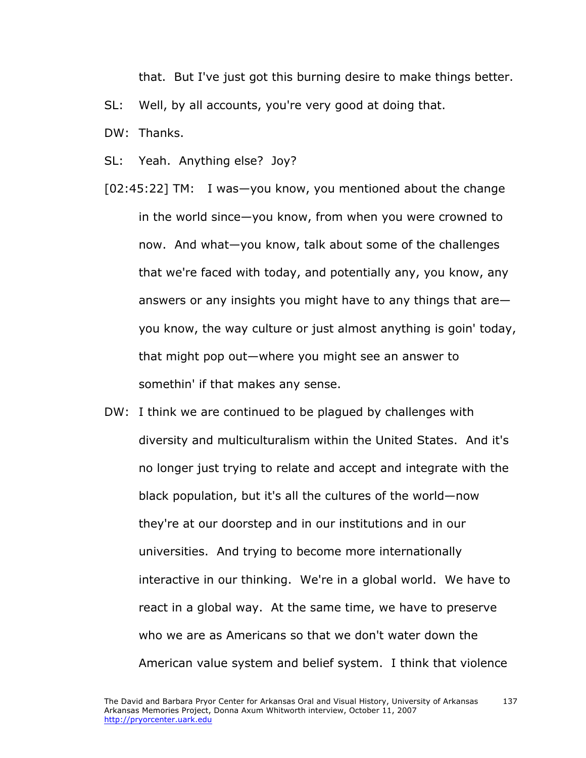that. But I've just got this burning desire to make things better.

SL: Well, by all accounts, you're very good at doing that.

DW: Thanks.

SL: Yeah. Anything else? Joy?

[02:45:22] TM: I was—you know, you mentioned about the change in the world since—you know, from when you were crowned to now. And what—you know, talk about some of the challenges that we're faced with today, and potentially any, you know, any answers or any insights you might have to any things that are—you know, the way culture or just almost anything is goin' today, that might pop out—where you might see an answer to somethin' if that makes any sense.

DW: I think we are continued to be plagued by challenges with diversity and multiculturalism within the United States. And it's no longer just trying to relate and accept and integrate with the black population, but it's all the cultures of the world—now they're at our doorstep and in our institutions and in our universities. And trying to become more internationally interactive in our thinking. We're in a global world. We have to react in a global way. At the same time, we have to preserve who we are as Americans so that we don't water down the American value system and belief system. I think that violence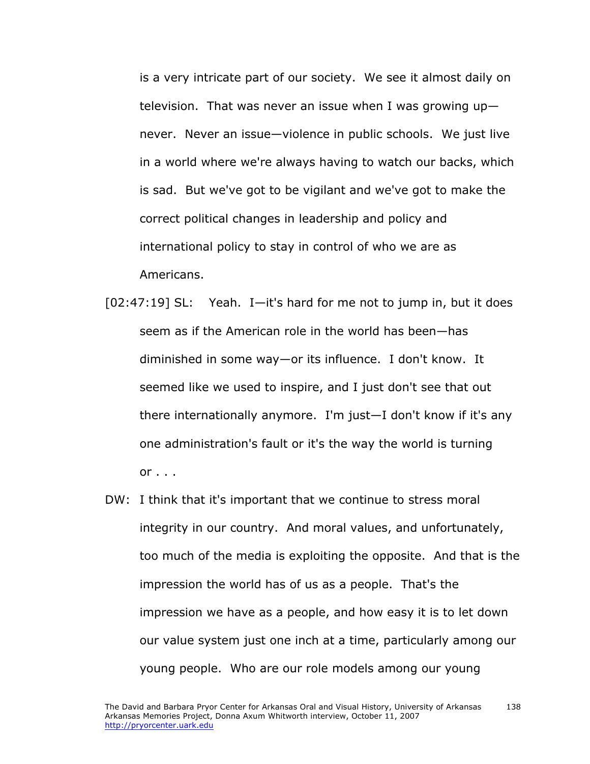is a very intricate part of our society. We see it almost daily on television. That was never an issue when I was growing up—never. Never an issue—violence in public schools. We just live in a world where we're always having to watch our backs, which is sad. But we've got to be vigilant and we've got to make the correct political changes in leadership and policy and international policy to stay in control of who we are as Americans.

[02:47:19] SL: Yeah. I—it's hard for me not to jump in, but it does seem as if the American role in the world has been—has diminished in some way—or its influence. I don't know. It seemed like we used to inspire, and I just don't see that out there internationally anymore. I'm just—I don't know if it's any one administration's fault or it's the way the world is turning or . . .

DW: I think that it's important that we continue to stress moral integrity in our country. And moral values, and unfortunately, too much of the media is exploiting the opposite. And that is the impression the world has of us as a people. That's the impression we have as a people, and how easy it is to let down our value system just one inch at a time, particularly among our young people. Who are our role models among our young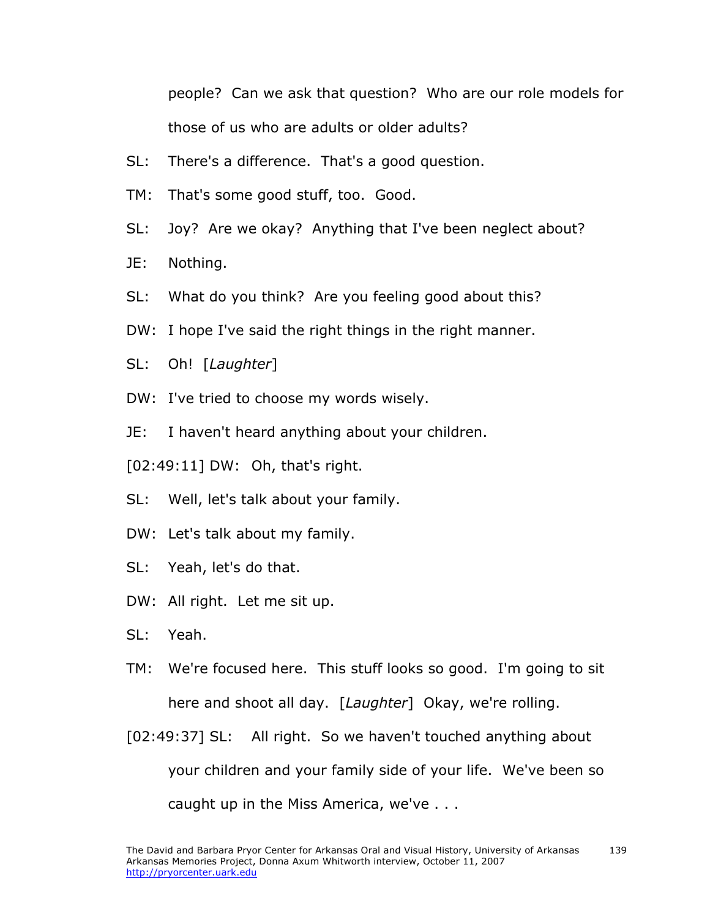people? Can we ask that question? Who are our role models for those of us who are adults or older adults?

SL: There's a difference. That's a good question.

TM: That's some good stuff, too. Good.

SL: Joy? Are we okay? Anything that I've been neglect about?

JE: Nothing.

SL: What do you think? Are you feeling good about this?

DW: I hope I've said the right things in the right manner.

SL: Oh! [*Laughter*]

DW: I've tried to choose my words wisely.

JE: I haven't heard anything about your children.

[02:49:11] DW: Oh, that's right.

SL: Well, let's talk about your family.

DW: Let's talk about my family.

SL: Yeah, let's do that.

DW: All right. Let me sit up.

SL: Yeah.

TM: We're focused here. This stuff looks so good. I'm going to sit here and shoot all day. [*Laughter*] Okay, we're rolling.

[02:49:37] SL: All right. So we haven't touched anything about your children and your family side of your life. We've been so caught up in the Miss America, we've . . .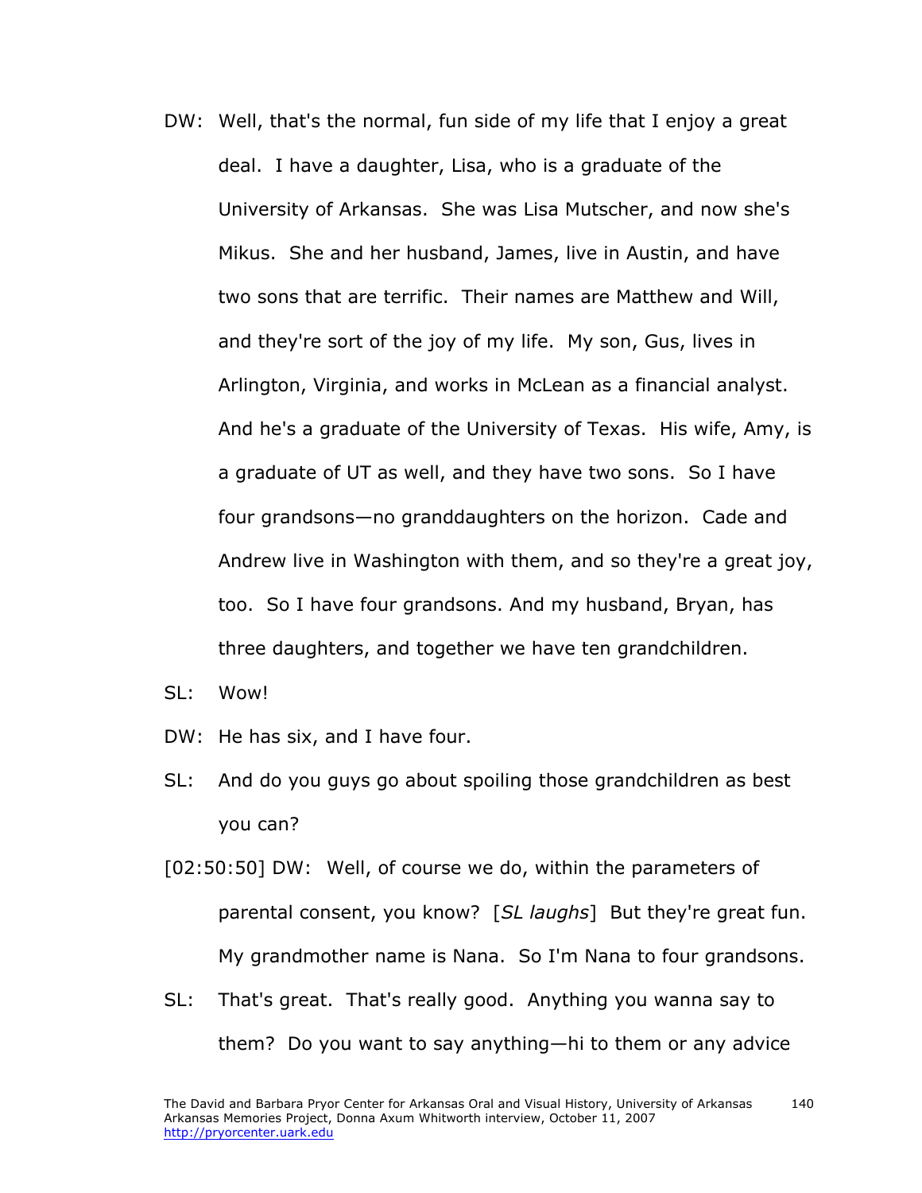DW: Well, that's the normal, fun side of my life that I enjoy a great deal. I have a daughter, Lisa, who is a graduate of the University of Arkansas. She was Lisa Mutscher, and now she's Mikus. She and her husband, James, live in Austin, and have two sons that are terrific. Their names are Matthew and Will, and they're sort of the joy of my life. My son, Gus, lives in Arlington, Virginia, and works in McLean as a financial analyst. And he's a graduate of the University of Texas. His wife, Amy, is a graduate of UT as well, and they have two sons. So I have four grandsons—no granddaughters on the horizon. Cade and Andrew live in Washington with them, and so they're a great joy, too. So I have four grandsons. And my husband, Bryan, has three daughters, and together we have ten grandchildren.

SL: Wow!

DW: He has six, and I have four.

SL: And do you guys go about spoiling those grandchildren as best you can?

[02:50:50] DW: Well, of course we do, within the parameters of parental consent, you know? [*SL laughs*] But they're great fun. My grandmother name is Nana. So I'm Nana to four grandsons.

SL: That's great. That's really good. Anything you wanna say to them? Do you want to say anything—hi to them or any advice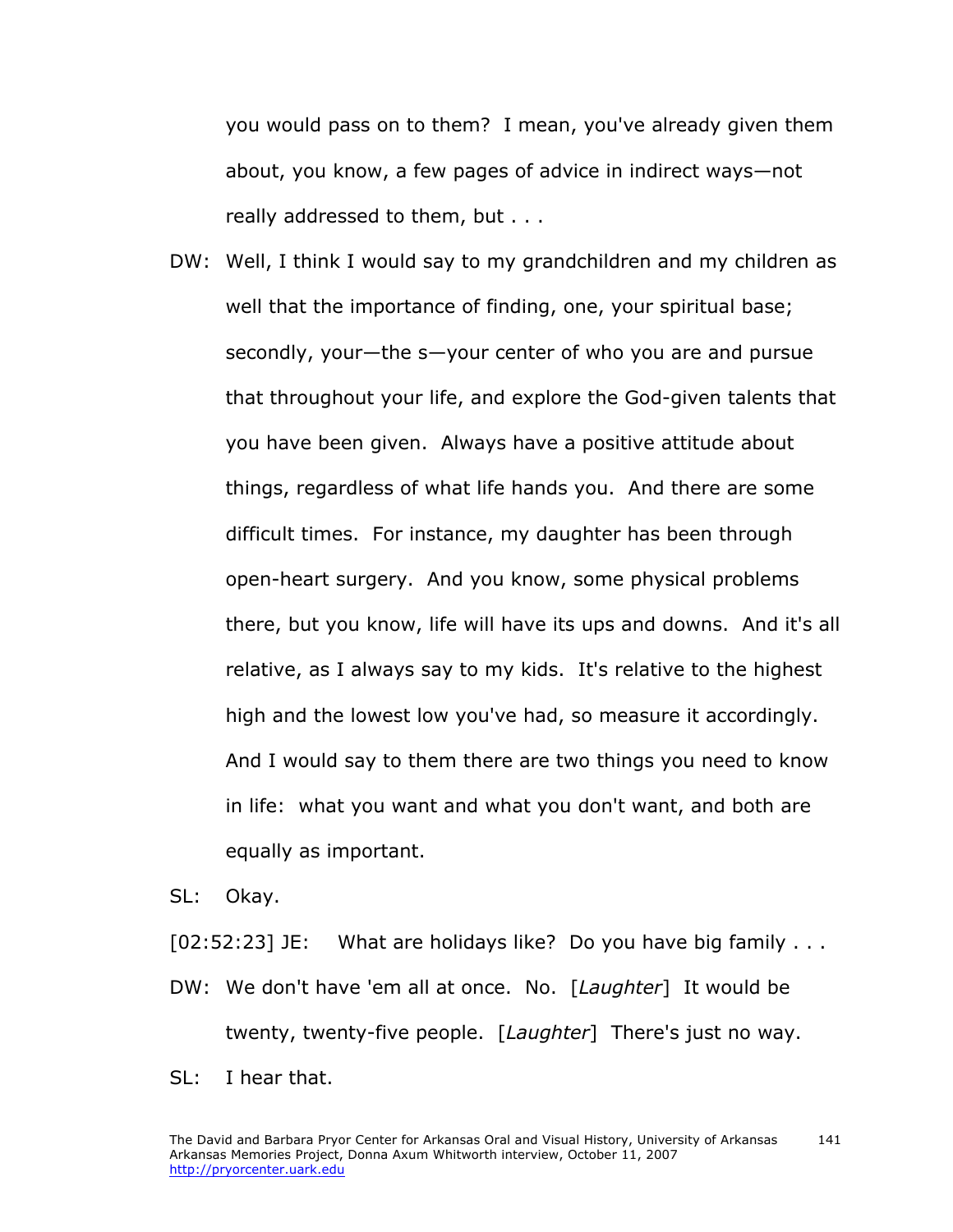you would pass on to them? I mean, you've already given them about, you know, a few pages of advice in indirect ways—not really addressed to them, but . . .

DW: Well, I think I would say to my grandchildren and my children as well that the importance of finding, one, your spiritual base; secondly, your—the s—your center of who you are and pursue that throughout your life, and explore the God-given talents that you have been given. Always have a positive attitude about things, regardless of what life hands you. And there are some difficult times. For instance, my daughter has been through open-heart surgery. And you know, some physical problems there, but you know, life will have its ups and downs. And it's all relative, as I always say to my kids. It's relative to the highest high and the lowest low you've had, so measure it accordingly. And I would say to them there are two things you need to know in life: what you want and what you don't want, and both are equally as important.

SL: Okay.

[02:52:23] JE: What are holidays like? Do you have big family . . .

DW: We don't have 'em all at once. No. [*Laughter*] It would be twenty, twenty-five people. [*Laughter*] There's just no way.

SL: I hear that.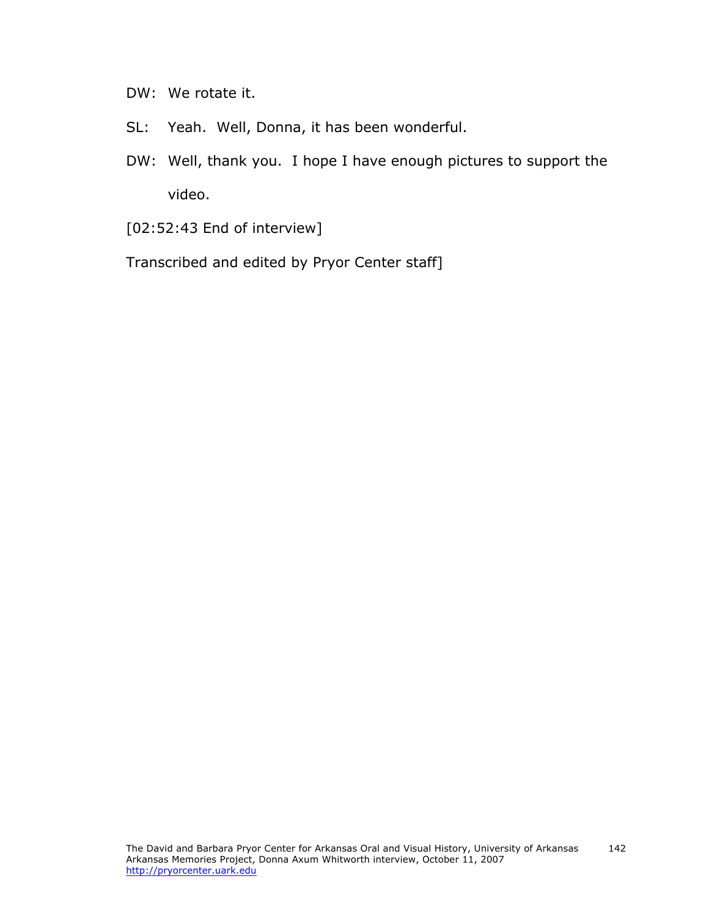DW: We rotate it.

SL: Yeah. Well, Donna, it has been wonderful.

DW: Well, thank you. I hope I have enough pictures to support the video.

[02:52:43 End of interview]

Transcribed and edited by Pryor Center staff]